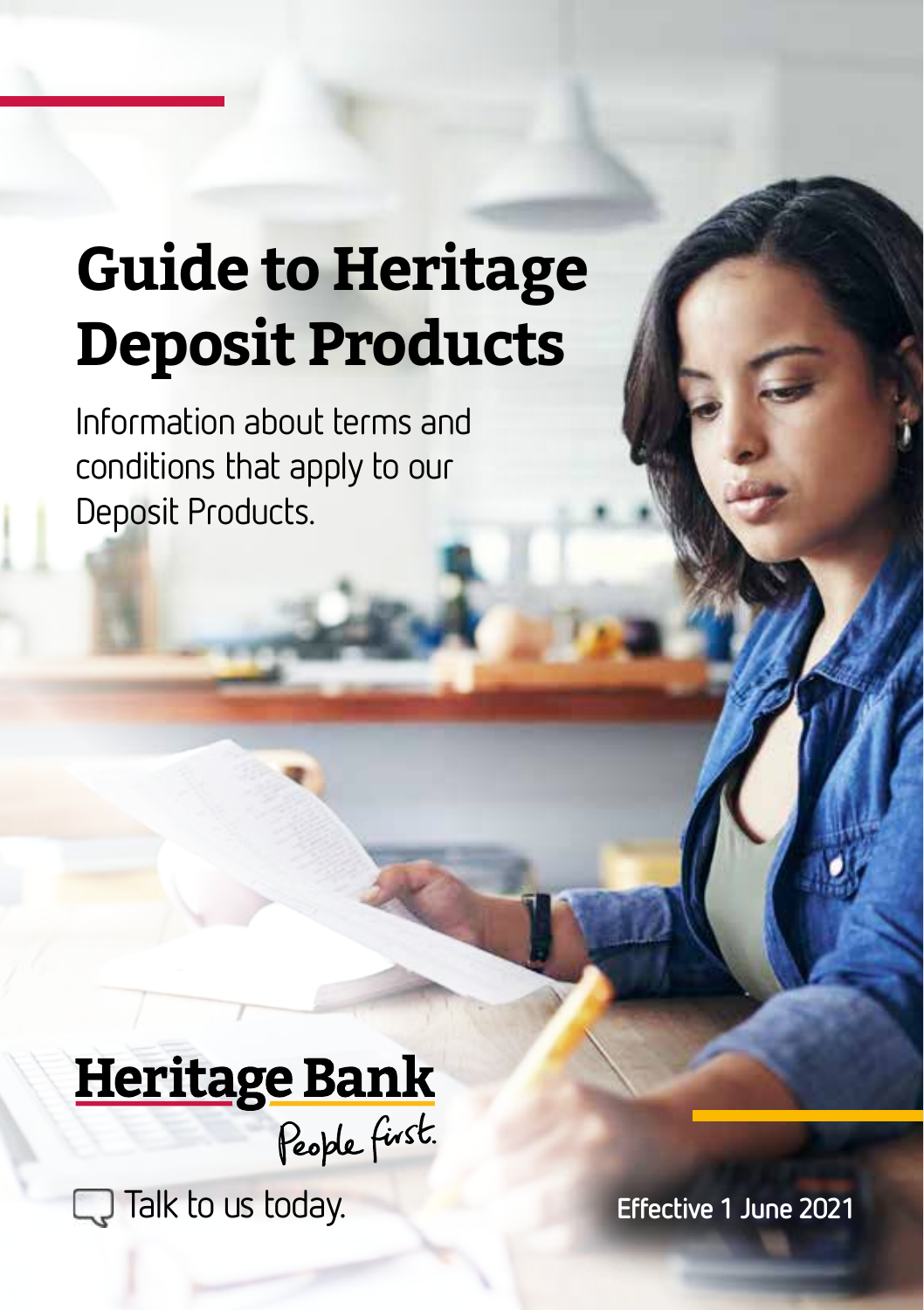# Guide to Heritage Deposit Products

Information about terms and conditions that apply to our Deposit Products.

**Heritage Bank**

People first.

Talk to us today.

**Effective 1 June 2021**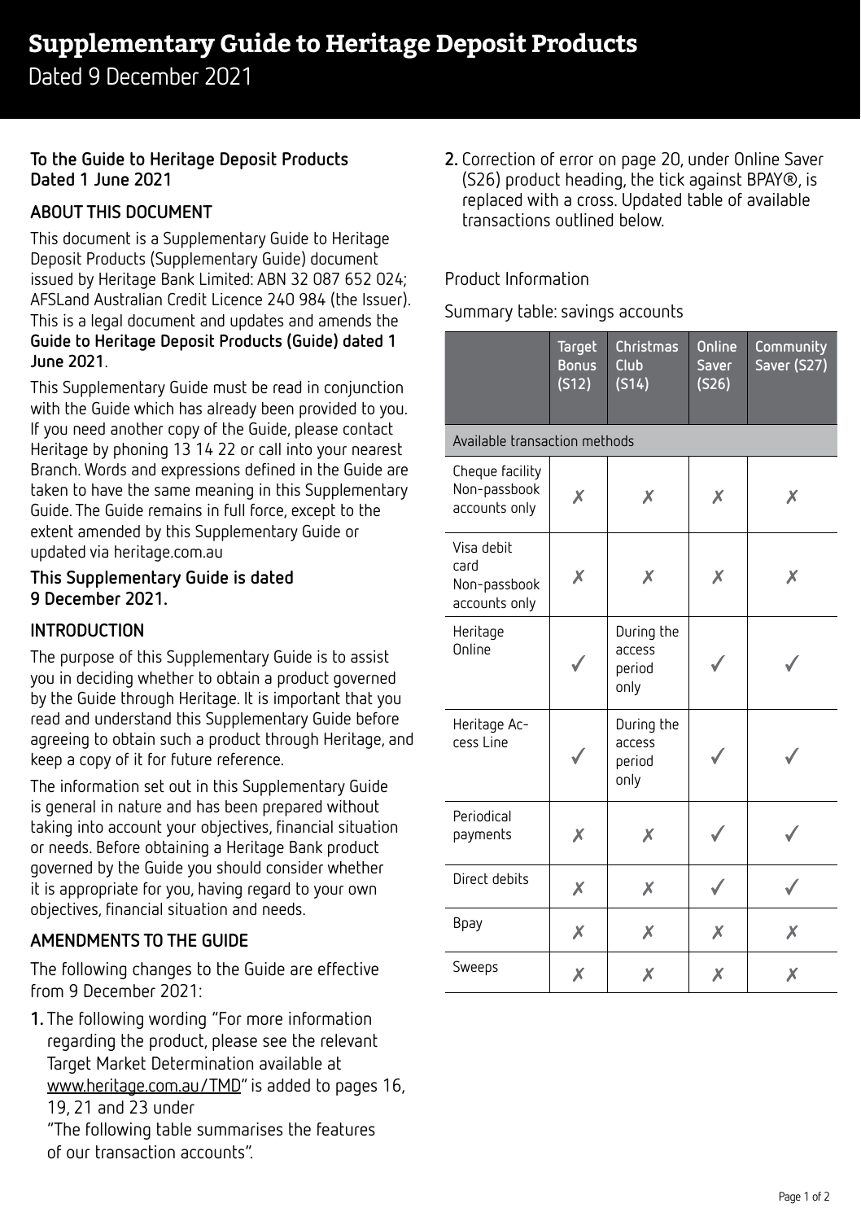# Supplementary Guide to Heritage Deposit Products

Dated 9 December 2021

**To the Guide to Heritage Deposit Products Dated 1 June 2021**

## ABOUT THIS DOCUMENT

This document is a Supplementary Guide to Heritage Deposit Products (Supplementary Guide) document issued by Heritage Bank Limited: ABN 32 087 652 024; AFSLand Australian Credit Licence 240 984 (the Issuer). This is a legal document and updates and amends the **Guide to Heritage Deposit Products (Guide) dated 1 June 2021**.

This Supplementary Guide must be read in conjunction with the Guide which has already been provided to you. If you need another copy of the Guide, please contact Heritage by phoning 13 14 22 or call into your nearest Branch. Words and expressions defined in the Guide are taken to have the same meaning in this Supplementary Guide. The Guide remains in full force, except to the extent amended by this Supplementary Guide or updated via heritage.com.au

**This Supplementary Guide is dated 9 December 2021.**

## INTRODUCTION

The purpose of this Supplementary Guide is to assist you in deciding whether to obtain a product governed by the Guide through Heritage. It is important that you read and understand this Supplementary Guide before agreeing to obtain such a product through Heritage, and keep a copy of it for future reference.

The information set out in this Supplementary Guide is general in nature and has been prepared without taking into account your objectives, financial situation or needs. Before obtaining a Heritage Bank product governed by the Guide you should consider whether it is appropriate for you, having regard to your own objectives, financial situation and needs.

## AMENDMENTS TO THE GUIDE

The following changes to the Guide are effective from 9 December 2021:

1. The following wording "For more information regarding the product, please see the relevant Target Market Determination available at www.heritage.com.au/TMD" is added to pages 16, 19, 21 and 23 under "The following table summarises the features of our transaction accounts".
2. Correction of error on page 20, under Online Saver (S26) product heading, the tick against BPAY®, is replaced with a cross. Updated table of available transactions outlined below.

Product Information

Summary table: savings accounts

| | Target Bonus (S12) | Christmas Club (S14) | Online Saver (S26) | Community Saver (S27) |
|---|---|---|---|---|
| Available transaction methods | | | | |
| Cheque facility Non-passbook accounts only | ✗ | ✗ | ✗ | ✗ |
| Visa debit card Non-passbook accounts only | ✗ | ✗ | ✗ | ✗ |
| Heritage Online | ✓ | During the access period only | ✓ | ✓ |
| Heritage Access Line | ✓ | During the access period only | ✓ | ✓ |
| Periodical payments | ✗ | ✗ | ✓ | ✓ |
| Direct debits | ✗ | ✗ | ✓ | ✓ |
| Bpay | ✗ | ✗ | ✗ | ✗ |
| Sweeps | ✗ | ✗ | ✗ | ✗ |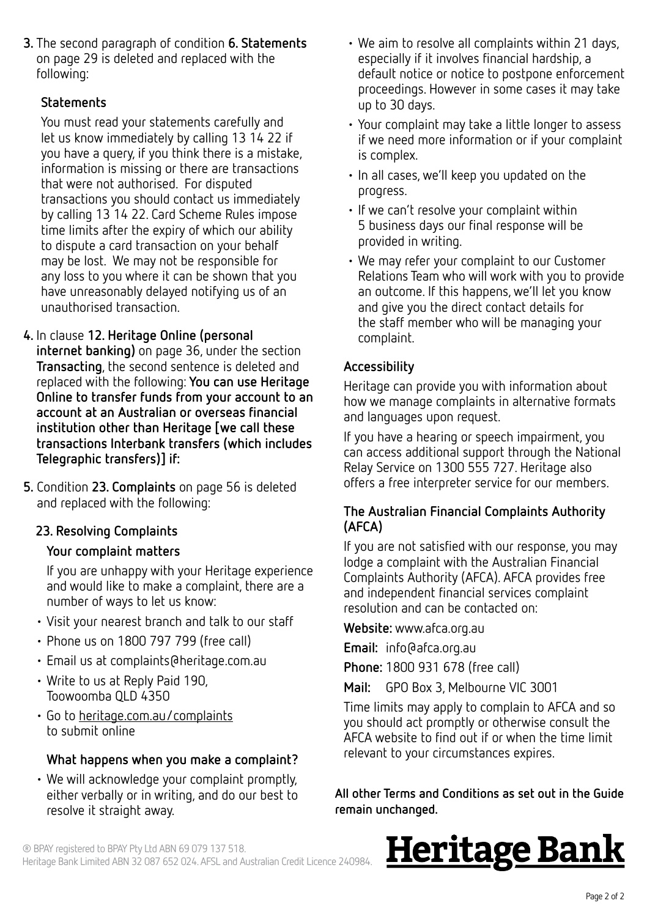3. The second paragraph of condition **6. Statements** on page 29 is deleted and replaced with the following:

   **Statements**

   You must read your statements carefully and let us know immediately by calling 13 14 22 if you have a query, if you think there is a mistake, information is missing or there are transactions that were not authorised. For disputed transactions you should contact us immediately by calling 13 14 22. Card Scheme Rules impose time limits after the expiry of which our ability to dispute a card transaction on your behalf may be lost. We may not be responsible for any loss to you where it can be shown that you have unreasonably delayed notifying us of an unauthorised transaction.

4. In clause **12. Heritage Online (personal internet banking)** on page 36, under the section **Transacting**, the second sentence is deleted and replaced with the following: **You can use Heritage Online to transfer funds from your account to an account at an Australian or overseas financial institution other than Heritage [we call these transactions Interbank transfers (which includes Telegraphic transfers)] if:**

5. Condition **23. Complaints** on page 56 is deleted and replaced with the following:

## 23. Resolving Complaints

### Your complaint matters

If you are unhappy with your Heritage experience and would like to make a complaint, there are a number of ways to let us know:

- Visit your nearest branch and talk to our staff
- Phone us on 1800 797 799 (free call)
- Email us at complaints@heritage.com.au
- Write to us at Reply Paid 190, Toowoomba QLD 4350
- Go to heritage.com.au/complaints to submit online

### What happens when you make a complaint?

- We will acknowledge your complaint promptly, either verbally or in writing, and do our best to resolve it straight away.
- We aim to resolve all complaints within 21 days, especially if it involves financial hardship, a default notice or notice to postpone enforcement proceedings. However in some cases it may take up to 30 days.
- Your complaint may take a little longer to assess if we need more information or if your complaint is complex.
- In all cases, we'll keep you updated on the progress.
- If we can't resolve your complaint within 5 business days our final response will be provided in writing.
- We may refer your complaint to our Customer Relations Team who will work with you to provide an outcome. If this happens, we'll let you know and give you the direct contact details for the staff member who will be managing your complaint.

### Accessibility

Heritage can provide you with information about how we manage complaints in alternative formats and languages upon request.

If you have a hearing or speech impairment, you can access additional support through the National Relay Service on 1300 555 727. Heritage also offers a free interpreter service for our members.

### The Australian Financial Complaints Authority (AFCA)

If you are not satisfied with our response, you may lodge a complaint with the Australian Financial Complaints Authority (AFCA). AFCA provides free and independent financial services complaint resolution and can be contacted on:

**Website:** www.afca.org.au

**Email:** info@afca.org.au

**Phone:** 1800 931 678 (free call)

**Mail:** GPO Box 3, Melbourne VIC 3001

Time limits may apply to complain to AFCA and so you should act promptly or otherwise consult the AFCA website to find out if or when the time limit relevant to your circumstances expires.

**All other Terms and Conditions as set out in the Guide remain unchanged.**

® BPAY registered to BPAY Pty Ltd ABN 69 079 137 518.
Heritage Bank Limited ABN 32 087 652 024. AFSL and Australian Credit Licence 240984.

**Heritage Bank**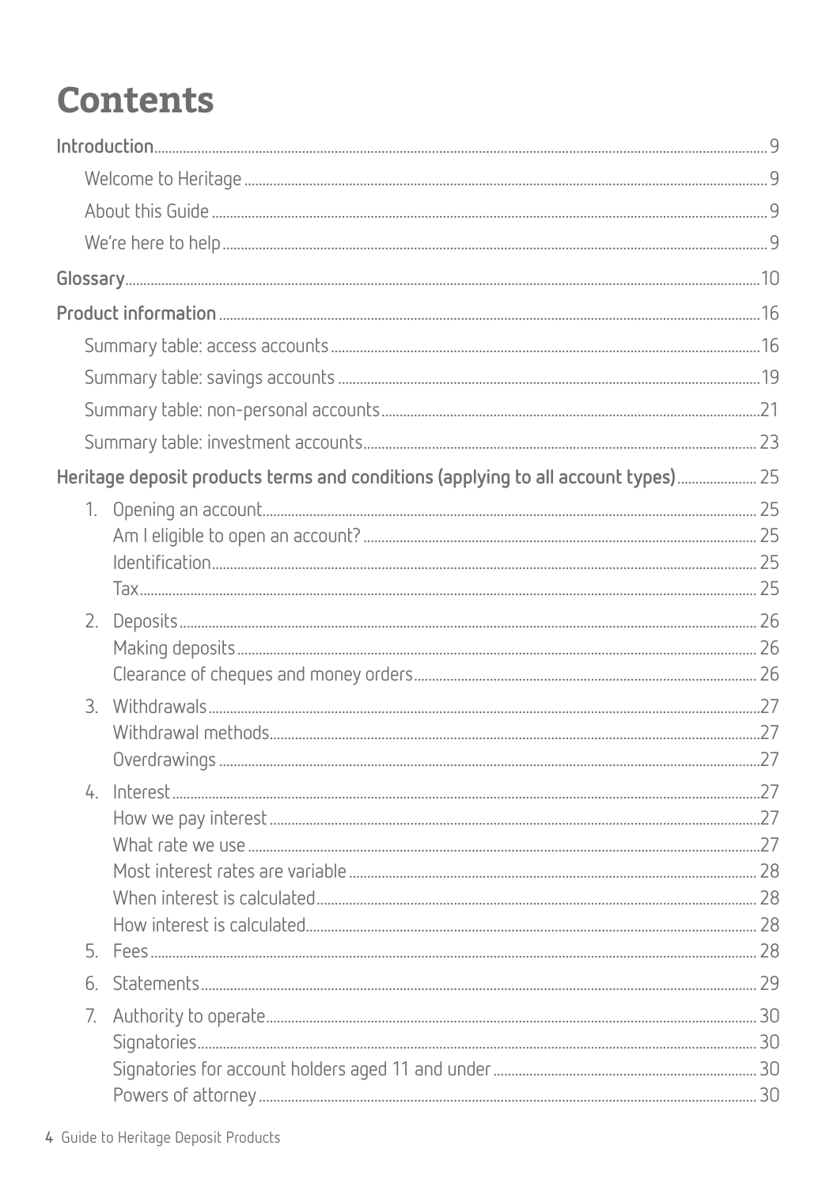# Contents

**Introduction** 9

- Welcome to Heritage 9
- About this Guide 9
- We're here to help 9

**Glossary** 10

**Product information** 16

- Summary table: access accounts 16
- Summary table: savings accounts 19
- Summary table: non-personal accounts 21
- Summary table: investment accounts 23

**Heritage deposit products terms and conditions (applying to all account types)** 25

1. Opening an account 25
   - Am I eligible to open an account? 25
   - Identification 25
   - Tax 25
2. Deposits 26
   - Making deposits 26
   - Clearance of cheques and money orders 26
3. Withdrawals 27
   - Withdrawal methods 27
   - Overdrawings 27
4. Interest 27
   - How we pay interest 27
   - What rate we use 27
   - Most interest rates are variable 28
   - When interest is calculated 28
   - How interest is calculated 28
5. Fees 28
6. Statements 29
7. Authority to operate 30
   - Signatories 30
   - Signatories for account holders aged 11 and under 30
   - Powers of attorney 30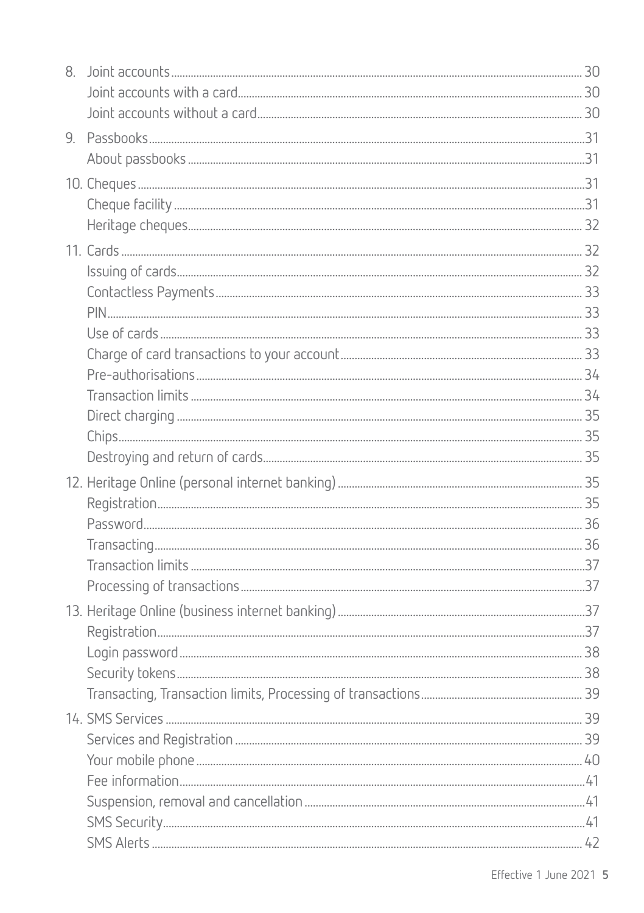8. Joint accounts ..... 30
   - Joint accounts with a card ..... 30
   - Joint accounts without a card ..... 30
9. Passbooks ..... 31
   - About passbooks ..... 31
10. Cheques ..... 31
   - Cheque facility ..... 31
   - Heritage cheques ..... 32
11. Cards ..... 32
   - Issuing of cards ..... 32
   - Contactless Payments ..... 33
   - PIN ..... 33
   - Use of cards ..... 33
   - Charge of card transactions to your account ..... 33
   - Pre-authorisations ..... 34
   - Transaction limits ..... 34
   - Direct charging ..... 35
   - Chips ..... 35
   - Destroying and return of cards ..... 35
12. Heritage Online (personal internet banking) ..... 35
   - Registration ..... 35
   - Password ..... 36
   - Transacting ..... 36
   - Transaction limits ..... 37
   - Processing of transactions ..... 37
13. Heritage Online (business internet banking) ..... 37
   - Registration ..... 37
   - Login password ..... 38
   - Security tokens ..... 38
   - Transacting, Transaction limits, Processing of transactions ..... 39
14. SMS Services ..... 39
   - Services and Registration ..... 39
   - Your mobile phone ..... 40
   - Fee information ..... 41
   - Suspension, removal and cancellation ..... 41
   - SMS Security ..... 41
   - SMS Alerts ..... 42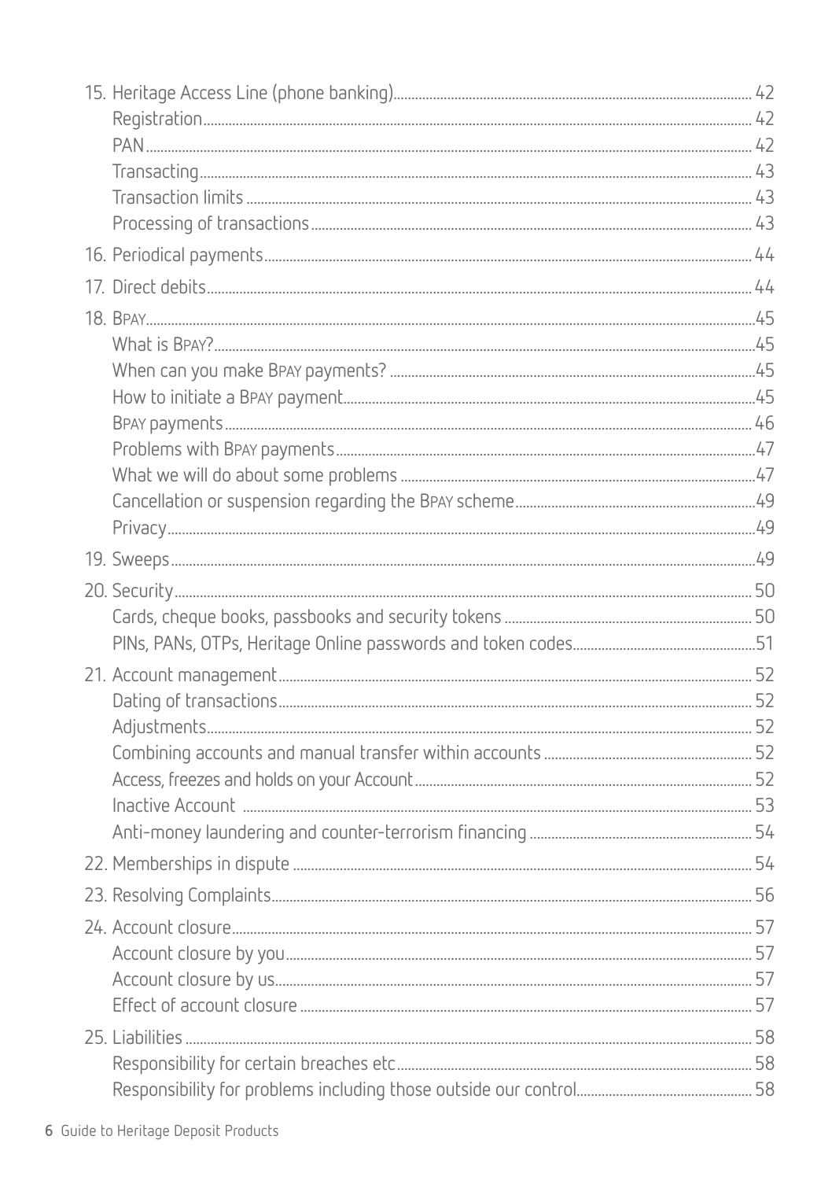15. Heritage Access Line (phone banking) ..... 42
    - Registration ..... 42
    - PAN ..... 42
    - Transacting ..... 43
    - Transaction limits ..... 43
    - Processing of transactions ..... 43
16. Periodical payments ..... 44
17. Direct debits ..... 44
18. BPAY ..... 45
    - What is BPAY? ..... 45
    - When can you make BPAY payments? ..... 45
    - How to initiate a BPAY payment ..... 45
    - BPAY payments ..... 46
    - Problems with BPAY payments ..... 47
    - What we will do about some problems ..... 47
    - Cancellation or suspension regarding the BPAY scheme ..... 49
    - Privacy ..... 49
19. Sweeps ..... 49
20. Security ..... 50
    - Cards, cheque books, passbooks and security tokens ..... 50
    - PINs, PANs, OTPs, Heritage Online passwords and token codes ..... 51
21. Account management ..... 52
    - Dating of transactions ..... 52
    - Adjustments ..... 52
    - Combining accounts and manual transfer within accounts ..... 52
    - Access, freezes and holds on your Account ..... 52
    - Inactive Account ..... 53
    - Anti-money laundering and counter-terrorism financing ..... 54
22. Memberships in dispute ..... 54
23. Resolving Complaints ..... 56
24. Account closure ..... 57
    - Account closure by you ..... 57
    - Account closure by us ..... 57
    - Effect of account closure ..... 57
25. Liabilities ..... 58
    - Responsibility for certain breaches etc ..... 58
    - Responsibility for problems including those outside our control ..... 58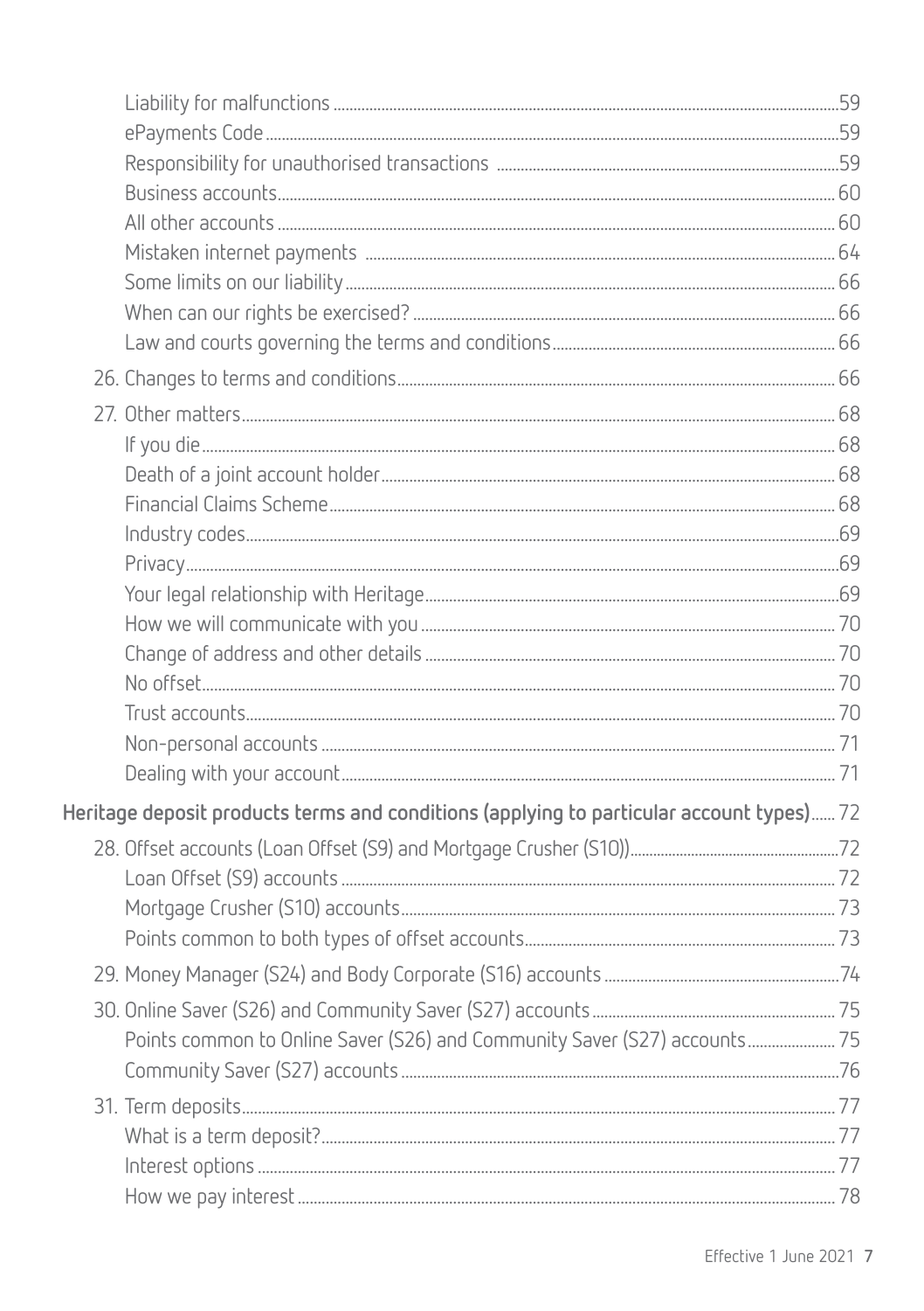- Liability for malfunctions ... 59
- ePayments Code ... 59
- Responsibility for unauthorised transactions ... 59
- Business accounts ... 60
- All other accounts ... 60
- Mistaken internet payments ... 64
- Some limits on our liability ... 66
- When can our rights be exercised? ... 66
- Law and courts governing the terms and conditions ... 66

26. Changes to terms and conditions ... 66

27. Other matters ... 68
    - If you die ... 68
    - Death of a joint account holder ... 68
    - Financial Claims Scheme ... 68
    - Industry codes ... 69
    - Privacy ... 69
    - Your legal relationship with Heritage ... 69
    - How we will communicate with you ... 70
    - Change of address and other details ... 70
    - No offset ... 70
    - Trust accounts ... 70
    - Non-personal accounts ... 71
    - Dealing with your account ... 71

**Heritage deposit products terms and conditions (applying to particular account types) ... 72**

28. Offset accounts (Loan Offset (S9) and Mortgage Crusher (S10)) ... 72
    - Loan Offset (S9) accounts ... 72
    - Mortgage Crusher (S10) accounts ... 73
    - Points common to both types of offset accounts ... 73

29. Money Manager (S24) and Body Corporate (S16) accounts ... 74

30. Online Saver (S26) and Community Saver (S27) accounts ... 75
    - Points common to Online Saver (S26) and Community Saver (S27) accounts ... 75
    - Community Saver (S27) accounts ... 76

31. Term deposits ... 77
    - What is a term deposit? ... 77
    - Interest options ... 77
    - How we pay interest ... 78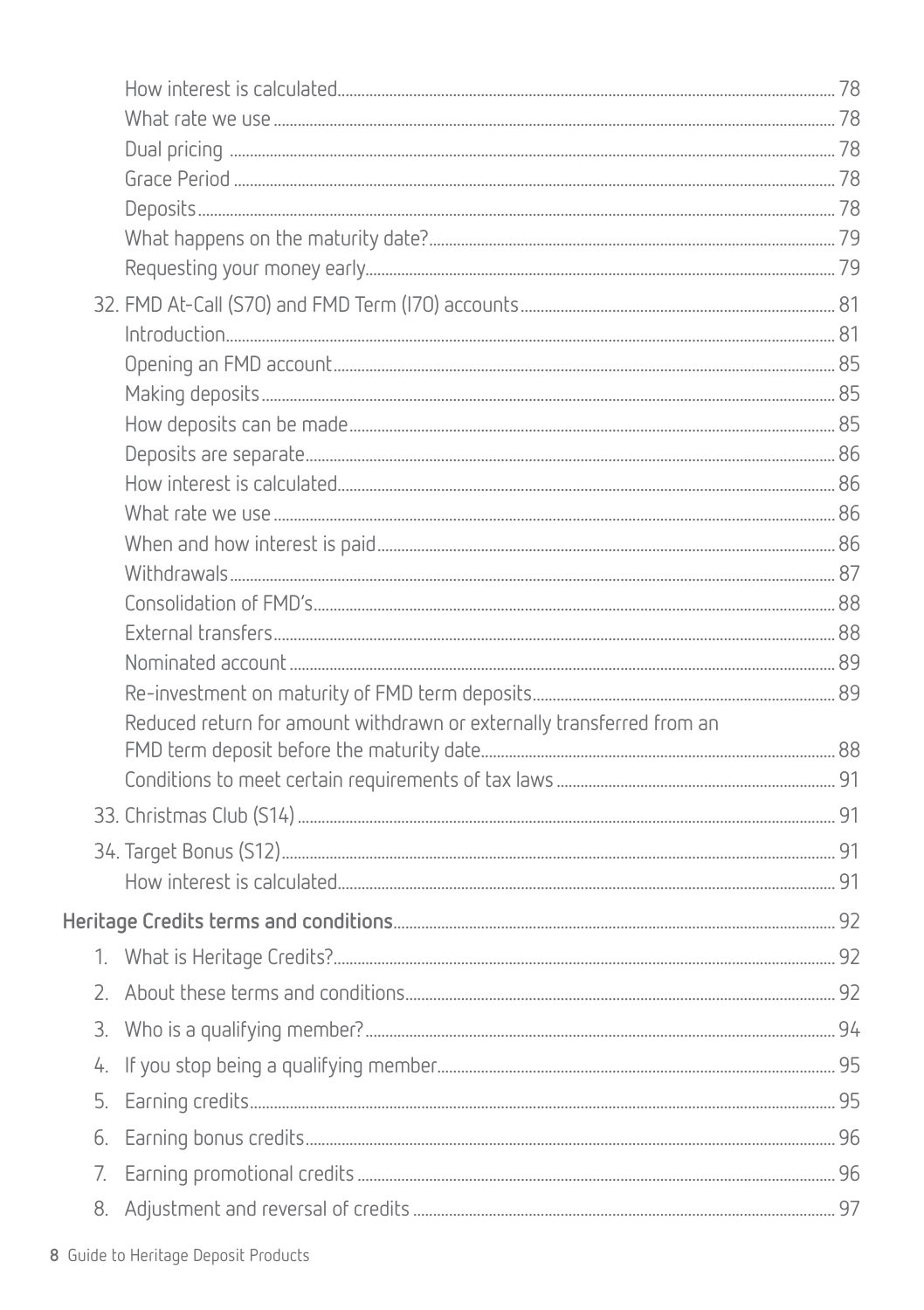How interest is calculated ... 78
What rate we use ... 78
Dual pricing ... 78
Grace Period ... 78
Deposits ... 78
What happens on the maturity date? ... 79
Requesting your money early ... 79

32. FMD At-Call (S70) and FMD Term (I70) accounts ... 81
    - Introduction ... 81
    - Opening an FMD account ... 85
    - Making deposits ... 85
    - How deposits can be made ... 85
    - Deposits are separate ... 86
    - How interest is calculated ... 86
    - What rate we use ... 86
    - When and how interest is paid ... 86
    - Withdrawals ... 87
    - Consolidation of FMD's ... 88
    - External transfers ... 88
    - Nominated account ... 89
    - Re-investment on maturity of FMD term deposits ... 89
    - Reduced return for amount withdrawn or externally transferred from an FMD term deposit before the maturity date ... 88
    - Conditions to meet certain requirements of tax laws ... 91
33. Christmas Club (S14) ... 91
34. Target Bonus (S12) ... 91
    - How interest is calculated ... 91

**Heritage Credits terms and conditions** ... 92

1. What is Heritage Credits? ... 92
2. About these terms and conditions ... 92
3. Who is a qualifying member? ... 94
4. If you stop being a qualifying member ... 95
5. Earning credits ... 95
6. Earning bonus credits ... 96
7. Earning promotional credits ... 96
8. Adjustment and reversal of credits ... 97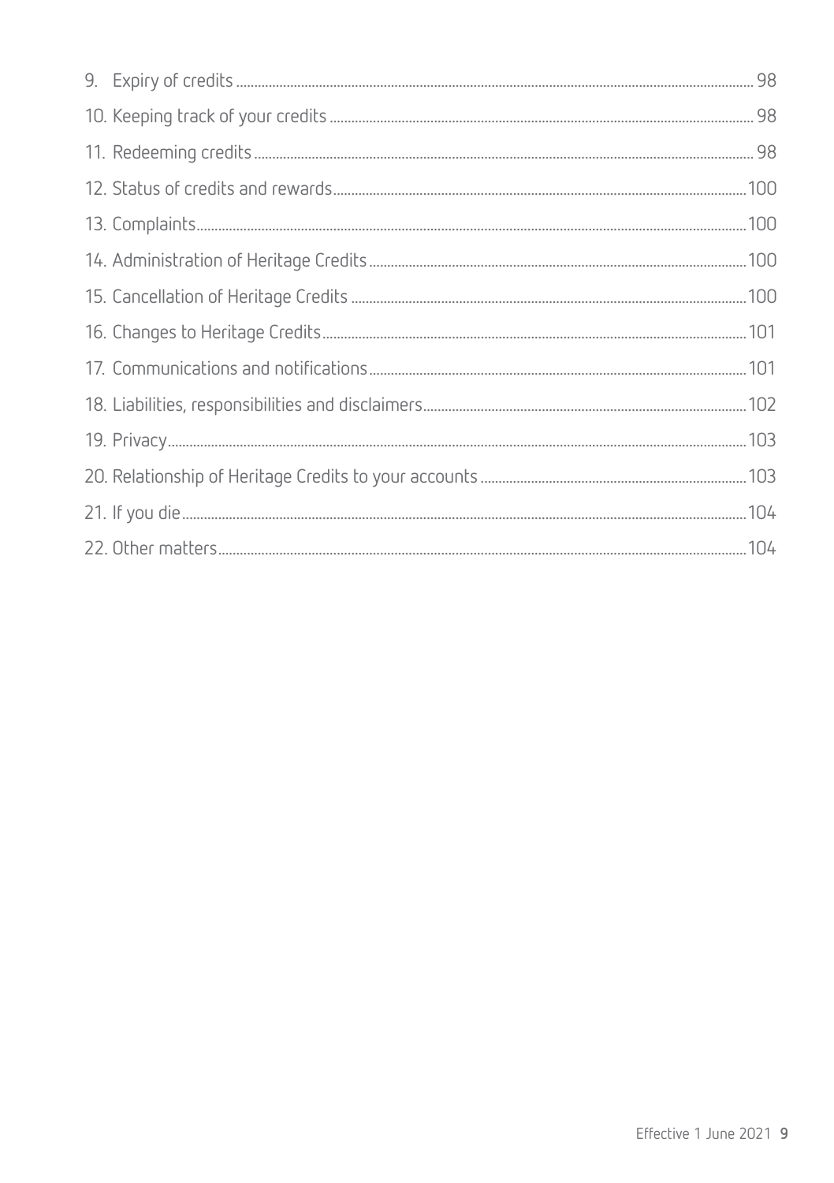9. Expiry of credits ... 98
10. Keeping track of your credits ... 98
11. Redeeming credits ... 98
12. Status of credits and rewards ... 100
13. Complaints ... 100
14. Administration of Heritage Credits ... 100
15. Cancellation of Heritage Credits ... 100
16. Changes to Heritage Credits ... 101
17. Communications and notifications ... 101
18. Liabilities, responsibilities and disclaimers ... 102
19. Privacy ... 103
20. Relationship of Heritage Credits to your accounts ... 103
21. If you die ... 104
22. Other matters ... 104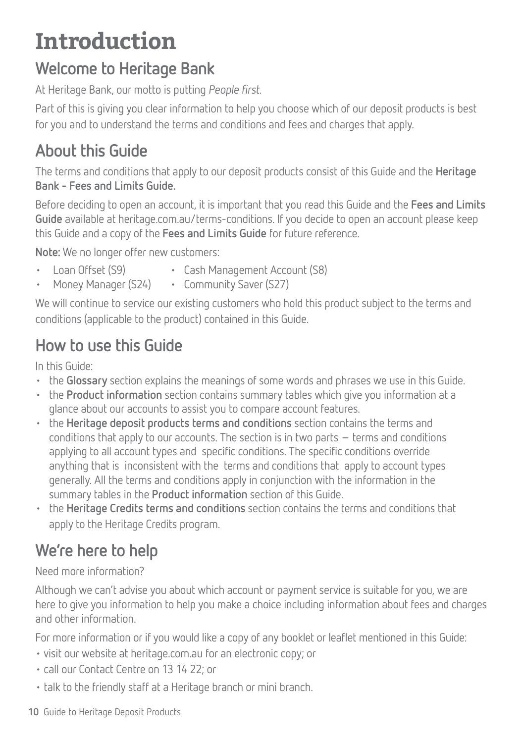# Introduction

## Welcome to Heritage Bank

At Heritage Bank, our motto is putting *People first.*

Part of this is giving you clear information to help you choose which of our deposit products is best for you and to understand the terms and conditions and fees and charges that apply.

## About this Guide

The terms and conditions that apply to our deposit products consist of this Guide and the **Heritage Bank - Fees and Limits Guide.**

Before deciding to open an account, it is important that you read this Guide and the **Fees and Limits Guide** available at heritage.com.au/terms-conditions. If you decide to open an account please keep this Guide and a copy of the **Fees and Limits Guide** for future reference.

**Note:** We no longer offer new customers:

- Loan Offset (S9)
- Cash Management Account (S8)
- Money Manager (S24)
- Community Saver (S27)

We will continue to service our existing customers who hold this product subject to the terms and conditions (applicable to the product) contained in this Guide.

## How to use this Guide

In this Guide:

- the **Glossary** section explains the meanings of some words and phrases we use in this Guide.
- the **Product information** section contains summary tables which give you information at a glance about our accounts to assist you to compare account features.
- the **Heritage deposit products terms and conditions** section contains the terms and conditions that apply to our accounts. The section is in two parts – terms and conditions applying to all account types and specific conditions. The specific conditions override anything that is inconsistent with the terms and conditions that apply to account types generally. All the terms and conditions apply in conjunction with the information in the summary tables in the **Product information** section of this Guide.
- the **Heritage Credits terms and conditions** section contains the terms and conditions that apply to the Heritage Credits program.

## We're here to help

Need more information?

Although we can't advise you about which account or payment service is suitable for you, we are here to give you information to help you make a choice including information about fees and charges and other information.

For more information or if you would like a copy of any booklet or leaflet mentioned in this Guide:

- visit our website at heritage.com.au for an electronic copy; or
- call our Contact Centre on 13 14 22; or
- talk to the friendly staff at a Heritage branch or mini branch.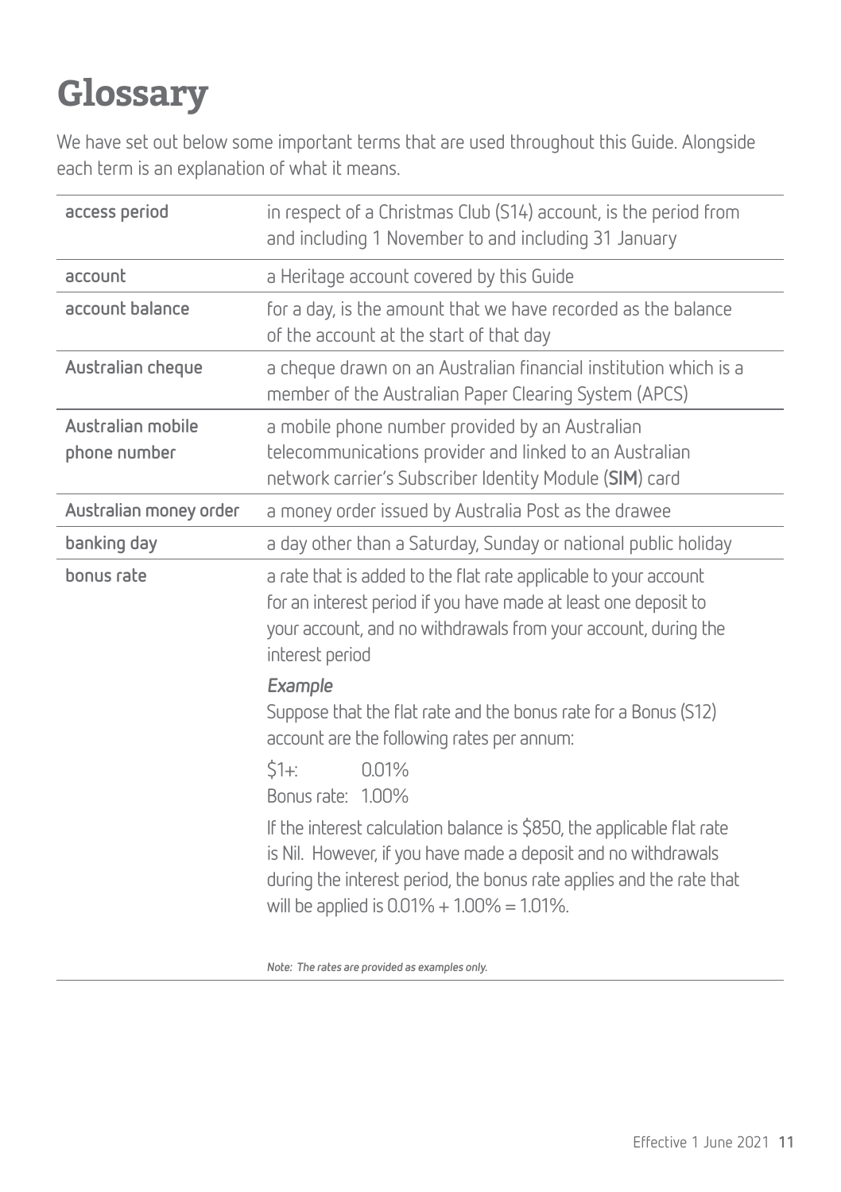# Glossary

We have set out below some important terms that are used throughout this Guide. Alongside each term is an explanation of what it means.

| | |
|---|---|
| **access period** | in respect of a Christmas Club (S14) account, is the period from and including 1 November to and including 31 January |
| **account** | a Heritage account covered by this Guide |
| **account balance** | for a day, is the amount that we have recorded as the balance of the account at the start of that day |
| **Australian cheque** | a cheque drawn on an Australian financial institution which is a member of the Australian Paper Clearing System (APCS) |
| **Australian mobile phone number** | a mobile phone number provided by an Australian telecommunications provider and linked to an Australian network carrier's Subscriber Identity Module (**SIM**) card |
| **Australian money order** | a money order issued by Australia Post as the drawee |
| **banking day** | a day other than a Saturday, Sunday or national public holiday |
| **bonus rate** | a rate that is added to the flat rate applicable to your account for an interest period if you have made at least one deposit to your account, and no withdrawals from your account, during the interest period<br><br>***Example***<br>Suppose that the flat rate and the bonus rate for a Bonus (S12) account are the following rates per annum:<br><br>$1+: 0.01%<br>Bonus rate: 1.00%<br><br>If the interest calculation balance is $850, the applicable flat rate is Nil. However, if you have made a deposit and no withdrawals during the interest period, the bonus rate applies and the rate that will be applied is 0.01% + 1.00% = 1.01%.<br><br>*Note: The rates are provided as examples only.* |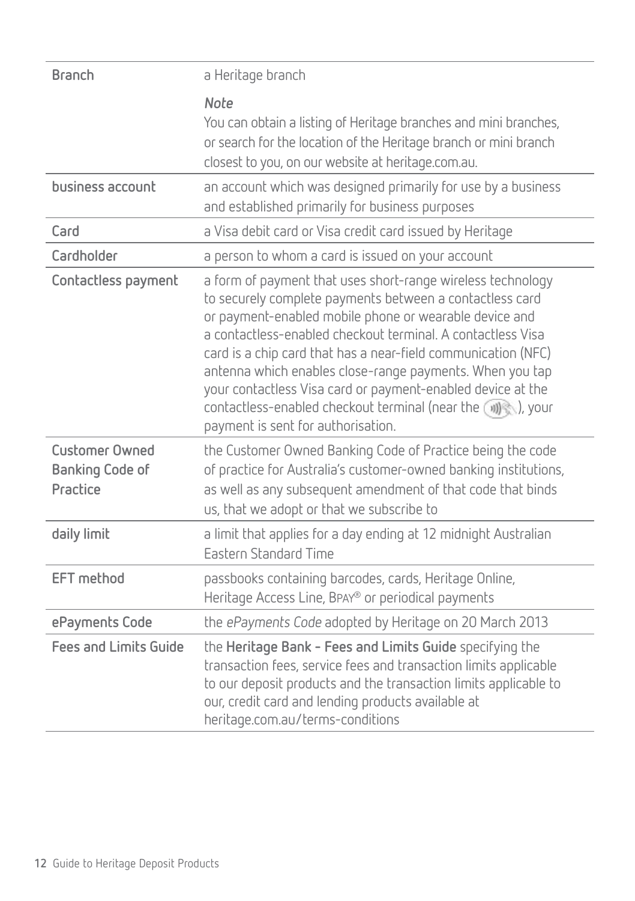| | |
|---|---|
| **Branch** | a Heritage branch<br><br>***Note***<br>You can obtain a listing of Heritage branches and mini branches, or search for the location of the Heritage branch or mini branch closest to you, on our website at heritage.com.au. |
| **business account** | an account which was designed primarily for use by a business and established primarily for business purposes |
| **Card** | a Visa debit card or Visa credit card issued by Heritage |
| **Cardholder** | a person to whom a card is issued on your account |
| **Contactless payment** | a form of payment that uses short-range wireless technology to securely complete payments between a contactless card or payment-enabled mobile phone or wearable device and a contactless-enabled checkout terminal. A contactless Visa card is a chip card that has a near-field communication (NFC) antenna which enables close-range payments. When you tap your contactless Visa card or payment-enabled device at the contactless-enabled checkout terminal (near the ), your payment is sent for authorisation. |
| **Customer Owned Banking Code of Practice** | the Customer Owned Banking Code of Practice being the code of practice for Australia's customer-owned banking institutions, as well as any subsequent amendment of that code that binds us, that we adopt or that we subscribe to |
| **daily limit** | a limit that applies for a day ending at 12 midnight Australian Eastern Standard Time |
| **EFT method** | passbooks containing barcodes, cards, Heritage Online, Heritage Access Line, BPAY® or periodical payments |
| **ePayments Code** | the *ePayments Code* adopted by Heritage on 20 March 2013 |
| **Fees and Limits Guide** | the **Heritage Bank - Fees and Limits Guide** specifying the transaction fees, service fees and transaction limits applicable to our deposit products and the transaction limits applicable to our, credit card and lending products available at heritage.com.au/terms-conditions |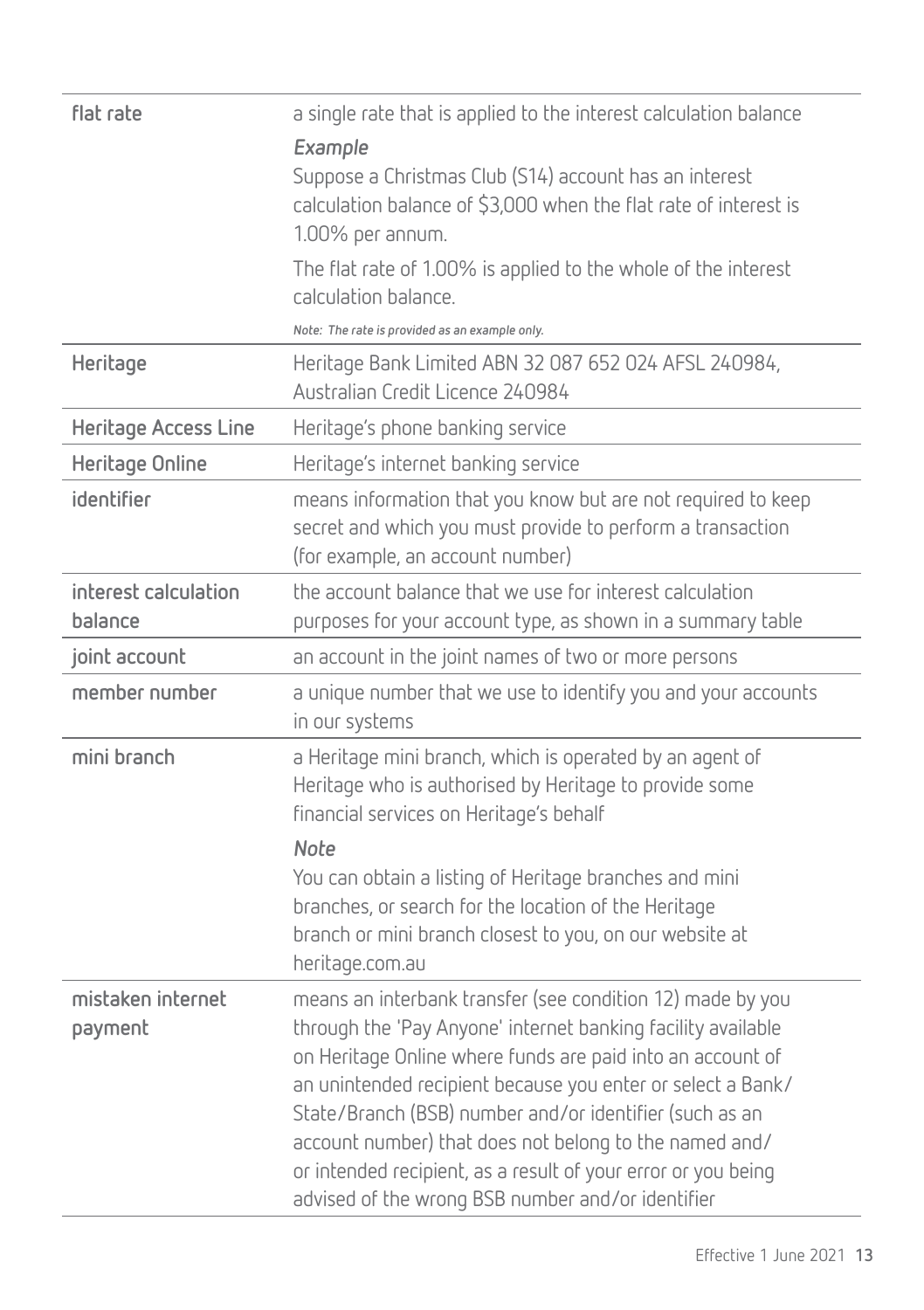| | |
|---|---|
| **flat rate** | a single rate that is applied to the interest calculation balance<br>***Example***<br>Suppose a Christmas Club (S14) account has an interest calculation balance of $3,000 when the flat rate of interest is 1.00% per annum.<br>The flat rate of 1.00% is applied to the whole of the interest calculation balance.<br>*Note: The rate is provided as an example only.* |
| **Heritage** | Heritage Bank Limited ABN 32 087 652 024 AFSL 240984, Australian Credit Licence 240984 |
| **Heritage Access Line** | Heritage's phone banking service |
| **Heritage Online** | Heritage's internet banking service |
| **identifier** | means information that you know but are not required to keep secret and which you must provide to perform a transaction (for example, an account number) |
| **interest calculation balance** | the account balance that we use for interest calculation purposes for your account type, as shown in a summary table |
| **joint account** | an account in the joint names of two or more persons |
| **member number** | a unique number that we use to identify you and your accounts in our systems |
| **mini branch** | a Heritage mini branch, which is operated by an agent of Heritage who is authorised by Heritage to provide some financial services on Heritage's behalf<br>***Note***<br>You can obtain a listing of Heritage branches and mini branches, or search for the location of the Heritage branch or mini branch closest to you, on our website at heritage.com.au |
| **mistaken internet payment** | means an interbank transfer (see condition 12) made by you through the 'Pay Anyone' internet banking facility available on Heritage Online where funds are paid into an account of an unintended recipient because you enter or select a Bank/State/Branch (BSB) number and/or identifier (such as an account number) that does not belong to the named and/or intended recipient, as a result of your error or you being advised of the wrong BSB number and/or identifier |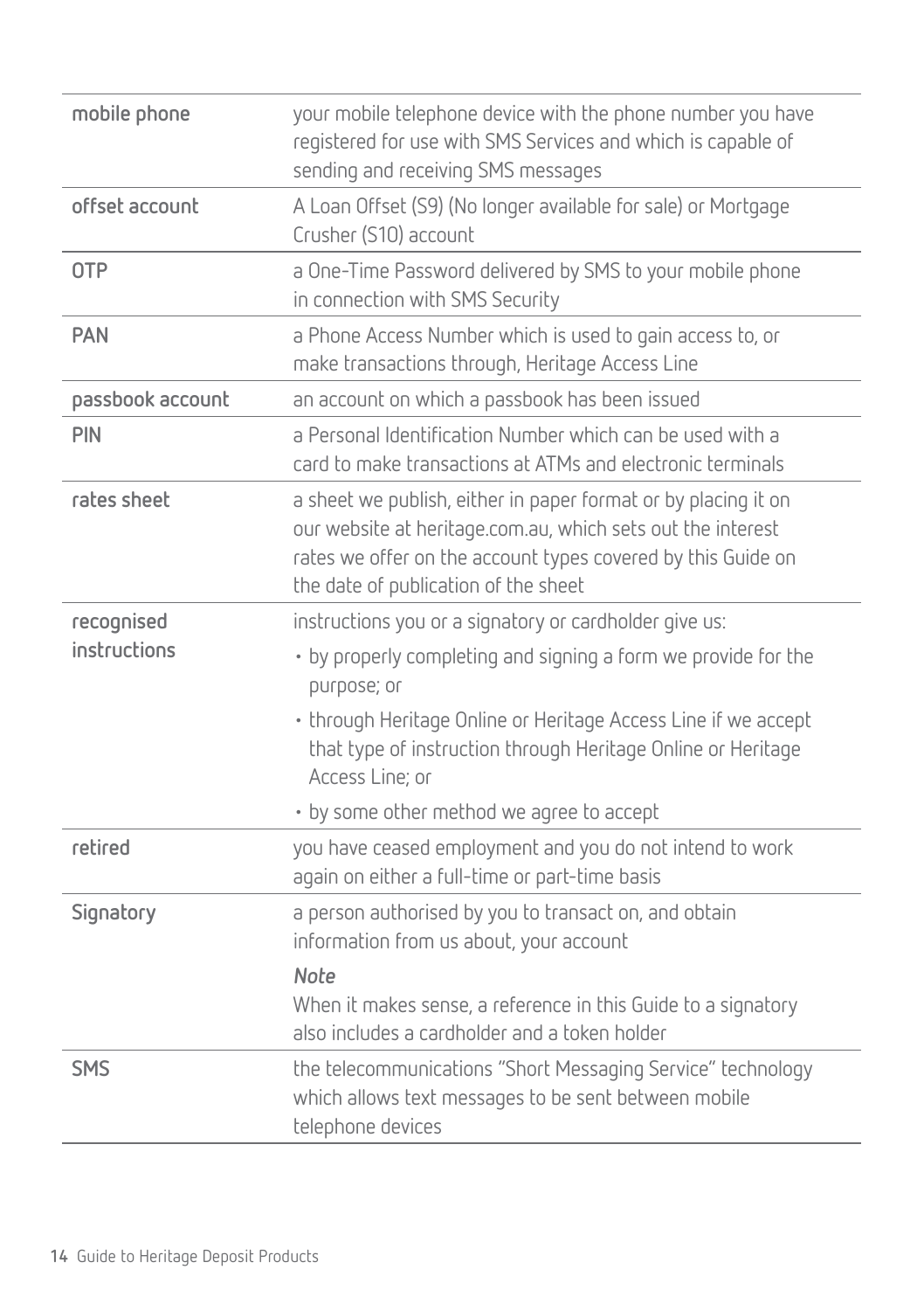| | |
|---|---|
| **mobile phone** | your mobile telephone device with the phone number you have registered for use with SMS Services and which is capable of sending and receiving SMS messages |
| **offset account** | A Loan Offset (S9) (No longer available for sale) or Mortgage Crusher (S10) account |
| **OTP** | a One-Time Password delivered by SMS to your mobile phone in connection with SMS Security |
| **PAN** | a Phone Access Number which is used to gain access to, or make transactions through, Heritage Access Line |
| **passbook account** | an account on which a passbook has been issued |
| **PIN** | a Personal Identification Number which can be used with a card to make transactions at ATMs and electronic terminals |
| **rates sheet** | a sheet we publish, either in paper format or by placing it on our website at heritage.com.au, which sets out the interest rates we offer on the account types covered by this Guide on the date of publication of the sheet |
| **recognised instructions** | instructions you or a signatory or cardholder give us:<br>• by properly completing and signing a form we provide for the purpose; or<br>• through Heritage Online or Heritage Access Line if we accept that type of instruction through Heritage Online or Heritage Access Line; or<br>• by some other method we agree to accept |
| **retired** | you have ceased employment and you do not intend to work again on either a full-time or part-time basis |
| **Signatory** | a person authorised by you to transact on, and obtain information from us about, your account<br>***Note***<br>When it makes sense, a reference in this Guide to a signatory also includes a cardholder and a token holder |
| **SMS** | the telecommunications "Short Messaging Service" technology which allows text messages to be sent between mobile telephone devices |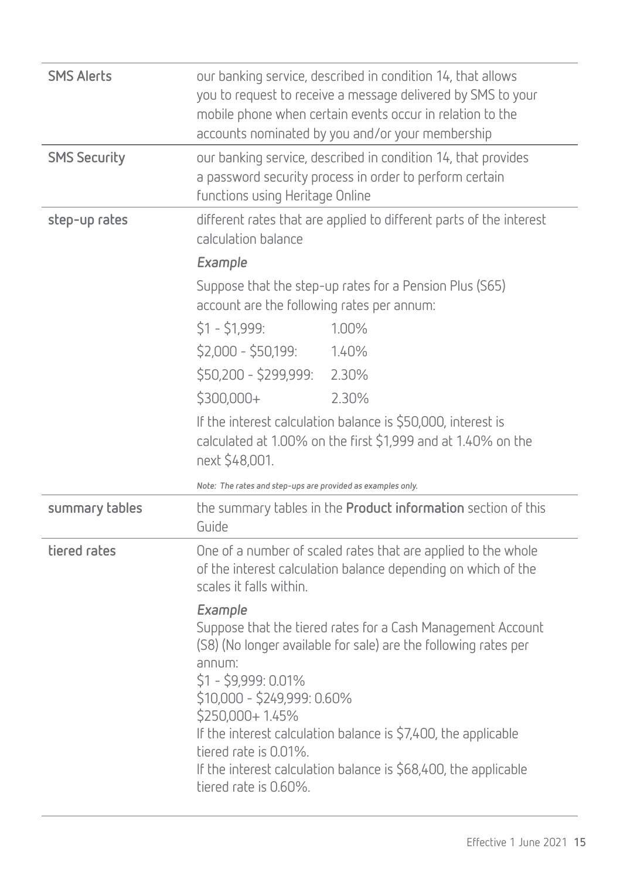| | |
|---|---|
| **SMS Alerts** | our banking service, described in condition 14, that allows you to request to receive a message delivered by SMS to your mobile phone when certain events occur in relation to the accounts nominated by you and/or your membership |
| **SMS Security** | our banking service, described in condition 14, that provides a password security process in order to perform certain functions using Heritage Online |
| **step-up rates** | different rates that are applied to different parts of the interest calculation balance<br><br>***Example***<br><br>Suppose that the step-up rates for a Pension Plus (S65) account are the following rates per annum:<br><br>$1 - $1,999: 1.00%<br>$2,000 - $50,199: 1.40%<br>$50,200 - $299,999: 2.30%<br>$300,000+ 2.30%<br><br>If the interest calculation balance is $50,000, interest is calculated at 1.00% on the first $1,999 and at 1.40% on the next $48,001.<br><br>*Note: The rates and step-ups are provided as examples only.* |
| **summary tables** | the summary tables in the **Product information** section of this Guide |
| **tiered rates** | One of a number of scaled rates that are applied to the whole of the interest calculation balance depending on which of the scales it falls within.<br><br>***Example***<br>Suppose that the tiered rates for a Cash Management Account (S8) (No longer available for sale) are the following rates per annum:<br>$1 - $9,999: 0.01%<br>$10,000 - $249,999: 0.60%<br>$250,000+ 1.45%<br>If the interest calculation balance is $7,400, the applicable tiered rate is 0.01%.<br>If the interest calculation balance is $68,400, the applicable tiered rate is 0.60%. |

Effective 1 June 2021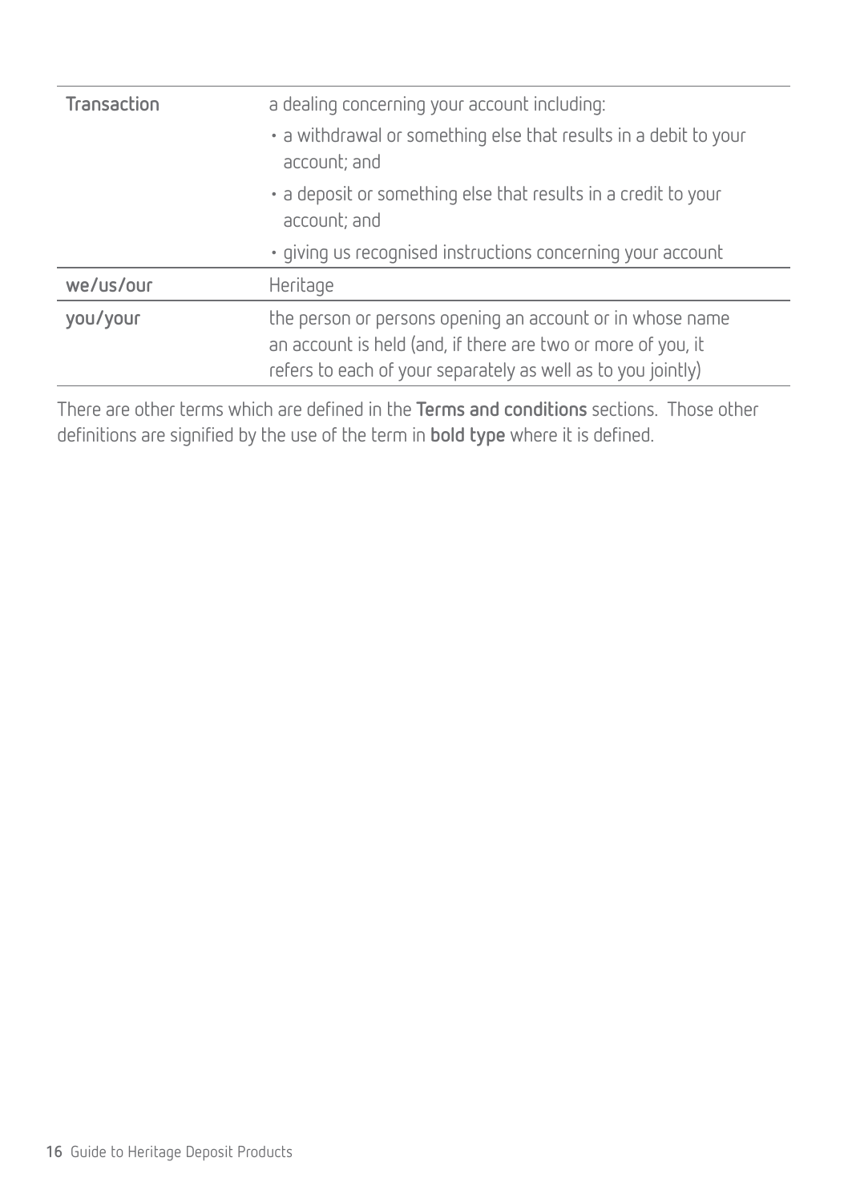| | |
|---|---|
| **Transaction** | a dealing concerning your account including:<br>• a withdrawal or something else that results in a debit to your account; and<br>• a deposit or something else that results in a credit to your account; and<br>• giving us recognised instructions concerning your account |
| **we/us/our** | Heritage |
| **you/your** | the person or persons opening an account or in whose name an account is held (and, if there are two or more of you, it refers to each of your separately as well as to you jointly) |

There are other terms which are defined in the **Terms and conditions** sections. Those other definitions are signified by the use of the term in **bold type** where it is defined.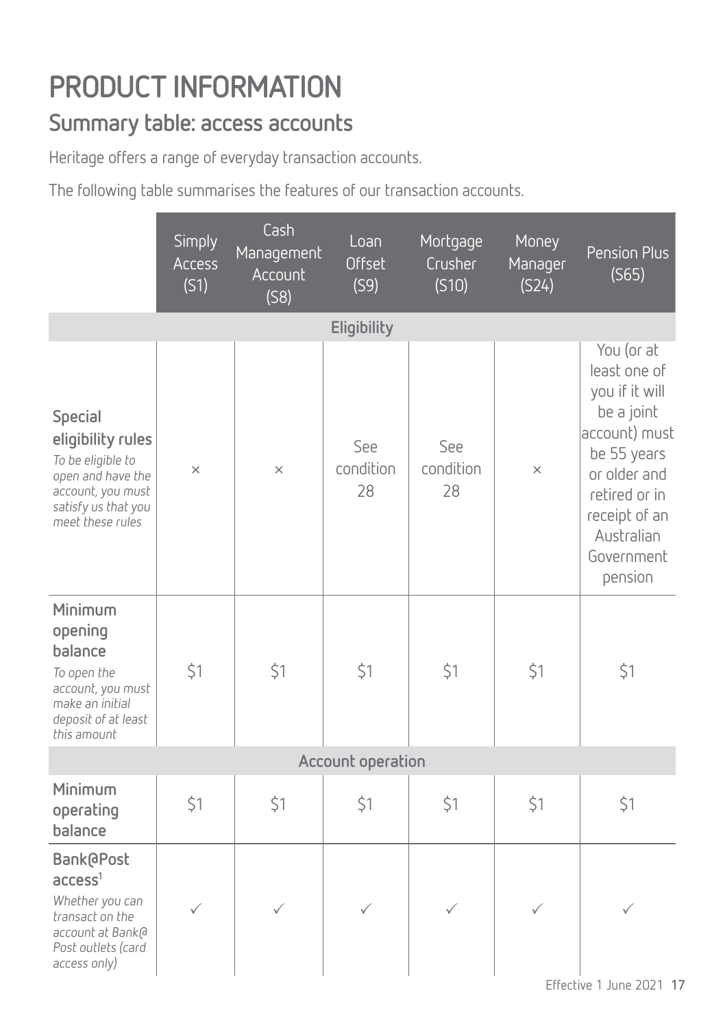# PRODUCT INFORMATION

## Summary table: access accounts

Heritage offers a range of everyday transaction accounts.

The following table summarises the features of our transaction accounts.

| | Simply Access (S1) | Cash Management Account (S8) | Loan Offset (S9) | Mortgage Crusher (S10) | Money Manager (S24) | Pension Plus (S65) |
|---|---|---|---|---|---|---|
| **Eligibility** | | | | | | |
| **Special eligibility rules** *To be eligible to open and have the account, you must satisfy us that you meet these rules* | × | × | See condition 28 | See condition 28 | × | You (or at least one of you if it will be a joint account) must be 55 years or older and retired or in receipt of an Australian Government pension |
| **Minimum opening balance** *To open the account, you must make an initial deposit of at least this amount* | $1 | $1 | $1 | $1 | $1 | $1 |
| **Account operation** | | | | | | |
| **Minimum operating balance** | $1 | $1 | $1 | $1 | $1 | $1 |
| **Bank@Post access**[1] *Whether you can transact on the account at Bank@Post outlets (card access only)* | ✓ | ✓ | ✓ | ✓ | ✓ | ✓ |

Effective 1 June 2021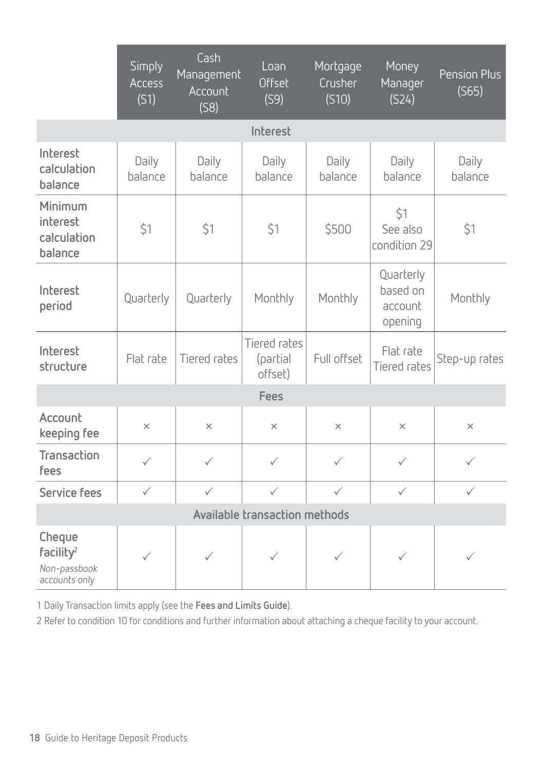| | Simply Access (S1) | Cash Management Account (S8) | Loan Offset (S9) | Mortgage Crusher (S10) | Money Manager (S24) | Pension Plus (S65) |
|---|---|---|---|---|---|---|
| **Interest** | | | | | | |
| Interest calculation balance | Daily balance | Daily balance | Daily balance | Daily balance | Daily balance | Daily balance |
| Minimum interest calculation balance | $1 | $1 | $1 | $500 | $1 See also condition 29 | $1 |
| Interest period | Quarterly | Quarterly | Monthly | Monthly | Quarterly based on account opening | Monthly |
| Interest structure | Flat rate | Tiered rates | Tiered rates (partial offset) | Full offset | Flat rate Tiered rates | Step-up rates |
| **Fees** | | | | | | |
| Account keeping fee | × | × | × | × | × | × |
| Transaction fees | ✓ | ✓ | ✓ | ✓ | ✓ | ✓ |
| Service fees | ✓ | ✓ | ✓ | ✓ | ✓ | ✓ |
| **Available transaction methods** | | | | | | |
| Cheque facility[2] *Non-passbook accounts only* | ✓ | ✓ | ✓ | ✓ | ✓ | ✓ |

1 Daily Transaction limits apply (see the **Fees and Limits Guide**).

2 Refer to condition 10 for conditions and further information about attaching a cheque facility to your account.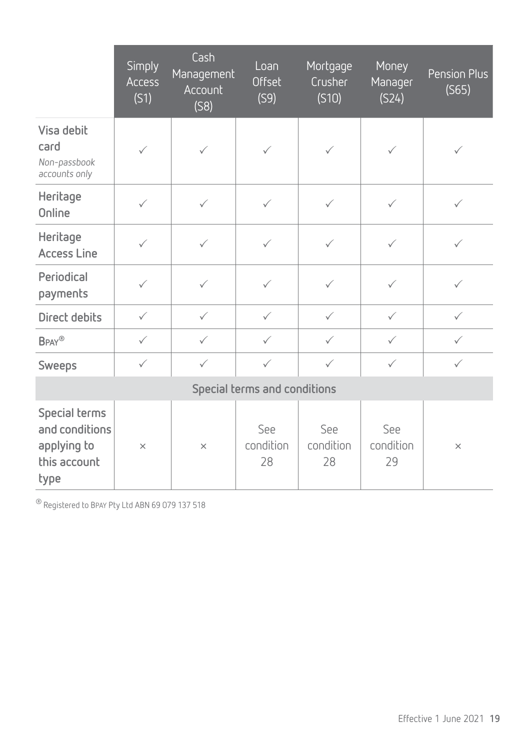| | Simply Access (S1) | Cash Management Account (S8) | Loan Offset (S9) | Mortgage Crusher (S10) | Money Manager (S24) | Pension Plus (S65) |
|---|---|---|---|---|---|---|
| **Visa debit card** *Non-passbook accounts only* | ✓ | ✓ | ✓ | ✓ | ✓ | ✓ |
| **Heritage Online** | ✓ | ✓ | ✓ | ✓ | ✓ | ✓ |
| **Heritage Access Line** | ✓ | ✓ | ✓ | ✓ | ✓ | ✓ |
| **Periodical payments** | ✓ | ✓ | ✓ | ✓ | ✓ | ✓ |
| **Direct debits** | ✓ | ✓ | ✓ | ✓ | ✓ | ✓ |
| **BPAY®** | ✓ | ✓ | ✓ | ✓ | ✓ | ✓ |
| **Sweeps** | ✓ | ✓ | ✓ | ✓ | ✓ | ✓ |
| **Special terms and conditions** | | | | | | |
| **Special terms and conditions applying to this account type** | × | × | See condition 28 | See condition 28 | See condition 29 | × |

® Registered to BPAY Pty Ltd ABN 69 079 137 518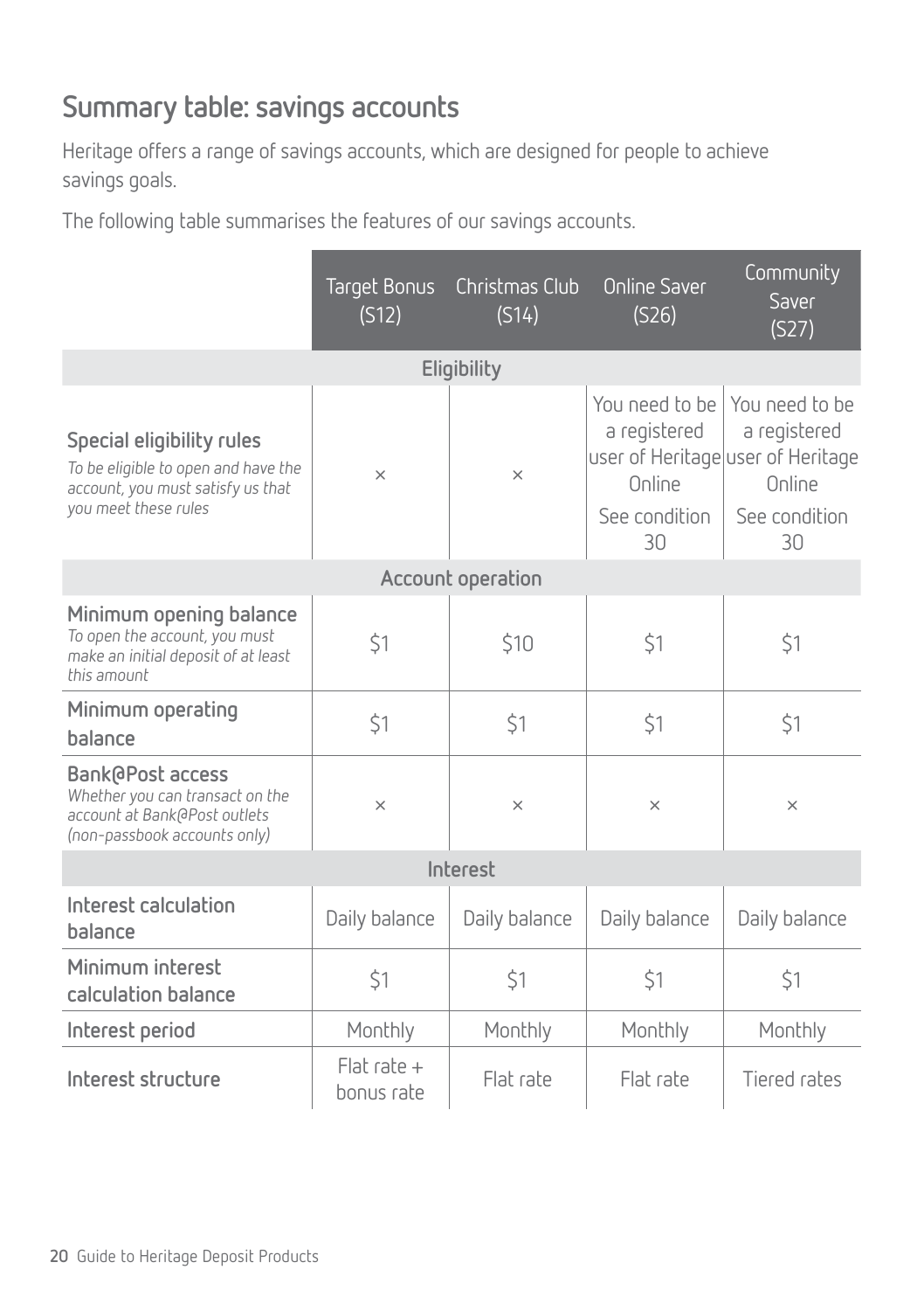## Summary table: savings accounts

Heritage offers a range of savings accounts, which are designed for people to achieve savings goals.

The following table summarises the features of our savings accounts.

| | Target Bonus (S12) | Christmas Club (S14) | Online Saver (S26) | Community Saver (S27) |
|---|---|---|---|---|
| **Eligibility** | | | | |
| **Special eligibility rules** *To be eligible to open and have the account, you must satisfy us that you meet these rules* | × | × | You need to be a registered user of Heritage Online See condition 30 | You need to be a registered user of Heritage Online See condition 30 |
| **Account operation** | | | | |
| **Minimum opening balance** *To open the account, you must make an initial deposit of at least this amount* | $1 | $10 | $1 | $1 |
| **Minimum operating balance** | $1 | $1 | $1 | $1 |
| **Bank@Post access** *Whether you can transact on the account at Bank@Post outlets (non-passbook accounts only)* | × | × | × | × |
| **Interest** | | | | |
| **Interest calculation balance** | Daily balance | Daily balance | Daily balance | Daily balance |
| **Minimum interest calculation balance** | $1 | $1 | $1 | $1 |
| **Interest period** | Monthly | Monthly | Monthly | Monthly |
| **Interest structure** | Flat rate + bonus rate | Flat rate | Flat rate | Tiered rates |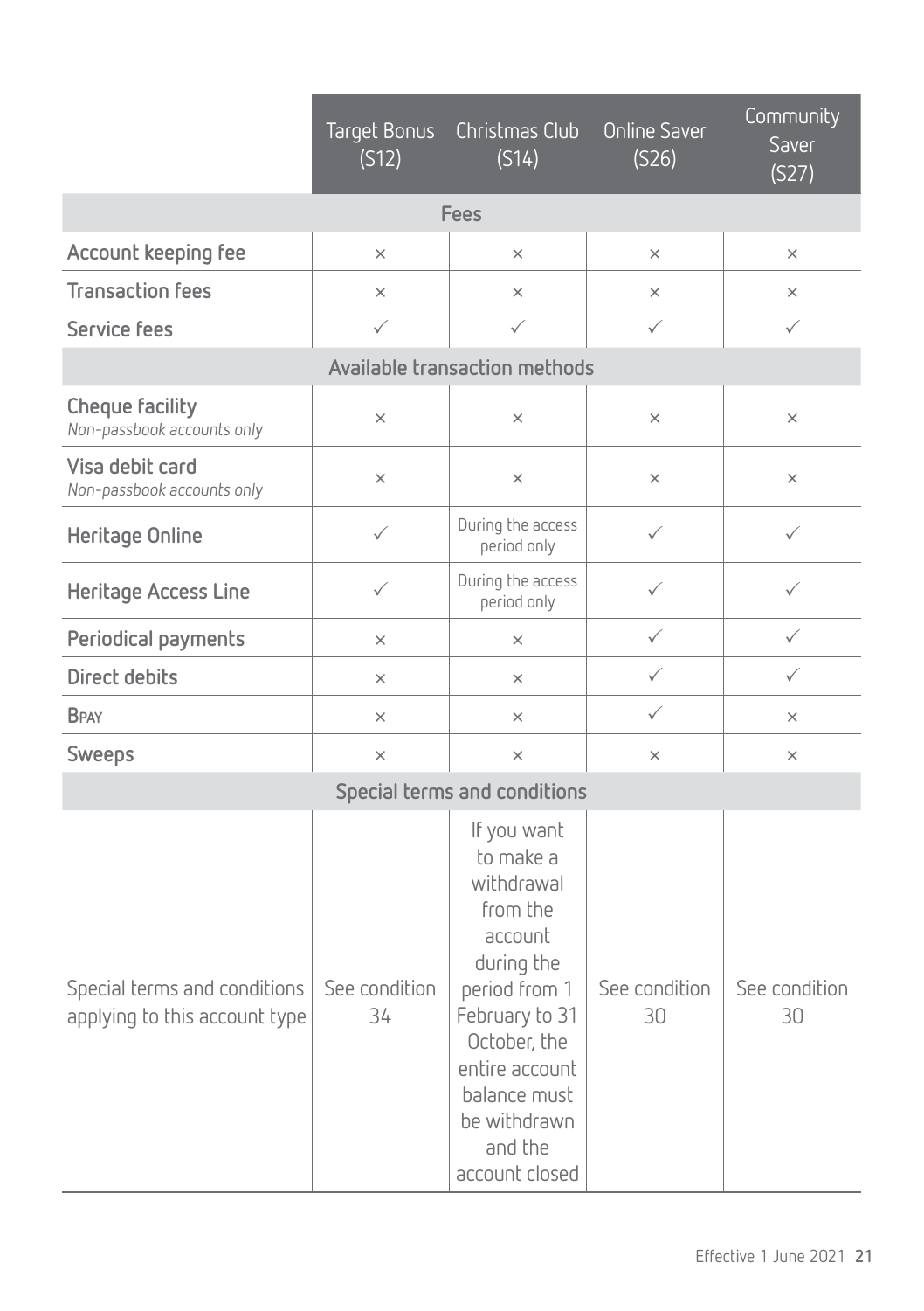| | Target Bonus (S12) | Christmas Club (S14) | Online Saver (S26) | Community Saver (S27) |
|---|---|---|---|---|
| **Fees** | | | | |
| Account keeping fee | × | × | × | × |
| Transaction fees | × | × | × | × |
| Service fees | ✓ | ✓ | ✓ | ✓ |
| **Available transaction methods** | | | | |
| Cheque facility *Non-passbook accounts only* | × | × | × | × |
| Visa debit card *Non-passbook accounts only* | × | × | × | × |
| Heritage Online | ✓ | During the access period only | ✓ | ✓ |
| Heritage Access Line | ✓ | During the access period only | ✓ | ✓ |
| Periodical payments | × | × | ✓ | ✓ |
| Direct debits | × | × | ✓ | ✓ |
| BPAY | × | × | ✓ | × |
| Sweeps | × | × | × | × |
| **Special terms and conditions** | | | | |
| Special terms and conditions applying to this account type | See condition 34 | If you want to make a withdrawal from the account during the period from 1 February to 31 October, the entire account balance must be withdrawn and the account closed | See condition 30 | See condition 30 |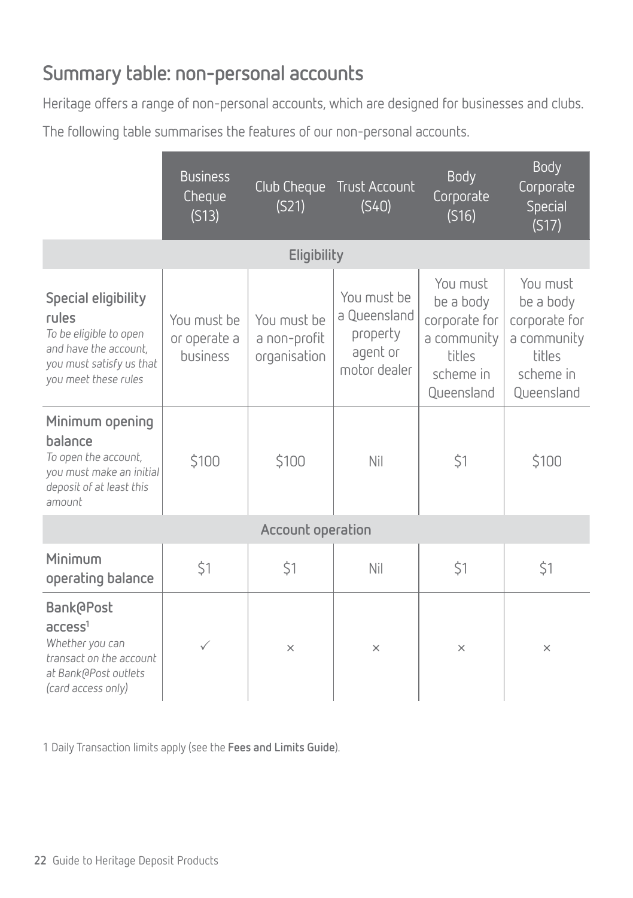## Summary table: non-personal accounts

Heritage offers a range of non-personal accounts, which are designed for businesses and clubs.

The following table summarises the features of our non-personal accounts.

| | Business Cheque (S13) | Club Cheque (S21) | Trust Account (S40) | Body Corporate (S16) | Body Corporate Special (S17) |
|---|---|---|---|---|---|
| **Eligibility** | | | | | |
| **Special eligibility rules** *To be eligible to open and have the account, you must satisfy us that you meet these rules* | You must be or operate a business | You must be a non-profit organisation | You must be a Queensland property agent or motor dealer | You must be a body corporate for a community titles scheme in Queensland | You must be a body corporate for a community titles scheme in Queensland |
| **Minimum opening balance** *To open the account, you must make an initial deposit of at least this amount* | $100 | $100 | Nil | $1 | $100 |
| **Account operation** | | | | | |
| **Minimum operating balance** | $1 | $1 | Nil | $1 | $1 |
| **Bank@Post access**[1] *Whether you can transact on the account at Bank@Post outlets (card access only)* | ✓ | × | × | × | × |

1 Daily Transaction limits apply (see the **Fees and Limits Guide**).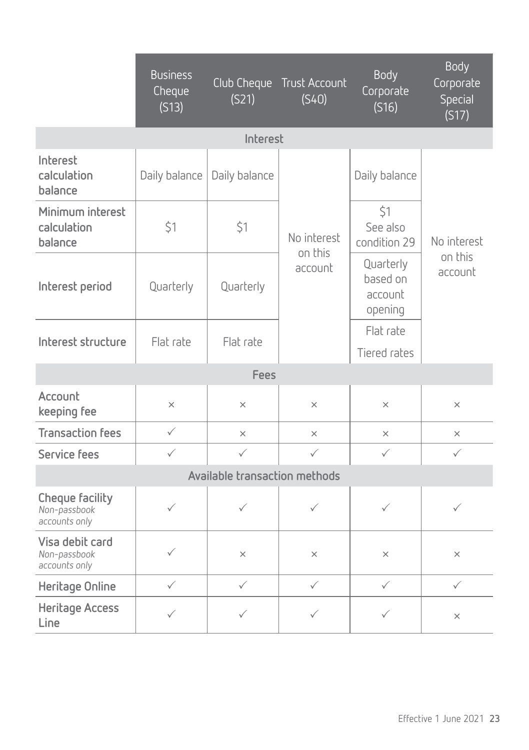| | Business Cheque (S13) | Club Cheque (S21) | Trust Account (S40) | Body Corporate (S16) | Body Corporate Special (S17) |
|---|---|---|---|---|---|
| **Interest** | | | | | |
| Interest calculation balance | Daily balance | Daily balance | No interest on this account | Daily balance | No interest on this account |
| Minimum interest calculation balance | $1 | $1 | | $1 See also condition 29 | |
| Interest period | Quarterly | Quarterly | | Quarterly based on account opening | |
| Interest structure | Flat rate | Flat rate | | Flat rate<br>Tiered rates | |
| **Fees** | | | | | |
| Account keeping fee | × | × | × | × | × |
| Transaction fees | ✓ | × | × | × | × |
| Service fees | ✓ | ✓ | ✓ | ✓ | ✓ |
| **Available transaction methods** | | | | | |
| Cheque facility *Non-passbook accounts only* | ✓ | ✓ | ✓ | ✓ | ✓ |
| Visa debit card *Non-passbook accounts only* | ✓ | × | × | × | × |
| Heritage Online | ✓ | ✓ | ✓ | ✓ | ✓ |
| Heritage Access Line | ✓ | ✓ | ✓ | ✓ | × |

Effective 1 June 2021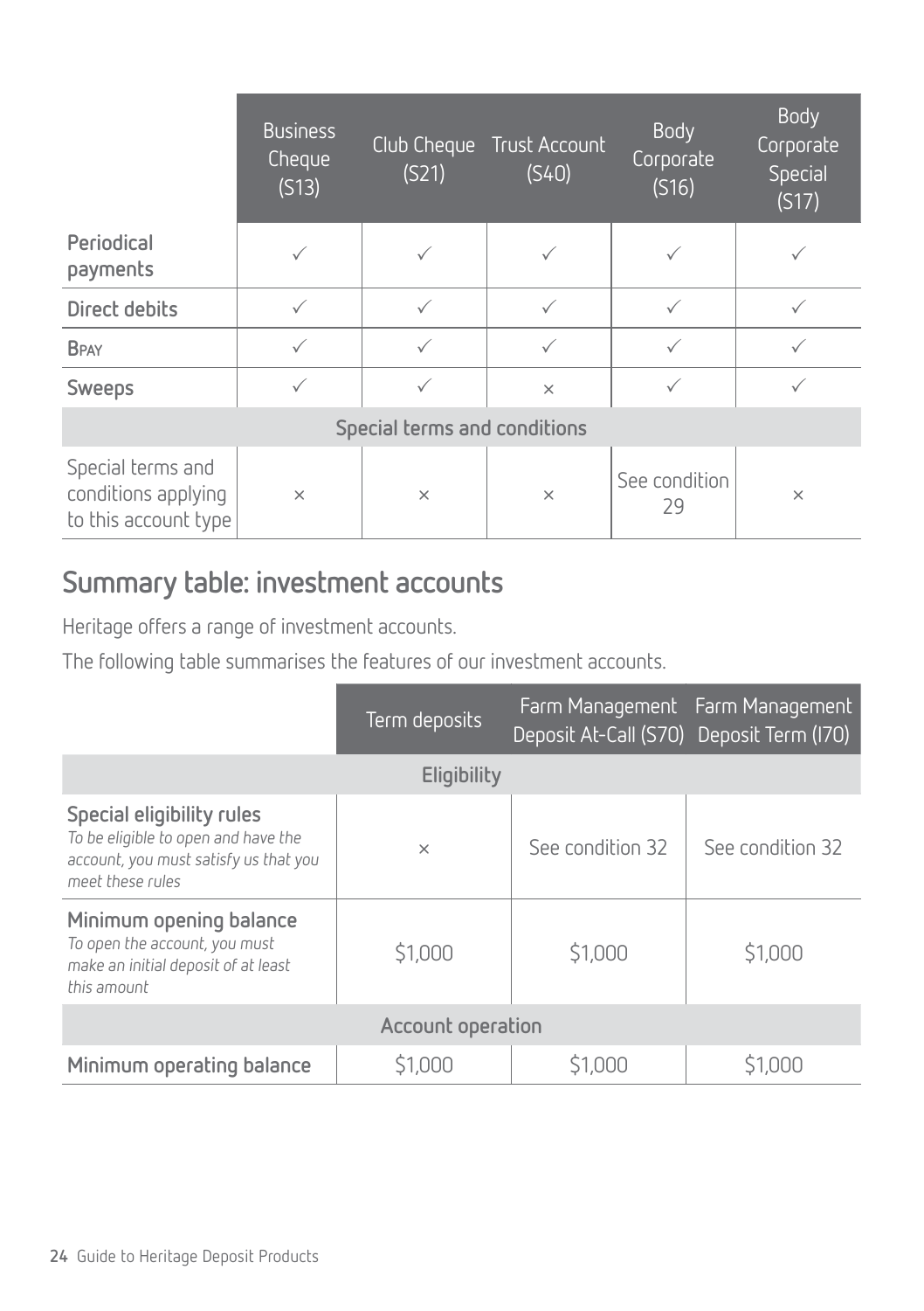| | Business Cheque (S13) | Club Cheque (S21) | Trust Account (S40) | Body Corporate (S16) | Body Corporate Special (S17) |
|---|---|---|---|---|---|
| **Periodical payments** | ✓ | ✓ | ✓ | ✓ | ✓ |
| **Direct debits** | ✓ | ✓ | ✓ | ✓ | ✓ |
| **BPAY** | ✓ | ✓ | ✓ | ✓ | ✓ |
| **Sweeps** | ✓ | ✓ | × | ✓ | ✓ |
| **Special terms and conditions** | | | | | |
| Special terms and conditions applying to this account type | × | × | × | See condition 29 | × |

## Summary table: investment accounts

Heritage offers a range of investment accounts.

The following table summarises the features of our investment accounts.

| | Term deposits | Farm Management Deposit At-Call (S70) | Farm Management Deposit Term (I70) |
|---|---|---|---|
| **Eligibility** | | | |
| **Special eligibility rules** *To be eligible to open and have the account, you must satisfy us that you meet these rules* | × | See condition 32 | See condition 32 |
| **Minimum opening balance** *To open the account, you must make an initial deposit of at least this amount* | $1,000 | $1,000 | $1,000 |
| **Account operation** | | | |
| **Minimum operating balance** | $1,000 | $1,000 | $1,000 |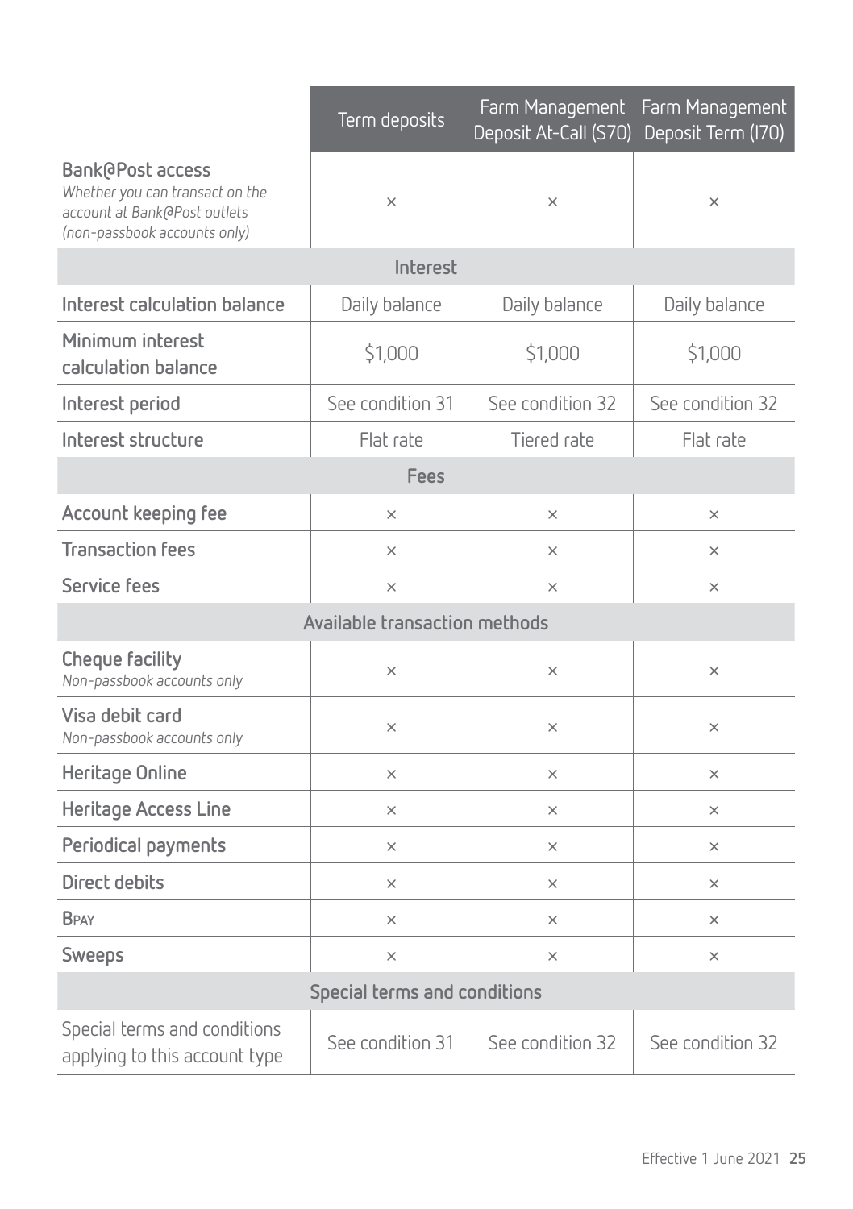| | Term deposits | Farm Management Deposit At-Call (S70) | Farm Management Deposit Term (I70) |
|---|---|---|---|
| **Bank@Post access** *Whether you can transact on the account at Bank@Post outlets (non-passbook accounts only)* | × | × | × |
| **Interest** | | | |
| **Interest calculation balance** | Daily balance | Daily balance | Daily balance |
| **Minimum interest calculation balance** | $1,000 | $1,000 | $1,000 |
| **Interest period** | See condition 31 | See condition 32 | See condition 32 |
| **Interest structure** | Flat rate | Tiered rate | Flat rate |
| **Fees** | | | |
| **Account keeping fee** | × | × | × |
| **Transaction fees** | × | × | × |
| **Service fees** | × | × | × |
| **Available transaction methods** | | | |
| **Cheque facility** *Non-passbook accounts only* | × | × | × |
| **Visa debit card** *Non-passbook accounts only* | × | × | × |
| **Heritage Online** | × | × | × |
| **Heritage Access Line** | × | × | × |
| **Periodical payments** | × | × | × |
| **Direct debits** | × | × | × |
| **BPAY** | × | × | × |
| **Sweeps** | × | × | × |
| **Special terms and conditions** | | | |
| Special terms and conditions applying to this account type | See condition 31 | See condition 32 | See condition 32 |

Effective 1 June 2021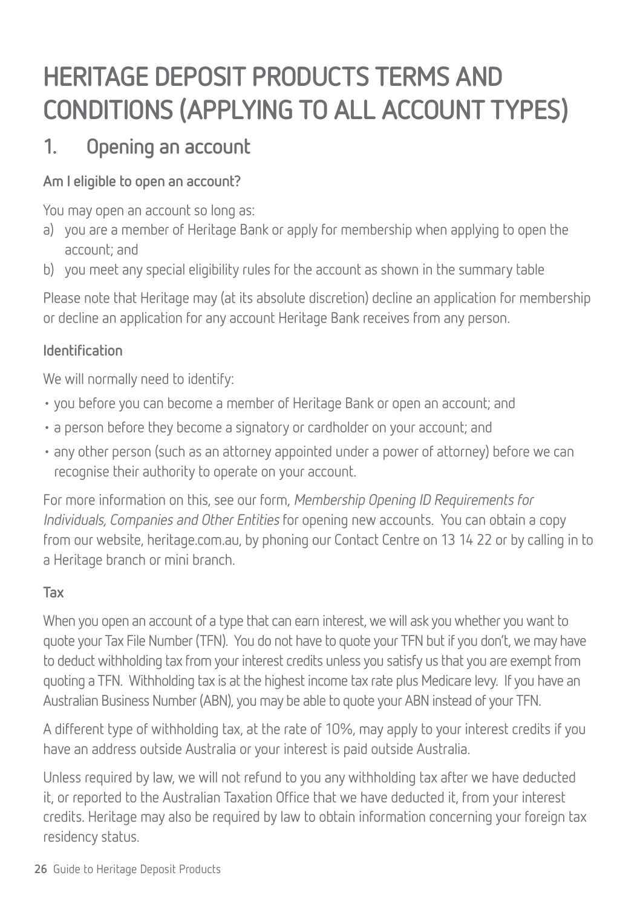# HERITAGE DEPOSIT PRODUCTS TERMS AND CONDITIONS (APPLYING TO ALL ACCOUNT TYPES)

## 1. Opening an account

### Am I eligible to open an account?

You may open an account so long as:

a) you are a member of Heritage Bank or apply for membership when applying to open the account; and
b) you meet any special eligibility rules for the account as shown in the summary table

Please note that Heritage may (at its absolute discretion) decline an application for membership or decline an application for any account Heritage Bank receives from any person.

### Identification

We will normally need to identify:

- you before you can become a member of Heritage Bank or open an account; and
- a person before they become a signatory or cardholder on your account; and
- any other person (such as an attorney appointed under a power of attorney) before we can recognise their authority to operate on your account.

For more information on this, see our form, *Membership Opening ID Requirements for Individuals, Companies and Other Entities* for opening new accounts. You can obtain a copy from our website, heritage.com.au, by phoning our Contact Centre on 13 14 22 or by calling in to a Heritage branch or mini branch.

### Tax

When you open an account of a type that can earn interest, we will ask you whether you want to quote your Tax File Number (TFN). You do not have to quote your TFN but if you don't, we may have to deduct withholding tax from your interest credits unless you satisfy us that you are exempt from quoting a TFN. Withholding tax is at the highest income tax rate plus Medicare levy. If you have an Australian Business Number (ABN), you may be able to quote your ABN instead of your TFN.

A different type of withholding tax, at the rate of 10%, may apply to your interest credits if you have an address outside Australia or your interest is paid outside Australia.

Unless required by law, we will not refund to you any withholding tax after we have deducted it, or reported to the Australian Taxation Office that we have deducted it, from your interest credits. Heritage may also be required by law to obtain information concerning your foreign tax residency status.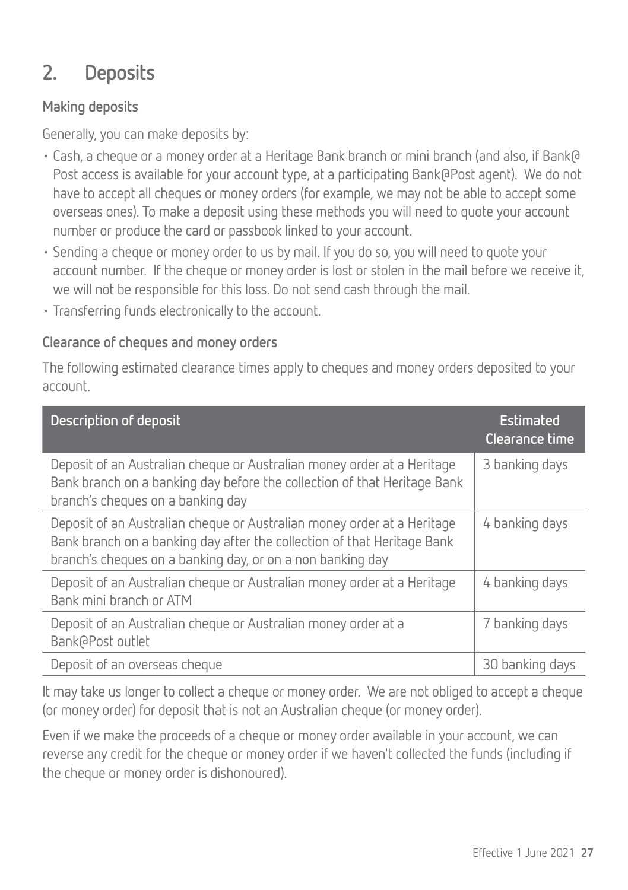## 2. Deposits

### Making deposits

Generally, you can make deposits by:

- Cash, a cheque or a money order at a Heritage Bank branch or mini branch (and also, if Bank@Post access is available for your account type, at a participating Bank@Post agent). We do not have to accept all cheques or money orders (for example, we may not be able to accept some overseas ones). To make a deposit using these methods you will need to quote your account number or produce the card or passbook linked to your account.
- Sending a cheque or money order to us by mail. If you do so, you will need to quote your account number. If the cheque or money order is lost or stolen in the mail before we receive it, we will not be responsible for this loss. Do not send cash through the mail.
- Transferring funds electronically to the account.

### Clearance of cheques and money orders

The following estimated clearance times apply to cheques and money orders deposited to your account.

| Description of deposit | Estimated Clearance time |
| --- | --- |
| Deposit of an Australian cheque or Australian money order at a Heritage Bank branch on a banking day before the collection of that Heritage Bank branch's cheques on a banking day | 3 banking days |
| Deposit of an Australian cheque or Australian money order at a Heritage Bank branch on a banking day after the collection of that Heritage Bank branch's cheques on a banking day, or on a non banking day | 4 banking days |
| Deposit of an Australian cheque or Australian money order at a Heritage Bank mini branch or ATM | 4 banking days |
| Deposit of an Australian cheque or Australian money order at a Bank@Post outlet | 7 banking days |
| Deposit of an overseas cheque | 30 banking days |

It may take us longer to collect a cheque or money order. We are not obliged to accept a cheque (or money order) for deposit that is not an Australian cheque (or money order).

Even if we make the proceeds of a cheque or money order available in your account, we can reverse any credit for the cheque or money order if we haven't collected the funds (including if the cheque or money order is dishonoured).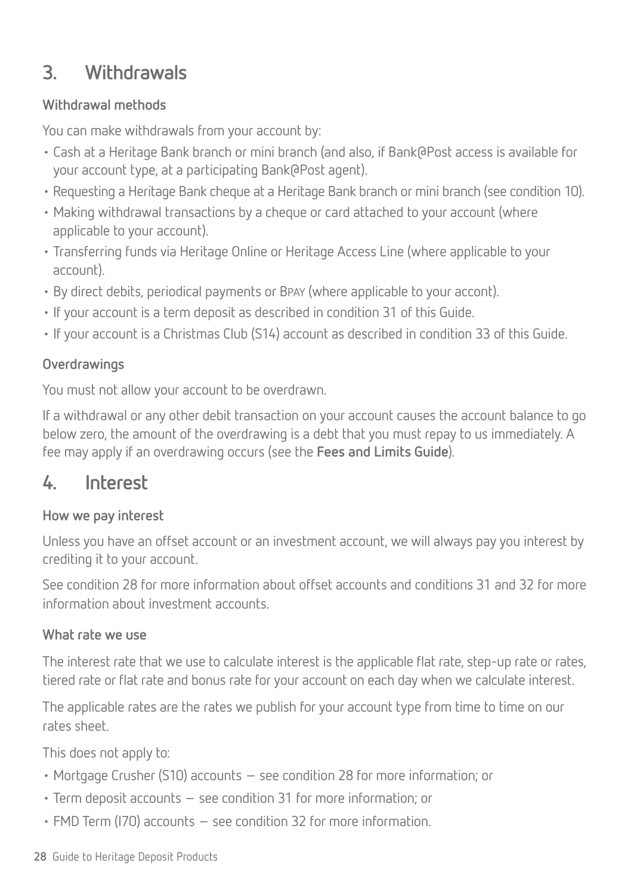## 3. Withdrawals

### Withdrawal methods

You can make withdrawals from your account by:

- Cash at a Heritage Bank branch or mini branch (and also, if Bank@Post access is available for your account type, at a participating Bank@Post agent).
- Requesting a Heritage Bank cheque at a Heritage Bank branch or mini branch (see condition 10).
- Making withdrawal transactions by a cheque or card attached to your account (where applicable to your account).
- Transferring funds via Heritage Online or Heritage Access Line (where applicable to your account).
- By direct debits, periodical payments or BPAY (where applicable to your accont).
- If your account is a term deposit as described in condition 31 of this Guide.
- If your account is a Christmas Club (S14) account as described in condition 33 of this Guide.

### Overdrawings

You must not allow your account to be overdrawn.

If a withdrawal or any other debit transaction on your account causes the account balance to go below zero, the amount of the overdrawing is a debt that you must repay to us immediately. A fee may apply if an overdrawing occurs (see the **Fees and Limits Guide**).

## 4. Interest

### How we pay interest

Unless you have an offset account or an investment account, we will always pay you interest by crediting it to your account.

See condition 28 for more information about offset accounts and conditions 31 and 32 for more information about investment accounts.

### What rate we use

The interest rate that we use to calculate interest is the applicable flat rate, step-up rate or rates, tiered rate or flat rate and bonus rate for your account on each day when we calculate interest.

The applicable rates are the rates we publish for your account type from time to time on our rates sheet.

This does not apply to:

- Mortgage Crusher (S10) accounts – see condition 28 for more information; or
- Term deposit accounts – see condition 31 for more information; or
- FMD Term (I70) accounts – see condition 32 for more information.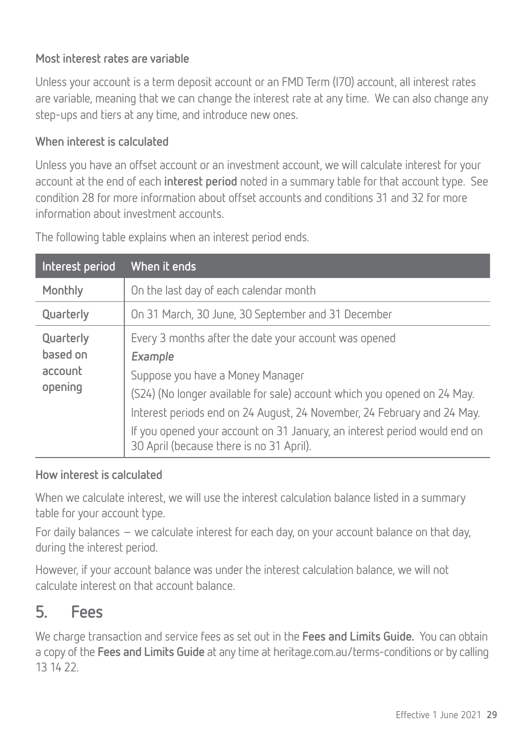### Most interest rates are variable

Unless your account is a term deposit account or an FMD Term (I70) account, all interest rates are variable, meaning that we can change the interest rate at any time. We can also change any step-ups and tiers at any time, and introduce new ones.

### When interest is calculated

Unless you have an offset account or an investment account, we will calculate interest for your account at the end of each **interest period** noted in a summary table for that account type. See condition 28 for more information about offset accounts and conditions 31 and 32 for more information about investment accounts.

The following table explains when an interest period ends.

| Interest period | When it ends |
|---|---|
| **Monthly** | On the last day of each calendar month |
| **Quarterly** | On 31 March, 30 June, 30 September and 31 December |
| **Quarterly based on account opening** | Every 3 months after the date your account was opened<br>***Example***<br>Suppose you have a Money Manager<br>(S24) (No longer available for sale) account which you opened on 24 May.<br>Interest periods end on 24 August, 24 November, 24 February and 24 May.<br>If you opened your account on 31 January, an interest period would end on 30 April (because there is no 31 April). |

### How interest is calculated

When we calculate interest, we will use the interest calculation balance listed in a summary table for your account type.

For daily balances – we calculate interest for each day, on your account balance on that day, during the interest period.

However, if your account balance was under the interest calculation balance, we will not calculate interest on that account balance.

## 5. Fees

We charge transaction and service fees as set out in the **Fees and Limits Guide.** You can obtain a copy of the **Fees and Limits Guide** at any time at heritage.com.au/terms-conditions or by calling 13 14 22.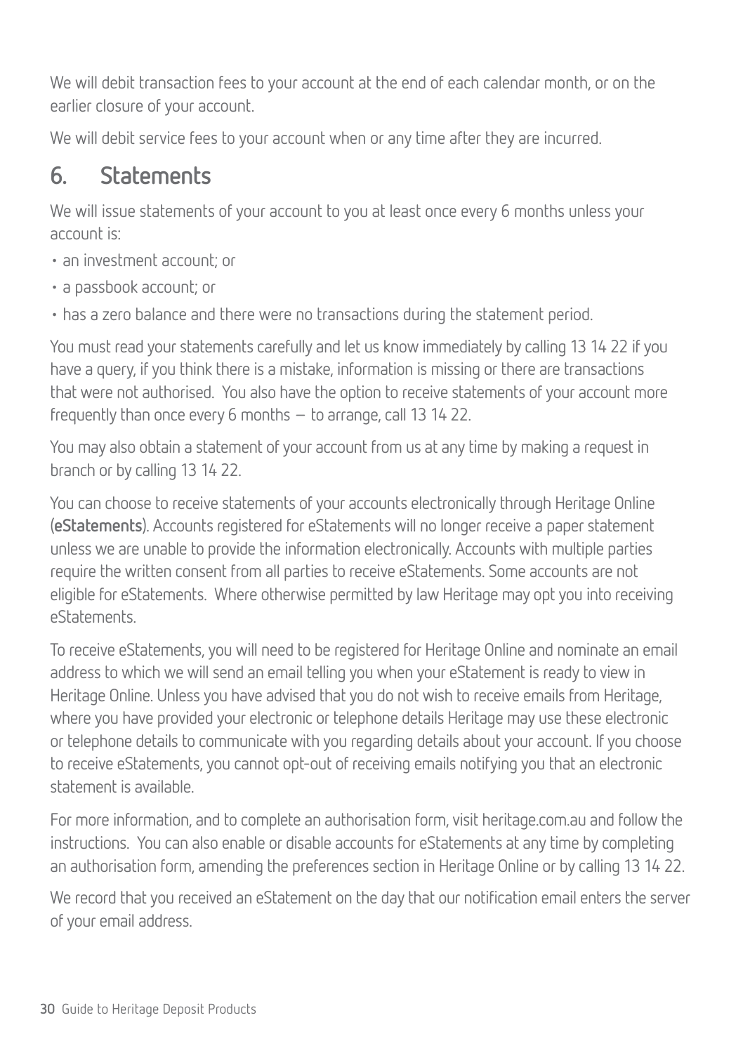We will debit transaction fees to your account at the end of each calendar month, or on the earlier closure of your account.

We will debit service fees to your account when or any time after they are incurred.

## 6. Statements

We will issue statements of your account to you at least once every 6 months unless your account is:

- an investment account; or
- a passbook account; or
- has a zero balance and there were no transactions during the statement period.

You must read your statements carefully and let us know immediately by calling 13 14 22 if you have a query, if you think there is a mistake, information is missing or there are transactions that were not authorised. You also have the option to receive statements of your account more frequently than once every 6 months – to arrange, call 13 14 22.

You may also obtain a statement of your account from us at any time by making a request in branch or by calling 13 14 22.

You can choose to receive statements of your accounts electronically through Heritage Online (**eStatements**). Accounts registered for eStatements will no longer receive a paper statement unless we are unable to provide the information electronically. Accounts with multiple parties require the written consent from all parties to receive eStatements. Some accounts are not eligible for eStatements. Where otherwise permitted by law Heritage may opt you into receiving eStatements.

To receive eStatements, you will need to be registered for Heritage Online and nominate an email address to which we will send an email telling you when your eStatement is ready to view in Heritage Online. Unless you have advised that you do not wish to receive emails from Heritage, where you have provided your electronic or telephone details Heritage may use these electronic or telephone details to communicate with you regarding details about your account. If you choose to receive eStatements, you cannot opt-out of receiving emails notifying you that an electronic statement is available.

For more information, and to complete an authorisation form, visit heritage.com.au and follow the instructions. You can also enable or disable accounts for eStatements at any time by completing an authorisation form, amending the preferences section in Heritage Online or by calling 13 14 22.

We record that you received an eStatement on the day that our notification email enters the server of your email address.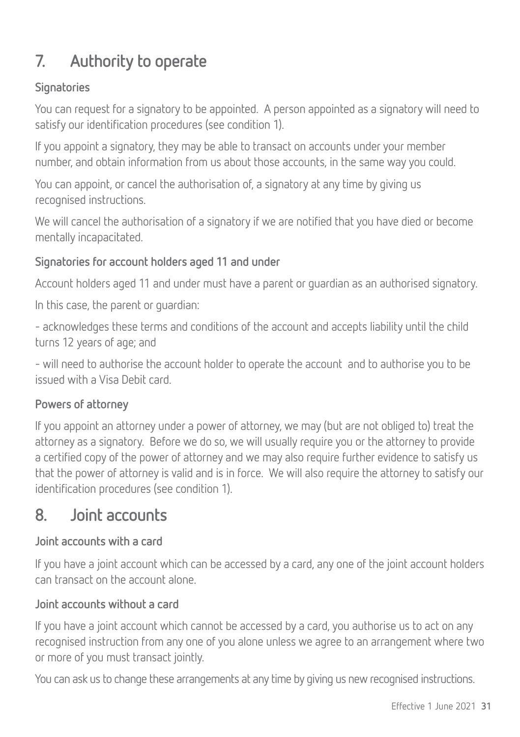## 7. Authority to operate

### Signatories

You can request for a signatory to be appointed. A person appointed as a signatory will need to satisfy our identification procedures (see condition 1).

If you appoint a signatory, they may be able to transact on accounts under your member number, and obtain information from us about those accounts, in the same way you could.

You can appoint, or cancel the authorisation of, a signatory at any time by giving us recognised instructions.

We will cancel the authorisation of a signatory if we are notified that you have died or become mentally incapacitated.

### Signatories for account holders aged 11 and under

Account holders aged 11 and under must have a parent or guardian as an authorised signatory.

In this case, the parent or guardian:

- acknowledges these terms and conditions of the account and accepts liability until the child turns 12 years of age; and
- will need to authorise the account holder to operate the account and to authorise you to be issued with a Visa Debit card.

### Powers of attorney

If you appoint an attorney under a power of attorney, we may (but are not obliged to) treat the attorney as a signatory. Before we do so, we will usually require you or the attorney to provide a certified copy of the power of attorney and we may also require further evidence to satisfy us that the power of attorney is valid and is in force. We will also require the attorney to satisfy our identification procedures (see condition 1).

## 8. Joint accounts

### Joint accounts with a card

If you have a joint account which can be accessed by a card, any one of the joint account holders can transact on the account alone.

### Joint accounts without a card

If you have a joint account which cannot be accessed by a card, you authorise us to act on any recognised instruction from any one of you alone unless we agree to an arrangement where two or more of you must transact jointly.

You can ask us to change these arrangements at any time by giving us new recognised instructions.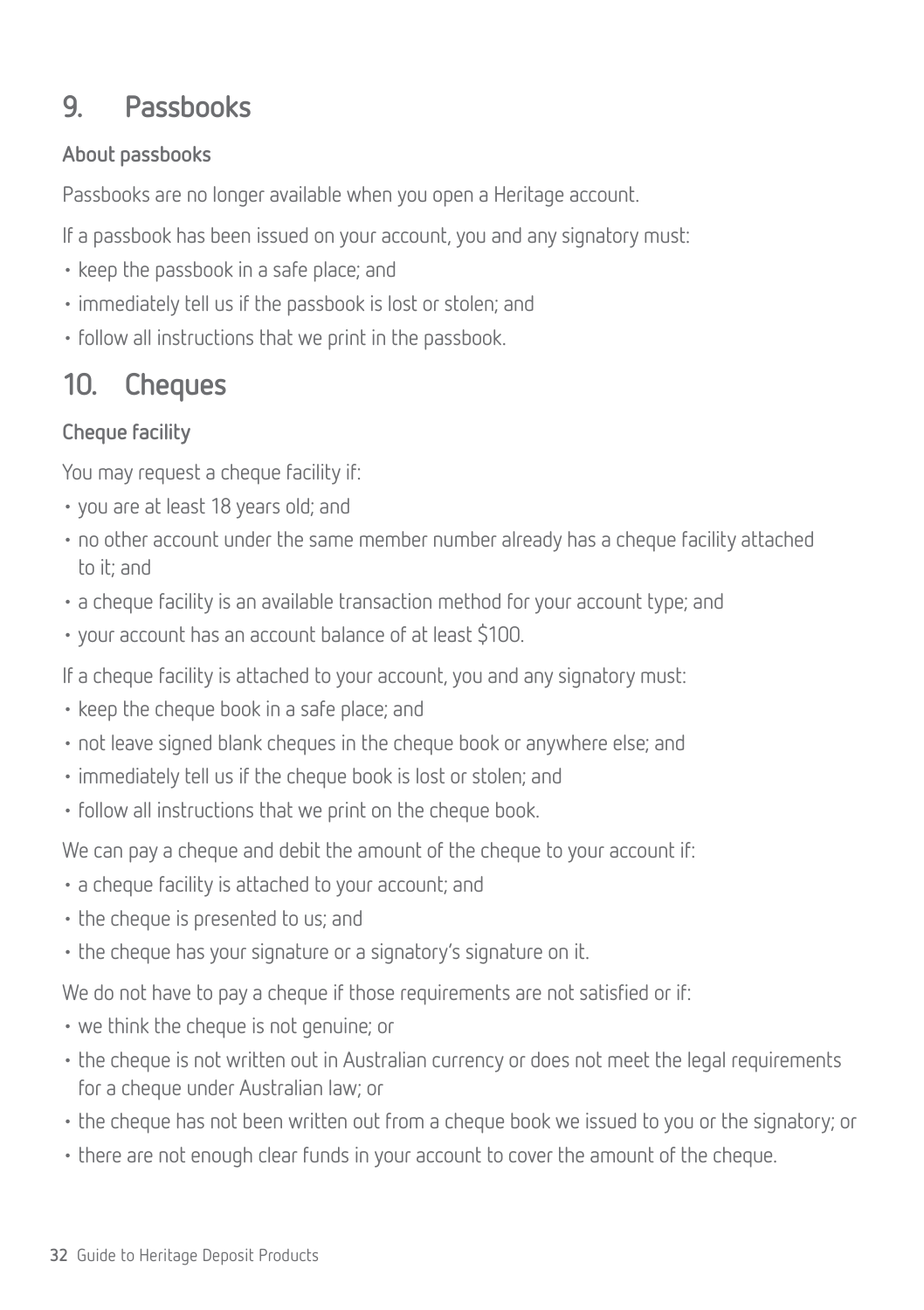## 9. Passbooks

### About passbooks

Passbooks are no longer available when you open a Heritage account.

If a passbook has been issued on your account, you and any signatory must:

- keep the passbook in a safe place; and
- immediately tell us if the passbook is lost or stolen; and
- follow all instructions that we print in the passbook.

## 10. Cheques

### Cheque facility

You may request a cheque facility if:

- you are at least 18 years old; and
- no other account under the same member number already has a cheque facility attached to it; and
- a cheque facility is an available transaction method for your account type; and
- your account has an account balance of at least $100.

If a cheque facility is attached to your account, you and any signatory must:

- keep the cheque book in a safe place; and
- not leave signed blank cheques in the cheque book or anywhere else; and
- immediately tell us if the cheque book is lost or stolen; and
- follow all instructions that we print on the cheque book.

We can pay a cheque and debit the amount of the cheque to your account if:

- a cheque facility is attached to your account; and
- the cheque is presented to us; and
- the cheque has your signature or a signatory's signature on it.

We do not have to pay a cheque if those requirements are not satisfied or if:

- we think the cheque is not genuine; or
- the cheque is not written out in Australian currency or does not meet the legal requirements for a cheque under Australian law; or
- the cheque has not been written out from a cheque book we issued to you or the signatory; or
- there are not enough clear funds in your account to cover the amount of the cheque.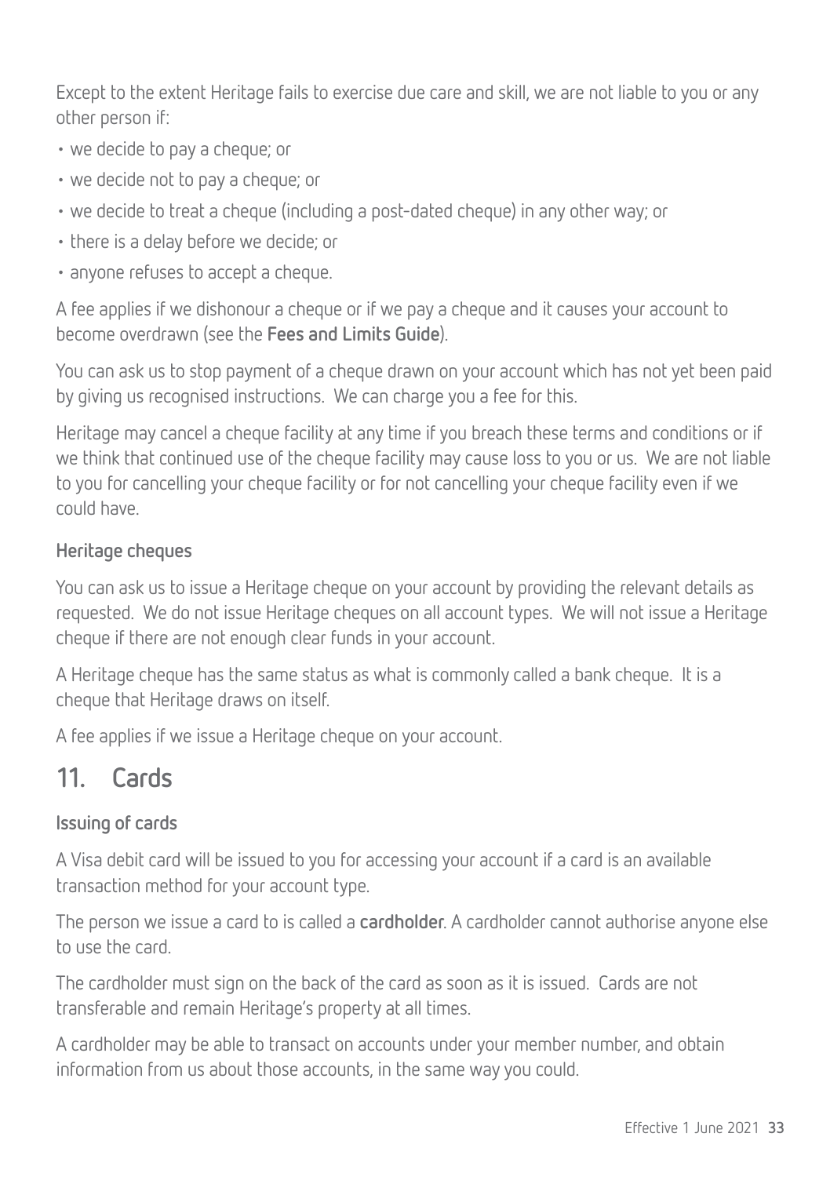Except to the extent Heritage fails to exercise due care and skill, we are not liable to you or any other person if:

- we decide to pay a cheque; or
- we decide not to pay a cheque; or
- we decide to treat a cheque (including a post-dated cheque) in any other way; or
- there is a delay before we decide; or
- anyone refuses to accept a cheque.

A fee applies if we dishonour a cheque or if we pay a cheque and it causes your account to become overdrawn (see the **Fees and Limits Guide**).

You can ask us to stop payment of a cheque drawn on your account which has not yet been paid by giving us recognised instructions. We can charge you a fee for this.

Heritage may cancel a cheque facility at any time if you breach these terms and conditions or if we think that continued use of the cheque facility may cause loss to you or us. We are not liable to you for cancelling your cheque facility or for not cancelling your cheque facility even if we could have.

### Heritage cheques

You can ask us to issue a Heritage cheque on your account by providing the relevant details as requested. We do not issue Heritage cheques on all account types. We will not issue a Heritage cheque if there are not enough clear funds in your account.

A Heritage cheque has the same status as what is commonly called a bank cheque. It is a cheque that Heritage draws on itself.

A fee applies if we issue a Heritage cheque on your account.

## 11. Cards

### Issuing of cards

A Visa debit card will be issued to you for accessing your account if a card is an available transaction method for your account type.

The person we issue a card to is called a **cardholder**. A cardholder cannot authorise anyone else to use the card.

The cardholder must sign on the back of the card as soon as it is issued. Cards are not transferable and remain Heritage's property at all times.

A cardholder may be able to transact on accounts under your member number, and obtain information from us about those accounts, in the same way you could.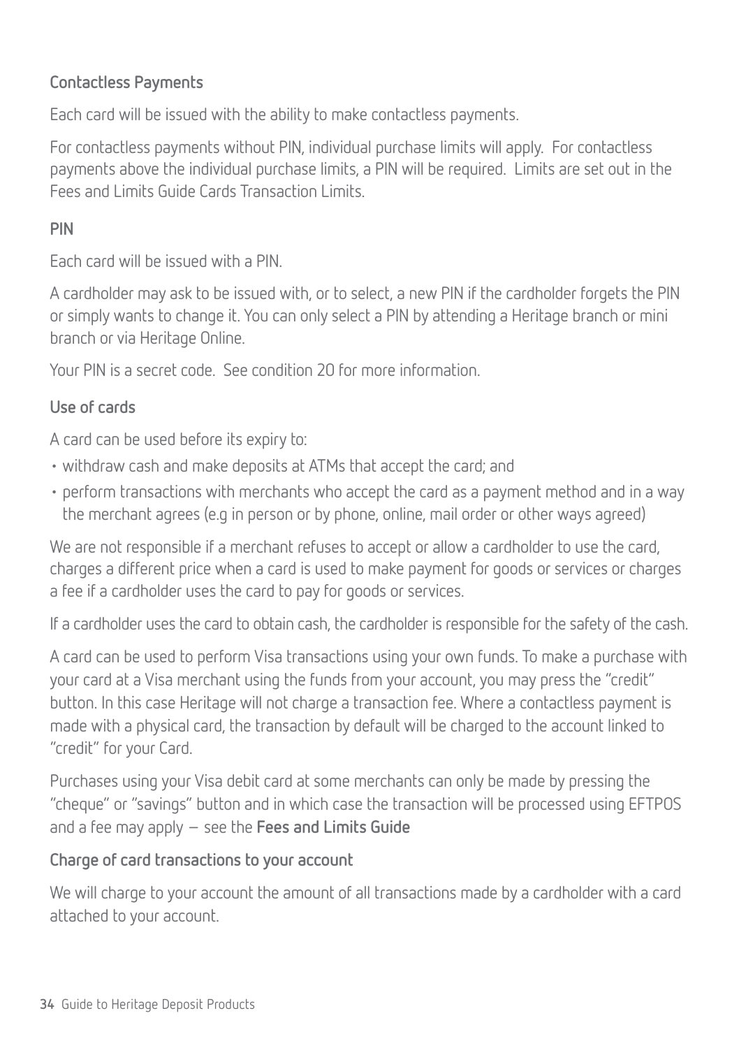### Contactless Payments

Each card will be issued with the ability to make contactless payments.

For contactless payments without PIN, individual purchase limits will apply. For contactless payments above the individual purchase limits, a PIN will be required. Limits are set out in the Fees and Limits Guide Cards Transaction Limits.

### PIN

Each card will be issued with a PIN.

A cardholder may ask to be issued with, or to select, a new PIN if the cardholder forgets the PIN or simply wants to change it. You can only select a PIN by attending a Heritage branch or mini branch or via Heritage Online.

Your PIN is a secret code. See condition 20 for more information.

### Use of cards

A card can be used before its expiry to:

- withdraw cash and make deposits at ATMs that accept the card; and
- perform transactions with merchants who accept the card as a payment method and in a way the merchant agrees (e.g in person or by phone, online, mail order or other ways agreed)

We are not responsible if a merchant refuses to accept or allow a cardholder to use the card, charges a different price when a card is used to make payment for goods or services or charges a fee if a cardholder uses the card to pay for goods or services.

If a cardholder uses the card to obtain cash, the cardholder is responsible for the safety of the cash.

A card can be used to perform Visa transactions using your own funds. To make a purchase with your card at a Visa merchant using the funds from your account, you may press the "credit" button. In this case Heritage will not charge a transaction fee. Where a contactless payment is made with a physical card, the transaction by default will be charged to the account linked to "credit" for your Card.

Purchases using your Visa debit card at some merchants can only be made by pressing the "cheque" or "savings" button and in which case the transaction will be processed using EFTPOS and a fee may apply – see the **Fees and Limits Guide**

### Charge of card transactions to your account

We will charge to your account the amount of all transactions made by a cardholder with a card attached to your account.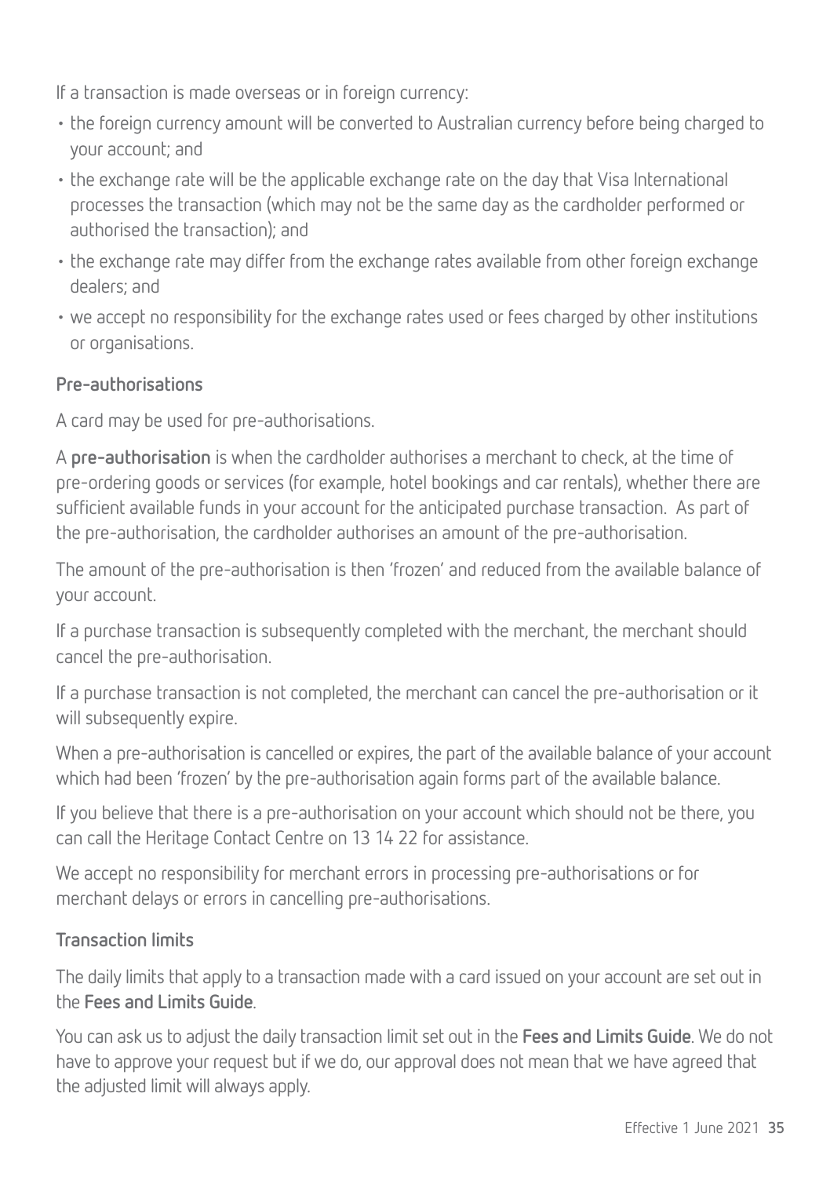If a transaction is made overseas or in foreign currency:

- the foreign currency amount will be converted to Australian currency before being charged to your account; and
- the exchange rate will be the applicable exchange rate on the day that Visa International processes the transaction (which may not be the same day as the cardholder performed or authorised the transaction); and
- the exchange rate may differ from the exchange rates available from other foreign exchange dealers; and
- we accept no responsibility for the exchange rates used or fees charged by other institutions or organisations.

### Pre-authorisations

A card may be used for pre-authorisations.

A **pre-authorisation** is when the cardholder authorises a merchant to check, at the time of pre-ordering goods or services (for example, hotel bookings and car rentals), whether there are sufficient available funds in your account for the anticipated purchase transaction. As part of the pre-authorisation, the cardholder authorises an amount of the pre-authorisation.

The amount of the pre-authorisation is then 'frozen' and reduced from the available balance of your account.

If a purchase transaction is subsequently completed with the merchant, the merchant should cancel the pre-authorisation.

If a purchase transaction is not completed, the merchant can cancel the pre-authorisation or it will subsequently expire.

When a pre-authorisation is cancelled or expires, the part of the available balance of your account which had been 'frozen' by the pre-authorisation again forms part of the available balance.

If you believe that there is a pre-authorisation on your account which should not be there, you can call the Heritage Contact Centre on 13 14 22 for assistance.

We accept no responsibility for merchant errors in processing pre-authorisations or for merchant delays or errors in cancelling pre-authorisations.

### Transaction limits

The daily limits that apply to a transaction made with a card issued on your account are set out in the **Fees and Limits Guide**.

You can ask us to adjust the daily transaction limit set out in the **Fees and Limits Guide**. We do not have to approve your request but if we do, our approval does not mean that we have agreed that the adjusted limit will always apply.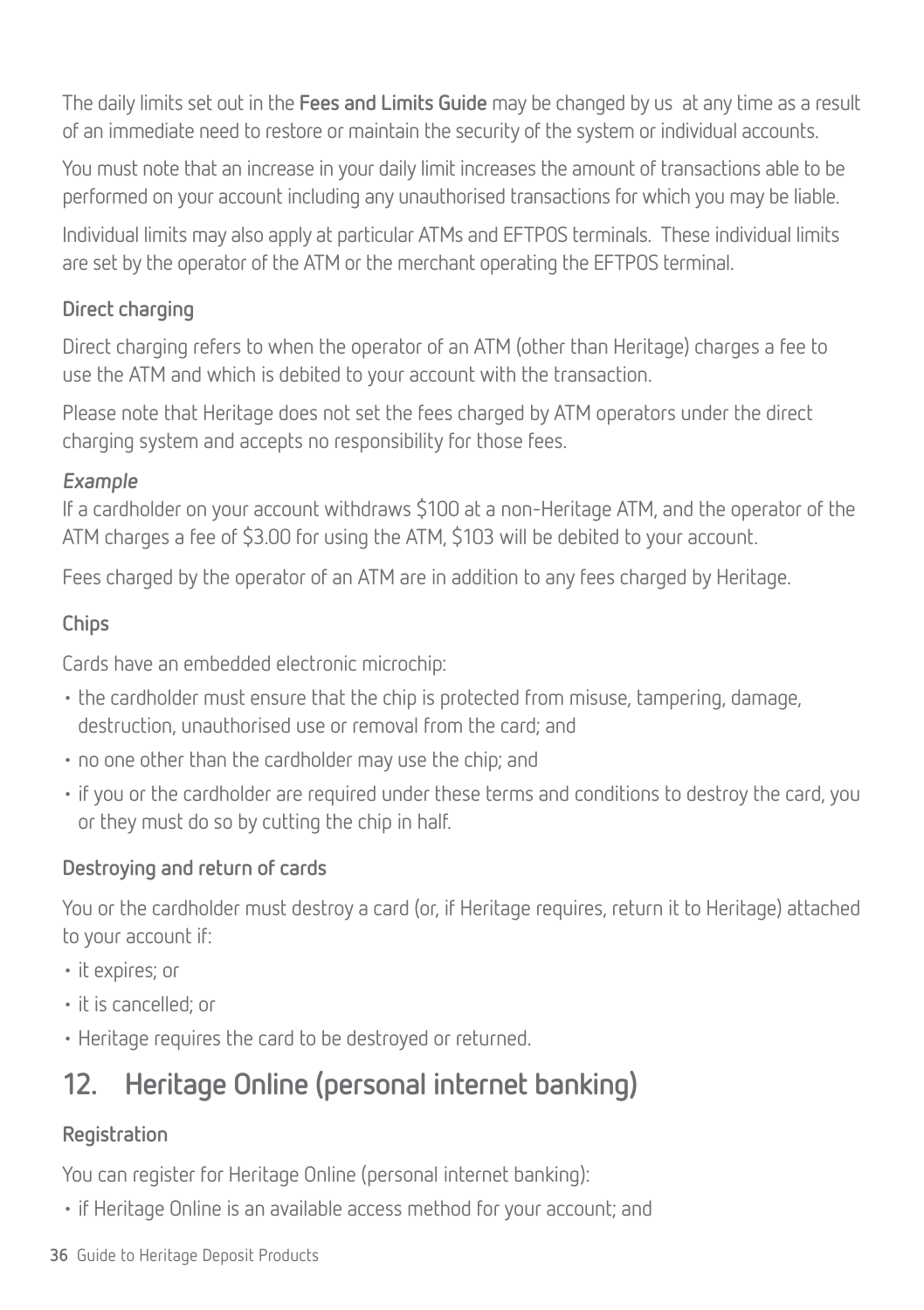The daily limits set out in the **Fees and Limits Guide** may be changed by us at any time as a result of an immediate need to restore or maintain the security of the system or individual accounts.

You must note that an increase in your daily limit increases the amount of transactions able to be performed on your account including any unauthorised transactions for which you may be liable.

Individual limits may also apply at particular ATMs and EFTPOS terminals. These individual limits are set by the operator of the ATM or the merchant operating the EFTPOS terminal.

### Direct charging

Direct charging refers to when the operator of an ATM (other than Heritage) charges a fee to use the ATM and which is debited to your account with the transaction.

Please note that Heritage does not set the fees charged by ATM operators under the direct charging system and accepts no responsibility for those fees.

*Example*
If a cardholder on your account withdraws $100 at a non-Heritage ATM, and the operator of the ATM charges a fee of $3.00 for using the ATM, $103 will be debited to your account.

Fees charged by the operator of an ATM are in addition to any fees charged by Heritage.

### Chips

Cards have an embedded electronic microchip:

- the cardholder must ensure that the chip is protected from misuse, tampering, damage, destruction, unauthorised use or removal from the card; and
- no one other than the cardholder may use the chip; and
- if you or the cardholder are required under these terms and conditions to destroy the card, you or they must do so by cutting the chip in half.

### Destroying and return of cards

You or the cardholder must destroy a card (or, if Heritage requires, return it to Heritage) attached to your account if:

- it expires; or
- it is cancelled; or
- Heritage requires the card to be destroyed or returned.

## 12. Heritage Online (personal internet banking)

### Registration

You can register for Heritage Online (personal internet banking):

- if Heritage Online is an available access method for your account; and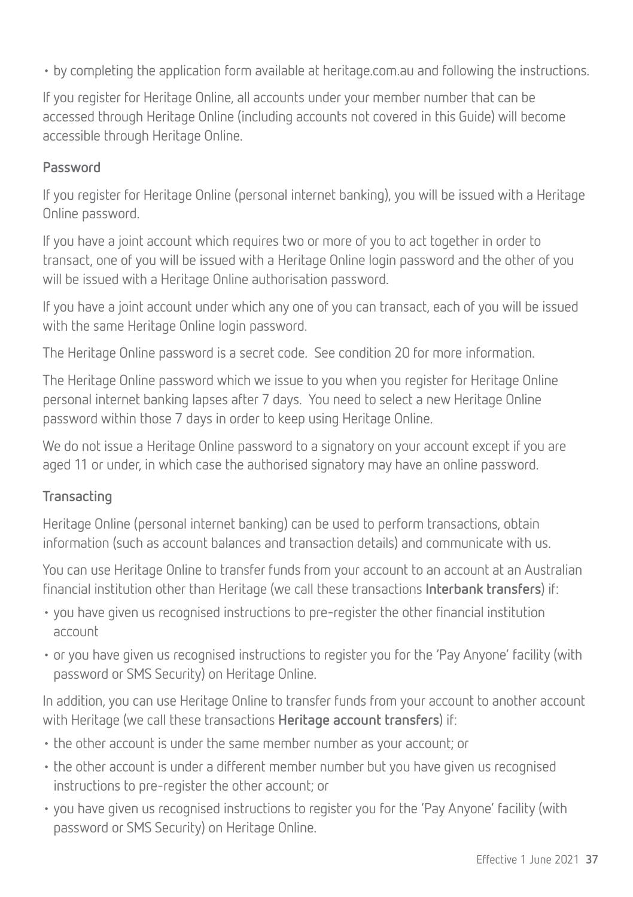- by completing the application form available at heritage.com.au and following the instructions.

If you register for Heritage Online, all accounts under your member number that can be accessed through Heritage Online (including accounts not covered in this Guide) will become accessible through Heritage Online.

### Password

If you register for Heritage Online (personal internet banking), you will be issued with a Heritage Online password.

If you have a joint account which requires two or more of you to act together in order to transact, one of you will be issued with a Heritage Online login password and the other of you will be issued with a Heritage Online authorisation password.

If you have a joint account under which any one of you can transact, each of you will be issued with the same Heritage Online login password.

The Heritage Online password is a secret code. See condition 20 for more information.

The Heritage Online password which we issue to you when you register for Heritage Online personal internet banking lapses after 7 days. You need to select a new Heritage Online password within those 7 days in order to keep using Heritage Online.

We do not issue a Heritage Online password to a signatory on your account except if you are aged 11 or under, in which case the authorised signatory may have an online password.

### Transacting

Heritage Online (personal internet banking) can be used to perform transactions, obtain information (such as account balances and transaction details) and communicate with us.

You can use Heritage Online to transfer funds from your account to an account at an Australian financial institution other than Heritage (we call these transactions **Interbank transfers**) if:

- you have given us recognised instructions to pre-register the other financial institution account
- or you have given us recognised instructions to register you for the 'Pay Anyone' facility (with password or SMS Security) on Heritage Online.

In addition, you can use Heritage Online to transfer funds from your account to another account with Heritage (we call these transactions **Heritage account transfers**) if:

- the other account is under the same member number as your account; or
- the other account is under a different member number but you have given us recognised instructions to pre-register the other account; or
- you have given us recognised instructions to register you for the 'Pay Anyone' facility (with password or SMS Security) on Heritage Online.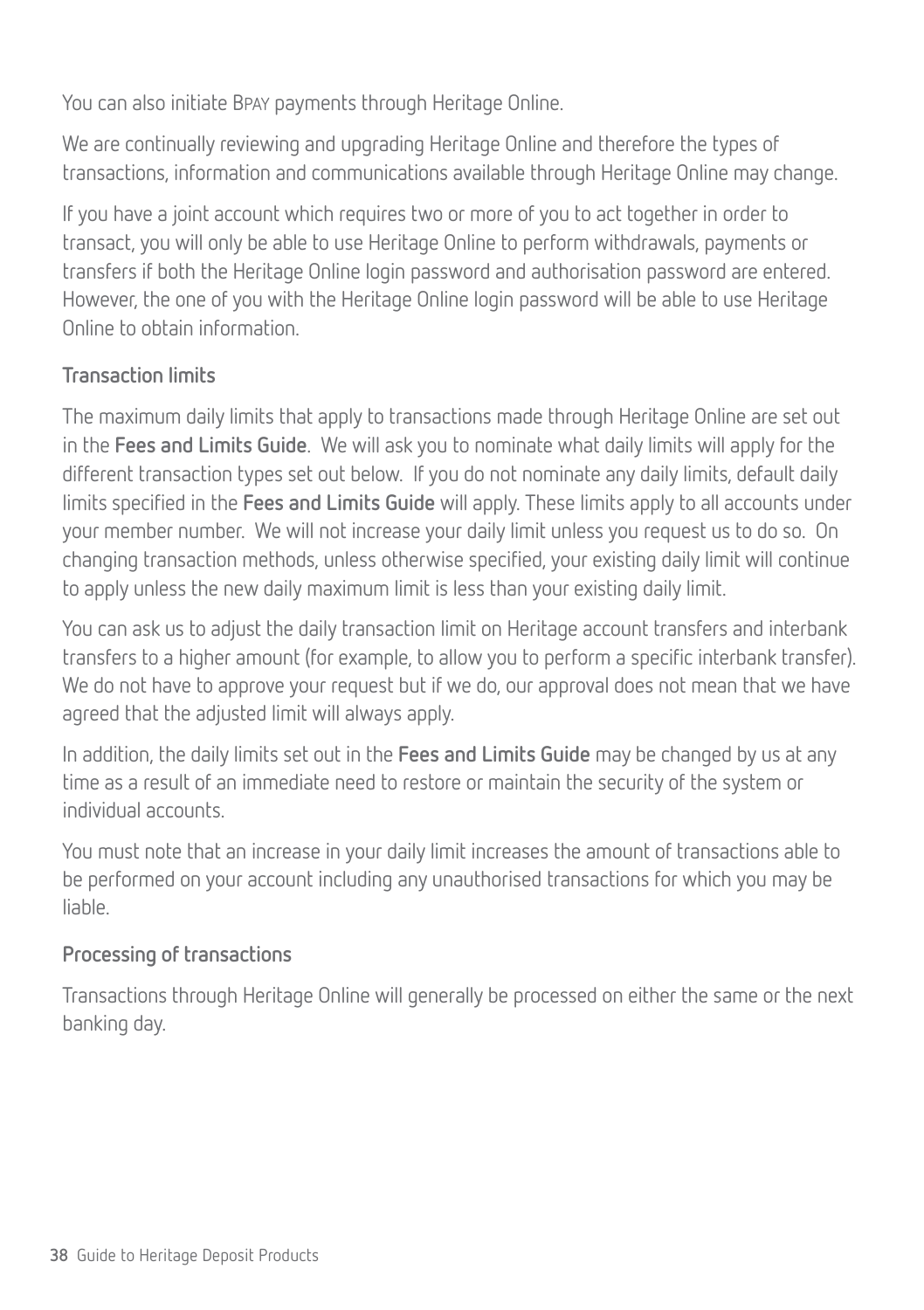You can also initiate BPAY payments through Heritage Online.

We are continually reviewing and upgrading Heritage Online and therefore the types of transactions, information and communications available through Heritage Online may change.

If you have a joint account which requires two or more of you to act together in order to transact, you will only be able to use Heritage Online to perform withdrawals, payments or transfers if both the Heritage Online login password and authorisation password are entered. However, the one of you with the Heritage Online login password will be able to use Heritage Online to obtain information.

### Transaction limits

The maximum daily limits that apply to transactions made through Heritage Online are set out in the **Fees and Limits Guide**. We will ask you to nominate what daily limits will apply for the different transaction types set out below. If you do not nominate any daily limits, default daily limits specified in the **Fees and Limits Guide** will apply. These limits apply to all accounts under your member number. We will not increase your daily limit unless you request us to do so. On changing transaction methods, unless otherwise specified, your existing daily limit will continue to apply unless the new daily maximum limit is less than your existing daily limit.

You can ask us to adjust the daily transaction limit on Heritage account transfers and interbank transfers to a higher amount (for example, to allow you to perform a specific interbank transfer). We do not have to approve your request but if we do, our approval does not mean that we have agreed that the adjusted limit will always apply.

In addition, the daily limits set out in the **Fees and Limits Guide** may be changed by us at any time as a result of an immediate need to restore or maintain the security of the system or individual accounts.

You must note that an increase in your daily limit increases the amount of transactions able to be performed on your account including any unauthorised transactions for which you may be liable.

### Processing of transactions

Transactions through Heritage Online will generally be processed on either the same or the next banking day.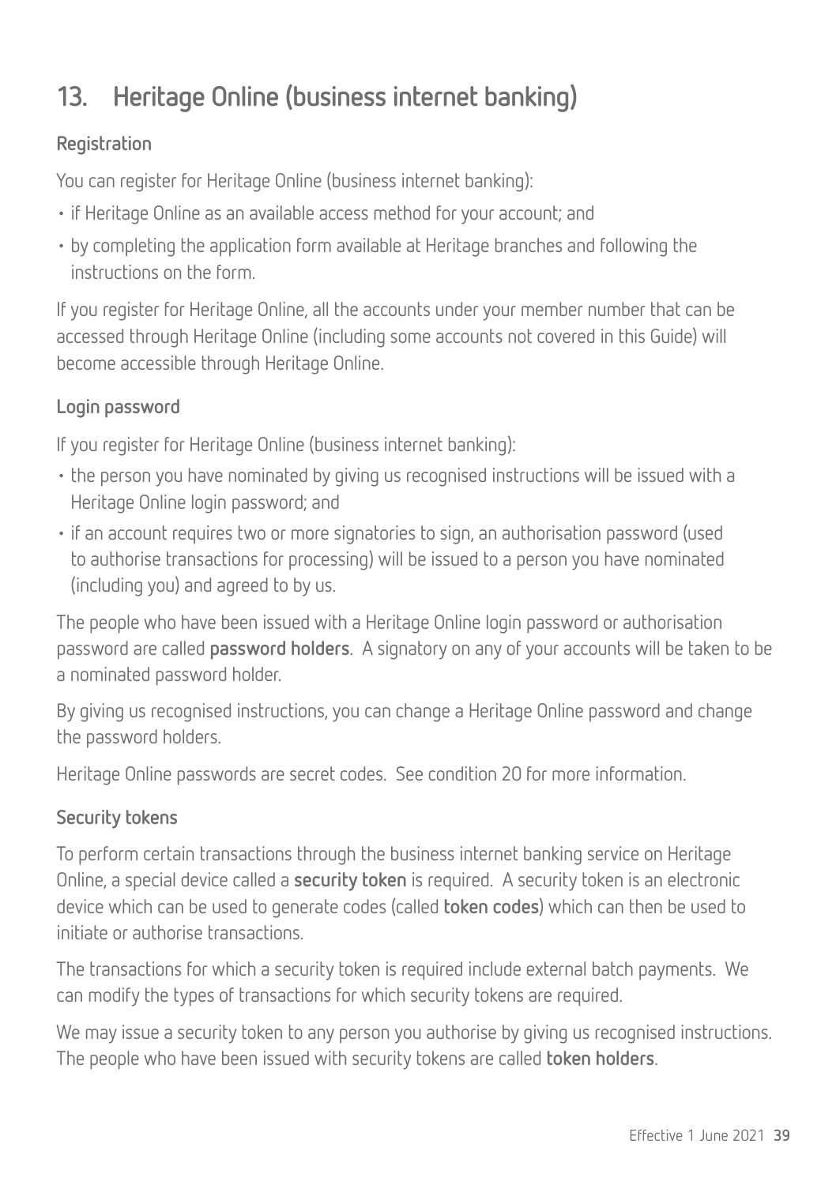# 13. Heritage Online (business internet banking)

### Registration

You can register for Heritage Online (business internet banking):

- if Heritage Online as an available access method for your account; and
- by completing the application form available at Heritage branches and following the instructions on the form.

If you register for Heritage Online, all the accounts under your member number that can be accessed through Heritage Online (including some accounts not covered in this Guide) will become accessible through Heritage Online.

### Login password

If you register for Heritage Online (business internet banking):

- the person you have nominated by giving us recognised instructions will be issued with a Heritage Online login password; and
- if an account requires two or more signatories to sign, an authorisation password (used to authorise transactions for processing) will be issued to a person you have nominated (including you) and agreed to by us.

The people who have been issued with a Heritage Online login password or authorisation password are called **password holders**. A signatory on any of your accounts will be taken to be a nominated password holder.

By giving us recognised instructions, you can change a Heritage Online password and change the password holders.

Heritage Online passwords are secret codes. See condition 20 for more information.

### Security tokens

To perform certain transactions through the business internet banking service on Heritage Online, a special device called a **security token** is required. A security token is an electronic device which can be used to generate codes (called **token codes**) which can then be used to initiate or authorise transactions.

The transactions for which a security token is required include external batch payments. We can modify the types of transactions for which security tokens are required.

We may issue a security token to any person you authorise by giving us recognised instructions. The people who have been issued with security tokens are called **token holders**.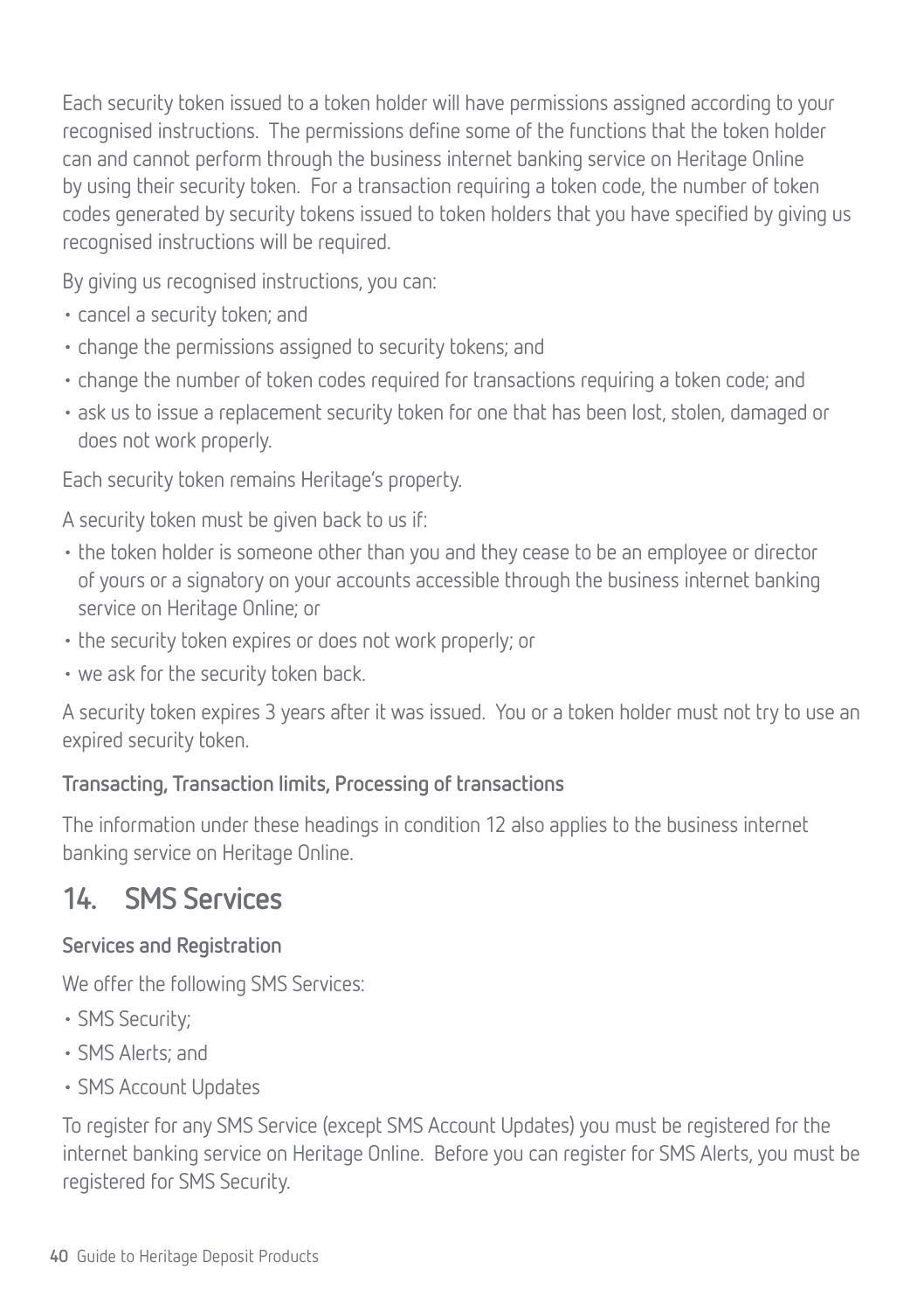Each security token issued to a token holder will have permissions assigned according to your recognised instructions. The permissions define some of the functions that the token holder can and cannot perform through the business internet banking service on Heritage Online by using their security token. For a transaction requiring a token code, the number of token codes generated by security tokens issued to token holders that you have specified by giving us recognised instructions will be required.

By giving us recognised instructions, you can:

- cancel a security token; and
- change the permissions assigned to security tokens; and
- change the number of token codes required for transactions requiring a token code; and
- ask us to issue a replacement security token for one that has been lost, stolen, damaged or does not work properly.

Each security token remains Heritage's property.

A security token must be given back to us if:

- the token holder is someone other than you and they cease to be an employee or director of yours or a signatory on your accounts accessible through the business internet banking service on Heritage Online; or
- the security token expires or does not work properly; or
- we ask for the security token back.

A security token expires 3 years after it was issued. You or a token holder must not try to use an expired security token.

### Transacting, Transaction limits, Processing of transactions

The information under these headings in condition 12 also applies to the business internet banking service on Heritage Online.

## 14. SMS Services

### Services and Registration

We offer the following SMS Services:

- SMS Security;
- SMS Alerts; and
- SMS Account Updates

To register for any SMS Service (except SMS Account Updates) you must be registered for the internet banking service on Heritage Online. Before you can register for SMS Alerts, you must be registered for SMS Security.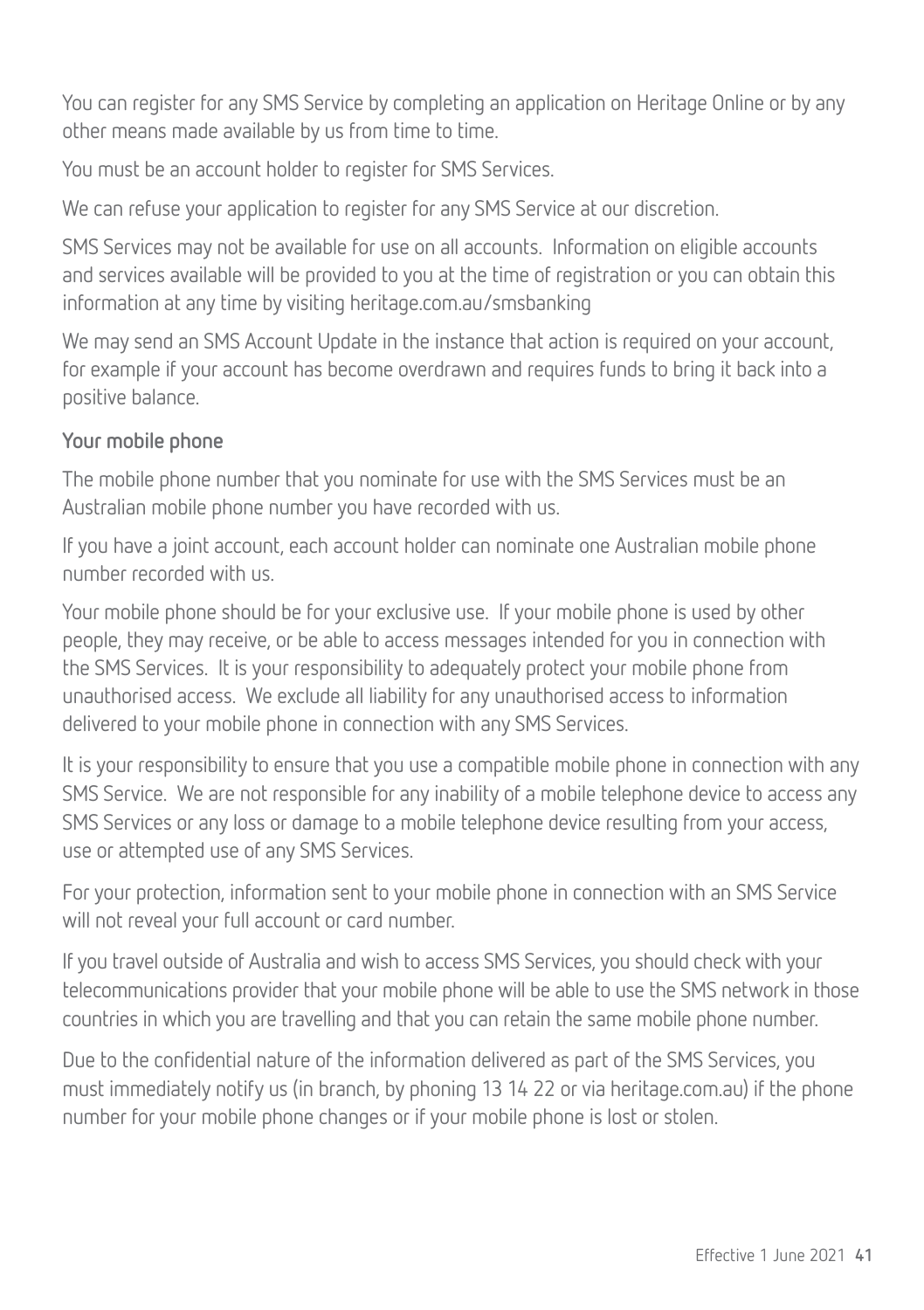You can register for any SMS Service by completing an application on Heritage Online or by any other means made available by us from time to time.

You must be an account holder to register for SMS Services.

We can refuse your application to register for any SMS Service at our discretion.

SMS Services may not be available for use on all accounts. Information on eligible accounts and services available will be provided to you at the time of registration or you can obtain this information at any time by visiting heritage.com.au/smsbanking

We may send an SMS Account Update in the instance that action is required on your account, for example if your account has become overdrawn and requires funds to bring it back into a positive balance.

### Your mobile phone

The mobile phone number that you nominate for use with the SMS Services must be an Australian mobile phone number you have recorded with us.

If you have a joint account, each account holder can nominate one Australian mobile phone number recorded with us.

Your mobile phone should be for your exclusive use. If your mobile phone is used by other people, they may receive, or be able to access messages intended for you in connection with the SMS Services. It is your responsibility to adequately protect your mobile phone from unauthorised access. We exclude all liability for any unauthorised access to information delivered to your mobile phone in connection with any SMS Services.

It is your responsibility to ensure that you use a compatible mobile phone in connection with any SMS Service. We are not responsible for any inability of a mobile telephone device to access any SMS Services or any loss or damage to a mobile telephone device resulting from your access, use or attempted use of any SMS Services.

For your protection, information sent to your mobile phone in connection with an SMS Service will not reveal your full account or card number.

If you travel outside of Australia and wish to access SMS Services, you should check with your telecommunications provider that your mobile phone will be able to use the SMS network in those countries in which you are travelling and that you can retain the same mobile phone number.

Due to the confidential nature of the information delivered as part of the SMS Services, you must immediately notify us (in branch, by phoning 13 14 22 or via heritage.com.au) if the phone number for your mobile phone changes or if your mobile phone is lost or stolen.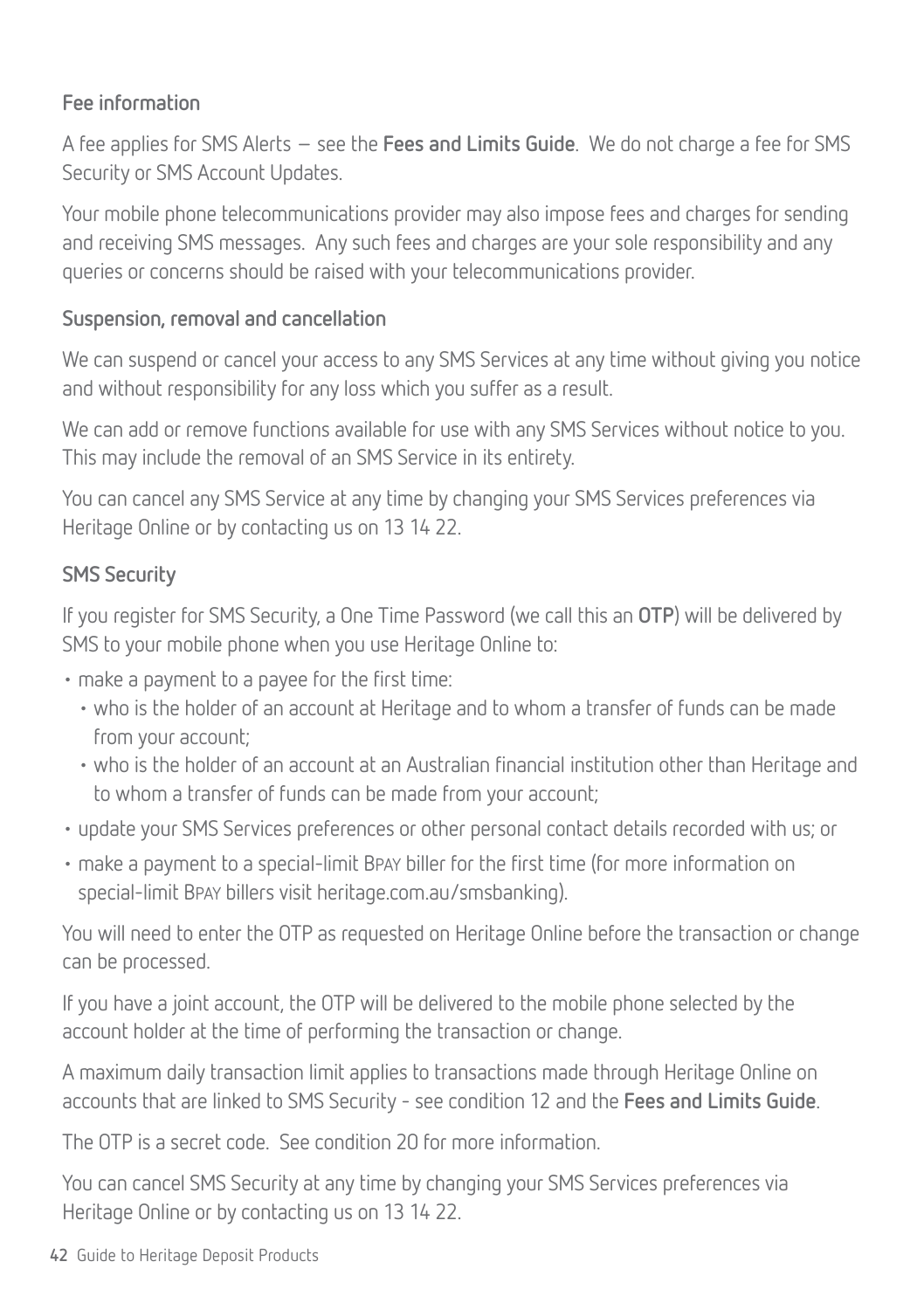### Fee information

A fee applies for SMS Alerts – see the **Fees and Limits Guide**. We do not charge a fee for SMS Security or SMS Account Updates.

Your mobile phone telecommunications provider may also impose fees and charges for sending and receiving SMS messages. Any such fees and charges are your sole responsibility and any queries or concerns should be raised with your telecommunications provider.

### Suspension, removal and cancellation

We can suspend or cancel your access to any SMS Services at any time without giving you notice and without responsibility for any loss which you suffer as a result.

We can add or remove functions available for use with any SMS Services without notice to you. This may include the removal of an SMS Service in its entirety.

You can cancel any SMS Service at any time by changing your SMS Services preferences via Heritage Online or by contacting us on 13 14 22.

### SMS Security

If you register for SMS Security, a One Time Password (we call this an **OTP**) will be delivered by SMS to your mobile phone when you use Heritage Online to:

- make a payment to a payee for the first time:
  - who is the holder of an account at Heritage and to whom a transfer of funds can be made from your account;
  - who is the holder of an account at an Australian financial institution other than Heritage and to whom a transfer of funds can be made from your account;
- update your SMS Services preferences or other personal contact details recorded with us; or
- make a payment to a special-limit BPAY biller for the first time (for more information on special-limit BPAY billers visit heritage.com.au/smsbanking).

You will need to enter the OTP as requested on Heritage Online before the transaction or change can be processed.

If you have a joint account, the OTP will be delivered to the mobile phone selected by the account holder at the time of performing the transaction or change.

A maximum daily transaction limit applies to transactions made through Heritage Online on accounts that are linked to SMS Security - see condition 12 and the **Fees and Limits Guide**.

The OTP is a secret code. See condition 20 for more information.

You can cancel SMS Security at any time by changing your SMS Services preferences via Heritage Online or by contacting us on 13 14 22.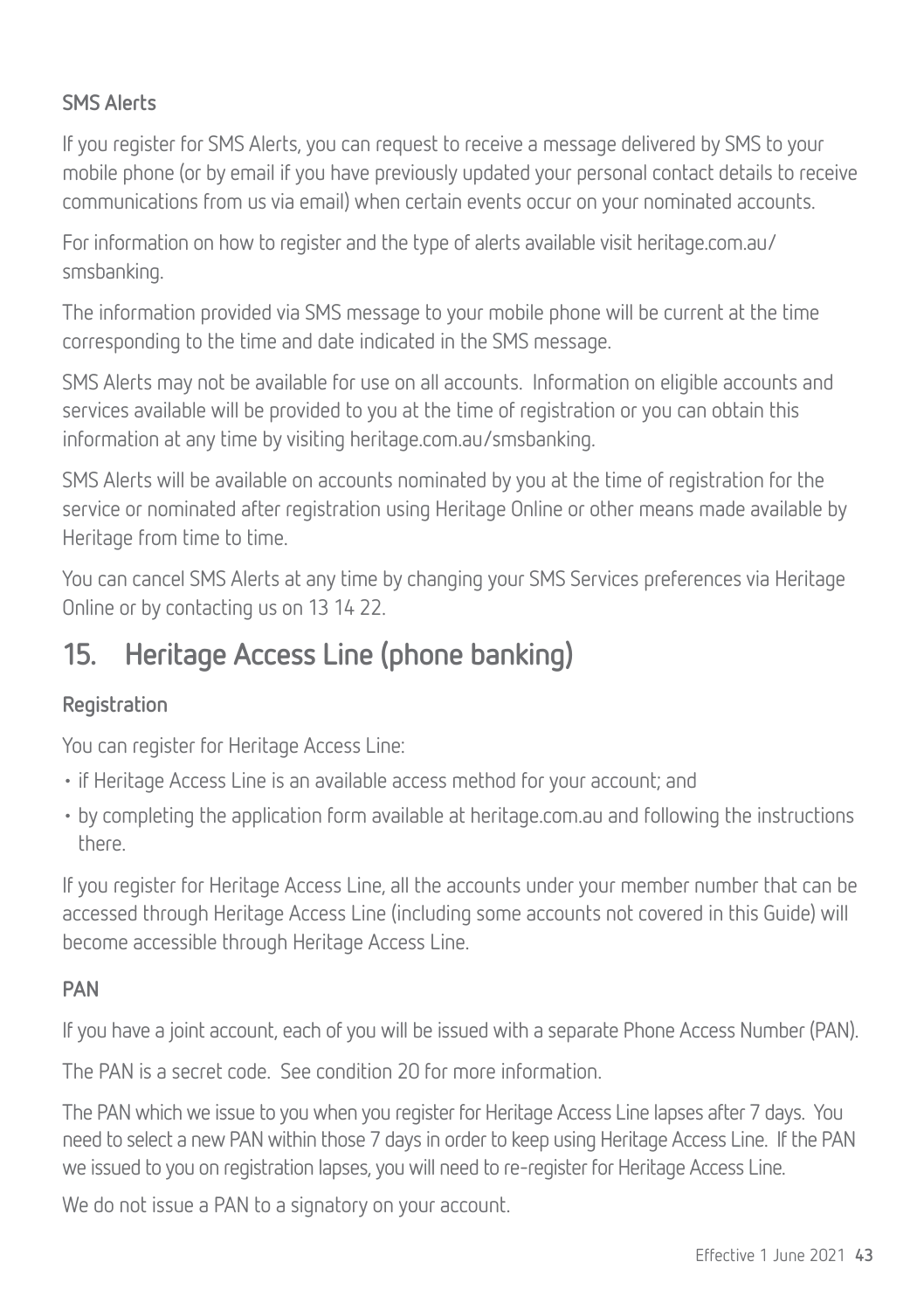### SMS Alerts

If you register for SMS Alerts, you can request to receive a message delivered by SMS to your mobile phone (or by email if you have previously updated your personal contact details to receive communications from us via email) when certain events occur on your nominated accounts.

For information on how to register and the type of alerts available visit heritage.com.au/smsbanking.

The information provided via SMS message to your mobile phone will be current at the time corresponding to the time and date indicated in the SMS message.

SMS Alerts may not be available for use on all accounts. Information on eligible accounts and services available will be provided to you at the time of registration or you can obtain this information at any time by visiting heritage.com.au/smsbanking.

SMS Alerts will be available on accounts nominated by you at the time of registration for the service or nominated after registration using Heritage Online or other means made available by Heritage from time to time.

You can cancel SMS Alerts at any time by changing your SMS Services preferences via Heritage Online or by contacting us on 13 14 22.

## 15. Heritage Access Line (phone banking)

### Registration

You can register for Heritage Access Line:

- if Heritage Access Line is an available access method for your account; and
- by completing the application form available at heritage.com.au and following the instructions there.

If you register for Heritage Access Line, all the accounts under your member number that can be accessed through Heritage Access Line (including some accounts not covered in this Guide) will become accessible through Heritage Access Line.

### PAN

If you have a joint account, each of you will be issued with a separate Phone Access Number (PAN).

The PAN is a secret code. See condition 20 for more information.

The PAN which we issue to you when you register for Heritage Access Line lapses after 7 days. You need to select a new PAN within those 7 days in order to keep using Heritage Access Line. If the PAN we issued to you on registration lapses, you will need to re-register for Heritage Access Line.

We do not issue a PAN to a signatory on your account.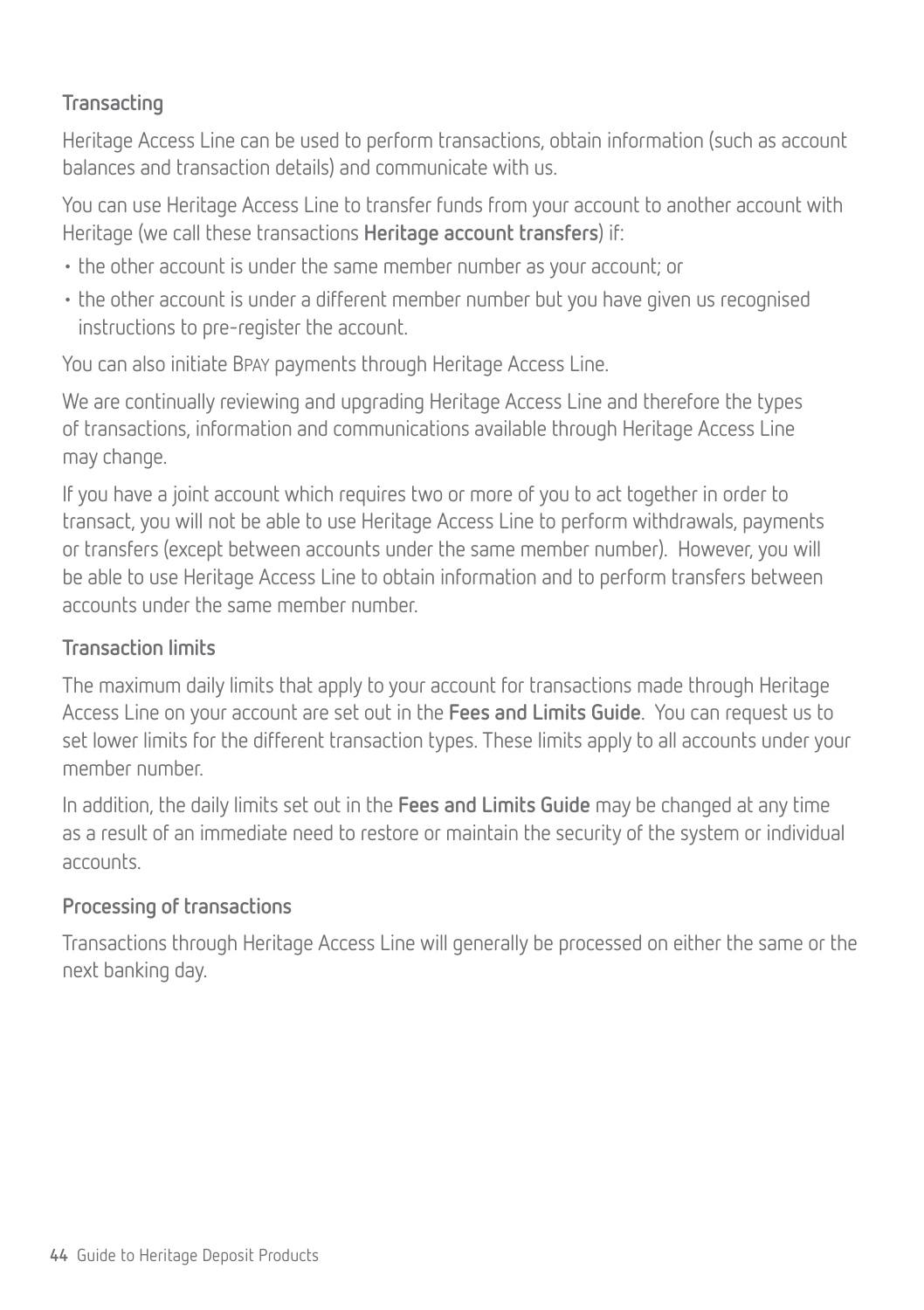### Transacting

Heritage Access Line can be used to perform transactions, obtain information (such as account balances and transaction details) and communicate with us.

You can use Heritage Access Line to transfer funds from your account to another account with Heritage (we call these transactions **Heritage account transfers**) if:

- the other account is under the same member number as your account; or
- the other account is under a different member number but you have given us recognised instructions to pre-register the account.

You can also initiate BPAY payments through Heritage Access Line.

We are continually reviewing and upgrading Heritage Access Line and therefore the types of transactions, information and communications available through Heritage Access Line may change.

If you have a joint account which requires two or more of you to act together in order to transact, you will not be able to use Heritage Access Line to perform withdrawals, payments or transfers (except between accounts under the same member number). However, you will be able to use Heritage Access Line to obtain information and to perform transfers between accounts under the same member number.

### Transaction limits

The maximum daily limits that apply to your account for transactions made through Heritage Access Line on your account are set out in the **Fees and Limits Guide**. You can request us to set lower limits for the different transaction types. These limits apply to all accounts under your member number.

In addition, the daily limits set out in the **Fees and Limits Guide** may be changed at any time as a result of an immediate need to restore or maintain the security of the system or individual accounts.

### Processing of transactions

Transactions through Heritage Access Line will generally be processed on either the same or the next banking day.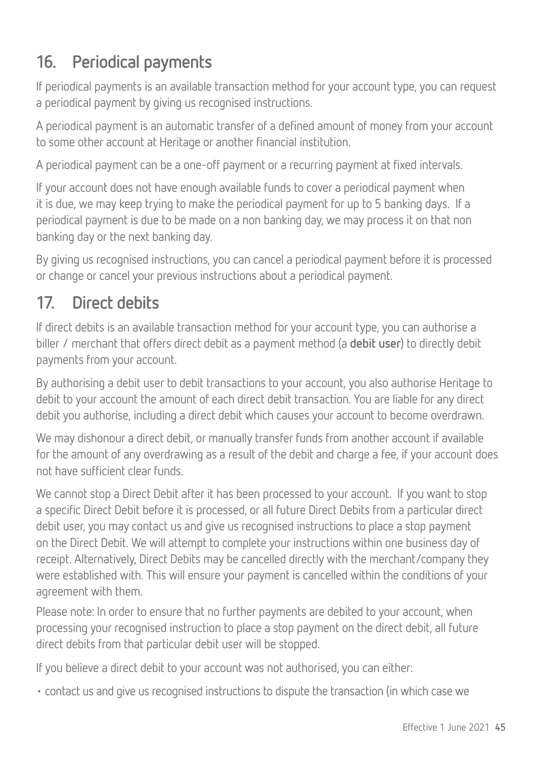## 16. Periodical payments

If periodical payments is an available transaction method for your account type, you can request a periodical payment by giving us recognised instructions.

A periodical payment is an automatic transfer of a defined amount of money from your account to some other account at Heritage or another financial institution.

A periodical payment can be a one-off payment or a recurring payment at fixed intervals.

If your account does not have enough available funds to cover a periodical payment when it is due, we may keep trying to make the periodical payment for up to 5 banking days. If a periodical payment is due to be made on a non banking day, we may process it on that non banking day or the next banking day.

By giving us recognised instructions, you can cancel a periodical payment before it is processed or change or cancel your previous instructions about a periodical payment.

## 17. Direct debits

If direct debits is an available transaction method for your account type, you can authorise a biller / merchant that offers direct debit as a payment method (a **debit user**) to directly debit payments from your account.

By authorising a debit user to debit transactions to your account, you also authorise Heritage to debit to your account the amount of each direct debit transaction. You are liable for any direct debit you authorise, including a direct debit which causes your account to become overdrawn.

We may dishonour a direct debit, or manually transfer funds from another account if available for the amount of any overdrawing as a result of the debit and charge a fee, if your account does not have sufficient clear funds.

We cannot stop a Direct Debit after it has been processed to your account. If you want to stop a specific Direct Debit before it is processed, or all future Direct Debits from a particular direct debit user, you may contact us and give us recognised instructions to place a stop payment on the Direct Debit. We will attempt to complete your instructions within one business day of receipt. Alternatively, Direct Debits may be cancelled directly with the merchant/company they were established with. This will ensure your payment is cancelled within the conditions of your agreement with them.

Please note: In order to ensure that no further payments are debited to your account, when processing your recognised instruction to place a stop payment on the direct debit, all future direct debits from that particular debit user will be stopped.

If you believe a direct debit to your account was not authorised, you can either:

- contact us and give us recognised instructions to dispute the transaction (in which case we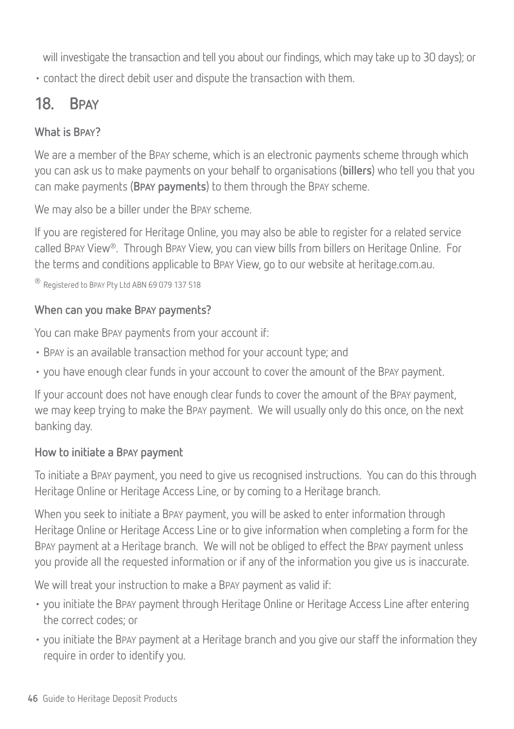will investigate the transaction and tell you about our findings, which may take up to 30 days); or

- contact the direct debit user and dispute the transaction with them.

## 18. BPAY

### What is BPAY?

We are a member of the BPAY scheme, which is an electronic payments scheme through which you can ask us to make payments on your behalf to organisations (**billers**) who tell you that you can make payments (**BPAY payments**) to them through the BPAY scheme.

We may also be a biller under the BPAY scheme.

If you are registered for Heritage Online, you may also be able to register for a related service called BPAY View®. Through BPAY View, you can view bills from billers on Heritage Online. For the terms and conditions applicable to BPAY View, go to our website at heritage.com.au.

® Registered to BPAY Pty Ltd ABN 69 079 137 518

### When can you make BPAY payments?

You can make BPAY payments from your account if:

- BPAY is an available transaction method for your account type; and
- you have enough clear funds in your account to cover the amount of the BPAY payment.

If your account does not have enough clear funds to cover the amount of the BPAY payment, we may keep trying to make the BPAY payment. We will usually only do this once, on the next banking day.

### How to initiate a BPAY payment

To initiate a BPAY payment, you need to give us recognised instructions. You can do this through Heritage Online or Heritage Access Line, or by coming to a Heritage branch.

When you seek to initiate a BPAY payment, you will be asked to enter information through Heritage Online or Heritage Access Line or to give information when completing a form for the BPAY payment at a Heritage branch. We will not be obliged to effect the BPAY payment unless you provide all the requested information or if any of the information you give us is inaccurate.

We will treat your instruction to make a BPAY payment as valid if:

- you initiate the BPAY payment through Heritage Online or Heritage Access Line after entering the correct codes; or
- you initiate the BPAY payment at a Heritage branch and you give our staff the information they require in order to identify you.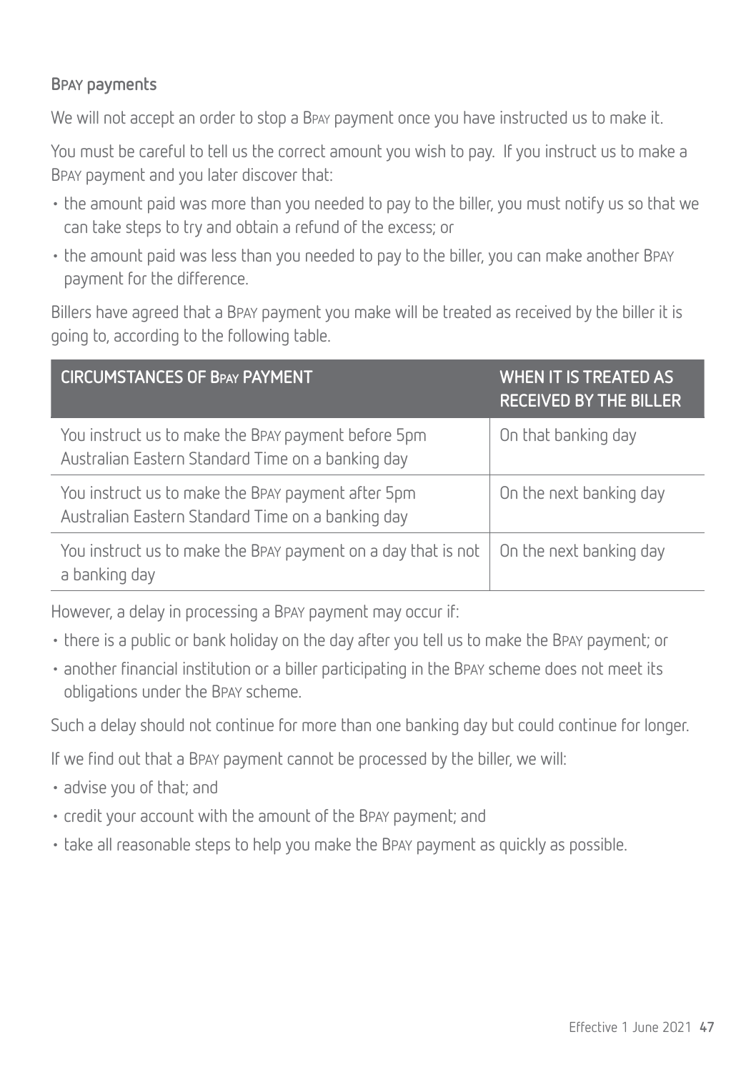### BPAY payments

We will not accept an order to stop a BPAY payment once you have instructed us to make it.

You must be careful to tell us the correct amount you wish to pay. If you instruct us to make a BPAY payment and you later discover that:

- the amount paid was more than you needed to pay to the biller, you must notify us so that we can take steps to try and obtain a refund of the excess; or
- the amount paid was less than you needed to pay to the biller, you can make another BPAY payment for the difference.

Billers have agreed that a BPAY payment you make will be treated as received by the biller it is going to, according to the following table.

| CIRCUMSTANCES OF BPAY PAYMENT | WHEN IT IS TREATED AS RECEIVED BY THE BILLER |
| --- | --- |
| You instruct us to make the BPAY payment before 5pm Australian Eastern Standard Time on a banking day | On that banking day |
| You instruct us to make the BPAY payment after 5pm Australian Eastern Standard Time on a banking day | On the next banking day |
| You instruct us to make the BPAY payment on a day that is not a banking day | On the next banking day |

However, a delay in processing a BPAY payment may occur if:

- there is a public or bank holiday on the day after you tell us to make the BPAY payment; or
- another financial institution or a biller participating in the BPAY scheme does not meet its obligations under the BPAY scheme.

Such a delay should not continue for more than one banking day but could continue for longer.

If we find out that a BPAY payment cannot be processed by the biller, we will:

- advise you of that; and
- credit your account with the amount of the BPAY payment; and
- take all reasonable steps to help you make the BPAY payment as quickly as possible.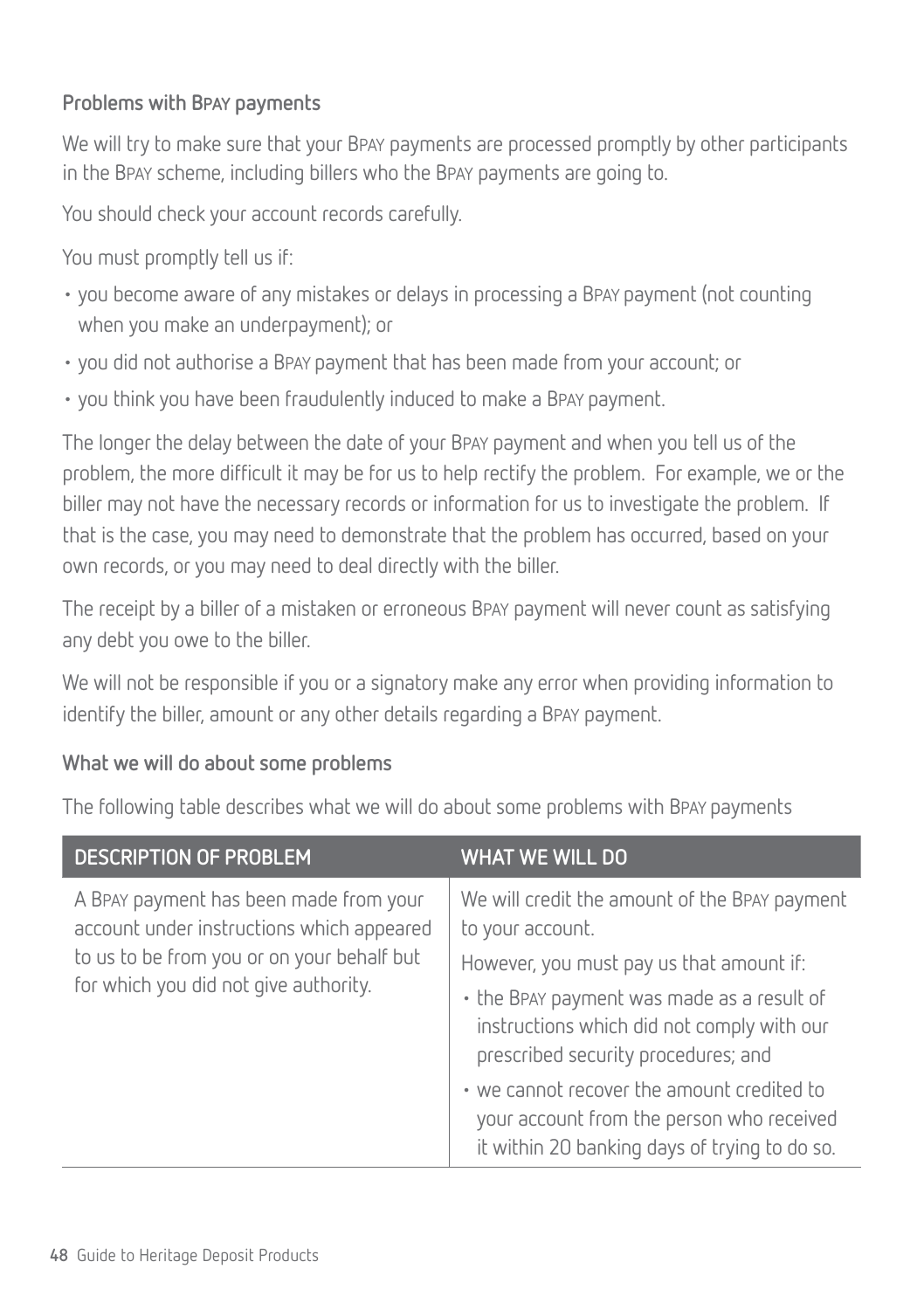### Problems with BPAY payments

We will try to make sure that your BPAY payments are processed promptly by other participants in the BPAY scheme, including billers who the BPAY payments are going to.

You should check your account records carefully.

You must promptly tell us if:

- you become aware of any mistakes or delays in processing a BPAY payment (not counting when you make an underpayment); or
- you did not authorise a BPAY payment that has been made from your account; or
- you think you have been fraudulently induced to make a BPAY payment.

The longer the delay between the date of your BPAY payment and when you tell us of the problem, the more difficult it may be for us to help rectify the problem. For example, we or the biller may not have the necessary records or information for us to investigate the problem. If that is the case, you may need to demonstrate that the problem has occurred, based on your own records, or you may need to deal directly with the biller.

The receipt by a biller of a mistaken or erroneous BPAY payment will never count as satisfying any debt you owe to the biller.

We will not be responsible if you or a signatory make any error when providing information to identify the biller, amount or any other details regarding a BPAY payment.

### What we will do about some problems

The following table describes what we will do about some problems with BPAY payments

| DESCRIPTION OF PROBLEM | WHAT WE WILL DO |
|---|---|
| A BPAY payment has been made from your account under instructions which appeared to us to be from you or on your behalf but for which you did not give authority. | We will credit the amount of the BPAY payment to your account.<br>However, you must pay us that amount if:<br>• the BPAY payment was made as a result of instructions which did not comply with our prescribed security procedures; and<br>• we cannot recover the amount credited to your account from the person who received it within 20 banking days of trying to do so. |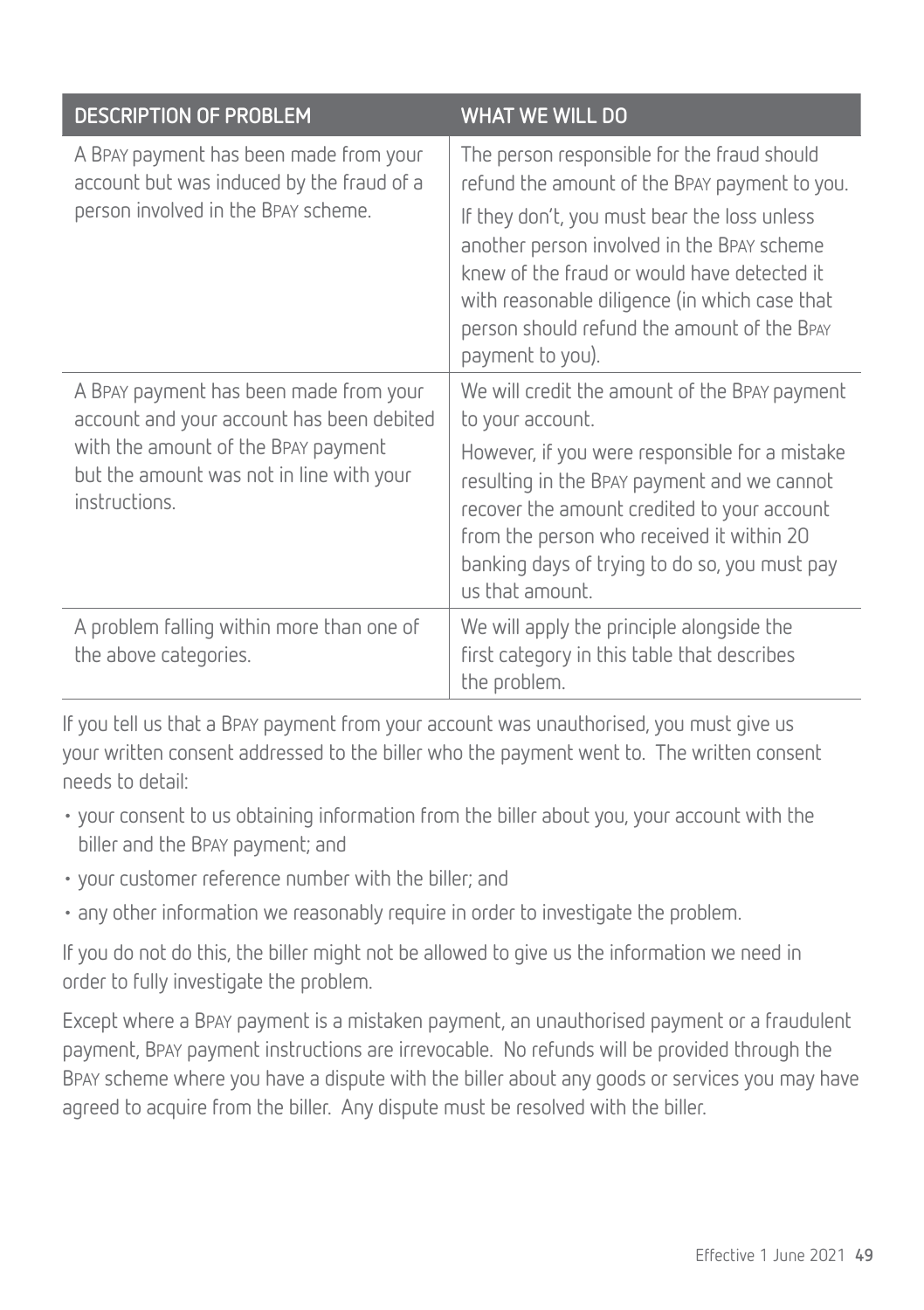| DESCRIPTION OF PROBLEM | WHAT WE WILL DO |
|---|---|
| A BPAY payment has been made from your account but was induced by the fraud of a person involved in the BPAY scheme. | The person responsible for the fraud should refund the amount of the BPAY payment to you. If they don't, you must bear the loss unless another person involved in the BPAY scheme knew of the fraud or would have detected it with reasonable diligence (in which case that person should refund the amount of the BPAY payment to you). |
| A BPAY payment has been made from your account and your account has been debited with the amount of the BPAY payment but the amount was not in line with your instructions. | We will credit the amount of the BPAY payment to your account. However, if you were responsible for a mistake resulting in the BPAY payment and we cannot recover the amount credited to your account from the person who received it within 20 banking days of trying to do so, you must pay us that amount. |
| A problem falling within more than one of the above categories. | We will apply the principle alongside the first category in this table that describes the problem. |

If you tell us that a BPAY payment from your account was unauthorised, you must give us your written consent addressed to the biller who the payment went to. The written consent needs to detail:

- your consent to us obtaining information from the biller about you, your account with the biller and the BPAY payment; and
- your customer reference number with the biller; and
- any other information we reasonably require in order to investigate the problem.

If you do not do this, the biller might not be allowed to give us the information we need in order to fully investigate the problem.

Except where a BPAY payment is a mistaken payment, an unauthorised payment or a fraudulent payment, BPAY payment instructions are irrevocable. No refunds will be provided through the BPAY scheme where you have a dispute with the biller about any goods or services you may have agreed to acquire from the biller. Any dispute must be resolved with the biller.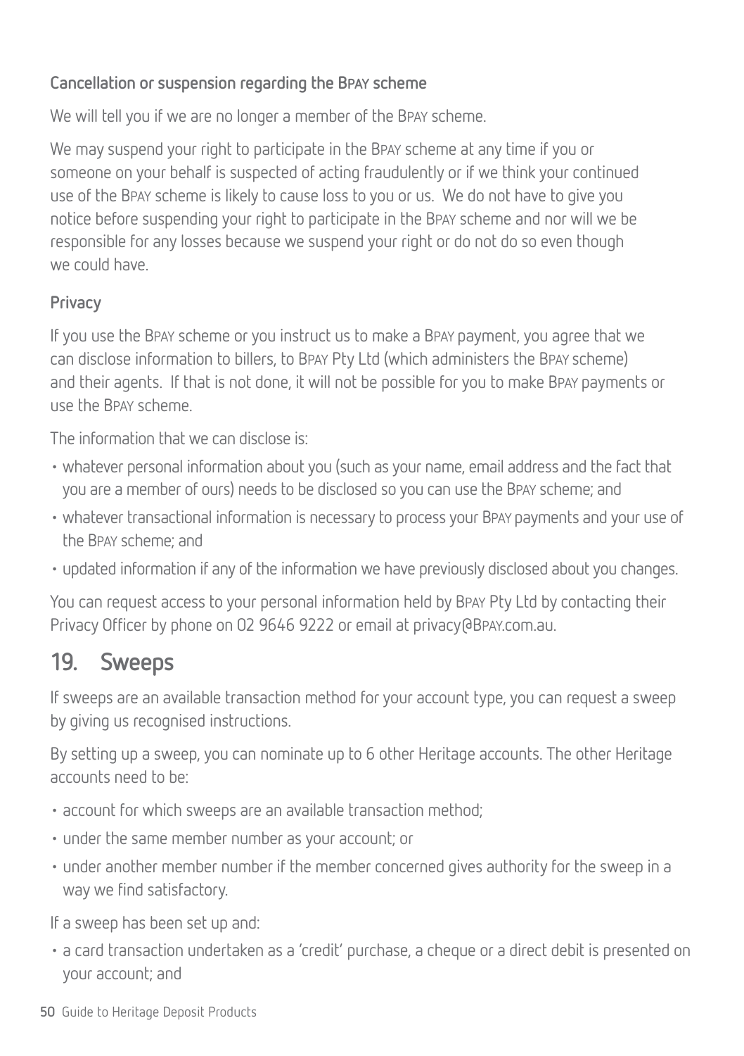### Cancellation or suspension regarding the BPAY scheme

We will tell you if we are no longer a member of the BPAY scheme.

We may suspend your right to participate in the BPAY scheme at any time if you or someone on your behalf is suspected of acting fraudulently or if we think your continued use of the BPAY scheme is likely to cause loss to you or us. We do not have to give you notice before suspending your right to participate in the BPAY scheme and nor will we be responsible for any losses because we suspend your right or do not do so even though we could have.

### Privacy

If you use the BPAY scheme or you instruct us to make a BPAY payment, you agree that we can disclose information to billers, to BPAY Pty Ltd (which administers the BPAY scheme) and their agents. If that is not done, it will not be possible for you to make BPAY payments or use the BPAY scheme.

The information that we can disclose is:

- whatever personal information about you (such as your name, email address and the fact that you are a member of ours) needs to be disclosed so you can use the BPAY scheme; and
- whatever transactional information is necessary to process your BPAY payments and your use of the BPAY scheme; and
- updated information if any of the information we have previously disclosed about you changes.

You can request access to your personal information held by BPAY Pty Ltd by contacting their Privacy Officer by phone on 02 9646 9222 or email at privacy@BPAY.com.au.

## 19. Sweeps

If sweeps are an available transaction method for your account type, you can request a sweep by giving us recognised instructions.

By setting up a sweep, you can nominate up to 6 other Heritage accounts. The other Heritage accounts need to be:

- account for which sweeps are an available transaction method;
- under the same member number as your account; or
- under another member number if the member concerned gives authority for the sweep in a way we find satisfactory.

If a sweep has been set up and:

- a card transaction undertaken as a 'credit' purchase, a cheque or a direct debit is presented on your account; and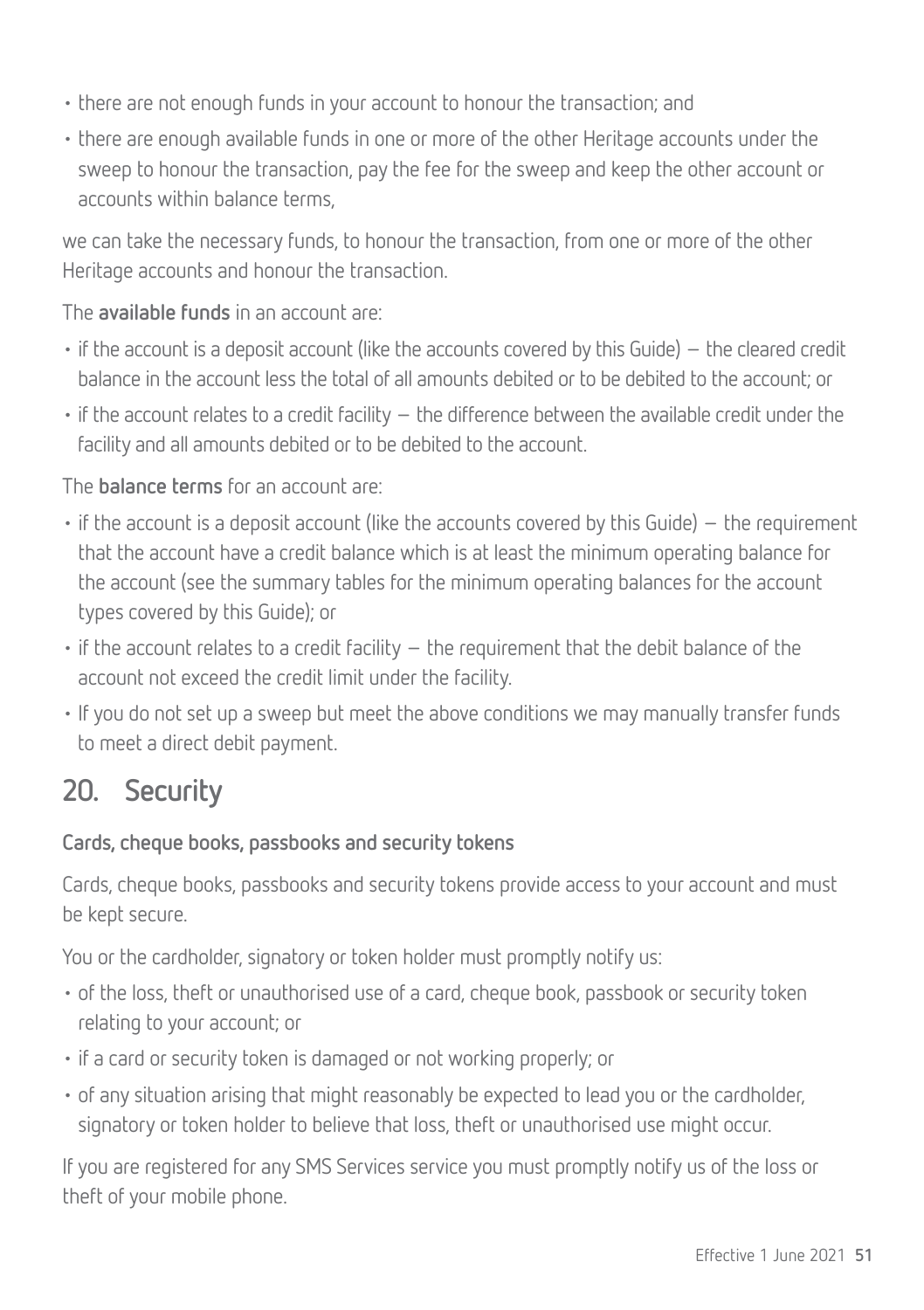- there are not enough funds in your account to honour the transaction; and
- there are enough available funds in one or more of the other Heritage accounts under the sweep to honour the transaction, pay the fee for the sweep and keep the other account or accounts within balance terms,

we can take the necessary funds, to honour the transaction, from one or more of the other Heritage accounts and honour the transaction.

The **available funds** in an account are:

- if the account is a deposit account (like the accounts covered by this Guide) – the cleared credit balance in the account less the total of all amounts debited or to be debited to the account; or
- if the account relates to a credit facility – the difference between the available credit under the facility and all amounts debited or to be debited to the account.

The **balance terms** for an account are:

- if the account is a deposit account (like the accounts covered by this Guide) – the requirement that the account have a credit balance which is at least the minimum operating balance for the account (see the summary tables for the minimum operating balances for the account types covered by this Guide); or
- if the account relates to a credit facility – the requirement that the debit balance of the account not exceed the credit limit under the facility.
- If you do not set up a sweep but meet the above conditions we may manually transfer funds to meet a direct debit payment.

## 20. Security

### Cards, cheque books, passbooks and security tokens

Cards, cheque books, passbooks and security tokens provide access to your account and must be kept secure.

You or the cardholder, signatory or token holder must promptly notify us:

- of the loss, theft or unauthorised use of a card, cheque book, passbook or security token relating to your account; or
- if a card or security token is damaged or not working properly; or
- of any situation arising that might reasonably be expected to lead you or the cardholder, signatory or token holder to believe that loss, theft or unauthorised use might occur.

If you are registered for any SMS Services service you must promptly notify us of the loss or theft of your mobile phone.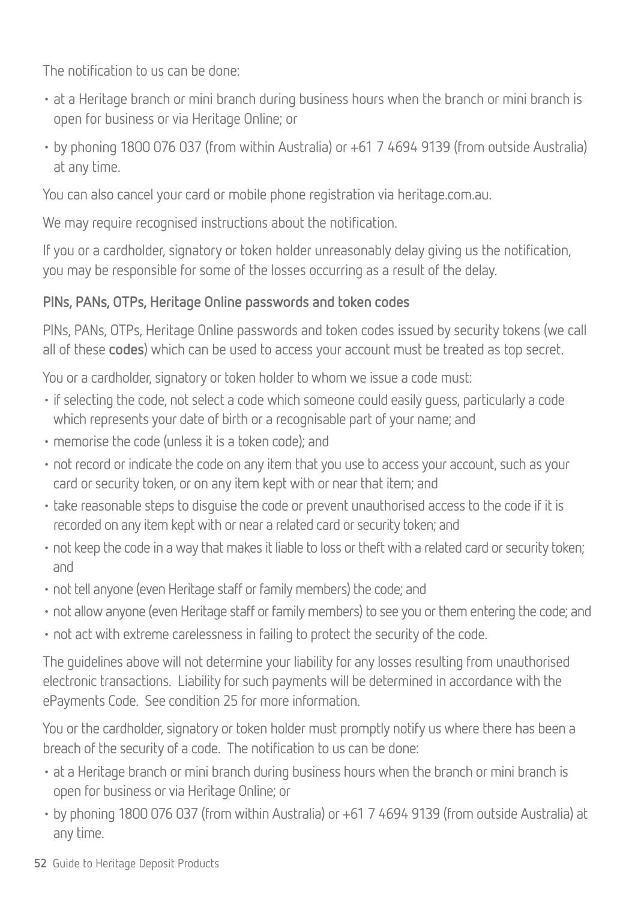The notification to us can be done:

- at a Heritage branch or mini branch during business hours when the branch or mini branch is open for business or via Heritage Online; or
- by phoning 1800 076 037 (from within Australia) or +61 7 4694 9139 (from outside Australia) at any time.

You can also cancel your card or mobile phone registration via heritage.com.au.

We may require recognised instructions about the notification.

If you or a cardholder, signatory or token holder unreasonably delay giving us the notification, you may be responsible for some of the losses occurring as a result of the delay.

### PINs, PANs, OTPs, Heritage Online passwords and token codes

PINs, PANs, OTPs, Heritage Online passwords and token codes issued by security tokens (we call all of these **codes**) which can be used to access your account must be treated as top secret.

You or a cardholder, signatory or token holder to whom we issue a code must:

- if selecting the code, not select a code which someone could easily guess, particularly a code which represents your date of birth or a recognisable part of your name; and
- memorise the code (unless it is a token code); and
- not record or indicate the code on any item that you use to access your account, such as your card or security token, or on any item kept with or near that item; and
- take reasonable steps to disguise the code or prevent unauthorised access to the code if it is recorded on any item kept with or near a related card or security token; and
- not keep the code in a way that makes it liable to loss or theft with a related card or security token; and
- not tell anyone (even Heritage staff or family members) the code; and
- not allow anyone (even Heritage staff or family members) to see you or them entering the code; and
- not act with extreme carelessness in failing to protect the security of the code.

The guidelines above will not determine your liability for any losses resulting from unauthorised electronic transactions. Liability for such payments will be determined in accordance with the ePayments Code. See condition 25 for more information.

You or the cardholder, signatory or token holder must promptly notify us where there has been a breach of the security of a code. The notification to us can be done:

- at a Heritage branch or mini branch during business hours when the branch or mini branch is open for business or via Heritage Online; or
- by phoning 1800 076 037 (from within Australia) or +61 7 4694 9139 (from outside Australia) at any time.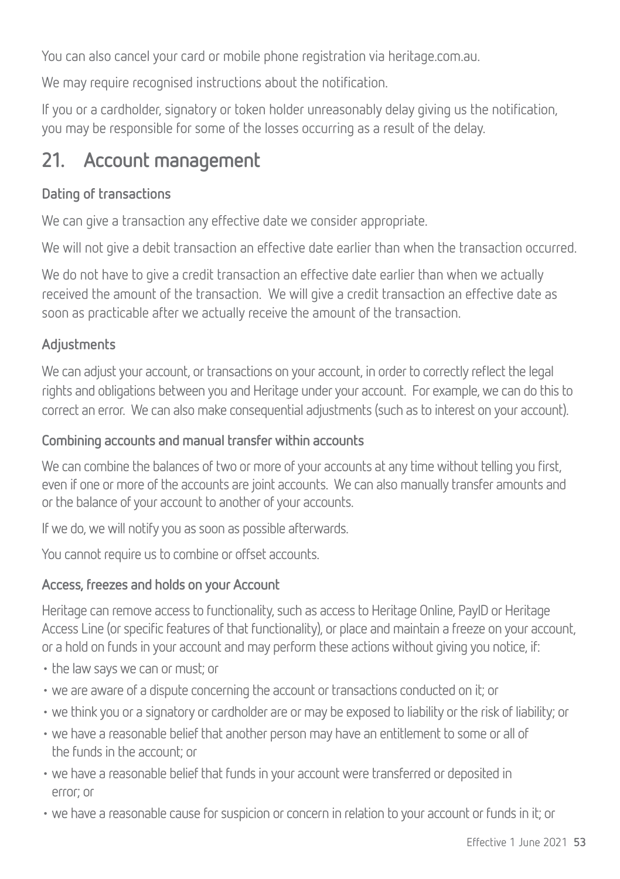You can also cancel your card or mobile phone registration via heritage.com.au.

We may require recognised instructions about the notification.

If you or a cardholder, signatory or token holder unreasonably delay giving us the notification, you may be responsible for some of the losses occurring as a result of the delay.

## 21. Account management

### Dating of transactions

We can give a transaction any effective date we consider appropriate.

We will not give a debit transaction an effective date earlier than when the transaction occurred.

We do not have to give a credit transaction an effective date earlier than when we actually received the amount of the transaction. We will give a credit transaction an effective date as soon as practicable after we actually receive the amount of the transaction.

### Adjustments

We can adjust your account, or transactions on your account, in order to correctly reflect the legal rights and obligations between you and Heritage under your account. For example, we can do this to correct an error. We can also make consequential adjustments (such as to interest on your account).

### Combining accounts and manual transfer within accounts

We can combine the balances of two or more of your accounts at any time without telling you first, even if one or more of the accounts are joint accounts. We can also manually transfer amounts and or the balance of your account to another of your accounts.

If we do, we will notify you as soon as possible afterwards.

You cannot require us to combine or offset accounts.

### Access, freezes and holds on your Account

Heritage can remove access to functionality, such as access to Heritage Online, PayID or Heritage Access Line (or specific features of that functionality), or place and maintain a freeze on your account, or a hold on funds in your account and may perform these actions without giving you notice, if:

- the law says we can or must; or
- we are aware of a dispute concerning the account or transactions conducted on it; or
- we think you or a signatory or cardholder are or may be exposed to liability or the risk of liability; or
- we have a reasonable belief that another person may have an entitlement to some or all of the funds in the account; or
- we have a reasonable belief that funds in your account were transferred or deposited in error; or
- we have a reasonable cause for suspicion or concern in relation to your account or funds in it; or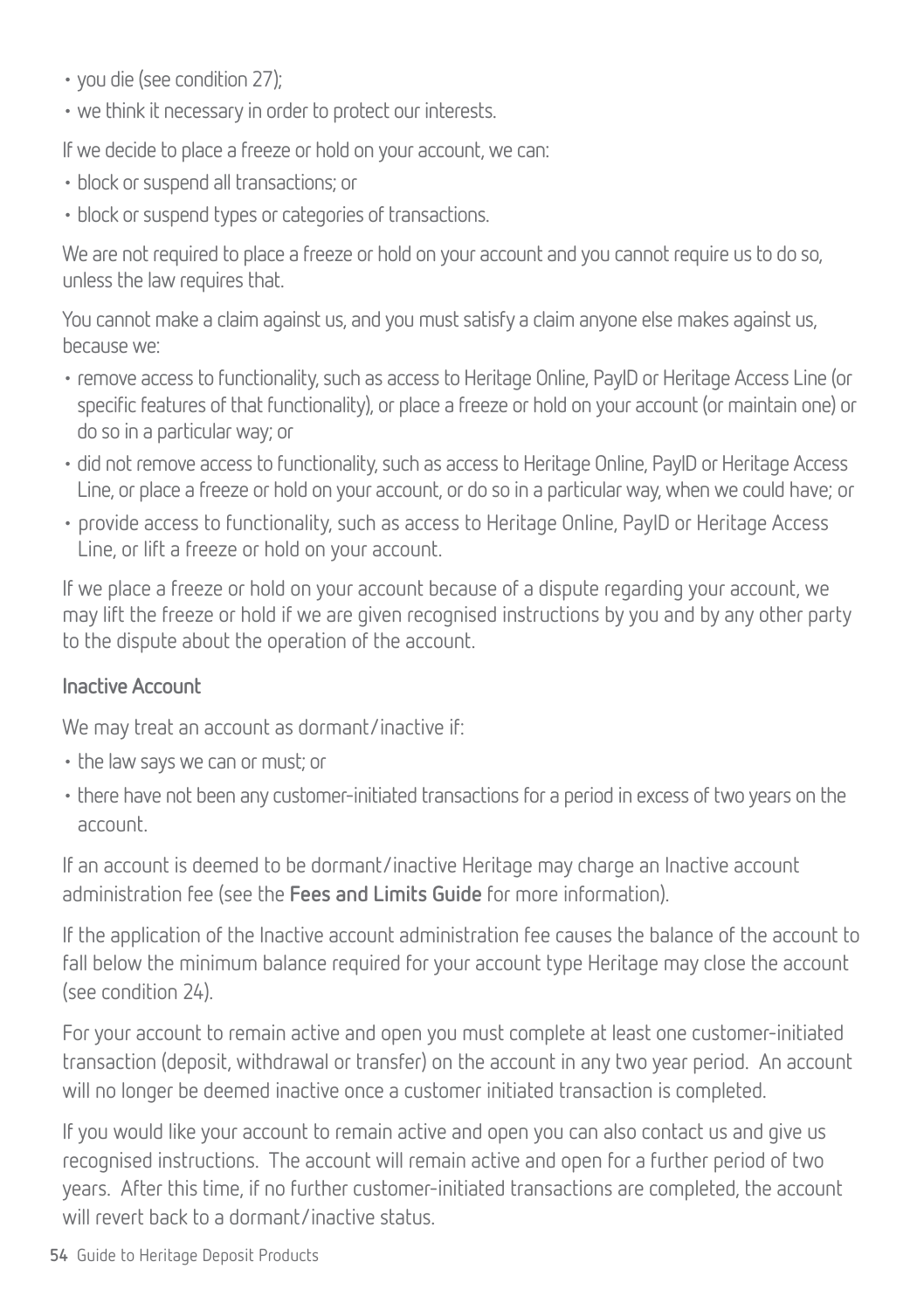- you die (see condition 27);
- we think it necessary in order to protect our interests.

If we decide to place a freeze or hold on your account, we can:

- block or suspend all transactions; or
- block or suspend types or categories of transactions.

We are not required to place a freeze or hold on your account and you cannot require us to do so, unless the law requires that.

You cannot make a claim against us, and you must satisfy a claim anyone else makes against us, because we:

- remove access to functionality, such as access to Heritage Online, PayID or Heritage Access Line (or specific features of that functionality), or place a freeze or hold on your account (or maintain one) or do so in a particular way; or
- did not remove access to functionality, such as access to Heritage Online, PayID or Heritage Access Line, or place a freeze or hold on your account, or do so in a particular way, when we could have; or
- provide access to functionality, such as access to Heritage Online, PayID or Heritage Access Line, or lift a freeze or hold on your account.

If we place a freeze or hold on your account because of a dispute regarding your account, we may lift the freeze or hold if we are given recognised instructions by you and by any other party to the dispute about the operation of the account.

**Inactive Account**

We may treat an account as dormant/inactive if:

- the law says we can or must; or
- there have not been any customer-initiated transactions for a period in excess of two years on the account.

If an account is deemed to be dormant/inactive Heritage may charge an Inactive account administration fee (see the **Fees and Limits Guide** for more information).

If the application of the Inactive account administration fee causes the balance of the account to fall below the minimum balance required for your account type Heritage may close the account (see condition 24).

For your account to remain active and open you must complete at least one customer-initiated transaction (deposit, withdrawal or transfer) on the account in any two year period. An account will no longer be deemed inactive once a customer initiated transaction is completed.

If you would like your account to remain active and open you can also contact us and give us recognised instructions. The account will remain active and open for a further period of two years. After this time, if no further customer-initiated transactions are completed, the account will revert back to a dormant/inactive status.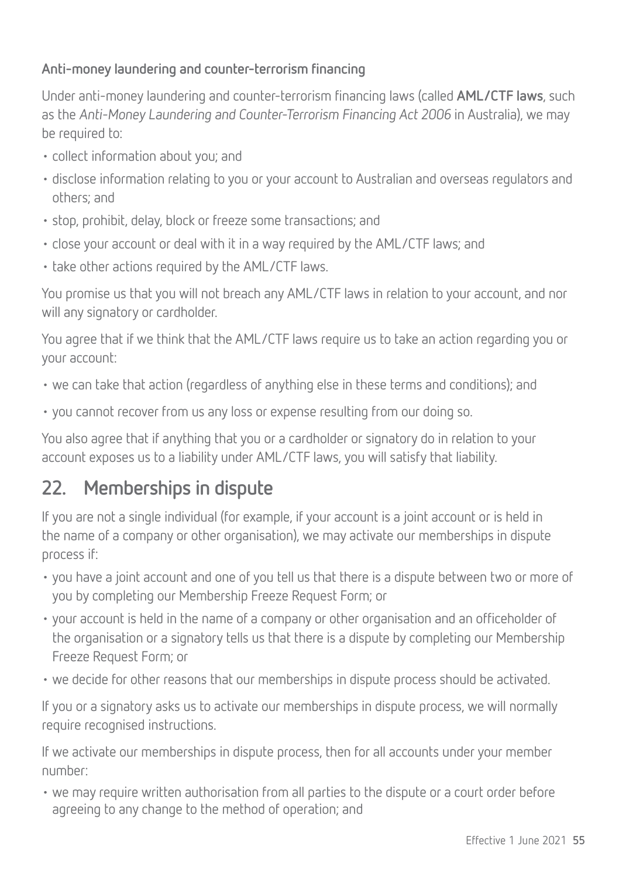### Anti-money laundering and counter-terrorism financing

Under anti-money laundering and counter-terrorism financing laws (called **AML/CTF laws**, such as the *Anti-Money Laundering and Counter-Terrorism Financing Act 2006* in Australia), we may be required to:

- collect information about you; and
- disclose information relating to you or your account to Australian and overseas regulators and others; and
- stop, prohibit, delay, block or freeze some transactions; and
- close your account or deal with it in a way required by the AML/CTF laws; and
- take other actions required by the AML/CTF laws.

You promise us that you will not breach any AML/CTF laws in relation to your account, and nor will any signatory or cardholder.

You agree that if we think that the AML/CTF laws require us to take an action regarding you or your account:

- we can take that action (regardless of anything else in these terms and conditions); and
- you cannot recover from us any loss or expense resulting from our doing so.

You also agree that if anything that you or a cardholder or signatory do in relation to your account exposes us to a liability under AML/CTF laws, you will satisfy that liability.

## 22. Memberships in dispute

If you are not a single individual (for example, if your account is a joint account or is held in the name of a company or other organisation), we may activate our memberships in dispute process if:

- you have a joint account and one of you tell us that there is a dispute between two or more of you by completing our Membership Freeze Request Form; or
- your account is held in the name of a company or other organisation and an officeholder of the organisation or a signatory tells us that there is a dispute by completing our Membership Freeze Request Form; or
- we decide for other reasons that our memberships in dispute process should be activated.

If you or a signatory asks us to activate our memberships in dispute process, we will normally require recognised instructions.

If we activate our memberships in dispute process, then for all accounts under your member number:

- we may require written authorisation from all parties to the dispute or a court order before agreeing to any change to the method of operation; and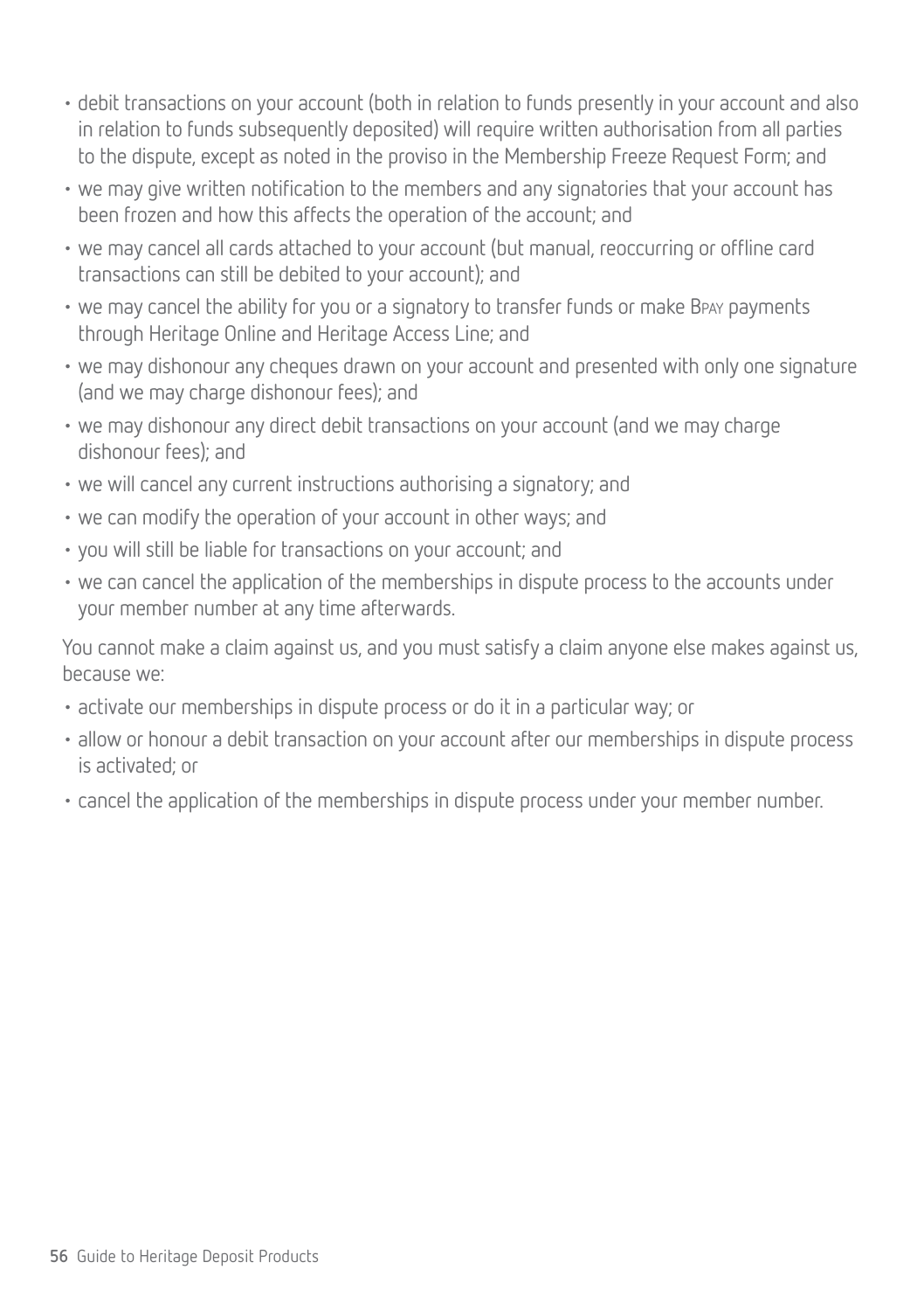- debit transactions on your account (both in relation to funds presently in your account and also in relation to funds subsequently deposited) will require written authorisation from all parties to the dispute, except as noted in the proviso in the Membership Freeze Request Form; and
- we may give written notification to the members and any signatories that your account has been frozen and how this affects the operation of the account; and
- we may cancel all cards attached to your account (but manual, reoccurring or offline card transactions can still be debited to your account); and
- we may cancel the ability for you or a signatory to transfer funds or make BPAY payments through Heritage Online and Heritage Access Line; and
- we may dishonour any cheques drawn on your account and presented with only one signature (and we may charge dishonour fees); and
- we may dishonour any direct debit transactions on your account (and we may charge dishonour fees); and
- we will cancel any current instructions authorising a signatory; and
- we can modify the operation of your account in other ways; and
- you will still be liable for transactions on your account; and
- we can cancel the application of the memberships in dispute process to the accounts under your member number at any time afterwards.

You cannot make a claim against us, and you must satisfy a claim anyone else makes against us, because we:

- activate our memberships in dispute process or do it in a particular way; or
- allow or honour a debit transaction on your account after our memberships in dispute process is activated; or
- cancel the application of the memberships in dispute process under your member number.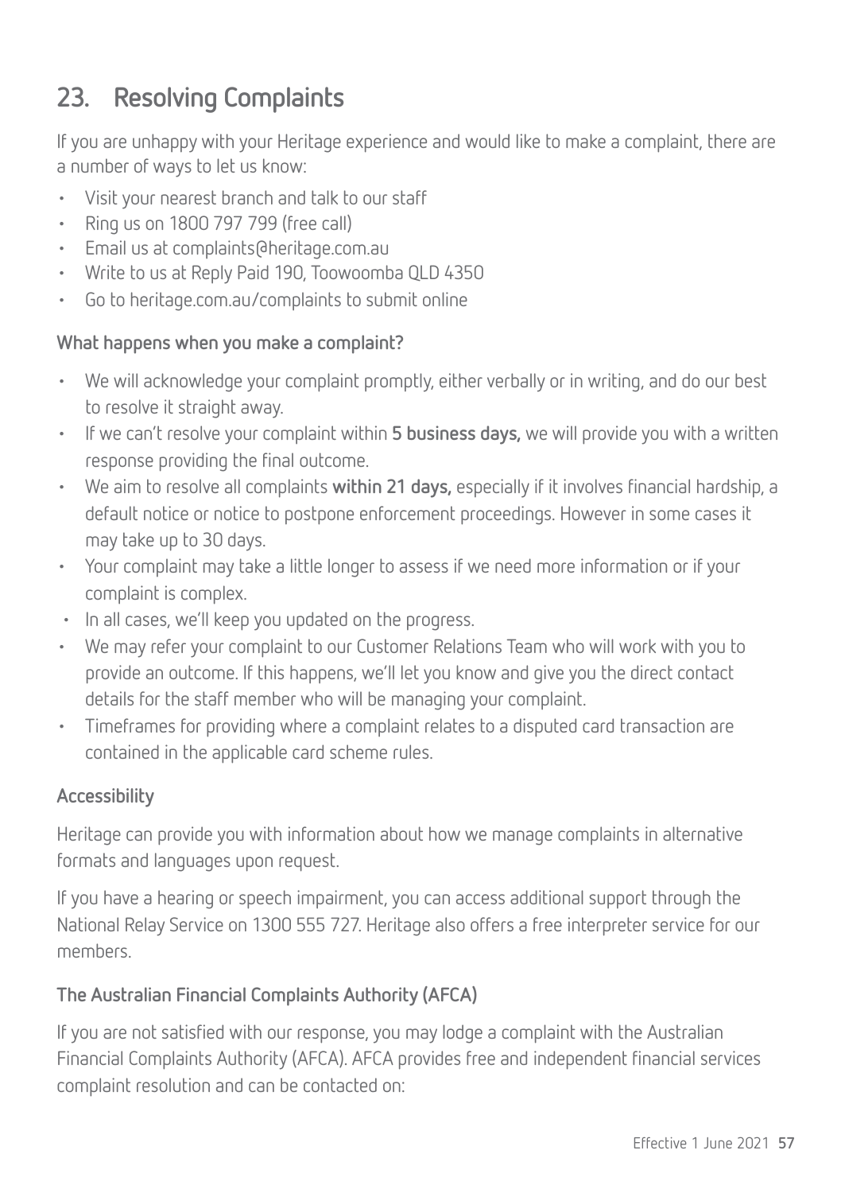## 23. Resolving Complaints

If you are unhappy with your Heritage experience and would like to make a complaint, there are a number of ways to let us know:

- Visit your nearest branch and talk to our staff
- Ring us on 1800 797 799 (free call)
- Email us at complaints@heritage.com.au
- Write to us at Reply Paid 190, Toowoomba QLD 4350
- Go to heritage.com.au/complaints to submit online

### What happens when you make a complaint?

- We will acknowledge your complaint promptly, either verbally or in writing, and do our best to resolve it straight away.
- If we can't resolve your complaint within **5 business days,** we will provide you with a written response providing the final outcome.
- We aim to resolve all complaints **within 21 days,** especially if it involves financial hardship, a default notice or notice to postpone enforcement proceedings. However in some cases it may take up to 30 days.
- Your complaint may take a little longer to assess if we need more information or if your complaint is complex.
- In all cases, we'll keep you updated on the progress.
- We may refer your complaint to our Customer Relations Team who will work with you to provide an outcome. If this happens, we'll let you know and give you the direct contact details for the staff member who will be managing your complaint.
- Timeframes for providing where a complaint relates to a disputed card transaction are contained in the applicable card scheme rules.

### Accessibility

Heritage can provide you with information about how we manage complaints in alternative formats and languages upon request.

If you have a hearing or speech impairment, you can access additional support through the National Relay Service on 1300 555 727. Heritage also offers a free interpreter service for our members.

### The Australian Financial Complaints Authority (AFCA)

If you are not satisfied with our response, you may lodge a complaint with the Australian Financial Complaints Authority (AFCA). AFCA provides free and independent financial services complaint resolution and can be contacted on: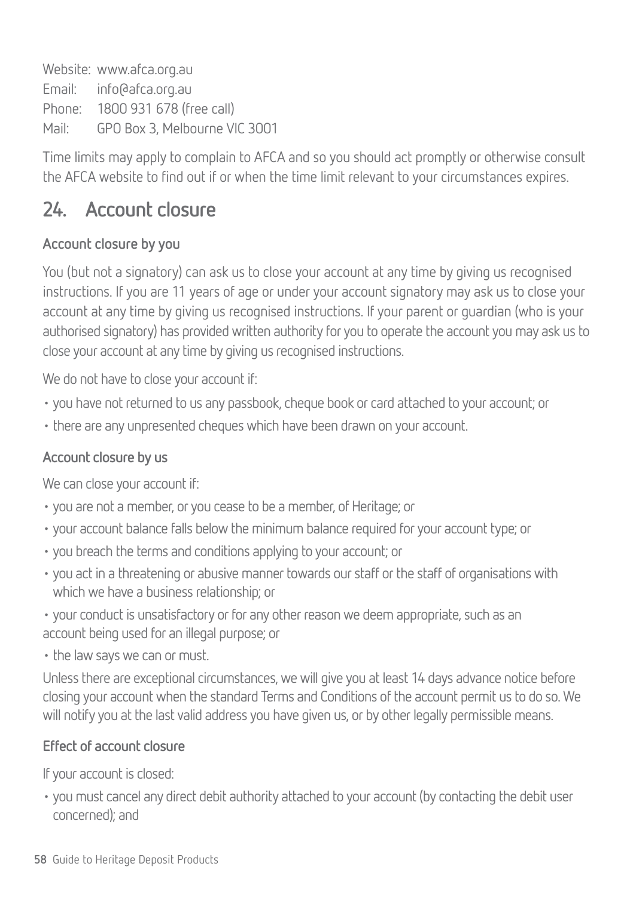Website: www.afca.org.au
Email: info@afca.org.au
Phone: 1800 931 678 (free call)
Mail: GPO Box 3, Melbourne VIC 3001

Time limits may apply to complain to AFCA and so you should act promptly or otherwise consult the AFCA website to find out if or when the time limit relevant to your circumstances expires.

## 24. Account closure

### Account closure by you

You (but not a signatory) can ask us to close your account at any time by giving us recognised instructions. If you are 11 years of age or under your account signatory may ask us to close your account at any time by giving us recognised instructions. If your parent or guardian (who is your authorised signatory) has provided written authority for you to operate the account you may ask us to close your account at any time by giving us recognised instructions.

We do not have to close your account if:

- you have not returned to us any passbook, cheque book or card attached to your account; or
- there are any unpresented cheques which have been drawn on your account.

### Account closure by us

We can close your account if:

- you are not a member, or you cease to be a member, of Heritage; or
- your account balance falls below the minimum balance required for your account type; or
- you breach the terms and conditions applying to your account; or
- you act in a threatening or abusive manner towards our staff or the staff of organisations with which we have a business relationship; or
- your conduct is unsatisfactory or for any other reason we deem appropriate, such as an account being used for an illegal purpose; or
- the law says we can or must.

Unless there are exceptional circumstances, we will give you at least 14 days advance notice before closing your account when the standard Terms and Conditions of the account permit us to do so. We will notify you at the last valid address you have given us, or by other legally permissible means.

### Effect of account closure

If your account is closed:

- you must cancel any direct debit authority attached to your account (by contacting the debit user concerned); and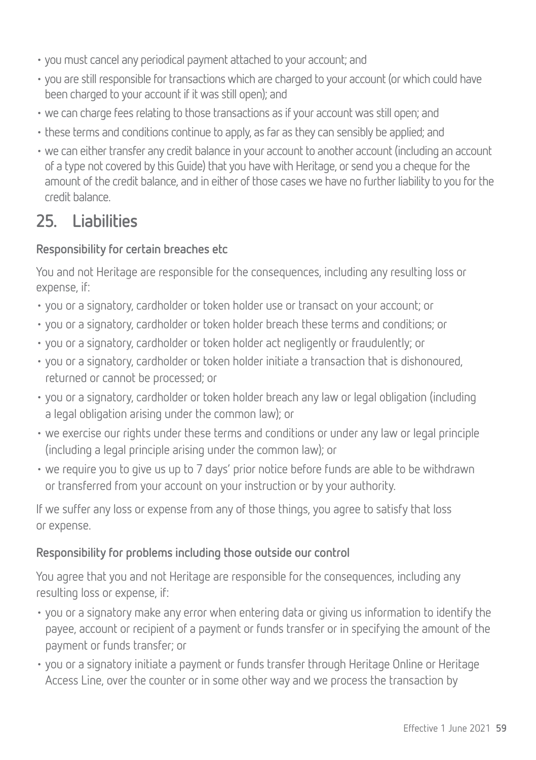- you must cancel any periodical payment attached to your account; and
- you are still responsible for transactions which are charged to your account (or which could have been charged to your account if it was still open); and
- we can charge fees relating to those transactions as if your account was still open; and
- these terms and conditions continue to apply, as far as they can sensibly be applied; and
- we can either transfer any credit balance in your account to another account (including an account of a type not covered by this Guide) that you have with Heritage, or send you a cheque for the amount of the credit balance, and in either of those cases we have no further liability to you for the credit balance.

## 25. Liabilities

### Responsibility for certain breaches etc

You and not Heritage are responsible for the consequences, including any resulting loss or expense, if:

- you or a signatory, cardholder or token holder use or transact on your account; or
- you or a signatory, cardholder or token holder breach these terms and conditions; or
- you or a signatory, cardholder or token holder act negligently or fraudulently; or
- you or a signatory, cardholder or token holder initiate a transaction that is dishonoured, returned or cannot be processed; or
- you or a signatory, cardholder or token holder breach any law or legal obligation (including a legal obligation arising under the common law); or
- we exercise our rights under these terms and conditions or under any law or legal principle (including a legal principle arising under the common law); or
- we require you to give us up to 7 days' prior notice before funds are able to be withdrawn or transferred from your account on your instruction or by your authority.

If we suffer any loss or expense from any of those things, you agree to satisfy that loss or expense.

### Responsibility for problems including those outside our control

You agree that you and not Heritage are responsible for the consequences, including any resulting loss or expense, if:

- you or a signatory make any error when entering data or giving us information to identify the payee, account or recipient of a payment or funds transfer or in specifying the amount of the payment or funds transfer; or
- you or a signatory initiate a payment or funds transfer through Heritage Online or Heritage Access Line, over the counter or in some other way and we process the transaction by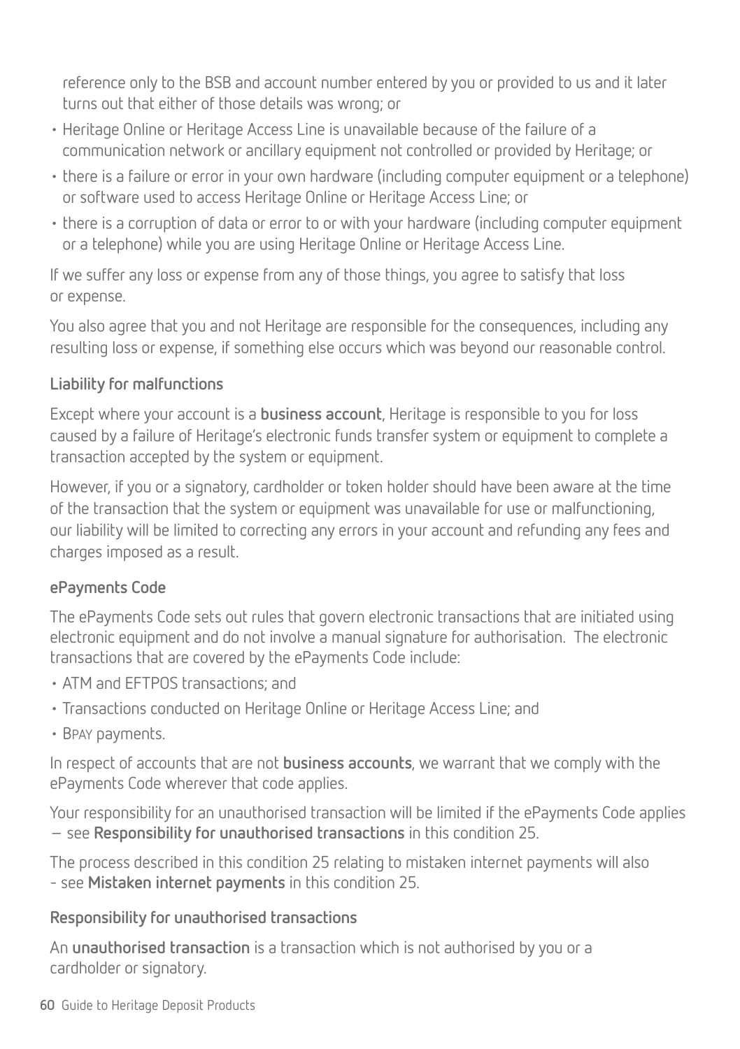reference only to the BSB and account number entered by you or provided to us and it later turns out that either of those details was wrong; or

- Heritage Online or Heritage Access Line is unavailable because of the failure of a communication network or ancillary equipment not controlled or provided by Heritage; or
- there is a failure or error in your own hardware (including computer equipment or a telephone) or software used to access Heritage Online or Heritage Access Line; or
- there is a corruption of data or error to or with your hardware (including computer equipment or a telephone) while you are using Heritage Online or Heritage Access Line.

If we suffer any loss or expense from any of those things, you agree to satisfy that loss or expense.

You also agree that you and not Heritage are responsible for the consequences, including any resulting loss or expense, if something else occurs which was beyond our reasonable control.

### Liability for malfunctions

Except where your account is a **business account**, Heritage is responsible to you for loss caused by a failure of Heritage's electronic funds transfer system or equipment to complete a transaction accepted by the system or equipment.

However, if you or a signatory, cardholder or token holder should have been aware at the time of the transaction that the system or equipment was unavailable for use or malfunctioning, our liability will be limited to correcting any errors in your account and refunding any fees and charges imposed as a result.

### ePayments Code

The ePayments Code sets out rules that govern electronic transactions that are initiated using electronic equipment and do not involve a manual signature for authorisation. The electronic transactions that are covered by the ePayments Code include:

- ATM and EFTPOS transactions; and
- Transactions conducted on Heritage Online or Heritage Access Line; and
- BPAY payments.

In respect of accounts that are not **business accounts**, we warrant that we comply with the ePayments Code wherever that code applies.

Your responsibility for an unauthorised transaction will be limited if the ePayments Code applies – see **Responsibility for unauthorised transactions** in this condition 25.

The process described in this condition 25 relating to mistaken internet payments will also - see **Mistaken internet payments** in this condition 25.

### Responsibility for unauthorised transactions

An **unauthorised transaction** is a transaction which is not authorised by you or a cardholder or signatory.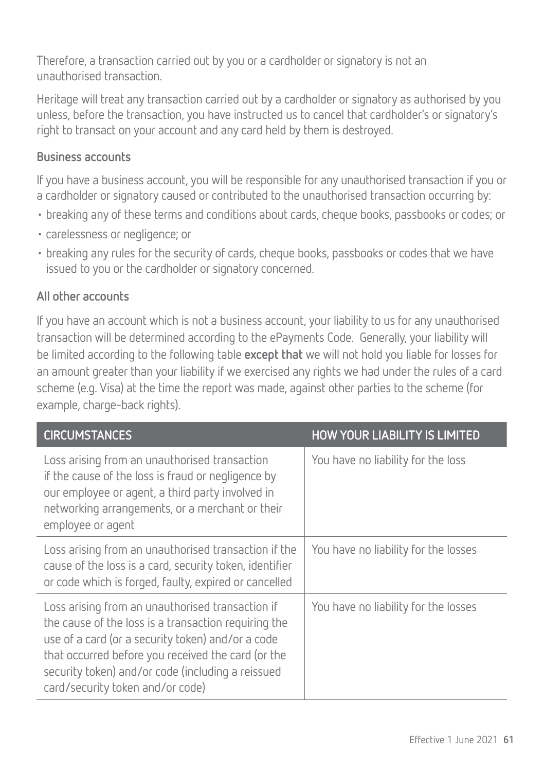Therefore, a transaction carried out by you or a cardholder or signatory is not an unauthorised transaction.

Heritage will treat any transaction carried out by a cardholder or signatory as authorised by you unless, before the transaction, you have instructed us to cancel that cardholder's or signatory's right to transact on your account and any card held by them is destroyed.

### Business accounts

If you have a business account, you will be responsible for any unauthorised transaction if you or a cardholder or signatory caused or contributed to the unauthorised transaction occurring by:

- breaking any of these terms and conditions about cards, cheque books, passbooks or codes; or
- carelessness or negligence; or
- breaking any rules for the security of cards, cheque books, passbooks or codes that we have issued to you or the cardholder or signatory concerned.

### All other accounts

If you have an account which is not a business account, your liability to us for any unauthorised transaction will be determined according to the ePayments Code. Generally, your liability will be limited according to the following table **except that** we will not hold you liable for losses for an amount greater than your liability if we exercised any rights we had under the rules of a card scheme (e.g. Visa) at the time the report was made, against other parties to the scheme (for example, charge-back rights).

| CIRCUMSTANCES | HOW YOUR LIABILITY IS LIMITED |
|---|---|
| Loss arising from an unauthorised transaction if the cause of the loss is fraud or negligence by our employee or agent, a third party involved in networking arrangements, or a merchant or their employee or agent | You have no liability for the loss |
| Loss arising from an unauthorised transaction if the cause of the loss is a card, security token, identifier or code which is forged, faulty, expired or cancelled | You have no liability for the losses |
| Loss arising from an unauthorised transaction if the cause of the loss is a transaction requiring the use of a card (or a security token) and/or a code that occurred before you received the card (or the security token) and/or code (including a reissued card/security token and/or code) | You have no liability for the losses |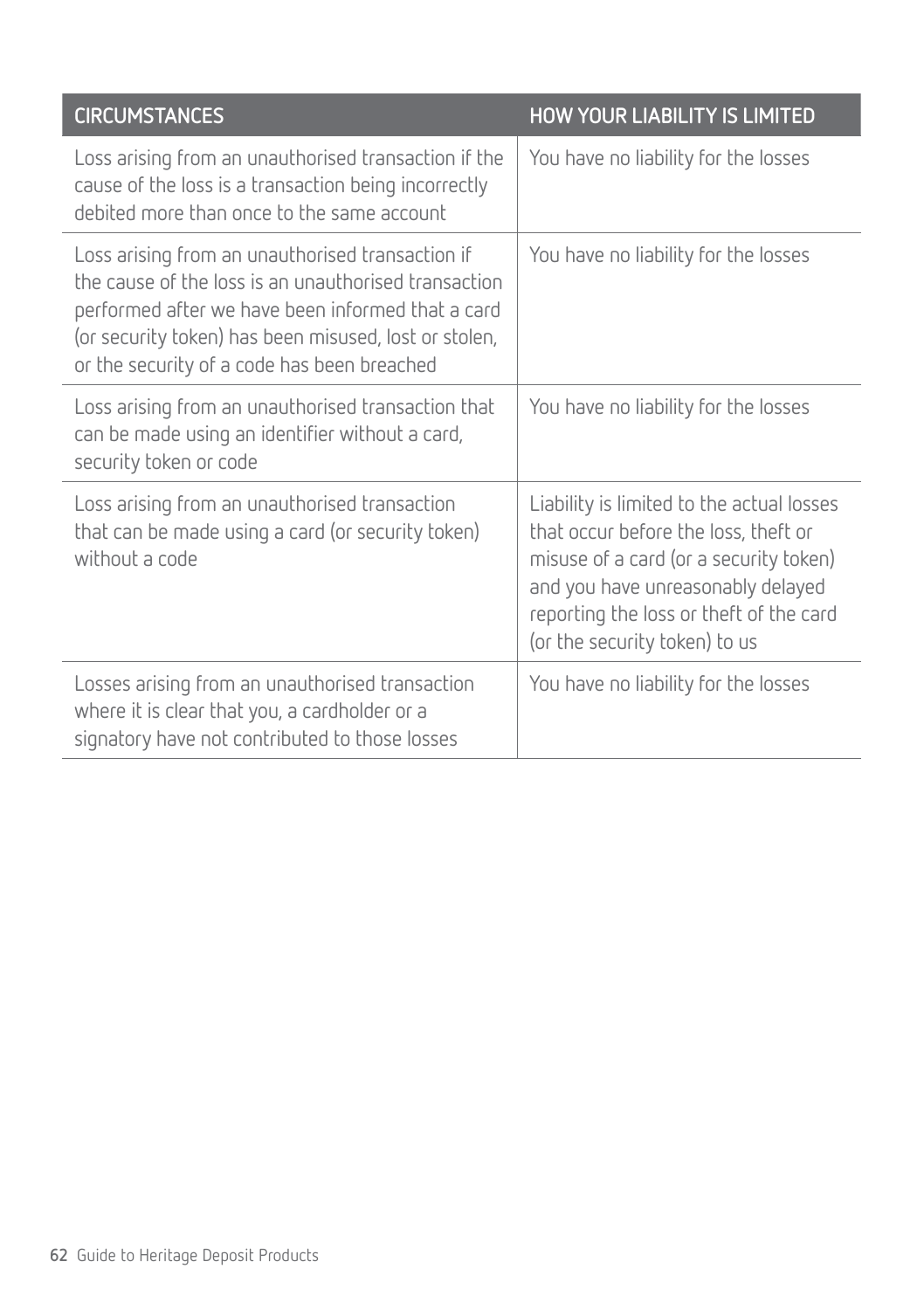| CIRCUMSTANCES | HOW YOUR LIABILITY IS LIMITED |
| --- | --- |
| Loss arising from an unauthorised transaction if the cause of the loss is a transaction being incorrectly debited more than once to the same account | You have no liability for the losses |
| Loss arising from an unauthorised transaction if the cause of the loss is an unauthorised transaction performed after we have been informed that a card (or security token) has been misused, lost or stolen, or the security of a code has been breached | You have no liability for the losses |
| Loss arising from an unauthorised transaction that can be made using an identifier without a card, security token or code | You have no liability for the losses |
| Loss arising from an unauthorised transaction that can be made using a card (or security token) without a code | Liability is limited to the actual losses that occur before the loss, theft or misuse of a card (or a security token) and you have unreasonably delayed reporting the loss or theft of the card (or the security token) to us |
| Losses arising from an unauthorised transaction where it is clear that you, a cardholder or a signatory have not contributed to those losses | You have no liability for the losses |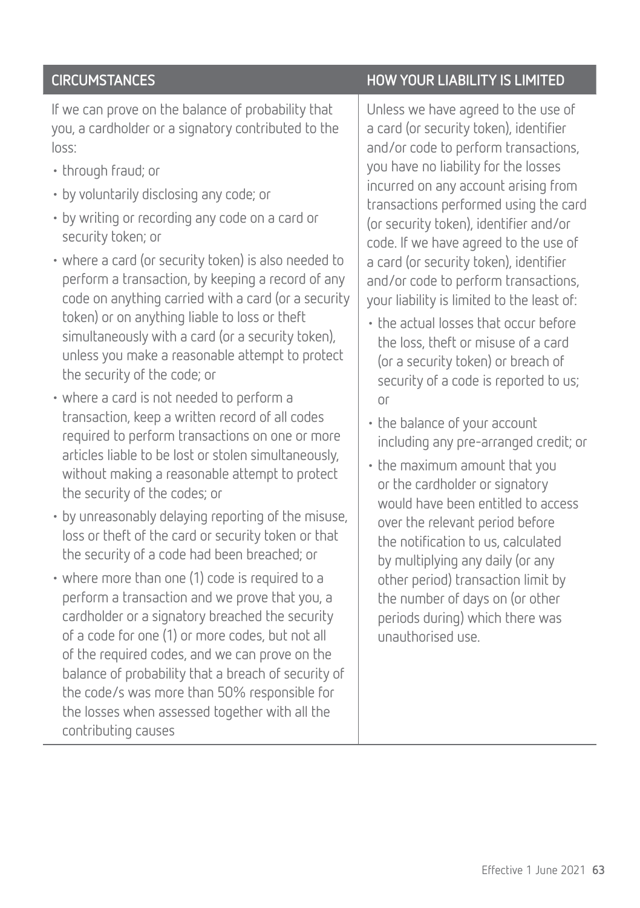| CIRCUMSTANCES | HOW YOUR LIABILITY IS LIMITED |
|---|---|
| If we can prove on the balance of probability that you, a cardholder or a signatory contributed to the loss:<br>• through fraud; or<br>• by voluntarily disclosing any code; or<br>• by writing or recording any code on a card or security token; or<br>• where a card (or security token) is also needed to perform a transaction, by keeping a record of any code on anything carried with a card (or a security token) or on anything liable to loss or theft simultaneously with a card (or a security token), unless you make a reasonable attempt to protect the security of the code; or<br>• where a card is not needed to perform a transaction, keep a written record of all codes required to perform transactions on one or more articles liable to be lost or stolen simultaneously, without making a reasonable attempt to protect the security of the codes; or<br>• by unreasonably delaying reporting of the misuse, loss or theft of the card or security token or that the security of a code had been breached; or<br>• where more than one (1) code is required to a perform a transaction and we prove that you, a cardholder or a signatory breached the security of a code for one (1) or more codes, but not all of the required codes, and we can prove on the balance of probability that a breach of security of the code/s was more than 50% responsible for the losses when assessed together with all the contributing causes | Unless we have agreed to the use of a card (or security token), identifier and/or code to perform transactions, you have no liability for the losses incurred on any account arising from transactions performed using the card (or security token), identifier and/or code. If we have agreed to the use of a card (or security token), identifier and/or code to perform transactions, your liability is limited to the least of:<br>• the actual losses that occur before the loss, theft or misuse of a card (or a security token) or breach of security of a code is reported to us; or<br>• the balance of your account including any pre-arranged credit; or<br>• the maximum amount that you or the cardholder or signatory would have been entitled to access over the relevant period before the notification to us, calculated by multiplying any daily (or any other period) transaction limit by the number of days on (or other periods during) which there was unauthorised use. |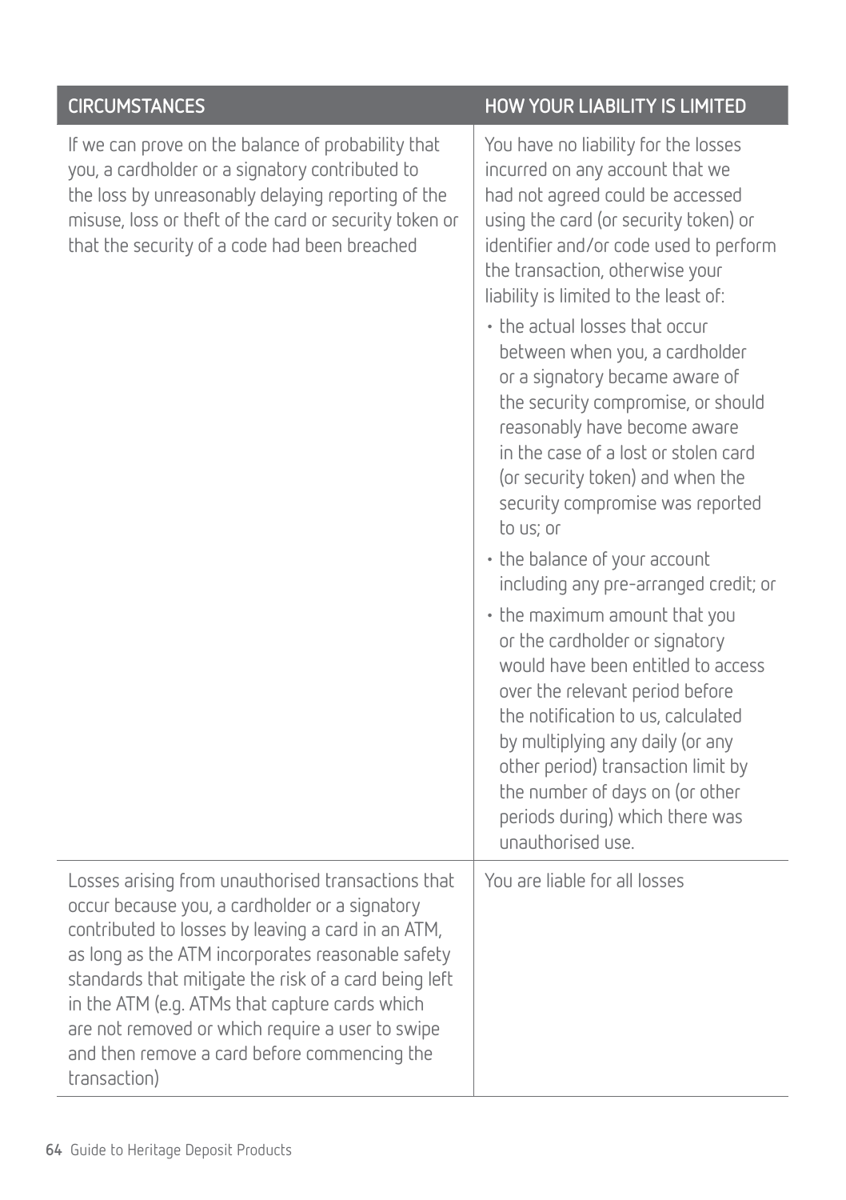| CIRCUMSTANCES | HOW YOUR LIABILITY IS LIMITED |
|---|---|
| If we can prove on the balance of probability that you, a cardholder or a signatory contributed to the loss by unreasonably delaying reporting of the misuse, loss or theft of the card or security token or that the security of a code had been breached | You have no liability for the losses incurred on any account that we had not agreed could be accessed using the card (or security token) or identifier and/or code used to perform the transaction, otherwise your liability is limited to the least of: <br>• the actual losses that occur between when you, a cardholder or a signatory became aware of the security compromise, or should reasonably have become aware in the case of a lost or stolen card (or security token) and when the security compromise was reported to us; or <br>• the balance of your account including any pre-arranged credit; or <br>• the maximum amount that you or the cardholder or signatory would have been entitled to access over the relevant period before the notification to us, calculated by multiplying any daily (or any other period) transaction limit by the number of days on (or other periods during) which there was unauthorised use. |
| Losses arising from unauthorised transactions that occur because you, a cardholder or a signatory contributed to losses by leaving a card in an ATM, as long as the ATM incorporates reasonable safety standards that mitigate the risk of a card being left in the ATM (e.g. ATMs that capture cards which are not removed or which require a user to swipe and then remove a card before commencing the transaction) | You are liable for all losses |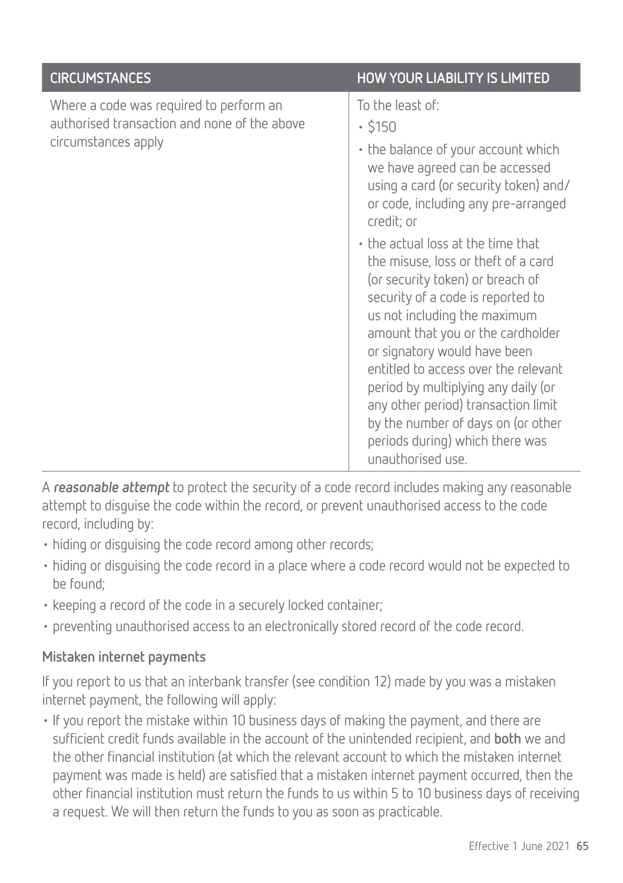| CIRCUMSTANCES | HOW YOUR LIABILITY IS LIMITED |
| --- | --- |
| Where a code was required to perform an authorised transaction and none of the above circumstances apply | To the least of:<br>• $150<br>• the balance of your account which we have agreed can be accessed using a card (or security token) and/or code, including any pre-arranged credit; or<br>• the actual loss at the time that the misuse, loss or theft of a card (or security token) or breach of security of a code is reported to us not including the maximum amount that you or the cardholder or signatory would have been entitled to access over the relevant period by multiplying any daily (or any other period) transaction limit by the number of days on (or other periods during) which there was unauthorised use. |

A ***reasonable attempt*** to protect the security of a code record includes making any reasonable attempt to disguise the code within the record, or prevent unauthorised access to the code record, including by:

- hiding or disguising the code record among other records;
- hiding or disguising the code record in a place where a code record would not be expected to be found;
- keeping a record of the code in a securely locked container;
- preventing unauthorised access to an electronically stored record of the code record.

### Mistaken internet payments

If you report to us that an interbank transfer (see condition 12) made by you was a mistaken internet payment, the following will apply:

- If you report the mistake within 10 business days of making the payment, and there are sufficient credit funds available in the account of the unintended recipient, and **both** we and the other financial institution (at which the relevant account to which the mistaken internet payment was made is held) are satisfied that a mistaken internet payment occurred, then the other financial institution must return the funds to us within 5 to 10 business days of receiving a request. We will then return the funds to you as soon as practicable.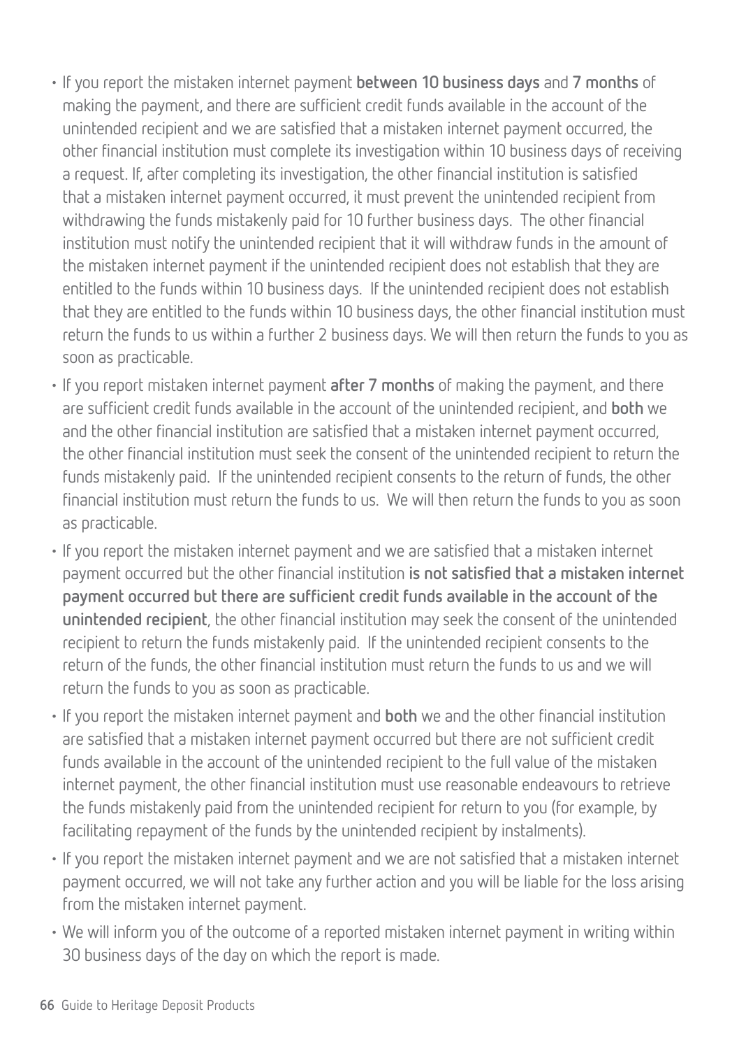- If you report the mistaken internet payment **between 10 business days** and **7 months** of making the payment, and there are sufficient credit funds available in the account of the unintended recipient and we are satisfied that a mistaken internet payment occurred, the other financial institution must complete its investigation within 10 business days of receiving a request. If, after completing its investigation, the other financial institution is satisfied that a mistaken internet payment occurred, it must prevent the unintended recipient from withdrawing the funds mistakenly paid for 10 further business days. The other financial institution must notify the unintended recipient that it will withdraw funds in the amount of the mistaken internet payment if the unintended recipient does not establish that they are entitled to the funds within 10 business days. If the unintended recipient does not establish that they are entitled to the funds within 10 business days, the other financial institution must return the funds to us within a further 2 business days. We will then return the funds to you as soon as practicable.
- If you report mistaken internet payment **after 7 months** of making the payment, and there are sufficient credit funds available in the account of the unintended recipient, and **both** we and the other financial institution are satisfied that a mistaken internet payment occurred, the other financial institution must seek the consent of the unintended recipient to return the funds mistakenly paid. If the unintended recipient consents to the return of funds, the other financial institution must return the funds to us. We will then return the funds to you as soon as practicable.
- If you report the mistaken internet payment and we are satisfied that a mistaken internet payment occurred but the other financial institution **is not satisfied that a mistaken internet payment occurred but there are sufficient credit funds available in the account of the unintended recipient**, the other financial institution may seek the consent of the unintended recipient to return the funds mistakenly paid. If the unintended recipient consents to the return of the funds, the other financial institution must return the funds to us and we will return the funds to you as soon as practicable.
- If you report the mistaken internet payment and **both** we and the other financial institution are satisfied that a mistaken internet payment occurred but there are not sufficient credit funds available in the account of the unintended recipient to the full value of the mistaken internet payment, the other financial institution must use reasonable endeavours to retrieve the funds mistakenly paid from the unintended recipient for return to you (for example, by facilitating repayment of the funds by the unintended recipient by instalments).
- If you report the mistaken internet payment and we are not satisfied that a mistaken internet payment occurred, we will not take any further action and you will be liable for the loss arising from the mistaken internet payment.
- We will inform you of the outcome of a reported mistaken internet payment in writing within 30 business days of the day on which the report is made.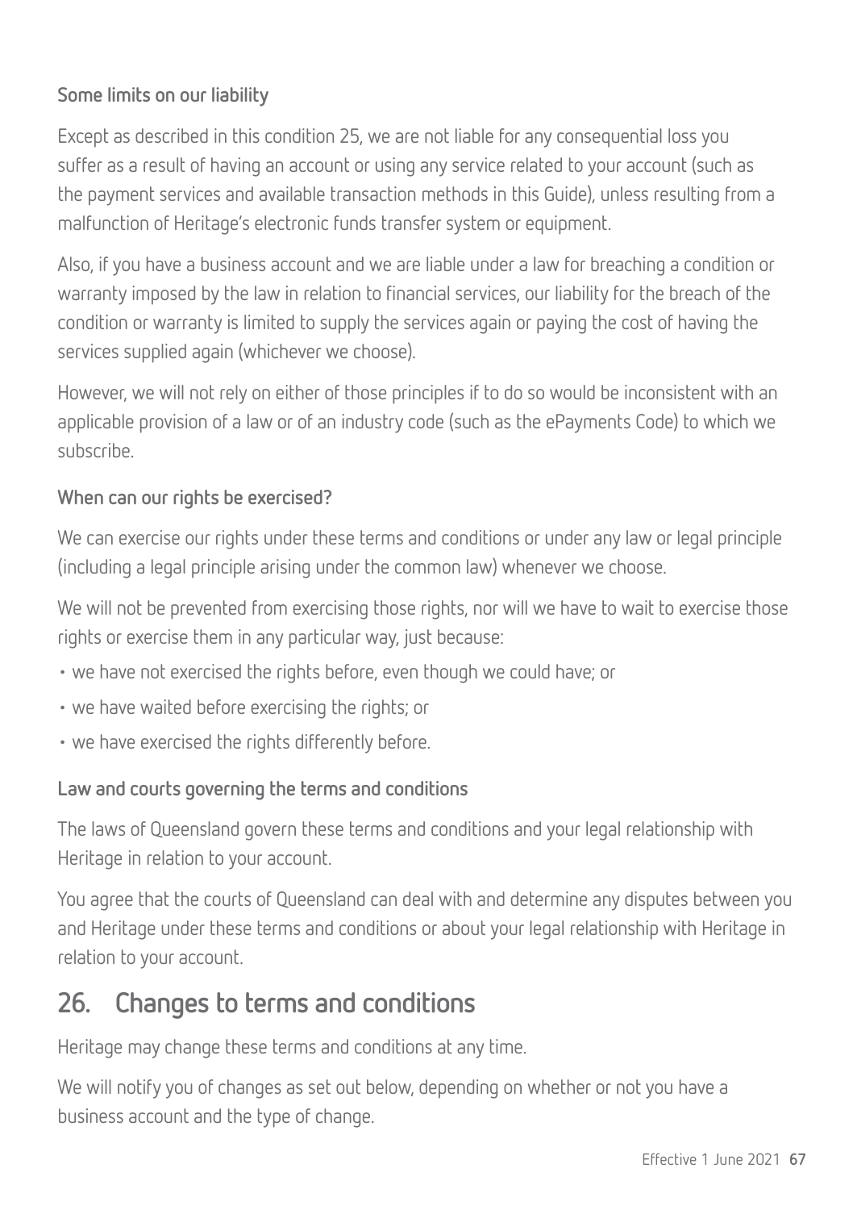### Some limits on our liability

Except as described in this condition 25, we are not liable for any consequential loss you suffer as a result of having an account or using any service related to your account (such as the payment services and available transaction methods in this Guide), unless resulting from a malfunction of Heritage's electronic funds transfer system or equipment.

Also, if you have a business account and we are liable under a law for breaching a condition or warranty imposed by the law in relation to financial services, our liability for the breach of the condition or warranty is limited to supply the services again or paying the cost of having the services supplied again (whichever we choose).

However, we will not rely on either of those principles if to do so would be inconsistent with an applicable provision of a law or of an industry code (such as the ePayments Code) to which we subscribe.

### When can our rights be exercised?

We can exercise our rights under these terms and conditions or under any law or legal principle (including a legal principle arising under the common law) whenever we choose.

We will not be prevented from exercising those rights, nor will we have to wait to exercise those rights or exercise them in any particular way, just because:

- we have not exercised the rights before, even though we could have; or
- we have waited before exercising the rights; or
- we have exercised the rights differently before.

### Law and courts governing the terms and conditions

The laws of Queensland govern these terms and conditions and your legal relationship with Heritage in relation to your account.

You agree that the courts of Queensland can deal with and determine any disputes between you and Heritage under these terms and conditions or about your legal relationship with Heritage in relation to your account.

## 26. Changes to terms and conditions

Heritage may change these terms and conditions at any time.

We will notify you of changes as set out below, depending on whether or not you have a business account and the type of change.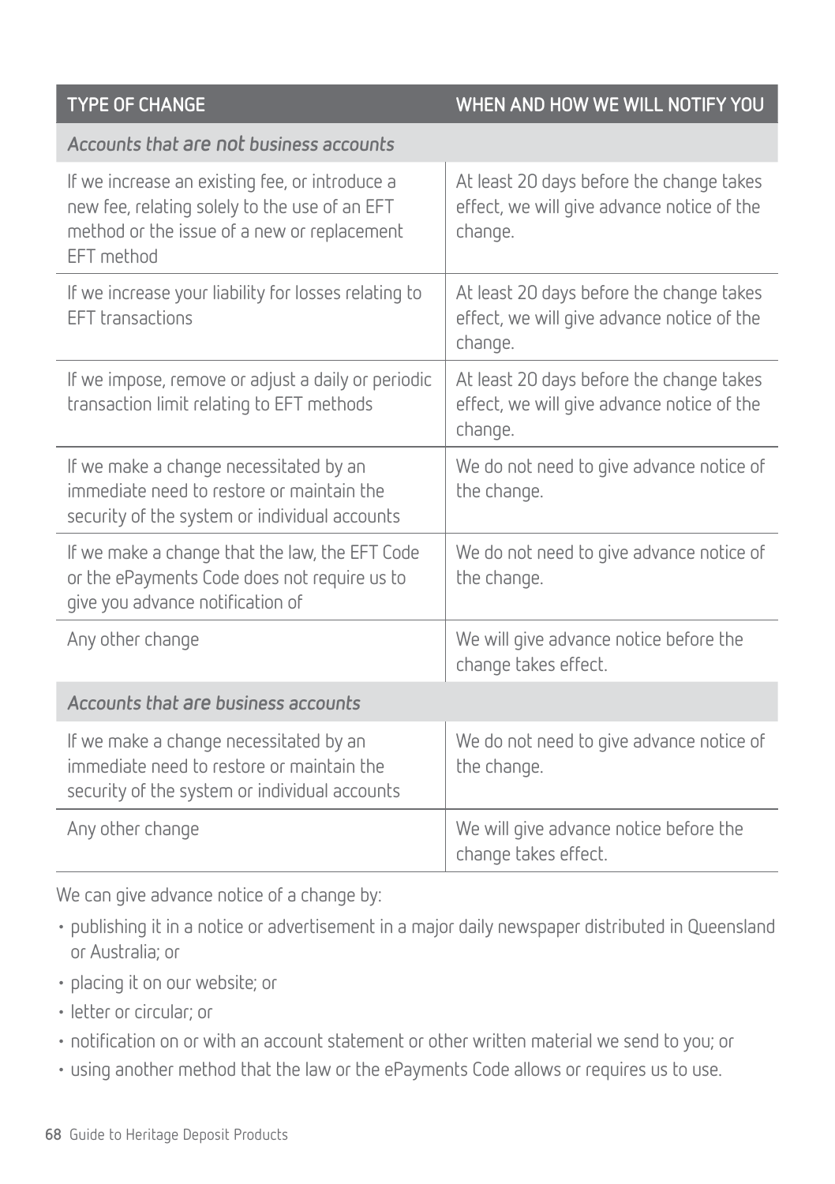| TYPE OF CHANGE | WHEN AND HOW WE WILL NOTIFY YOU |
| --- | --- |
| *Accounts that are not business accounts* | |
| If we increase an existing fee, or introduce a new fee, relating solely to the use of an EFT method or the issue of a new or replacement EFT method | At least 20 days before the change takes effect, we will give advance notice of the change. |
| If we increase your liability for losses relating to EFT transactions | At least 20 days before the change takes effect, we will give advance notice of the change. |
| If we impose, remove or adjust a daily or periodic transaction limit relating to EFT methods | At least 20 days before the change takes effect, we will give advance notice of the change. |
| If we make a change necessitated by an immediate need to restore or maintain the security of the system or individual accounts | We do not need to give advance notice of the change. |
| If we make a change that the law, the EFT Code or the ePayments Code does not require us to give you advance notification of | We do not need to give advance notice of the change. |
| Any other change | We will give advance notice before the change takes effect. |
| *Accounts that are business accounts* | |
| If we make a change necessitated by an immediate need to restore or maintain the security of the system or individual accounts | We do not need to give advance notice of the change. |
| Any other change | We will give advance notice before the change takes effect. |

We can give advance notice of a change by:

- publishing it in a notice or advertisement in a major daily newspaper distributed in Queensland or Australia; or
- placing it on our website; or
- letter or circular; or
- notification on or with an account statement or other written material we send to you; or
- using another method that the law or the ePayments Code allows or requires us to use.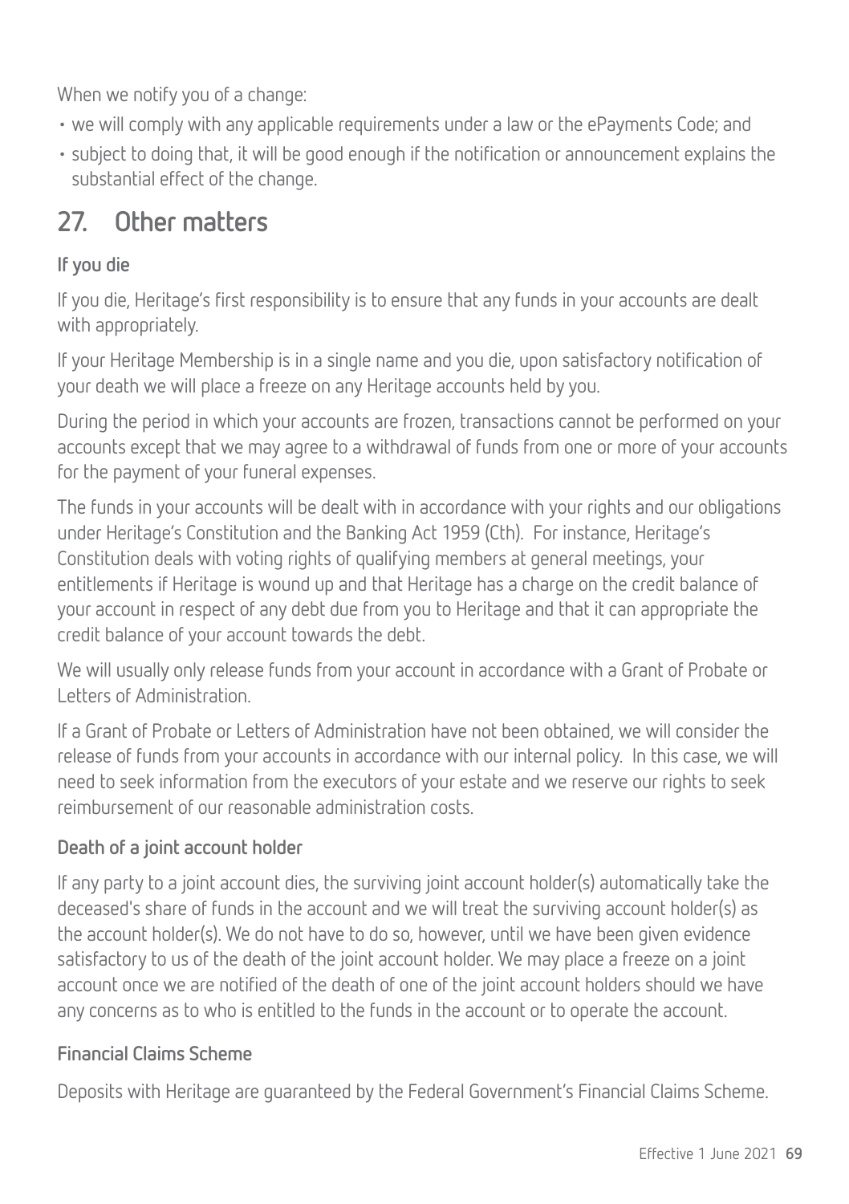When we notify you of a change:

- we will comply with any applicable requirements under a law or the ePayments Code; and
- subject to doing that, it will be good enough if the notification or announcement explains the substantial effect of the change.

## 27. Other matters

### If you die

If you die, Heritage's first responsibility is to ensure that any funds in your accounts are dealt with appropriately.

If your Heritage Membership is in a single name and you die, upon satisfactory notification of your death we will place a freeze on any Heritage accounts held by you.

During the period in which your accounts are frozen, transactions cannot be performed on your accounts except that we may agree to a withdrawal of funds from one or more of your accounts for the payment of your funeral expenses.

The funds in your accounts will be dealt with in accordance with your rights and our obligations under Heritage's Constitution and the Banking Act 1959 (Cth). For instance, Heritage's Constitution deals with voting rights of qualifying members at general meetings, your entitlements if Heritage is wound up and that Heritage has a charge on the credit balance of your account in respect of any debt due from you to Heritage and that it can appropriate the credit balance of your account towards the debt.

We will usually only release funds from your account in accordance with a Grant of Probate or Letters of Administration.

If a Grant of Probate or Letters of Administration have not been obtained, we will consider the release of funds from your accounts in accordance with our internal policy. In this case, we will need to seek information from the executors of your estate and we reserve our rights to seek reimbursement of our reasonable administration costs.

### Death of a joint account holder

If any party to a joint account dies, the surviving joint account holder(s) automatically take the deceased's share of funds in the account and we will treat the surviving account holder(s) as the account holder(s). We do not have to do so, however, until we have been given evidence satisfactory to us of the death of the joint account holder. We may place a freeze on a joint account once we are notified of the death of one of the joint account holders should we have any concerns as to who is entitled to the funds in the account or to operate the account.

### Financial Claims Scheme

Deposits with Heritage are guaranteed by the Federal Government's Financial Claims Scheme.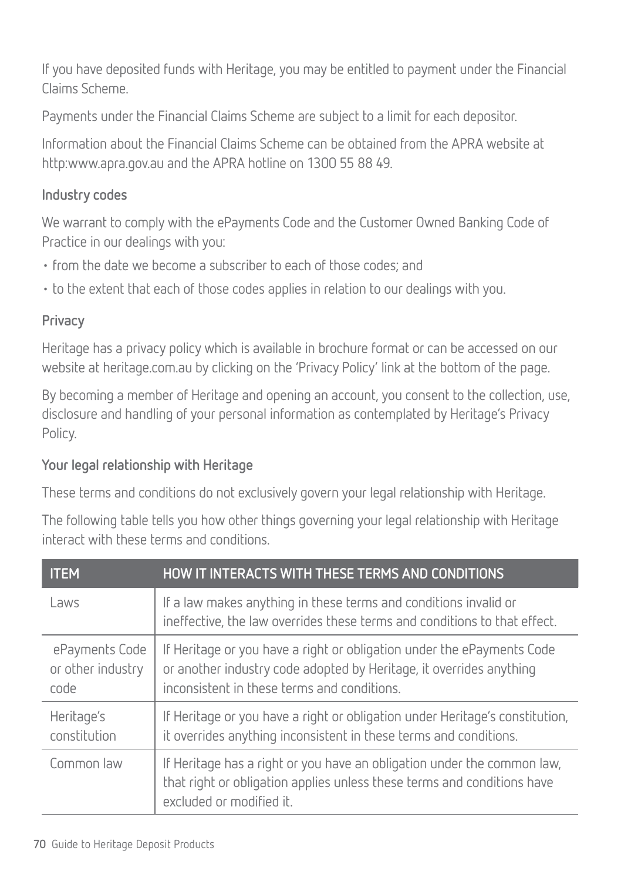If you have deposited funds with Heritage, you may be entitled to payment under the Financial Claims Scheme.

Payments under the Financial Claims Scheme are subject to a limit for each depositor.

Information about the Financial Claims Scheme can be obtained from the APRA website at http:www.apra.gov.au and the APRA hotline on 1300 55 88 49.

### Industry codes

We warrant to comply with the ePayments Code and the Customer Owned Banking Code of Practice in our dealings with you:

- from the date we become a subscriber to each of those codes; and
- to the extent that each of those codes applies in relation to our dealings with you.

### Privacy

Heritage has a privacy policy which is available in brochure format or can be accessed on our website at heritage.com.au by clicking on the 'Privacy Policy' link at the bottom of the page.

By becoming a member of Heritage and opening an account, you consent to the collection, use, disclosure and handling of your personal information as contemplated by Heritage's Privacy Policy.

### Your legal relationship with Heritage

These terms and conditions do not exclusively govern your legal relationship with Heritage.

The following table tells you how other things governing your legal relationship with Heritage interact with these terms and conditions.

| ITEM | HOW IT INTERACTS WITH THESE TERMS AND CONDITIONS |
|---|---|
| Laws | If a law makes anything in these terms and conditions invalid or ineffective, the law overrides these terms and conditions to that effect. |
| ePayments Code or other industry code | If Heritage or you have a right or obligation under the ePayments Code or another industry code adopted by Heritage, it overrides anything inconsistent in these terms and conditions. |
| Heritage's constitution | If Heritage or you have a right or obligation under Heritage's constitution, it overrides anything inconsistent in these terms and conditions. |
| Common law | If Heritage has a right or you have an obligation under the common law, that right or obligation applies unless these terms and conditions have excluded or modified it. |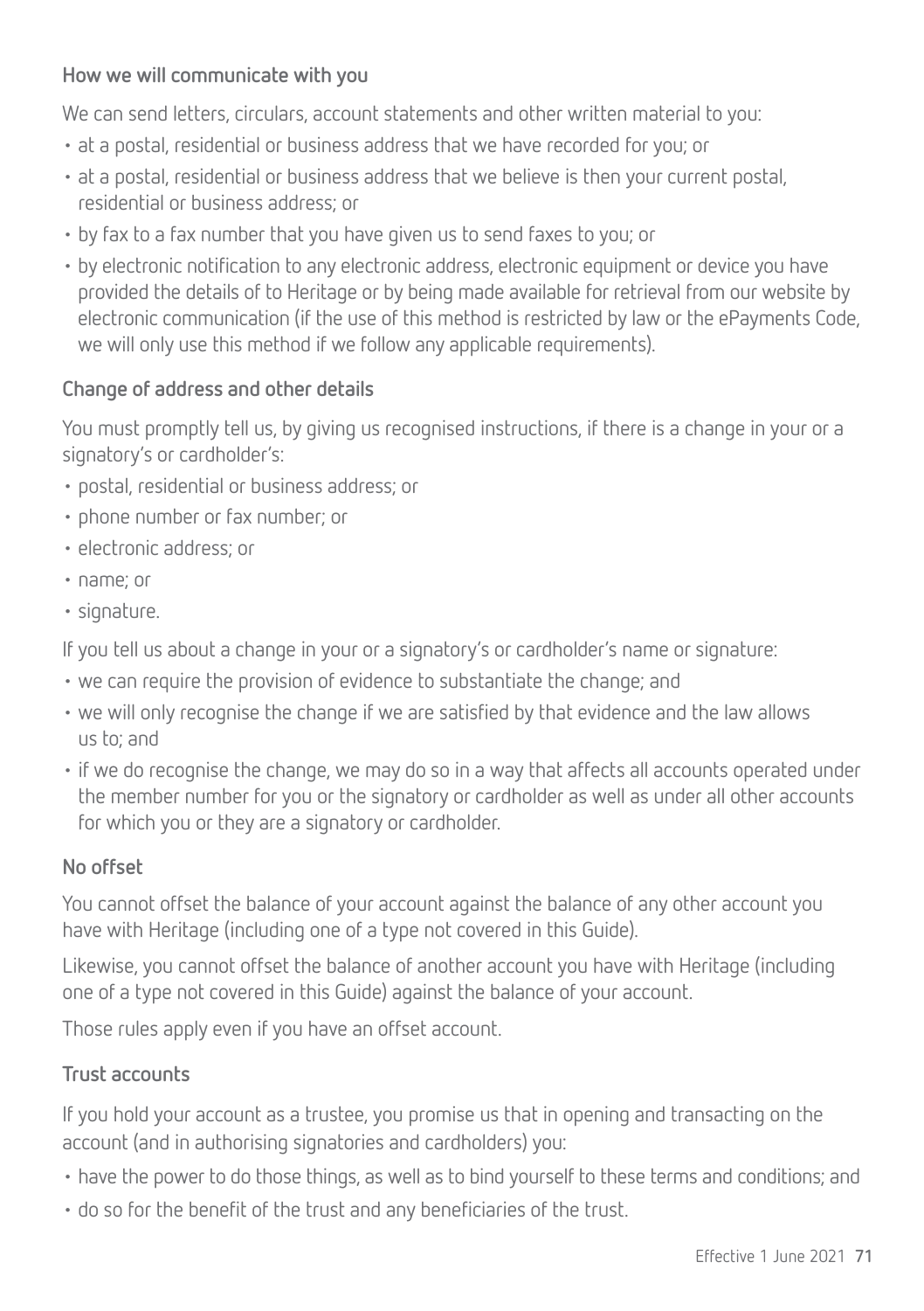### How we will communicate with you

We can send letters, circulars, account statements and other written material to you:

- at a postal, residential or business address that we have recorded for you; or
- at a postal, residential or business address that we believe is then your current postal, residential or business address; or
- by fax to a fax number that you have given us to send faxes to you; or
- by electronic notification to any electronic address, electronic equipment or device you have provided the details of to Heritage or by being made available for retrieval from our website by electronic communication (if the use of this method is restricted by law or the ePayments Code, we will only use this method if we follow any applicable requirements).

### Change of address and other details

You must promptly tell us, by giving us recognised instructions, if there is a change in your or a signatory's or cardholder's:

- postal, residential or business address; or
- phone number or fax number; or
- electronic address; or
- name; or
- signature.

If you tell us about a change in your or a signatory's or cardholder's name or signature:

- we can require the provision of evidence to substantiate the change; and
- we will only recognise the change if we are satisfied by that evidence and the law allows us to; and
- if we do recognise the change, we may do so in a way that affects all accounts operated under the member number for you or the signatory or cardholder as well as under all other accounts for which you or they are a signatory or cardholder.

### No offset

You cannot offset the balance of your account against the balance of any other account you have with Heritage (including one of a type not covered in this Guide).

Likewise, you cannot offset the balance of another account you have with Heritage (including one of a type not covered in this Guide) against the balance of your account.

Those rules apply even if you have an offset account.

### Trust accounts

If you hold your account as a trustee, you promise us that in opening and transacting on the account (and in authorising signatories and cardholders) you:

- have the power to do those things, as well as to bind yourself to these terms and conditions; and
- do so for the benefit of the trust and any beneficiaries of the trust.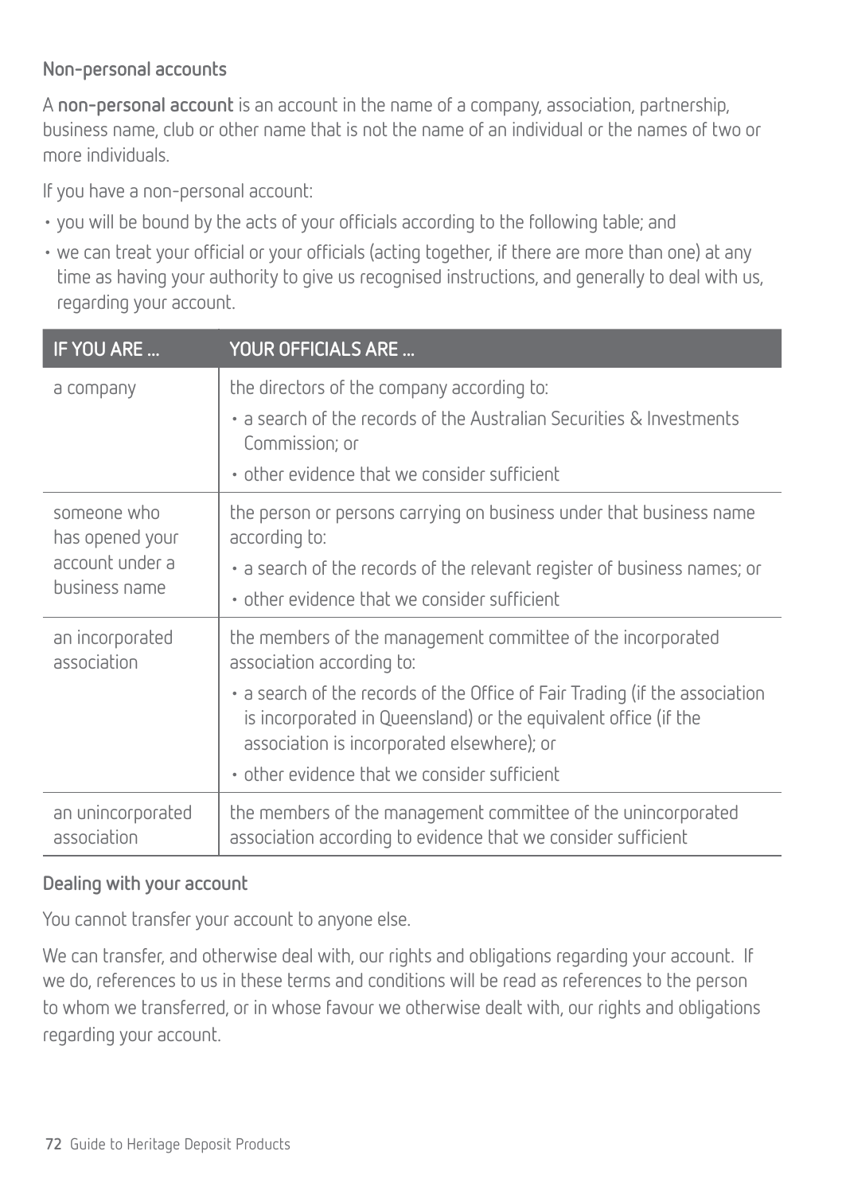### Non-personal accounts

A **non-personal account** is an account in the name of a company, association, partnership, business name, club or other name that is not the name of an individual or the names of two or more individuals.

If you have a non-personal account:

- you will be bound by the acts of your officials according to the following table; and
- we can treat your official or your officials (acting together, if there are more than one) at any time as having your authority to give us recognised instructions, and generally to deal with us, regarding your account.

| IF YOU ARE ... | YOUR OFFICIALS ARE ... |
|---|---|
| a company | the directors of the company according to:<br>• a search of the records of the Australian Securities & Investments Commission; or<br>• other evidence that we consider sufficient |
| someone who has opened your account under a business name | the person or persons carrying on business under that business name according to:<br>• a search of the records of the relevant register of business names; or<br>• other evidence that we consider sufficient |
| an incorporated association | the members of the management committee of the incorporated association according to:<br>• a search of the records of the Office of Fair Trading (if the association is incorporated in Queensland) or the equivalent office (if the association is incorporated elsewhere); or<br>• other evidence that we consider sufficient |
| an unincorporated association | the members of the management committee of the unincorporated association according to evidence that we consider sufficient |

### Dealing with your account

You cannot transfer your account to anyone else.

We can transfer, and otherwise deal with, our rights and obligations regarding your account. If we do, references to us in these terms and conditions will be read as references to the person to whom we transferred, or in whose favour we otherwise dealt with, our rights and obligations regarding your account.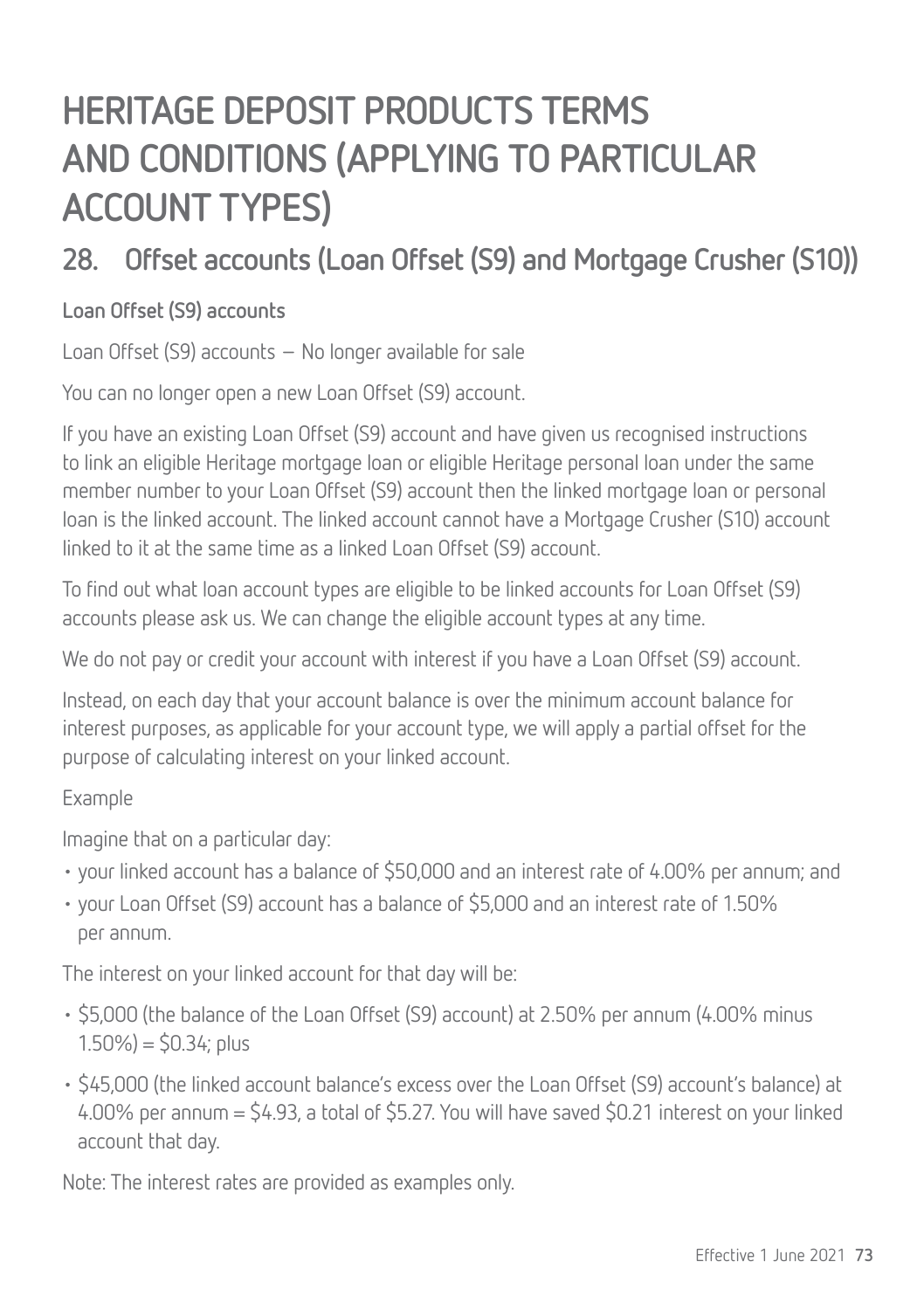# HERITAGE DEPOSIT PRODUCTS TERMS AND CONDITIONS (APPLYING TO PARTICULAR ACCOUNT TYPES)

## 28. Offset accounts (Loan Offset (S9) and Mortgage Crusher (S10))

### Loan Offset (S9) accounts

Loan Offset (S9) accounts – No longer available for sale

You can no longer open a new Loan Offset (S9) account.

If you have an existing Loan Offset (S9) account and have given us recognised instructions to link an eligible Heritage mortgage loan or eligible Heritage personal loan under the same member number to your Loan Offset (S9) account then the linked mortgage loan or personal loan is the linked account. The linked account cannot have a Mortgage Crusher (S10) account linked to it at the same time as a linked Loan Offset (S9) account.

To find out what loan account types are eligible to be linked accounts for Loan Offset (S9) accounts please ask us. We can change the eligible account types at any time.

We do not pay or credit your account with interest if you have a Loan Offset (S9) account.

Instead, on each day that your account balance is over the minimum account balance for interest purposes, as applicable for your account type, we will apply a partial offset for the purpose of calculating interest on your linked account.

Example

Imagine that on a particular day:

- your linked account has a balance of $50,000 and an interest rate of 4.00% per annum; and
- your Loan Offset (S9) account has a balance of $5,000 and an interest rate of 1.50% per annum.

The interest on your linked account for that day will be:

- $5,000 (the balance of the Loan Offset (S9) account) at 2.50% per annum (4.00% minus 1.50%) = $0.34; plus
- $45,000 (the linked account balance's excess over the Loan Offset (S9) account's balance) at 4.00% per annum = $4.93, a total of $5.27. You will have saved $0.21 interest on your linked account that day.

Note: The interest rates are provided as examples only.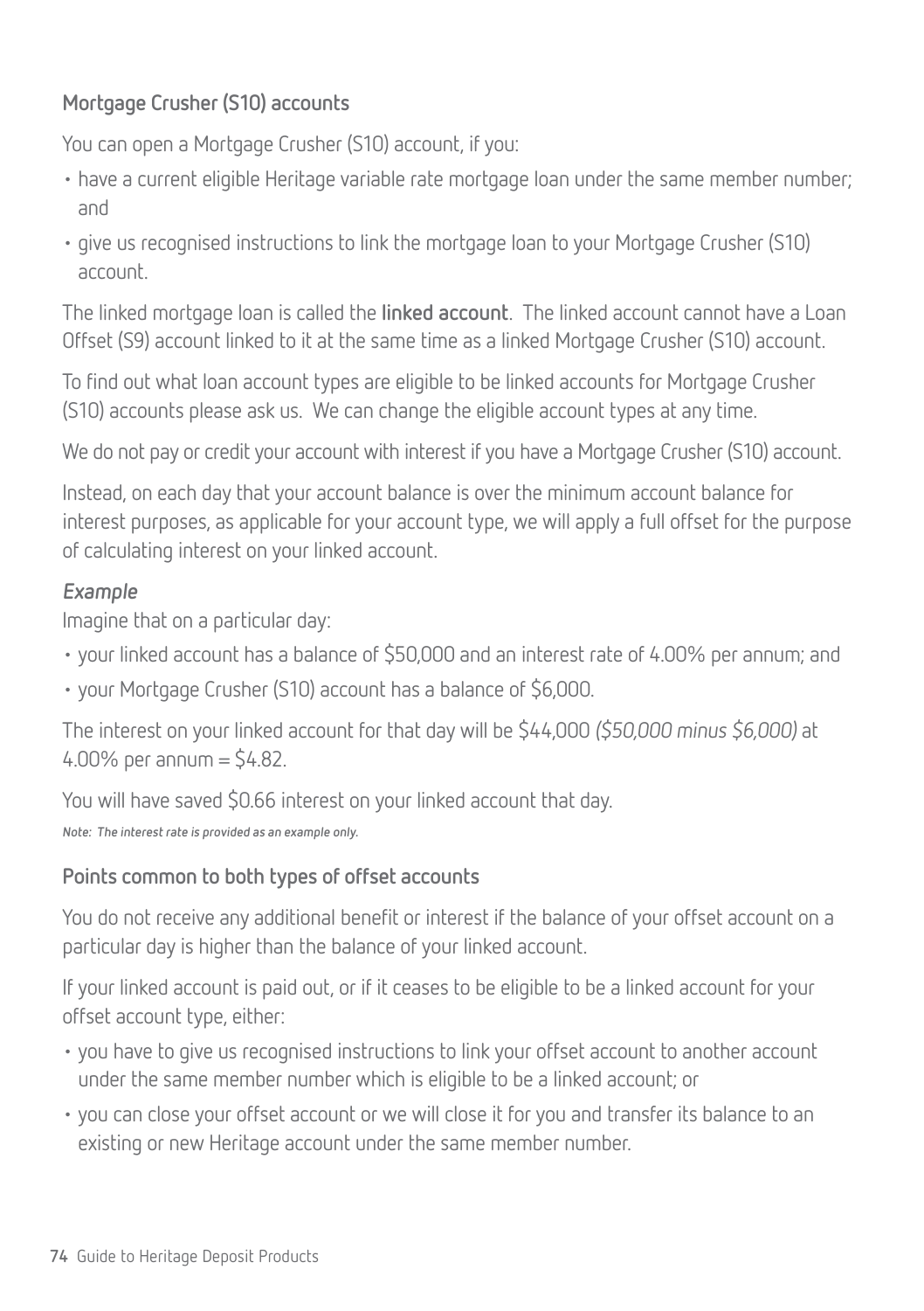### Mortgage Crusher (S10) accounts

You can open a Mortgage Crusher (S10) account, if you:

- have a current eligible Heritage variable rate mortgage loan under the same member number; and
- give us recognised instructions to link the mortgage loan to your Mortgage Crusher (S10) account.

The linked mortgage loan is called the **linked account**. The linked account cannot have a Loan Offset (S9) account linked to it at the same time as a linked Mortgage Crusher (S10) account.

To find out what loan account types are eligible to be linked accounts for Mortgage Crusher (S10) accounts please ask us. We can change the eligible account types at any time.

We do not pay or credit your account with interest if you have a Mortgage Crusher (S10) account.

Instead, on each day that your account balance is over the minimum account balance for interest purposes, as applicable for your account type, we will apply a full offset for the purpose of calculating interest on your linked account.

***Example***

Imagine that on a particular day:

- your linked account has a balance of $50,000 and an interest rate of 4.00% per annum; and
- your Mortgage Crusher (S10) account has a balance of $6,000.

The interest on your linked account for that day will be $44,000 *($50,000 minus $6,000)* at 4.00% per annum = $4.82.

You will have saved $0.66 interest on your linked account that day.

***Note: The interest rate is provided as an example only.***

### Points common to both types of offset accounts

You do not receive any additional benefit or interest if the balance of your offset account on a particular day is higher than the balance of your linked account.

If your linked account is paid out, or if it ceases to be eligible to be a linked account for your offset account type, either:

- you have to give us recognised instructions to link your offset account to another account under the same member number which is eligible to be a linked account; or
- you can close your offset account or we will close it for you and transfer its balance to an existing or new Heritage account under the same member number.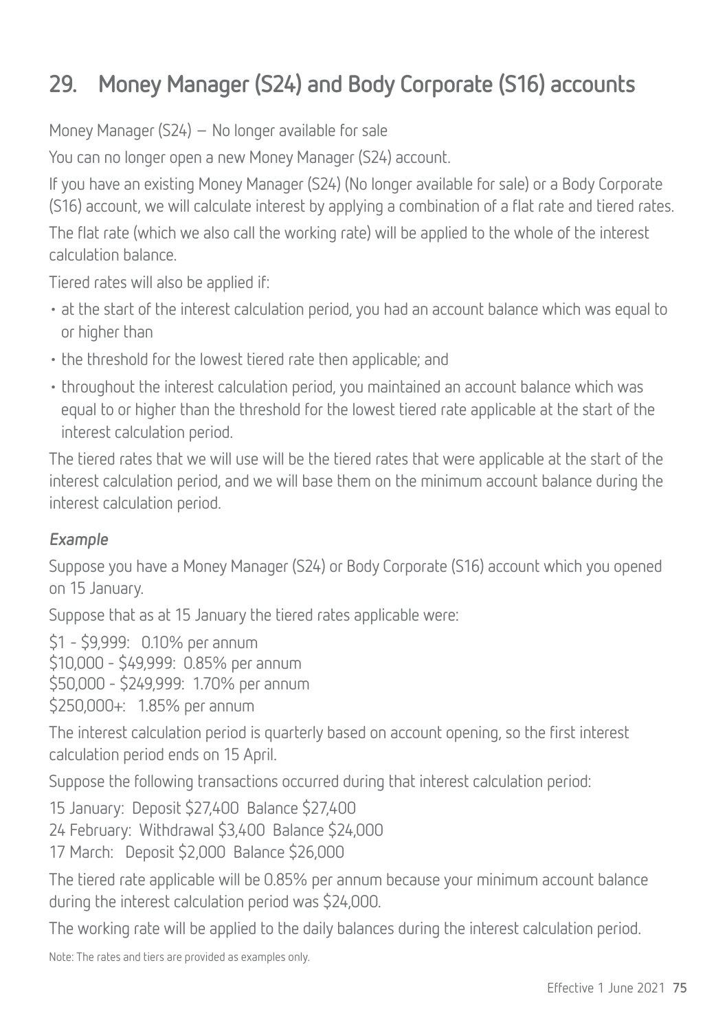# 29. Money Manager (S24) and Body Corporate (S16) accounts

Money Manager (S24) – No longer available for sale

You can no longer open a new Money Manager (S24) account.

If you have an existing Money Manager (S24) (No longer available for sale) or a Body Corporate (S16) account, we will calculate interest by applying a combination of a flat rate and tiered rates.

The flat rate (which we also call the working rate) will be applied to the whole of the interest calculation balance.

Tiered rates will also be applied if:

- at the start of the interest calculation period, you had an account balance which was equal to or higher than
- the threshold for the lowest tiered rate then applicable; and
- throughout the interest calculation period, you maintained an account balance which was equal to or higher than the threshold for the lowest tiered rate applicable at the start of the interest calculation period.

The tiered rates that we will use will be the tiered rates that were applicable at the start of the interest calculation period, and we will base them on the minimum account balance during the interest calculation period.

### *Example*

Suppose you have a Money Manager (S24) or Body Corporate (S16) account which you opened on 15 January.

Suppose that as at 15 January the tiered rates applicable were:

$1 - $9,999: 0.10% per annum
$10,000 - $49,999: 0.85% per annum
$50,000 - $249,999: 1.70% per annum
$250,000+: 1.85% per annum

The interest calculation period is quarterly based on account opening, so the first interest calculation period ends on 15 April.

Suppose the following transactions occurred during that interest calculation period:

15 January: Deposit $27,400 Balance $27,400
24 February: Withdrawal $3,400 Balance $24,000
17 March: Deposit $2,000 Balance $26,000

The tiered rate applicable will be 0.85% per annum because your minimum account balance during the interest calculation period was $24,000.

The working rate will be applied to the daily balances during the interest calculation period.

Note: The rates and tiers are provided as examples only.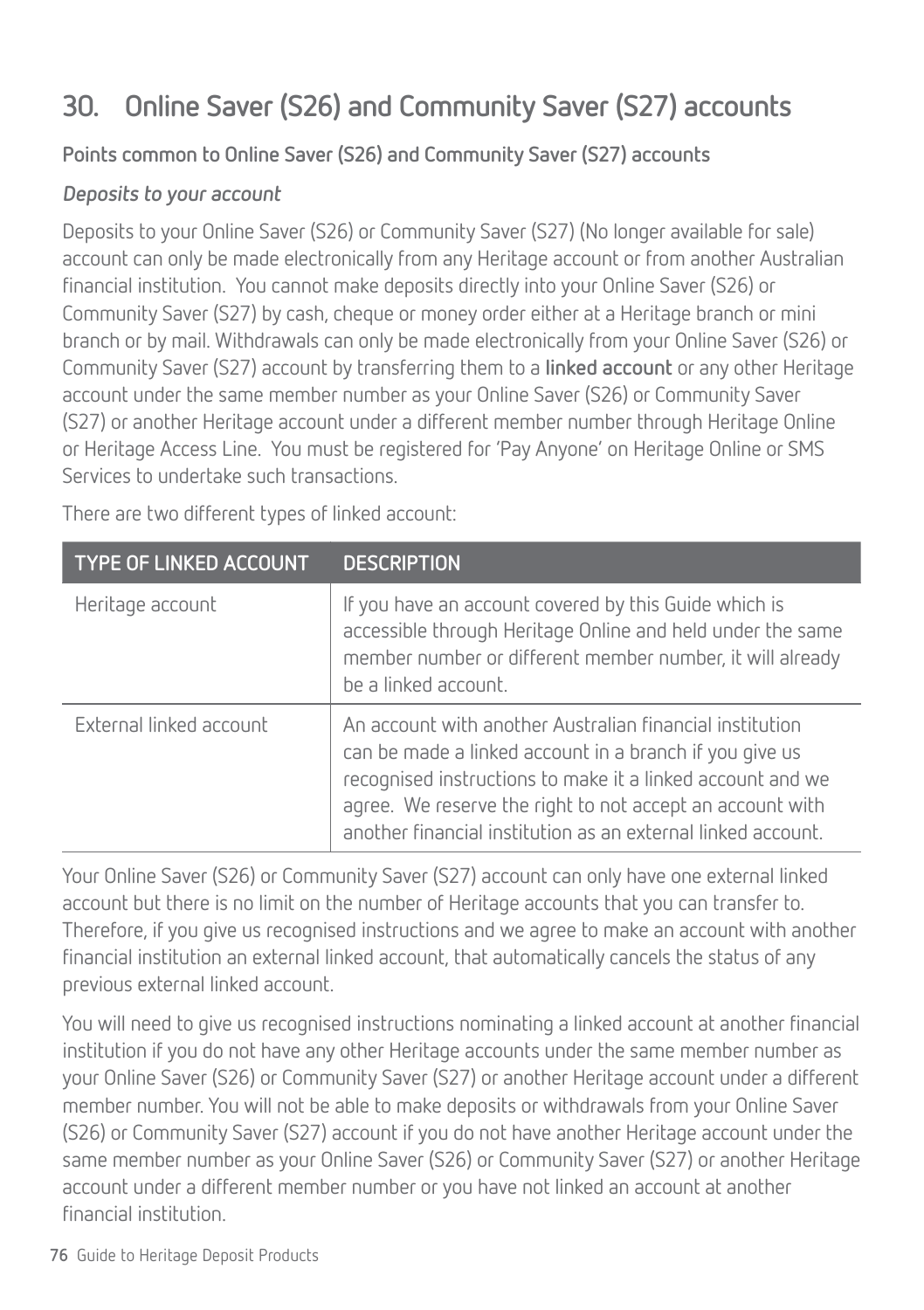## 30. Online Saver (S26) and Community Saver (S27) accounts

### Points common to Online Saver (S26) and Community Saver (S27) accounts

*Deposits to your account*

Deposits to your Online Saver (S26) or Community Saver (S27) (No longer available for sale) account can only be made electronically from any Heritage account or from another Australian financial institution. You cannot make deposits directly into your Online Saver (S26) or Community Saver (S27) by cash, cheque or money order either at a Heritage branch or mini branch or by mail. Withdrawals can only be made electronically from your Online Saver (S26) or Community Saver (S27) account by transferring them to a **linked account** or any other Heritage account under the same member number as your Online Saver (S26) or Community Saver (S27) or another Heritage account under a different member number through Heritage Online or Heritage Access Line. You must be registered for 'Pay Anyone' on Heritage Online or SMS Services to undertake such transactions.

There are two different types of linked account:

| TYPE OF LINKED ACCOUNT | DESCRIPTION |
|---|---|
| Heritage account | If you have an account covered by this Guide which is accessible through Heritage Online and held under the same member number or different member number, it will already be a linked account. |
| External linked account | An account with another Australian financial institution can be made a linked account in a branch if you give us recognised instructions to make it a linked account and we agree. We reserve the right to not accept an account with another financial institution as an external linked account. |

Your Online Saver (S26) or Community Saver (S27) account can only have one external linked account but there is no limit on the number of Heritage accounts that you can transfer to. Therefore, if you give us recognised instructions and we agree to make an account with another financial institution an external linked account, that automatically cancels the status of any previous external linked account.

You will need to give us recognised instructions nominating a linked account at another financial institution if you do not have any other Heritage accounts under the same member number as your Online Saver (S26) or Community Saver (S27) or another Heritage account under a different member number. You will not be able to make deposits or withdrawals from your Online Saver (S26) or Community Saver (S27) account if you do not have another Heritage account under the same member number as your Online Saver (S26) or Community Saver (S27) or another Heritage account under a different member number or you have not linked an account at another financial institution.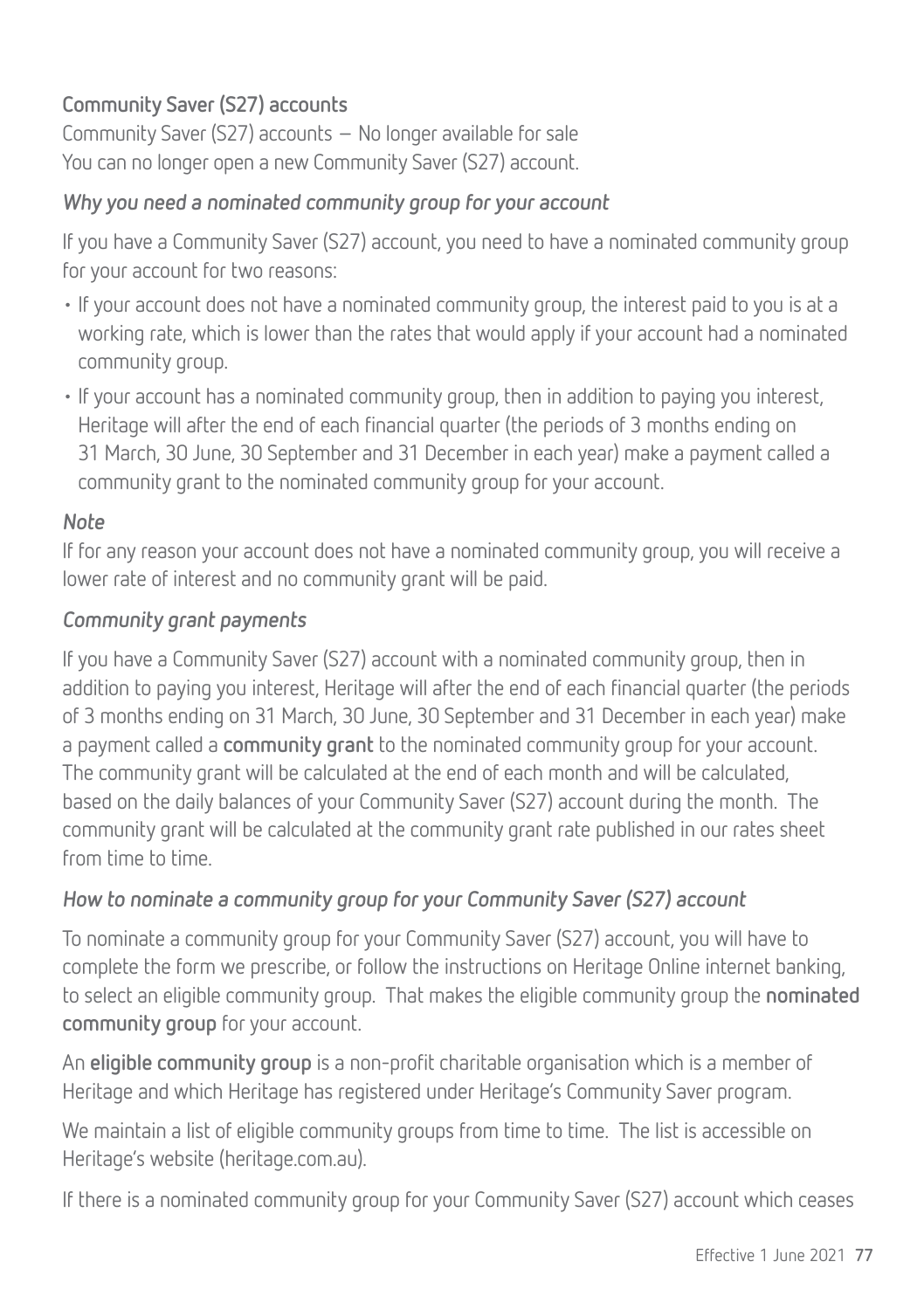### Community Saver (S27) accounts

Community Saver (S27) accounts – No longer available for sale
You can no longer open a new Community Saver (S27) account.

#### *Why you need a nominated community group for your account*

If you have a Community Saver (S27) account, you need to have a nominated community group for your account for two reasons:

- If your account does not have a nominated community group, the interest paid to you is at a working rate, which is lower than the rates that would apply if your account had a nominated community group.
- If your account has a nominated community group, then in addition to paying you interest, Heritage will after the end of each financial quarter (the periods of 3 months ending on 31 March, 30 June, 30 September and 31 December in each year) make a payment called a community grant to the nominated community group for your account.

#### *Note*

If for any reason your account does not have a nominated community group, you will receive a lower rate of interest and no community grant will be paid.

#### *Community grant payments*

If you have a Community Saver (S27) account with a nominated community group, then in addition to paying you interest, Heritage will after the end of each financial quarter (the periods of 3 months ending on 31 March, 30 June, 30 September and 31 December in each year) make a payment called a **community grant** to the nominated community group for your account. The community grant will be calculated at the end of each month and will be calculated, based on the daily balances of your Community Saver (S27) account during the month. The community grant will be calculated at the community grant rate published in our rates sheet from time to time.

#### *How to nominate a community group for your Community Saver (S27) account*

To nominate a community group for your Community Saver (S27) account, you will have to complete the form we prescribe, or follow the instructions on Heritage Online internet banking, to select an eligible community group. That makes the eligible community group the **nominated community group** for your account.

An **eligible community group** is a non-profit charitable organisation which is a member of Heritage and which Heritage has registered under Heritage's Community Saver program.

We maintain a list of eligible community groups from time to time. The list is accessible on Heritage's website (heritage.com.au).

If there is a nominated community group for your Community Saver (S27) account which ceases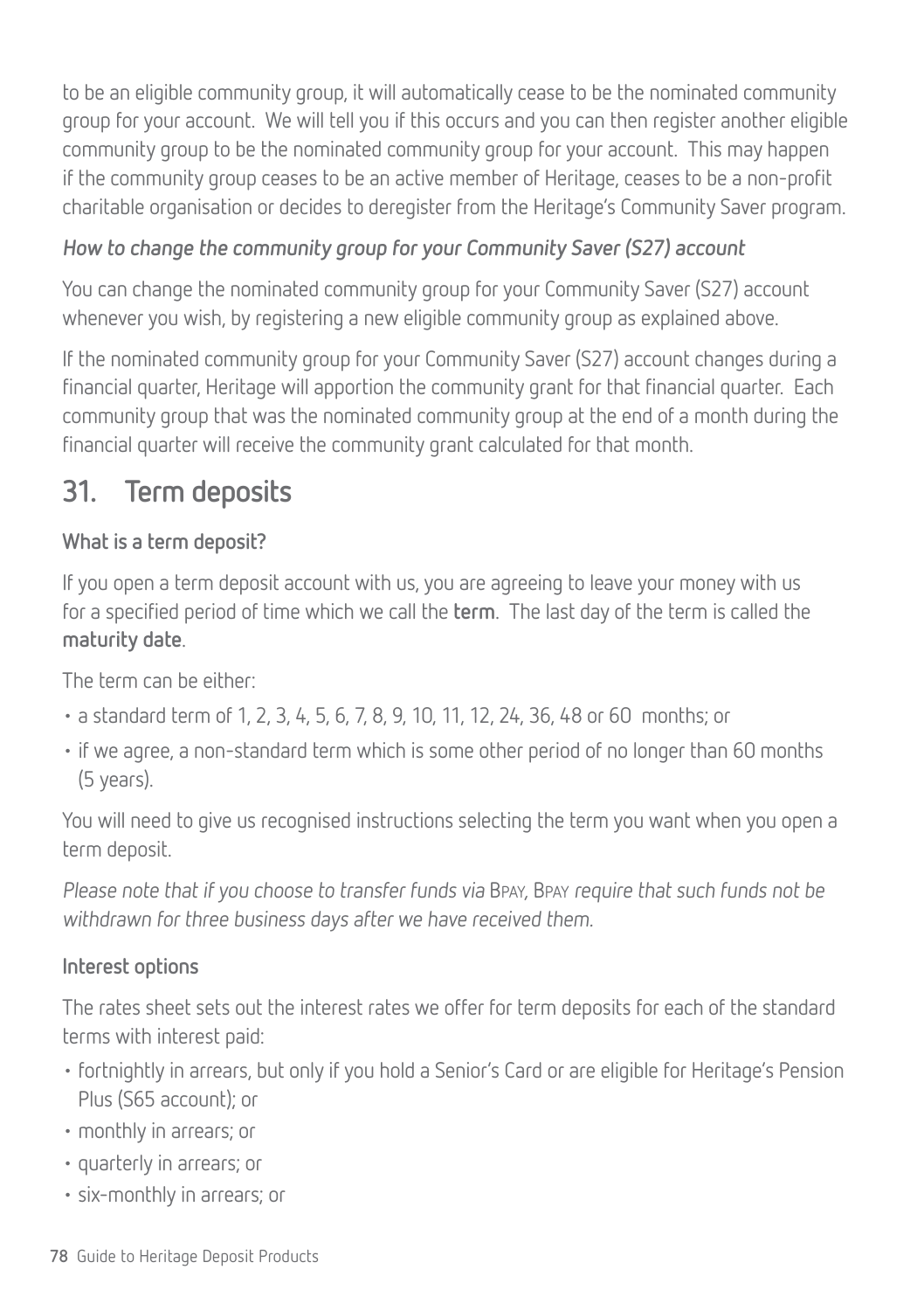to be an eligible community group, it will automatically cease to be the nominated community group for your account. We will tell you if this occurs and you can then register another eligible community group to be the nominated community group for your account. This may happen if the community group ceases to be an active member of Heritage, ceases to be a non-profit charitable organisation or decides to deregister from the Heritage's Community Saver program.

### *How to change the community group for your Community Saver (S27) account*

You can change the nominated community group for your Community Saver (S27) account whenever you wish, by registering a new eligible community group as explained above.

If the nominated community group for your Community Saver (S27) account changes during a financial quarter, Heritage will apportion the community grant for that financial quarter. Each community group that was the nominated community group at the end of a month during the financial quarter will receive the community grant calculated for that month.

## 31. Term deposits

### What is a term deposit?

If you open a term deposit account with us, you are agreeing to leave your money with us for a specified period of time which we call the **term**. The last day of the term is called the **maturity date**.

The term can be either:

- a standard term of 1, 2, 3, 4, 5, 6, 7, 8, 9, 10, 11, 12, 24, 36, 48 or 60 months; or
- if we agree, a non-standard term which is some other period of no longer than 60 months (5 years).

You will need to give us recognised instructions selecting the term you want when you open a term deposit.

*Please note that if you choose to transfer funds via* BPAY, BPAY *require that such funds not be withdrawn for three business days after we have received them.*

### Interest options

The rates sheet sets out the interest rates we offer for term deposits for each of the standard terms with interest paid:

- fortnightly in arrears, but only if you hold a Senior's Card or are eligible for Heritage's Pension Plus (S65 account); or
- monthly in arrears; or
- quarterly in arrears; or
- six-monthly in arrears; or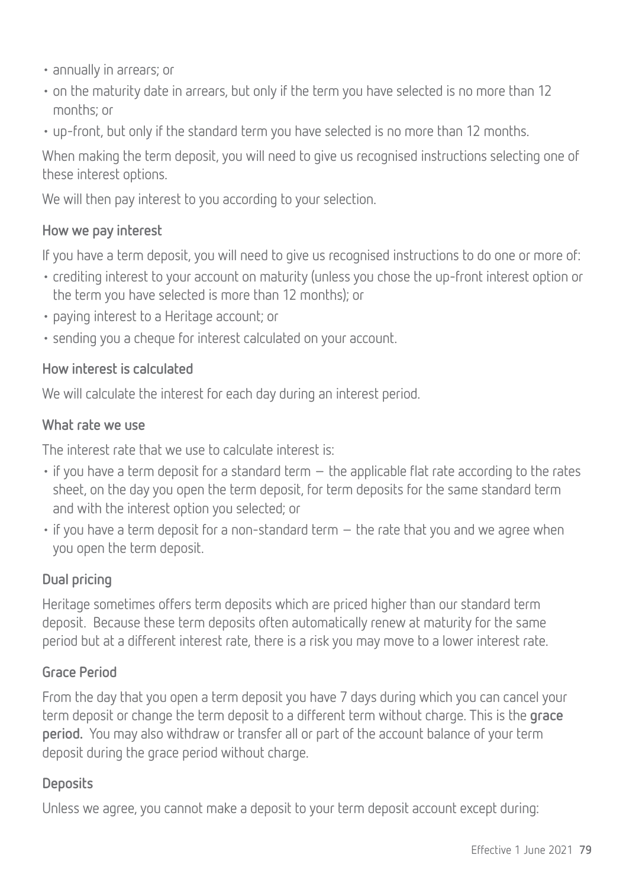- annually in arrears; or
- on the maturity date in arrears, but only if the term you have selected is no more than 12 months; or
- up-front, but only if the standard term you have selected is no more than 12 months.

When making the term deposit, you will need to give us recognised instructions selecting one of these interest options.

We will then pay interest to you according to your selection.

### How we pay interest

If you have a term deposit, you will need to give us recognised instructions to do one or more of:

- crediting interest to your account on maturity (unless you chose the up-front interest option or the term you have selected is more than 12 months); or
- paying interest to a Heritage account; or
- sending you a cheque for interest calculated on your account.

### How interest is calculated

We will calculate the interest for each day during an interest period.

### What rate we use

The interest rate that we use to calculate interest is:

- if you have a term deposit for a standard term – the applicable flat rate according to the rates sheet, on the day you open the term deposit, for term deposits for the same standard term and with the interest option you selected; or
- if you have a term deposit for a non-standard term – the rate that you and we agree when you open the term deposit.

### Dual pricing

Heritage sometimes offers term deposits which are priced higher than our standard term deposit. Because these term deposits often automatically renew at maturity for the same period but at a different interest rate, there is a risk you may move to a lower interest rate.

### Grace Period

From the day that you open a term deposit you have 7 days during which you can cancel your term deposit or change the term deposit to a different term without charge. This is the **grace period.** You may also withdraw or transfer all or part of the account balance of your term deposit during the grace period without charge.

### Deposits

Unless we agree, you cannot make a deposit to your term deposit account except during: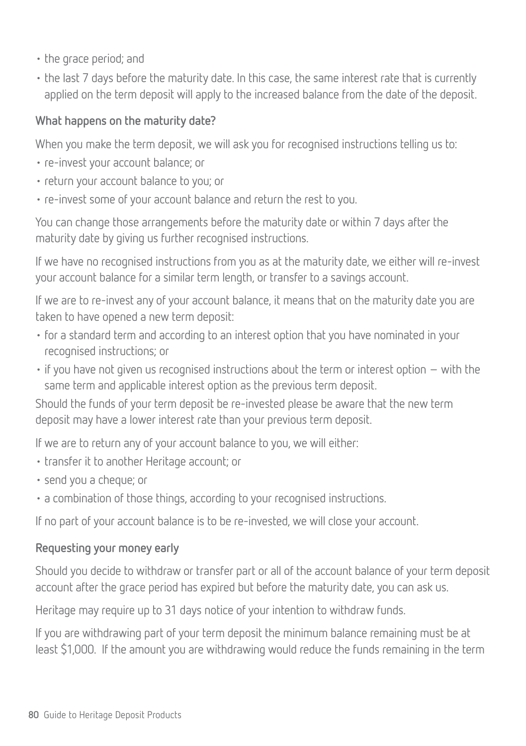- the grace period; and
- the last 7 days before the maturity date. In this case, the same interest rate that is currently applied on the term deposit will apply to the increased balance from the date of the deposit.

**What happens on the maturity date?**

When you make the term deposit, we will ask you for recognised instructions telling us to:

- re-invest your account balance; or
- return your account balance to you; or
- re-invest some of your account balance and return the rest to you.

You can change those arrangements before the maturity date or within 7 days after the maturity date by giving us further recognised instructions.

If we have no recognised instructions from you as at the maturity date, we either will re-invest your account balance for a similar term length, or transfer to a savings account.

If we are to re-invest any of your account balance, it means that on the maturity date you are taken to have opened a new term deposit:

- for a standard term and according to an interest option that you have nominated in your recognised instructions; or
- if you have not given us recognised instructions about the term or interest option – with the same term and applicable interest option as the previous term deposit.

Should the funds of your term deposit be re-invested please be aware that the new term deposit may have a lower interest rate than your previous term deposit.

If we are to return any of your account balance to you, we will either:

- transfer it to another Heritage account; or
- send you a cheque; or
- a combination of those things, according to your recognised instructions.

If no part of your account balance is to be re-invested, we will close your account.

**Requesting your money early**

Should you decide to withdraw or transfer part or all of the account balance of your term deposit account after the grace period has expired but before the maturity date, you can ask us.

Heritage may require up to 31 days notice of your intention to withdraw funds.

If you are withdrawing part of your term deposit the minimum balance remaining must be at least $1,000. If the amount you are withdrawing would reduce the funds remaining in the term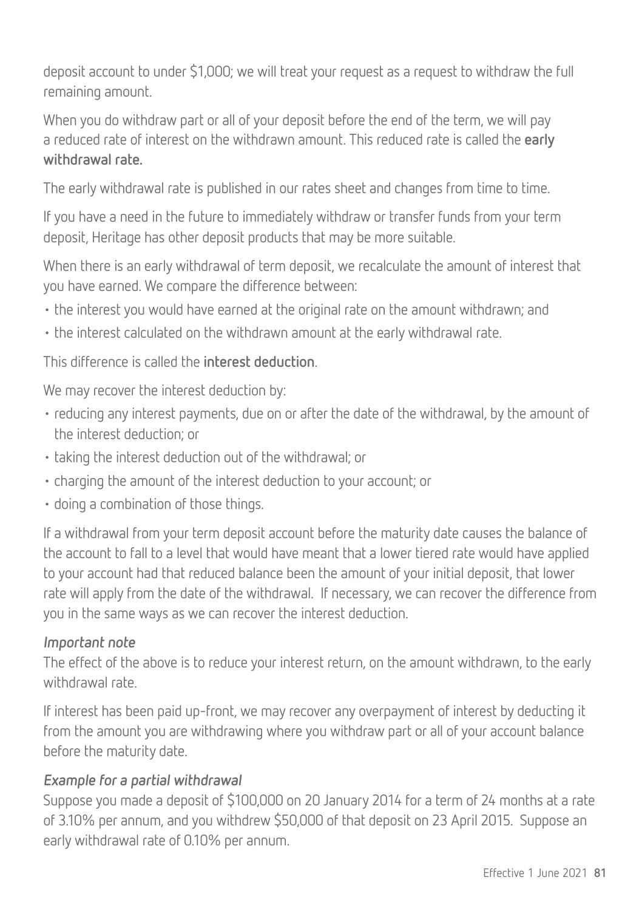deposit account to under \$1,000; we will treat your request as a request to withdraw the full remaining amount.

When you do withdraw part or all of your deposit before the end of the term, we will pay a reduced rate of interest on the withdrawn amount. This reduced rate is called the **early withdrawal rate.**

The early withdrawal rate is published in our rates sheet and changes from time to time.

If you have a need in the future to immediately withdraw or transfer funds from your term deposit, Heritage has other deposit products that may be more suitable.

When there is an early withdrawal of term deposit, we recalculate the amount of interest that you have earned. We compare the difference between:

- the interest you would have earned at the original rate on the amount withdrawn; and
- the interest calculated on the withdrawn amount at the early withdrawal rate.

This difference is called the **interest deduction**.

We may recover the interest deduction by:

- reducing any interest payments, due on or after the date of the withdrawal, by the amount of the interest deduction; or
- taking the interest deduction out of the withdrawal; or
- charging the amount of the interest deduction to your account; or
- doing a combination of those things.

If a withdrawal from your term deposit account before the maturity date causes the balance of the account to fall to a level that would have meant that a lower tiered rate would have applied to your account had that reduced balance been the amount of your initial deposit, that lower rate will apply from the date of the withdrawal. If necessary, we can recover the difference from you in the same ways as we can recover the interest deduction.

***Important note***

The effect of the above is to reduce your interest return, on the amount withdrawn, to the early withdrawal rate.

If interest has been paid up-front, we may recover any overpayment of interest by deducting it from the amount you are withdrawing where you withdraw part or all of your account balance before the maturity date.

***Example for a partial withdrawal***

Suppose you made a deposit of \$100,000 on 20 January 2014 for a term of 24 months at a rate of 3.10% per annum, and you withdrew \$50,000 of that deposit on 23 April 2015. Suppose an early withdrawal rate of 0.10% per annum.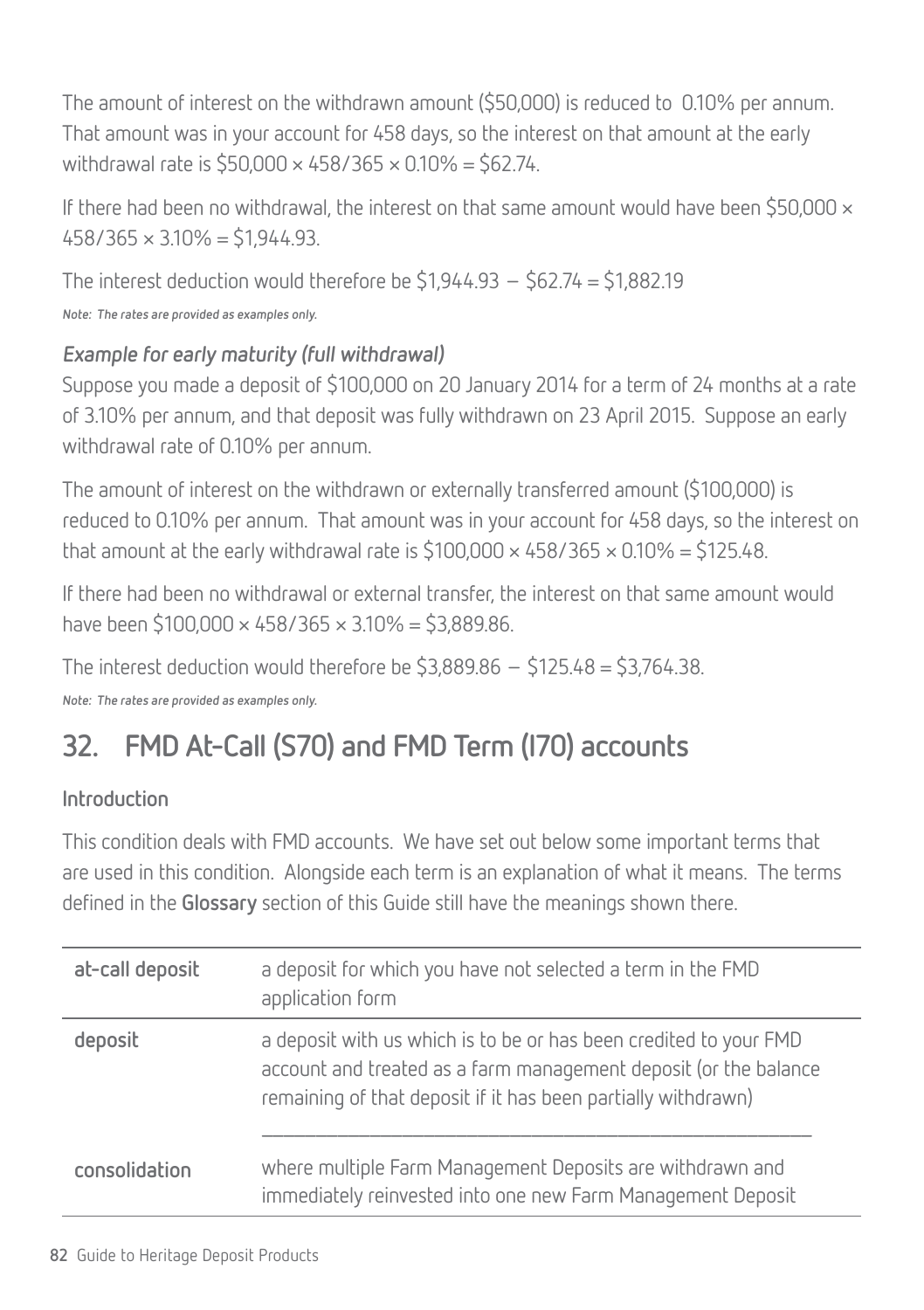The amount of interest on the withdrawn amount ($50,000) is reduced to 0.10% per annum. That amount was in your account for 458 days, so the interest on that amount at the early withdrawal rate is $50,000 × 458/365 × 0.10% = $62.74.

If there had been no withdrawal, the interest on that same amount would have been $50,000 × 458/365 × 3.10% = $1,944.93.

The interest deduction would therefore be $1,944.93 – $62.74 = $1,882.19

***Note: The rates are provided as examples only.***

### *Example for early maturity (full withdrawal)*

Suppose you made a deposit of $100,000 on 20 January 2014 for a term of 24 months at a rate of 3.10% per annum, and that deposit was fully withdrawn on 23 April 2015. Suppose an early withdrawal rate of 0.10% per annum.

The amount of interest on the withdrawn or externally transferred amount ($100,000) is reduced to 0.10% per annum. That amount was in your account for 458 days, so the interest on that amount at the early withdrawal rate is $100,000 × 458/365 × 0.10% = $125.48.

If there had been no withdrawal or external transfer, the interest on that same amount would have been $100,000 × 458/365 × 3.10% = $3,889.86.

The interest deduction would therefore be $3,889.86 – $125.48 = $3,764.38.

***Note: The rates are provided as examples only.***

## 32. FMD At-Call (S70) and FMD Term (I70) accounts

**Introduction**

This condition deals with FMD accounts. We have set out below some important terms that are used in this condition. Alongside each term is an explanation of what it means. The terms defined in the **Glossary** section of this Guide still have the meanings shown there.

| | |
|---|---|
| **at-call deposit** | a deposit for which you have not selected a term in the FMD application form |
| **deposit** | a deposit with us which is to be or has been credited to your FMD account and treated as a farm management deposit (or the balance remaining of that deposit if it has been partially withdrawn) |
| **consolidation** | where multiple Farm Management Deposits are withdrawn and immediately reinvested into one new Farm Management Deposit |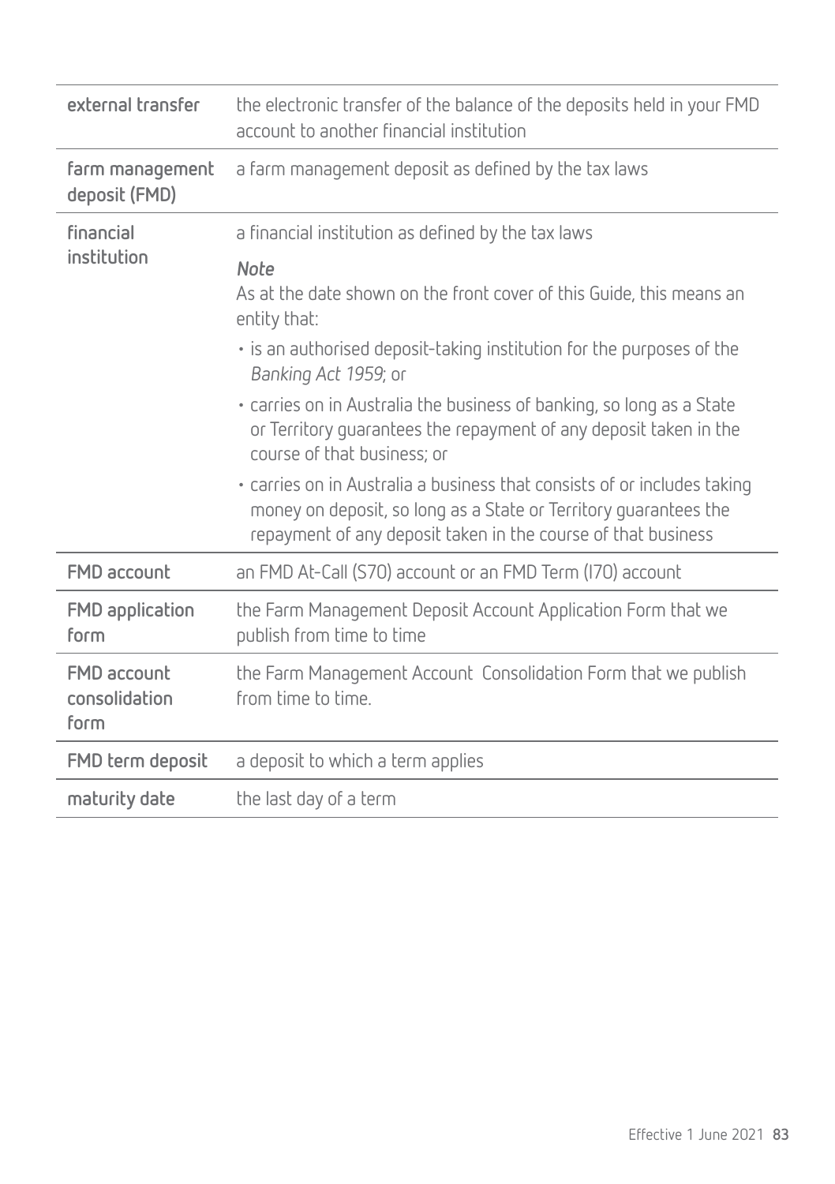| | |
|---|---|
| **external transfer** | the electronic transfer of the balance of the deposits held in your FMD account to another financial institution |
| **farm management deposit (FMD)** | a farm management deposit as defined by the tax laws |
| **financial institution** | a financial institution as defined by the tax laws<br><br>*Note*<br>As at the date shown on the front cover of this Guide, this means an entity that:<br>• is an authorised deposit-taking institution for the purposes of the *Banking Act 1959*; or<br>• carries on in Australia the business of banking, so long as a State or Territory guarantees the repayment of any deposit taken in the course of that business; or<br>• carries on in Australia a business that consists of or includes taking money on deposit, so long as a State or Territory guarantees the repayment of any deposit taken in the course of that business |
| **FMD account** | an FMD At-Call (S70) account or an FMD Term (I70) account |
| **FMD application form** | the Farm Management Deposit Account Application Form that we publish from time to time |
| **FMD account consolidation form** | the Farm Management Account Consolidation Form that we publish from time to time. |
| **FMD term deposit** | a deposit to which a term applies |
| **maturity date** | the last day of a term |

Effective 1 June 2021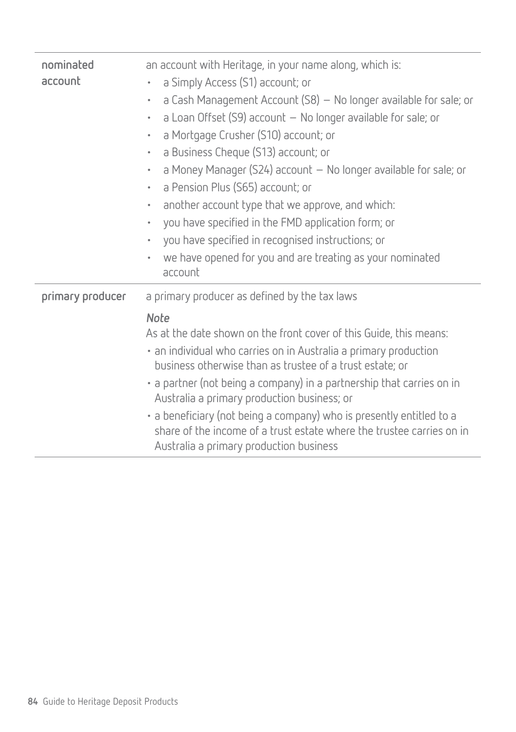| | |
|---|---|
| **nominated account** | an account with Heritage, in your name along, which is:<br>• a Simply Access (S1) account; or<br>• a Cash Management Account (S8) – No longer available for sale; or<br>• a Loan Offset (S9) account – No longer available for sale; or<br>• a Mortgage Crusher (S10) account; or<br>• a Business Cheque (S13) account; or<br>• a Money Manager (S24) account – No longer available for sale; or<br>• a Pension Plus (S65) account; or<br>• another account type that we approve, and which:<br>• you have specified in the FMD application form; or<br>• you have specified in recognised instructions; or<br>• we have opened for you and are treating as your nominated account |
| **primary producer** | a primary producer as defined by the tax laws<br>***Note***<br>As at the date shown on the front cover of this Guide, this means:<br>• an individual who carries on in Australia a primary production business otherwise than as trustee of a trust estate; or<br>• a partner (not being a company) in a partnership that carries on in Australia a primary production business; or<br>• a beneficiary (not being a company) who is presently entitled to a share of the income of a trust estate where the trustee carries on in Australia a primary production business |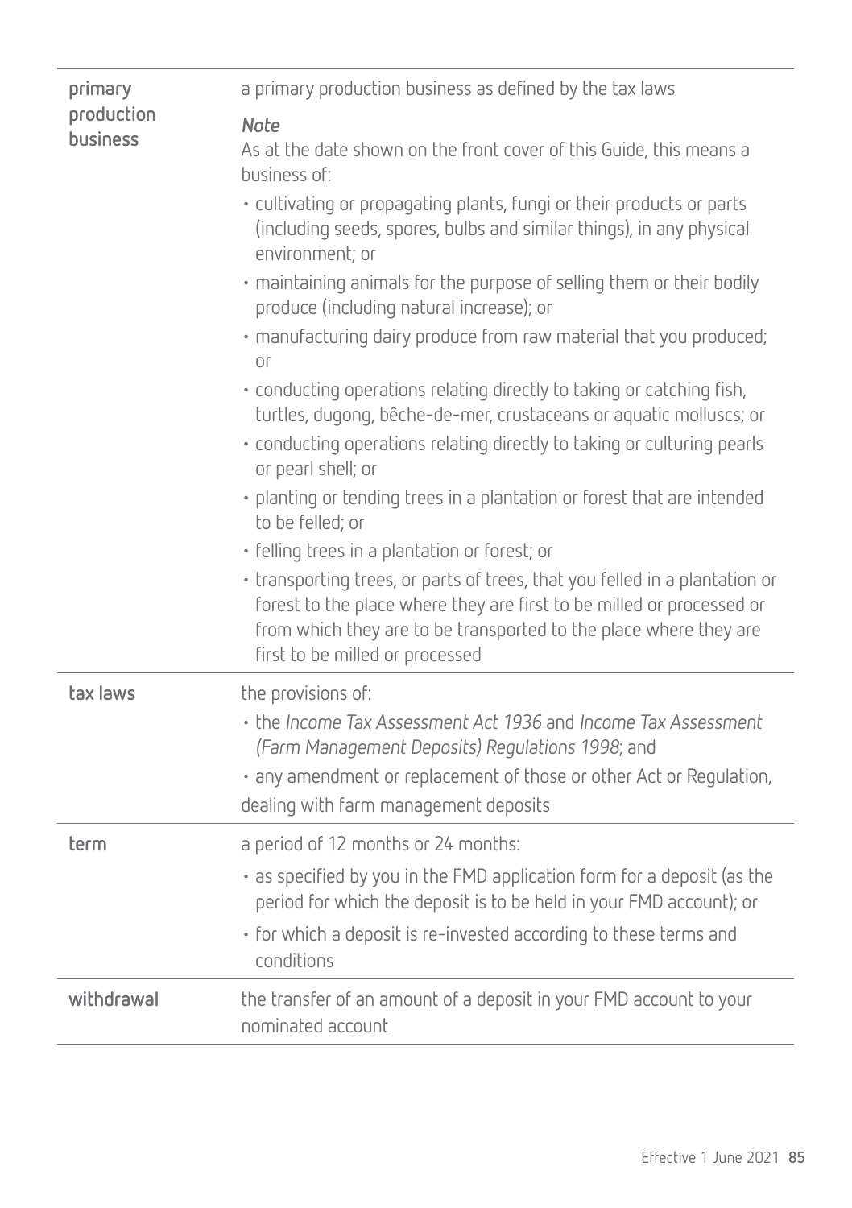| | |
|---|---|
| **primary production business** | a primary production business as defined by the tax laws<br><br>***Note***<br>As at the date shown on the front cover of this Guide, this means a business of:<br>• cultivating or propagating plants, fungi or their products or parts (including seeds, spores, bulbs and similar things), in any physical environment; or<br>• maintaining animals for the purpose of selling them or their bodily produce (including natural increase); or<br>• manufacturing dairy produce from raw material that you produced; or<br>• conducting operations relating directly to taking or catching fish, turtles, dugong, bêche-de-mer, crustaceans or aquatic molluscs; or<br>• conducting operations relating directly to taking or culturing pearls or pearl shell; or<br>• planting or tending trees in a plantation or forest that are intended to be felled; or<br>• felling trees in a plantation or forest; or<br>• transporting trees, or parts of trees, that you felled in a plantation or forest to the place where they are first to be milled or processed or from which they are to be transported to the place where they are first to be milled or processed |
| **tax laws** | the provisions of:<br>• the *Income Tax Assessment Act 1936* and *Income Tax Assessment (Farm Management Deposits) Regulations 1998*; and<br>• any amendment or replacement of those or other Act or Regulation,<br>dealing with farm management deposits |
| **term** | a period of 12 months or 24 months:<br>• as specified by you in the FMD application form for a deposit (as the period for which the deposit is to be held in your FMD account); or<br>• for which a deposit is re-invested according to these terms and conditions |
| **withdrawal** | the transfer of an amount of a deposit in your FMD account to your nominated account |

Effective 1 June 2021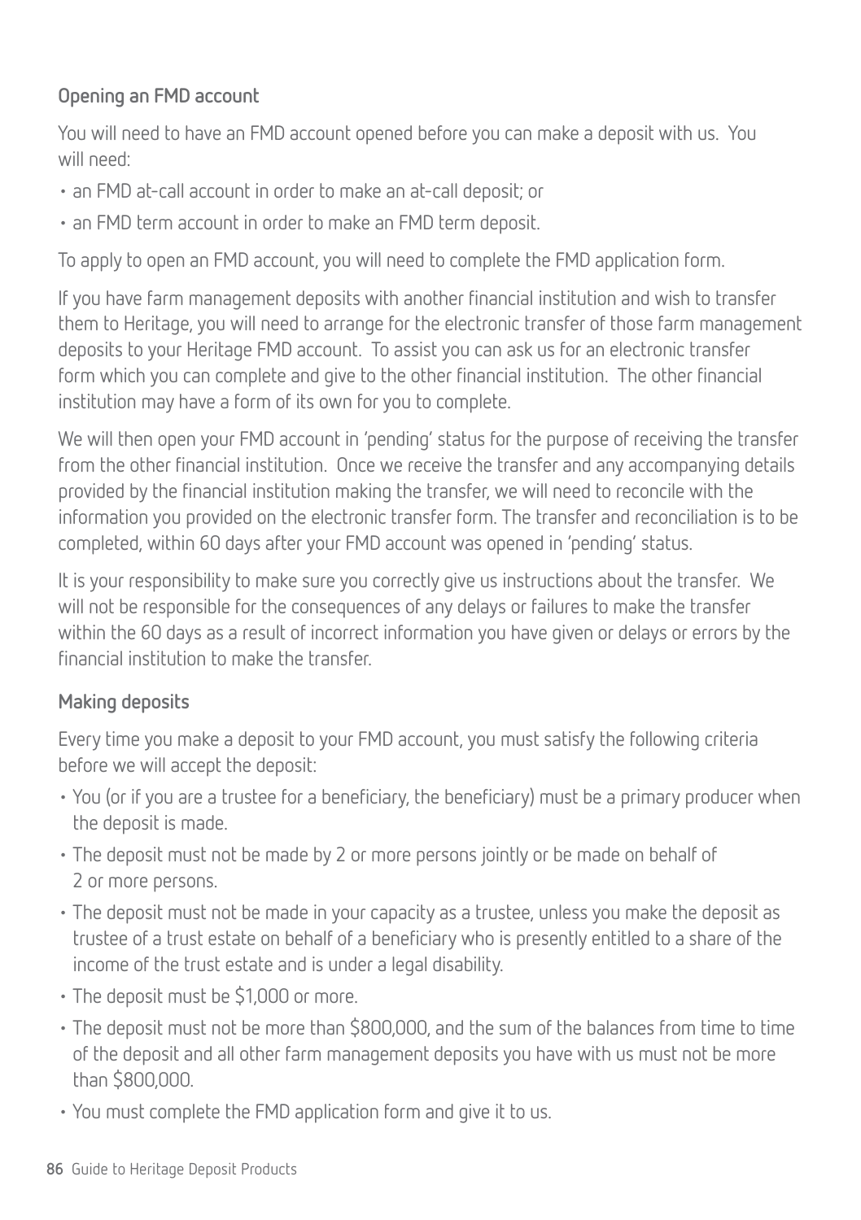### Opening an FMD account

You will need to have an FMD account opened before you can make a deposit with us. You will need:

- an FMD at-call account in order to make an at-call deposit; or
- an FMD term account in order to make an FMD term deposit.

To apply to open an FMD account, you will need to complete the FMD application form.

If you have farm management deposits with another financial institution and wish to transfer them to Heritage, you will need to arrange for the electronic transfer of those farm management deposits to your Heritage FMD account. To assist you can ask us for an electronic transfer form which you can complete and give to the other financial institution. The other financial institution may have a form of its own for you to complete.

We will then open your FMD account in 'pending' status for the purpose of receiving the transfer from the other financial institution. Once we receive the transfer and any accompanying details provided by the financial institution making the transfer, we will need to reconcile with the information you provided on the electronic transfer form. The transfer and reconciliation is to be completed, within 60 days after your FMD account was opened in 'pending' status.

It is your responsibility to make sure you correctly give us instructions about the transfer. We will not be responsible for the consequences of any delays or failures to make the transfer within the 60 days as a result of incorrect information you have given or delays or errors by the financial institution to make the transfer.

### Making deposits

Every time you make a deposit to your FMD account, you must satisfy the following criteria before we will accept the deposit:

- You (or if you are a trustee for a beneficiary, the beneficiary) must be a primary producer when the deposit is made.
- The deposit must not be made by 2 or more persons jointly or be made on behalf of 2 or more persons.
- The deposit must not be made in your capacity as a trustee, unless you make the deposit as trustee of a trust estate on behalf of a beneficiary who is presently entitled to a share of the income of the trust estate and is under a legal disability.
- The deposit must be $1,000 or more.
- The deposit must not be more than $800,000, and the sum of the balances from time to time of the deposit and all other farm management deposits you have with us must not be more than $800,000.
- You must complete the FMD application form and give it to us.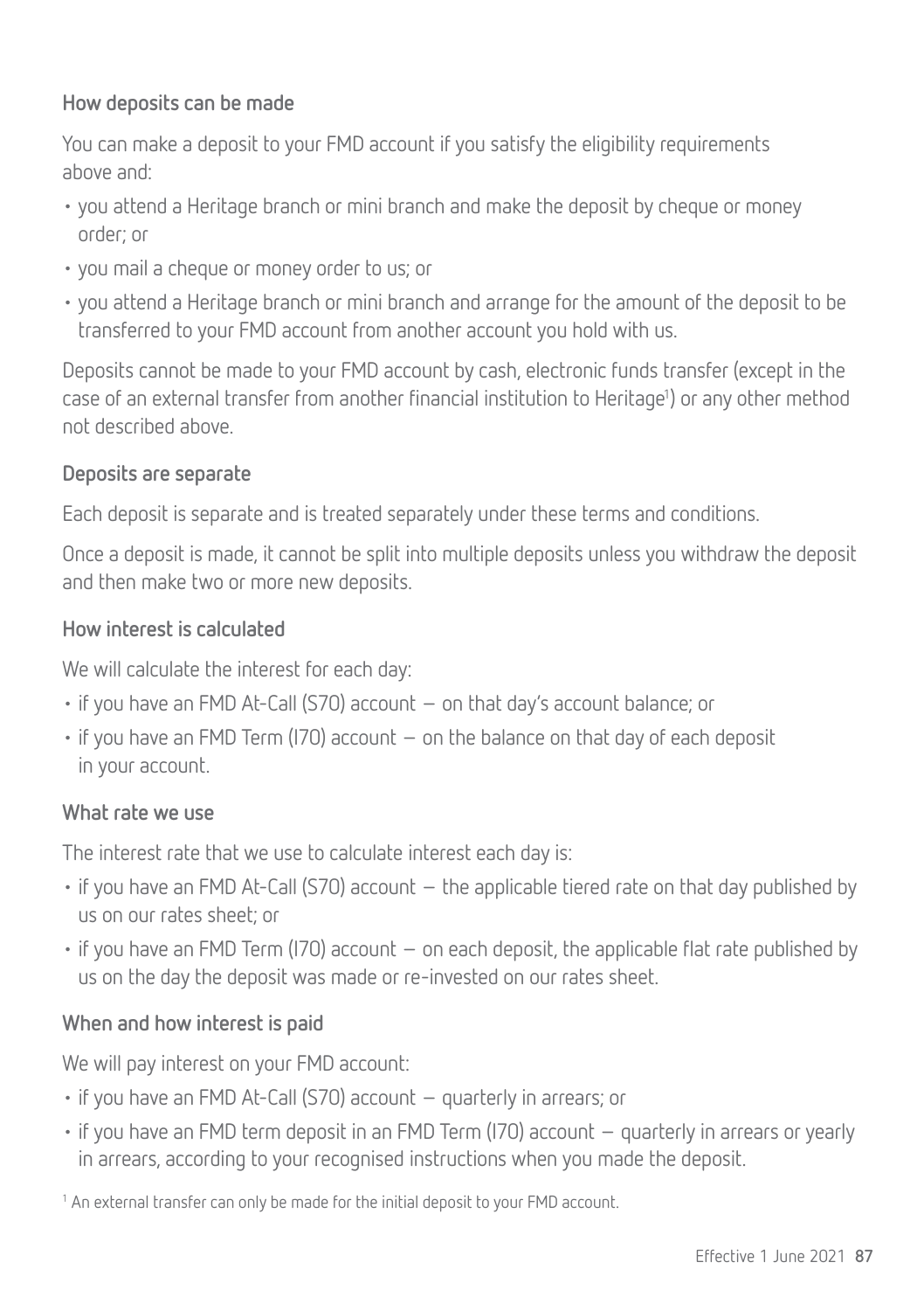### How deposits can be made

You can make a deposit to your FMD account if you satisfy the eligibility requirements above and:

- you attend a Heritage branch or mini branch and make the deposit by cheque or money order; or
- you mail a cheque or money order to us; or
- you attend a Heritage branch or mini branch and arrange for the amount of the deposit to be transferred to your FMD account from another account you hold with us.

Deposits cannot be made to your FMD account by cash, electronic funds transfer (except in the case of an external transfer from another financial institution to Heritage[1]) or any other method not described above.

### Deposits are separate

Each deposit is separate and is treated separately under these terms and conditions.

Once a deposit is made, it cannot be split into multiple deposits unless you withdraw the deposit and then make two or more new deposits.

### How interest is calculated

We will calculate the interest for each day:

- if you have an FMD At-Call (S70) account – on that day's account balance; or
- if you have an FMD Term (I70) account – on the balance on that day of each deposit in your account.

### What rate we use

The interest rate that we use to calculate interest each day is:

- if you have an FMD At-Call (S70) account – the applicable tiered rate on that day published by us on our rates sheet; or
- if you have an FMD Term (I70) account – on each deposit, the applicable flat rate published by us on the day the deposit was made or re-invested on our rates sheet.

### When and how interest is paid

We will pay interest on your FMD account:

- if you have an FMD At-Call (S70) account – quarterly in arrears; or
- if you have an FMD term deposit in an FMD Term (I70) account – quarterly in arrears or yearly in arrears, according to your recognised instructions when you made the deposit.

[1] An external transfer can only be made for the initial deposit to your FMD account.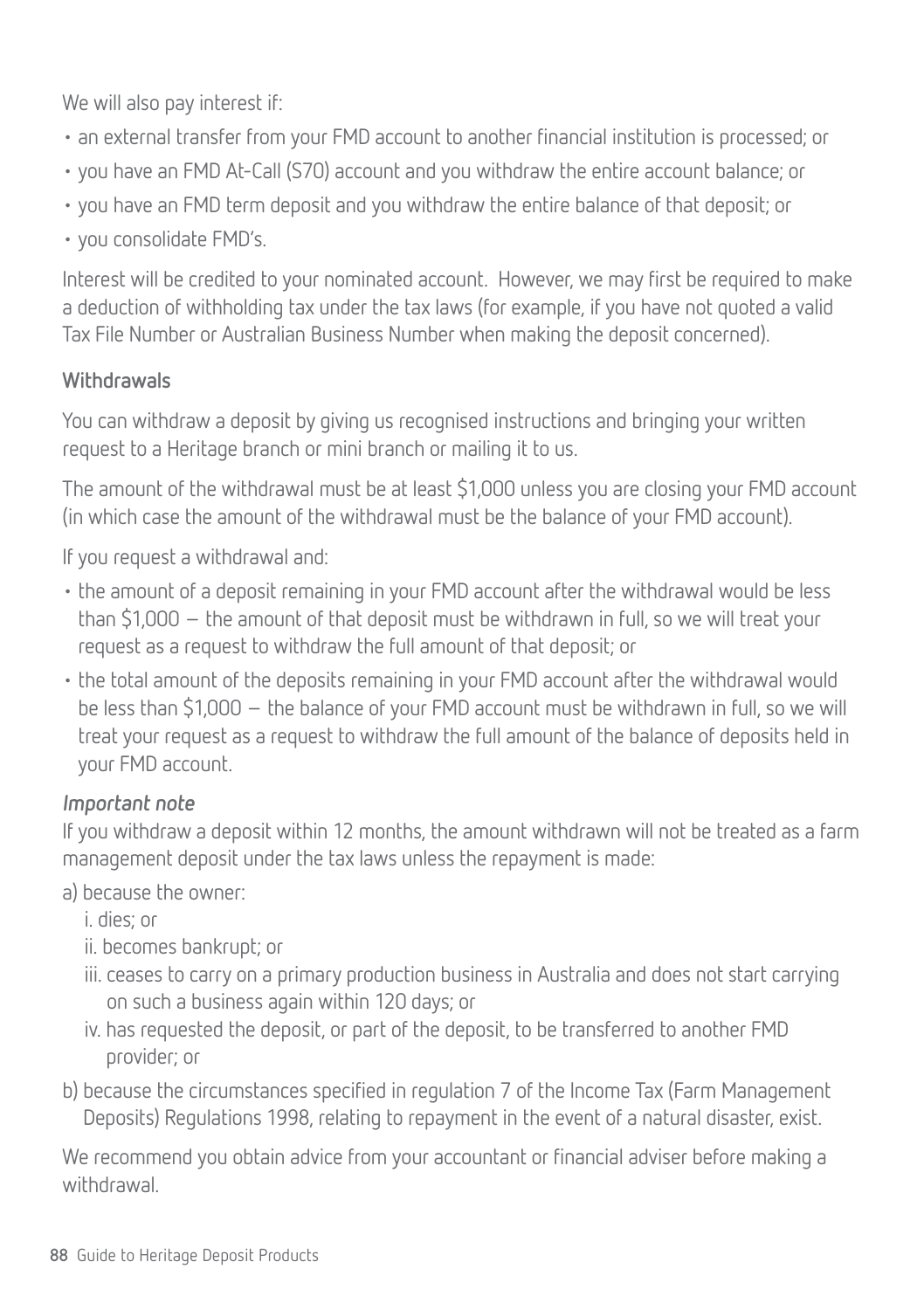We will also pay interest if:

- an external transfer from your FMD account to another financial institution is processed; or
- you have an FMD At-Call (S70) account and you withdraw the entire account balance; or
- you have an FMD term deposit and you withdraw the entire balance of that deposit; or
- you consolidate FMD's.

Interest will be credited to your nominated account. However, we may first be required to make a deduction of withholding tax under the tax laws (for example, if you have not quoted a valid Tax File Number or Australian Business Number when making the deposit concerned).

### Withdrawals

You can withdraw a deposit by giving us recognised instructions and bringing your written request to a Heritage branch or mini branch or mailing it to us.

The amount of the withdrawal must be at least $1,000 unless you are closing your FMD account (in which case the amount of the withdrawal must be the balance of your FMD account).

If you request a withdrawal and:

- the amount of a deposit remaining in your FMD account after the withdrawal would be less than $1,000 – the amount of that deposit must be withdrawn in full, so we will treat your request as a request to withdraw the full amount of that deposit; or
- the total amount of the deposits remaining in your FMD account after the withdrawal would be less than $1,000 – the balance of your FMD account must be withdrawn in full, so we will treat your request as a request to withdraw the full amount of the balance of deposits held in your FMD account.

***Important note***

If you withdraw a deposit within 12 months, the amount withdrawn will not be treated as a farm management deposit under the tax laws unless the repayment is made:

a) because the owner:

   i. dies; or

   ii. becomes bankrupt; or

   iii. ceases to carry on a primary production business in Australia and does not start carrying on such a business again within 120 days; or

   iv. has requested the deposit, or part of the deposit, to be transferred to another FMD provider; or

b) because the circumstances specified in regulation 7 of the Income Tax (Farm Management Deposits) Regulations 1998, relating to repayment in the event of a natural disaster, exist.

We recommend you obtain advice from your accountant or financial adviser before making a withdrawal.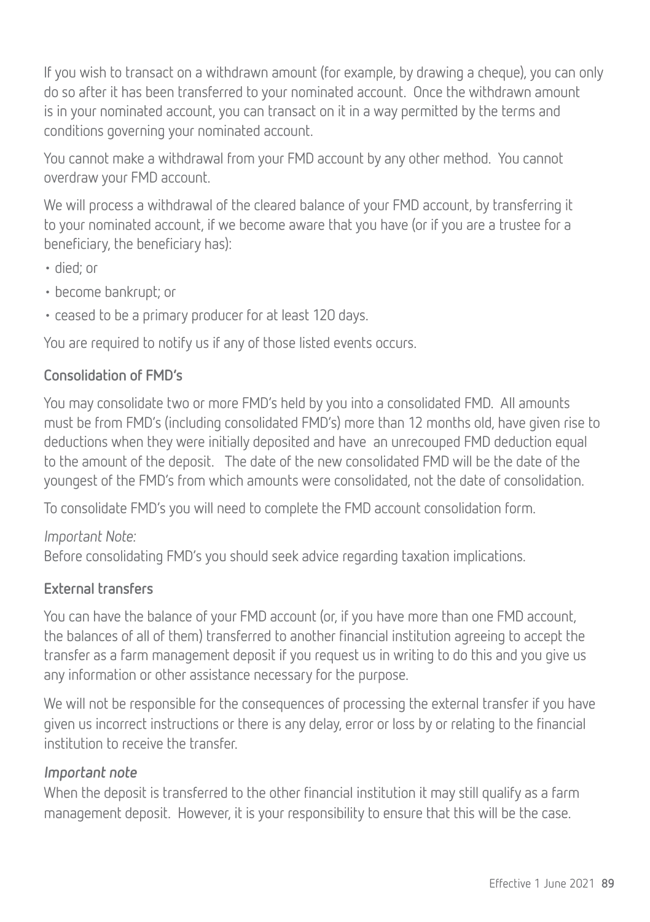If you wish to transact on a withdrawn amount (for example, by drawing a cheque), you can only do so after it has been transferred to your nominated account. Once the withdrawn amount is in your nominated account, you can transact on it in a way permitted by the terms and conditions governing your nominated account.

You cannot make a withdrawal from your FMD account by any other method. You cannot overdraw your FMD account.

We will process a withdrawal of the cleared balance of your FMD account, by transferring it to your nominated account, if we become aware that you have (or if you are a trustee for a beneficiary, the beneficiary has):

- died; or
- become bankrupt; or
- ceased to be a primary producer for at least 120 days.

You are required to notify us if any of those listed events occurs.

### Consolidation of FMD's

You may consolidate two or more FMD's held by you into a consolidated FMD. All amounts must be from FMD's (including consolidated FMD's) more than 12 months old, have given rise to deductions when they were initially deposited and have an unrecouped FMD deduction equal to the amount of the deposit. The date of the new consolidated FMD will be the date of the youngest of the FMD's from which amounts were consolidated, not the date of consolidation.

To consolidate FMD's you will need to complete the FMD account consolidation form.

*Important Note:*
Before consolidating FMD's you should seek advice regarding taxation implications.

### External transfers

You can have the balance of your FMD account (or, if you have more than one FMD account, the balances of all of them) transferred to another financial institution agreeing to accept the transfer as a farm management deposit if you request us in writing to do this and you give us any information or other assistance necessary for the purpose.

We will not be responsible for the consequences of processing the external transfer if you have given us incorrect instructions or there is any delay, error or loss by or relating to the financial institution to receive the transfer.

***Important note***
When the deposit is transferred to the other financial institution it may still qualify as a farm management deposit. However, it is your responsibility to ensure that this will be the case.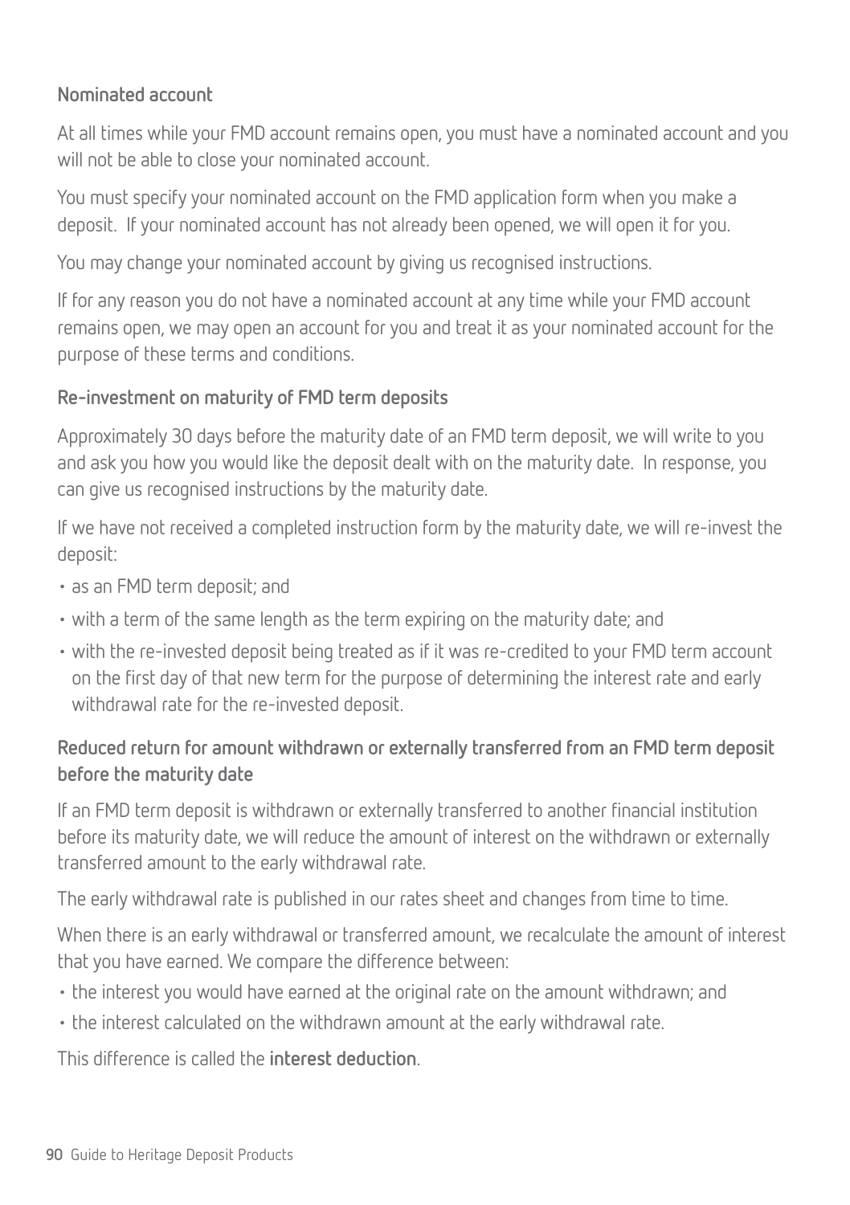### Nominated account

At all times while your FMD account remains open, you must have a nominated account and you will not be able to close your nominated account.

You must specify your nominated account on the FMD application form when you make a deposit. If your nominated account has not already been opened, we will open it for you.

You may change your nominated account by giving us recognised instructions.

If for any reason you do not have a nominated account at any time while your FMD account remains open, we may open an account for you and treat it as your nominated account for the purpose of these terms and conditions.

### Re-investment on maturity of FMD term deposits

Approximately 30 days before the maturity date of an FMD term deposit, we will write to you and ask you how you would like the deposit dealt with on the maturity date. In response, you can give us recognised instructions by the maturity date.

If we have not received a completed instruction form by the maturity date, we will re-invest the deposit:

- as an FMD term deposit; and
- with a term of the same length as the term expiring on the maturity date; and
- with the re-invested deposit being treated as if it was re-credited to your FMD term account on the first day of that new term for the purpose of determining the interest rate and early withdrawal rate for the re-invested deposit.

### Reduced return for amount withdrawn or externally transferred from an FMD term deposit before the maturity date

If an FMD term deposit is withdrawn or externally transferred to another financial institution before its maturity date, we will reduce the amount of interest on the withdrawn or externally transferred amount to the early withdrawal rate.

The early withdrawal rate is published in our rates sheet and changes from time to time.

When there is an early withdrawal or transferred amount, we recalculate the amount of interest that you have earned. We compare the difference between:

- the interest you would have earned at the original rate on the amount withdrawn; and
- the interest calculated on the withdrawn amount at the early withdrawal rate.

This difference is called the **interest deduction**.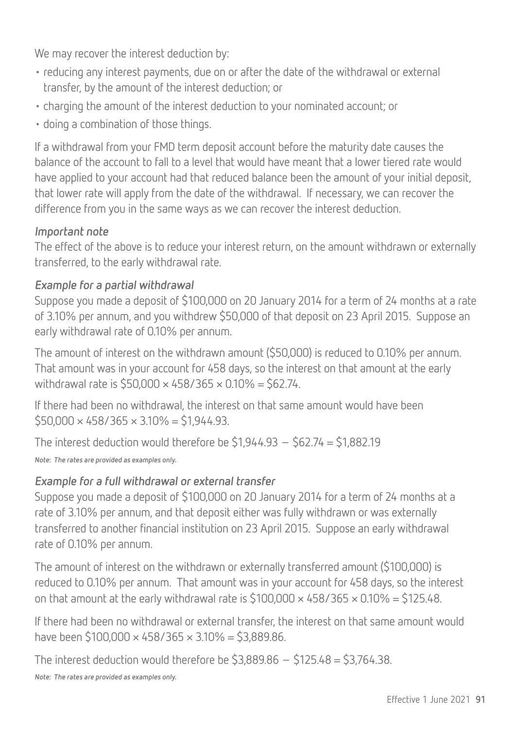We may recover the interest deduction by:

- reducing any interest payments, due on or after the date of the withdrawal or external transfer, by the amount of the interest deduction; or
- charging the amount of the interest deduction to your nominated account; or
- doing a combination of those things.

If a withdrawal from your FMD term deposit account before the maturity date causes the balance of the account to fall to a level that would have meant that a lower tiered rate would have applied to your account had that reduced balance been the amount of your initial deposit, that lower rate will apply from the date of the withdrawal. If necessary, we can recover the difference from you in the same ways as we can recover the interest deduction.

***Important note***

The effect of the above is to reduce your interest return, on the amount withdrawn or externally transferred, to the early withdrawal rate.

***Example for a partial withdrawal***

Suppose you made a deposit of $100,000 on 20 January 2014 for a term of 24 months at a rate of 3.10% per annum, and you withdrew $50,000 of that deposit on 23 April 2015. Suppose an early withdrawal rate of 0.10% per annum.

The amount of interest on the withdrawn amount ($50,000) is reduced to 0.10% per annum. That amount was in your account for 458 days, so the interest on that amount at the early withdrawal rate is $50,000 × 458/365 × 0.10% = $62.74.

If there had been no withdrawal, the interest on that same amount would have been $50,000 × 458/365 × 3.10% = $1,944.93.

The interest deduction would therefore be $1,944.93 – $62.74 = $1,882.19

*Note: The rates are provided as examples only.*

***Example for a full withdrawal or external transfer***

Suppose you made a deposit of $100,000 on 20 January 2014 for a term of 24 months at a rate of 3.10% per annum, and that deposit either was fully withdrawn or was externally transferred to another financial institution on 23 April 2015. Suppose an early withdrawal rate of 0.10% per annum.

The amount of interest on the withdrawn or externally transferred amount ($100,000) is reduced to 0.10% per annum. That amount was in your account for 458 days, so the interest on that amount at the early withdrawal rate is $100,000 × 458/365 × 0.10% = $125.48.

If there had been no withdrawal or external transfer, the interest on that same amount would have been $100,000 × 458/365 × 3.10% = $3,889.86.

The interest deduction would therefore be $3,889.86 – $125.48 = $3,764.38.

*Note: The rates are provided as examples only.*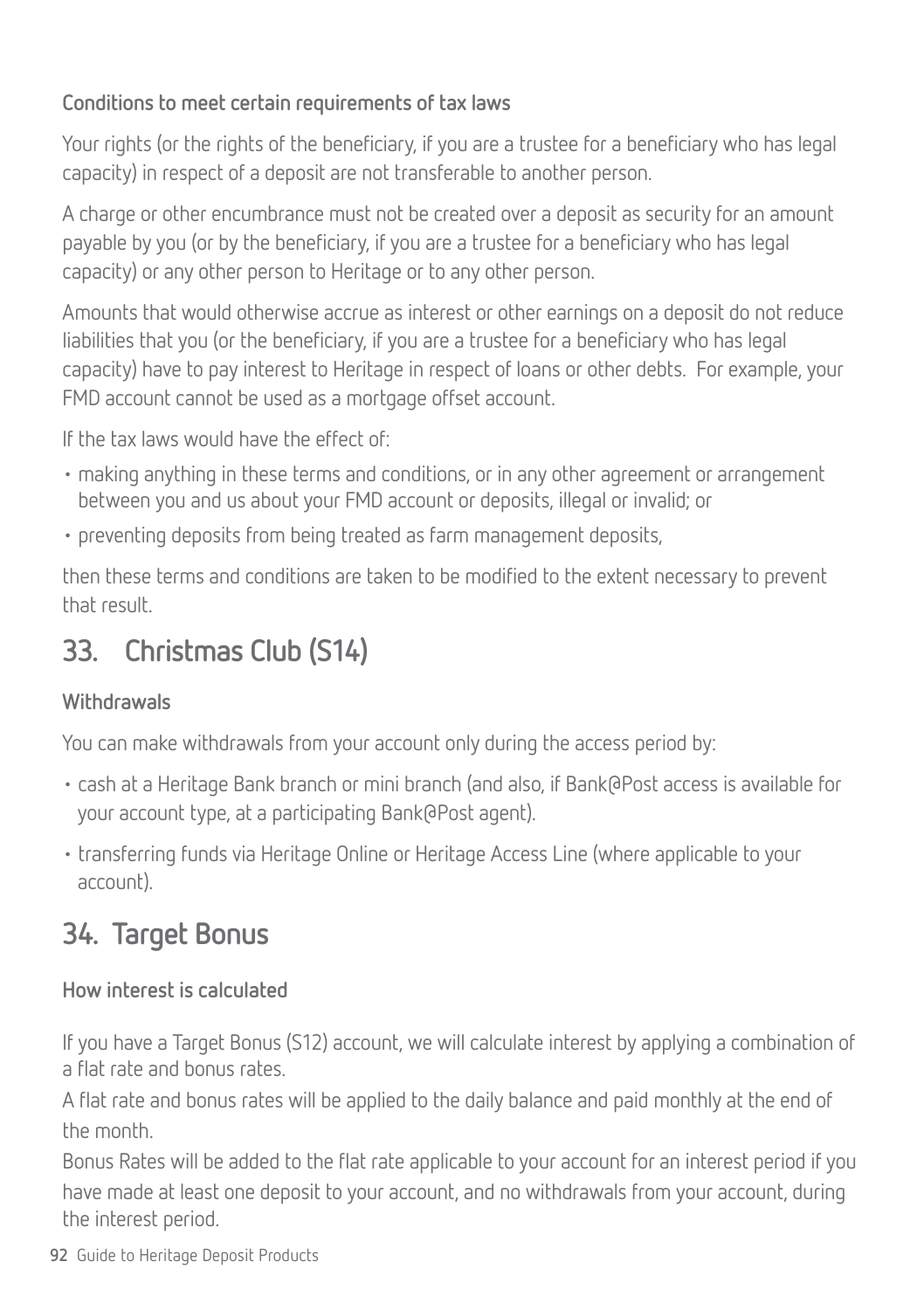### Conditions to meet certain requirements of tax laws

Your rights (or the rights of the beneficiary, if you are a trustee for a beneficiary who has legal capacity) in respect of a deposit are not transferable to another person.

A charge or other encumbrance must not be created over a deposit as security for an amount payable by you (or by the beneficiary, if you are a trustee for a beneficiary who has legal capacity) or any other person to Heritage or to any other person.

Amounts that would otherwise accrue as interest or other earnings on a deposit do not reduce liabilities that you (or the beneficiary, if you are a trustee for a beneficiary who has legal capacity) have to pay interest to Heritage in respect of loans or other debts. For example, your FMD account cannot be used as a mortgage offset account.

If the tax laws would have the effect of:

- making anything in these terms and conditions, or in any other agreement or arrangement between you and us about your FMD account or deposits, illegal or invalid; or
- preventing deposits from being treated as farm management deposits,

then these terms and conditions are taken to be modified to the extent necessary to prevent that result.

## 33. Christmas Club (S14)

### Withdrawals

You can make withdrawals from your account only during the access period by:

- cash at a Heritage Bank branch or mini branch (and also, if Bank@Post access is available for your account type, at a participating Bank@Post agent).
- transferring funds via Heritage Online or Heritage Access Line (where applicable to your account).

## 34. Target Bonus

### How interest is calculated

If you have a Target Bonus (S12) account, we will calculate interest by applying a combination of a flat rate and bonus rates.

A flat rate and bonus rates will be applied to the daily balance and paid monthly at the end of the month.

Bonus Rates will be added to the flat rate applicable to your account for an interest period if you have made at least one deposit to your account, and no withdrawals from your account, during the interest period.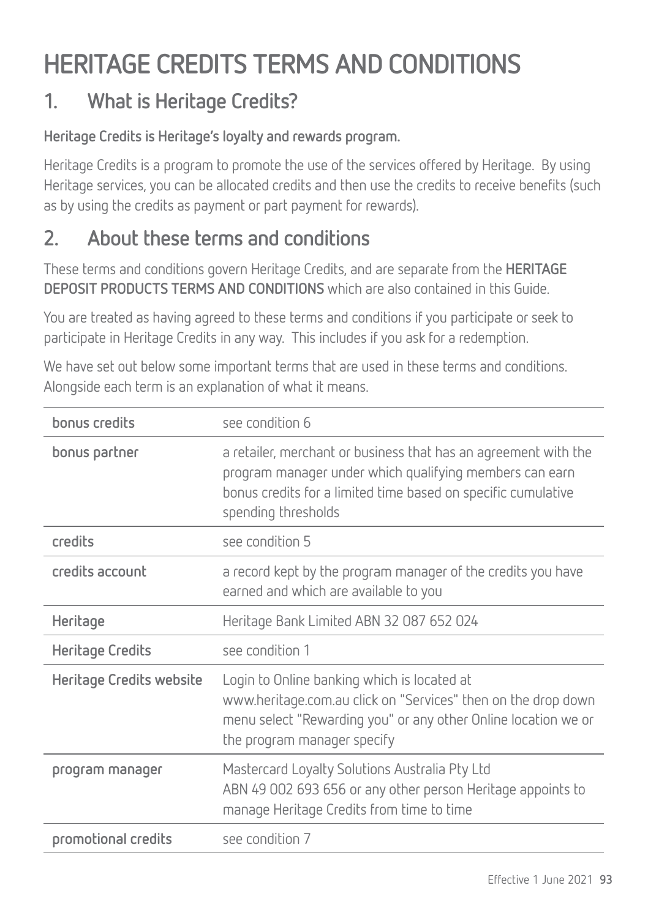# HERITAGE CREDITS TERMS AND CONDITIONS

## 1. What is Heritage Credits?

**Heritage Credits is Heritage's loyalty and rewards program.**

Heritage Credits is a program to promote the use of the services offered by Heritage. By using Heritage services, you can be allocated credits and then use the credits to receive benefits (such as by using the credits as payment or part payment for rewards).

## 2. About these terms and conditions

These terms and conditions govern Heritage Credits, and are separate from the **HERITAGE DEPOSIT PRODUCTS TERMS AND CONDITIONS** which are also contained in this Guide.

You are treated as having agreed to these terms and conditions if you participate or seek to participate in Heritage Credits in any way. This includes if you ask for a redemption.

We have set out below some important terms that are used in these terms and conditions. Alongside each term is an explanation of what it means.

| Term | Meaning |
|---|---|
| **bonus credits** | see condition 6 |
| **bonus partner** | a retailer, merchant or business that has an agreement with the program manager under which qualifying members can earn bonus credits for a limited time based on specific cumulative spending thresholds |
| **credits** | see condition 5 |
| **credits account** | a record kept by the program manager of the credits you have earned and which are available to you |
| **Heritage** | Heritage Bank Limited ABN 32 087 652 024 |
| **Heritage Credits** | see condition 1 |
| **Heritage Credits website** | Login to Online banking which is located at www.heritage.com.au click on "Services" then on the drop down menu select "Rewarding you" or any other Online location we or the program manager specify |
| **program manager** | Mastercard Loyalty Solutions Australia Pty Ltd ABN 49 002 693 656 or any other person Heritage appoints to manage Heritage Credits from time to time |
| **promotional credits** | see condition 7 |

Effective 1 June 2021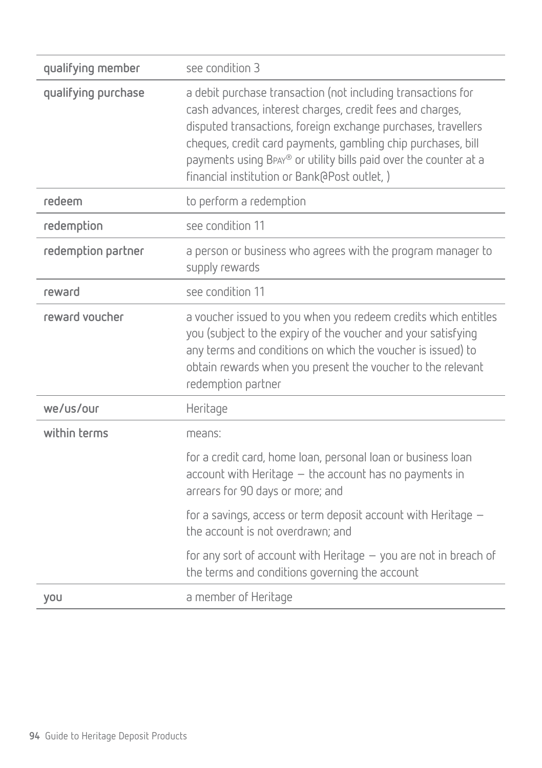| | |
|---|---|
| **qualifying member** | see condition 3 |
| **qualifying purchase** | a debit purchase transaction (not including transactions for cash advances, interest charges, credit fees and charges, disputed transactions, foreign exchange purchases, travellers cheques, credit card payments, gambling chip purchases, bill payments using BPAY® or utility bills paid over the counter at a financial institution or Bank@Post outlet, ) |
| **redeem** | to perform a redemption |
| **redemption** | see condition 11 |
| **redemption partner** | a person or business who agrees with the program manager to supply rewards |
| **reward** | see condition 11 |
| **reward voucher** | a voucher issued to you when you redeem credits which entitles you (subject to the expiry of the voucher and your satisfying any terms and conditions on which the voucher is issued) to obtain rewards when you present the voucher to the relevant redemption partner |
| **we/us/our** | Heritage |
| **within terms** | means:<br><br>for a credit card, home loan, personal loan or business loan account with Heritage – the account has no payments in arrears for 90 days or more; and<br><br>for a savings, access or term deposit account with Heritage – the account is not overdrawn; and<br><br>for any sort of account with Heritage – you are not in breach of the terms and conditions governing the account |
| **you** | a member of Heritage |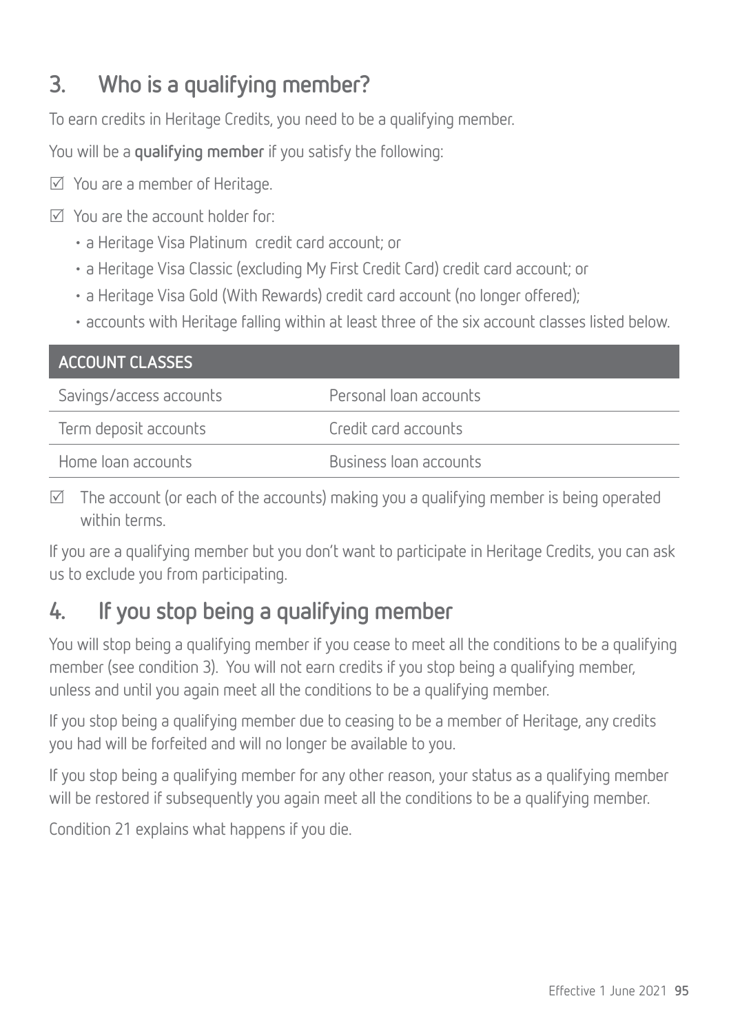## 3. Who is a qualifying member?

To earn credits in Heritage Credits, you need to be a qualifying member.

You will be a **qualifying member** if you satisfy the following:

☑ You are a member of Heritage.

☑ You are the account holder for:

- a Heritage Visa Platinum credit card account; or
- a Heritage Visa Classic (excluding My First Credit Card) credit card account; or
- a Heritage Visa Gold (With Rewards) credit card account (no longer offered);
- accounts with Heritage falling within at least three of the six account classes listed below.

| ACCOUNT CLASSES | |
|---|---|
| Savings/access accounts | Personal loan accounts |
| Term deposit accounts | Credit card accounts |
| Home loan accounts | Business loan accounts |

☑ The account (or each of the accounts) making you a qualifying member is being operated within terms.

If you are a qualifying member but you don't want to participate in Heritage Credits, you can ask us to exclude you from participating.

## 4. If you stop being a qualifying member

You will stop being a qualifying member if you cease to meet all the conditions to be a qualifying member (see condition 3). You will not earn credits if you stop being a qualifying member, unless and until you again meet all the conditions to be a qualifying member.

If you stop being a qualifying member due to ceasing to be a member of Heritage, any credits you had will be forfeited and will no longer be available to you.

If you stop being a qualifying member for any other reason, your status as a qualifying member will be restored if subsequently you again meet all the conditions to be a qualifying member.

Condition 21 explains what happens if you die.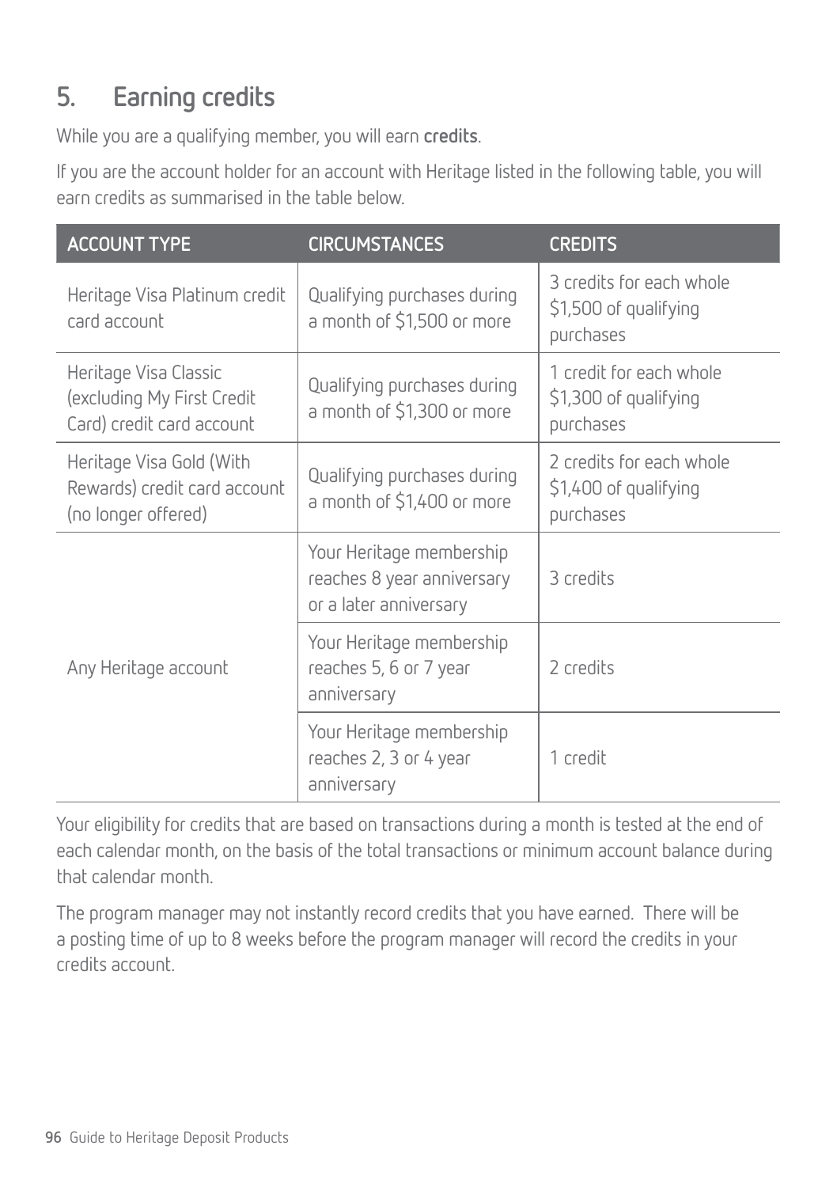## 5. Earning credits

While you are a qualifying member, you will earn **credits**.

If you are the account holder for an account with Heritage listed in the following table, you will earn credits as summarised in the table below.

| ACCOUNT TYPE | CIRCUMSTANCES | CREDITS |
|---|---|---|
| Heritage Visa Platinum credit card account | Qualifying purchases during a month of $1,500 or more | 3 credits for each whole $1,500 of qualifying purchases |
| Heritage Visa Classic (excluding My First Credit Card) credit card account | Qualifying purchases during a month of $1,300 or more | 1 credit for each whole $1,300 of qualifying purchases |
| Heritage Visa Gold (With Rewards) credit card account (no longer offered) | Qualifying purchases during a month of $1,400 or more | 2 credits for each whole $1,400 of qualifying purchases |
| Any Heritage account | Your Heritage membership reaches 8 year anniversary or a later anniversary | 3 credits |
| | Your Heritage membership reaches 5, 6 or 7 year anniversary | 2 credits |
| | Your Heritage membership reaches 2, 3 or 4 year anniversary | 1 credit |

Your eligibility for credits that are based on transactions during a month is tested at the end of each calendar month, on the basis of the total transactions or minimum account balance during that calendar month.

The program manager may not instantly record credits that you have earned. There will be a posting time of up to 8 weeks before the program manager will record the credits in your credits account.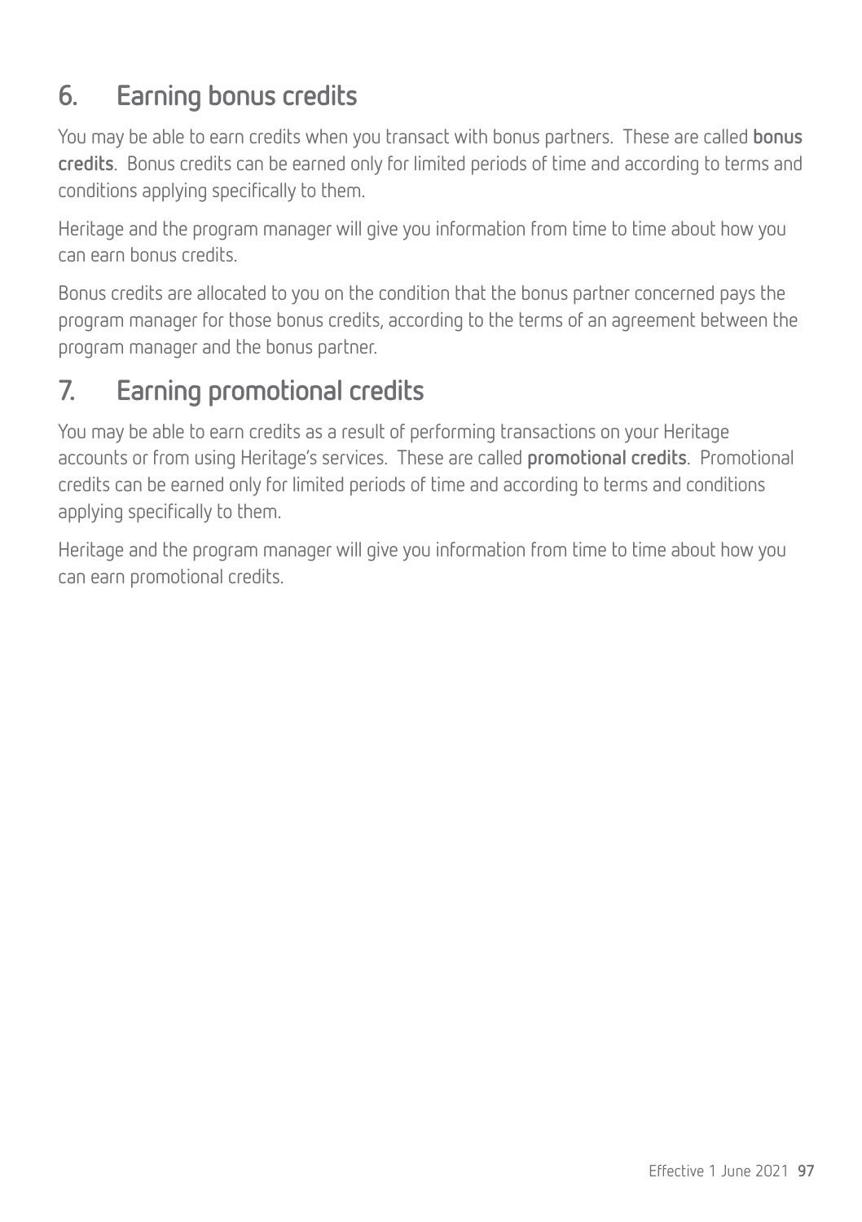## 6. Earning bonus credits

You may be able to earn credits when you transact with bonus partners. These are called **bonus credits**. Bonus credits can be earned only for limited periods of time and according to terms and conditions applying specifically to them.

Heritage and the program manager will give you information from time to time about how you can earn bonus credits.

Bonus credits are allocated to you on the condition that the bonus partner concerned pays the program manager for those bonus credits, according to the terms of an agreement between the program manager and the bonus partner.

## 7. Earning promotional credits

You may be able to earn credits as a result of performing transactions on your Heritage accounts or from using Heritage's services. These are called **promotional credits**. Promotional credits can be earned only for limited periods of time and according to terms and conditions applying specifically to them.

Heritage and the program manager will give you information from time to time about how you can earn promotional credits.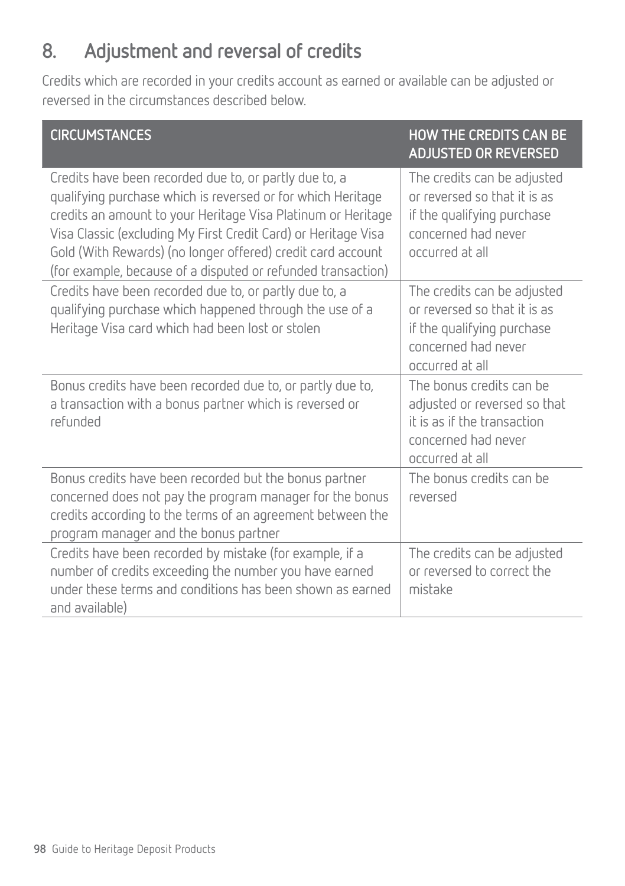## 8. Adjustment and reversal of credits

Credits which are recorded in your credits account as earned or available can be adjusted or reversed in the circumstances described below.

| CIRCUMSTANCES | HOW THE CREDITS CAN BE ADJUSTED OR REVERSED |
|---|---|
| Credits have been recorded due to, or partly due to, a qualifying purchase which is reversed or for which Heritage credits an amount to your Heritage Visa Platinum or Heritage Visa Classic (excluding My First Credit Card) or Heritage Visa Gold (With Rewards) (no longer offered) credit card account (for example, because of a disputed or refunded transaction) | The credits can be adjusted or reversed so that it is as if the qualifying purchase concerned had never occurred at all |
| Credits have been recorded due to, or partly due to, a qualifying purchase which happened through the use of a Heritage Visa card which had been lost or stolen | The credits can be adjusted or reversed so that it is as if the qualifying purchase concerned had never occurred at all |
| Bonus credits have been recorded due to, or partly due to, a transaction with a bonus partner which is reversed or refunded | The bonus credits can be adjusted or reversed so that it is as if the transaction concerned had never occurred at all |
| Bonus credits have been recorded but the bonus partner concerned does not pay the program manager for the bonus credits according to the terms of an agreement between the program manager and the bonus partner | The bonus credits can be reversed |
| Credits have been recorded by mistake (for example, if a number of credits exceeding the number you have earned under these terms and conditions has been shown as earned and available) | The credits can be adjusted or reversed to correct the mistake |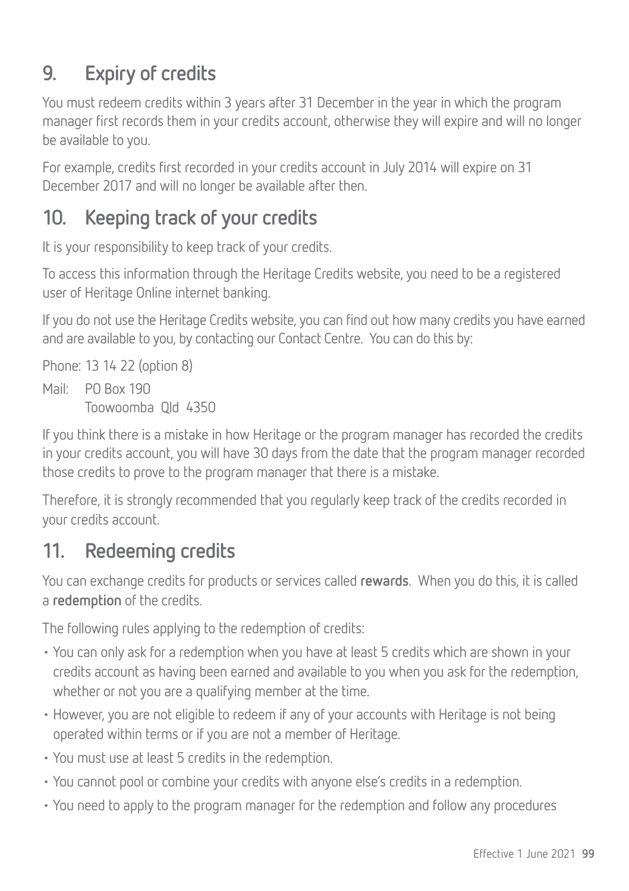## 9. Expiry of credits

You must redeem credits within 3 years after 31 December in the year in which the program manager first records them in your credits account, otherwise they will expire and will no longer be available to you.

For example, credits first recorded in your credits account in July 2014 will expire on 31 December 2017 and will no longer be available after then.

## 10. Keeping track of your credits

It is your responsibility to keep track of your credits.

To access this information through the Heritage Credits website, you need to be a registered user of Heritage Online internet banking.

If you do not use the Heritage Credits website, you can find out how many credits you have earned and are available to you, by contacting our Contact Centre. You can do this by:

Phone: 13 14 22 (option 8)

Mail: PO Box 190
Toowoomba Qld 4350

If you think there is a mistake in how Heritage or the program manager has recorded the credits in your credits account, you will have 30 days from the date that the program manager recorded those credits to prove to the program manager that there is a mistake.

Therefore, it is strongly recommended that you regularly keep track of the credits recorded in your credits account.

## 11. Redeeming credits

You can exchange credits for products or services called **rewards**. When you do this, it is called a **redemption** of the credits.

The following rules applying to the redemption of credits:

- You can only ask for a redemption when you have at least 5 credits which are shown in your credits account as having been earned and available to you when you ask for the redemption, whether or not you are a qualifying member at the time.
- However, you are not eligible to redeem if any of your accounts with Heritage is not being operated within terms or if you are not a member of Heritage.
- You must use at least 5 credits in the redemption.
- You cannot pool or combine your credits with anyone else's credits in a redemption.
- You need to apply to the program manager for the redemption and follow any procedures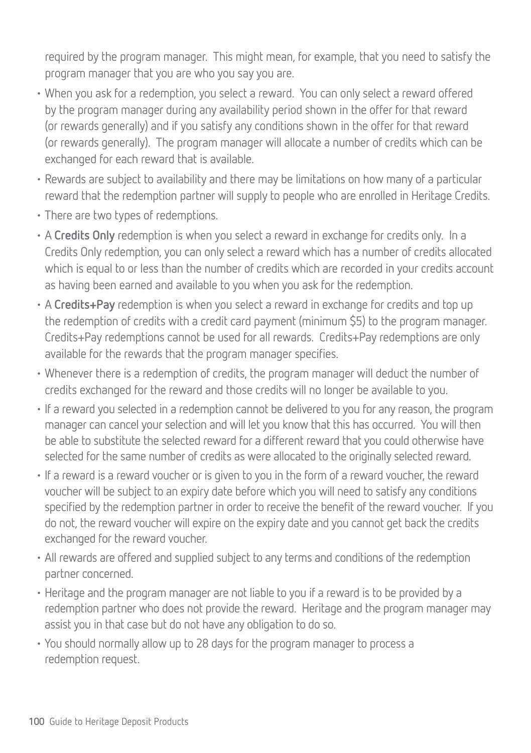required by the program manager. This might mean, for example, that you need to satisfy the program manager that you are who you say you are.

- When you ask for a redemption, you select a reward. You can only select a reward offered by the program manager during any availability period shown in the offer for that reward (or rewards generally) and if you satisfy any conditions shown in the offer for that reward (or rewards generally). The program manager will allocate a number of credits which can be exchanged for each reward that is available.
- Rewards are subject to availability and there may be limitations on how many of a particular reward that the redemption partner will supply to people who are enrolled in Heritage Credits.
- There are two types of redemptions.
- A **Credits Only** redemption is when you select a reward in exchange for credits only. In a Credits Only redemption, you can only select a reward which has a number of credits allocated which is equal to or less than the number of credits which are recorded in your credits account as having been earned and available to you when you ask for the redemption.
- A **Credits+Pay** redemption is when you select a reward in exchange for credits and top up the redemption of credits with a credit card payment (minimum $5) to the program manager. Credits+Pay redemptions cannot be used for all rewards. Credits+Pay redemptions are only available for the rewards that the program manager specifies.
- Whenever there is a redemption of credits, the program manager will deduct the number of credits exchanged for the reward and those credits will no longer be available to you.
- If a reward you selected in a redemption cannot be delivered to you for any reason, the program manager can cancel your selection and will let you know that this has occurred. You will then be able to substitute the selected reward for a different reward that you could otherwise have selected for the same number of credits as were allocated to the originally selected reward.
- If a reward is a reward voucher or is given to you in the form of a reward voucher, the reward voucher will be subject to an expiry date before which you will need to satisfy any conditions specified by the redemption partner in order to receive the benefit of the reward voucher. If you do not, the reward voucher will expire on the expiry date and you cannot get back the credits exchanged for the reward voucher.
- All rewards are offered and supplied subject to any terms and conditions of the redemption partner concerned.
- Heritage and the program manager are not liable to you if a reward is to be provided by a redemption partner who does not provide the reward. Heritage and the program manager may assist you in that case but do not have any obligation to do so.
- You should normally allow up to 28 days for the program manager to process a redemption request.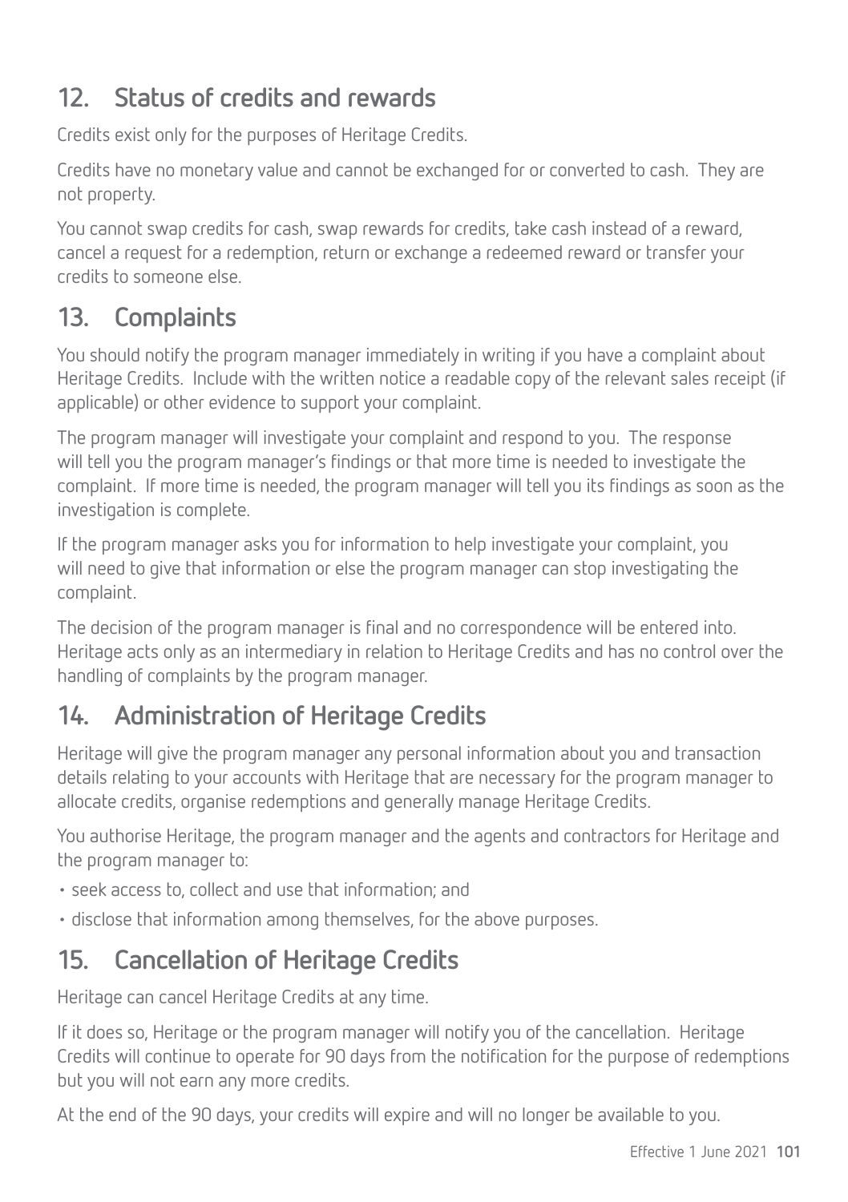## 12. Status of credits and rewards

Credits exist only for the purposes of Heritage Credits.

Credits have no monetary value and cannot be exchanged for or converted to cash. They are not property.

You cannot swap credits for cash, swap rewards for credits, take cash instead of a reward, cancel a request for a redemption, return or exchange a redeemed reward or transfer your credits to someone else.

## 13. Complaints

You should notify the program manager immediately in writing if you have a complaint about Heritage Credits. Include with the written notice a readable copy of the relevant sales receipt (if applicable) or other evidence to support your complaint.

The program manager will investigate your complaint and respond to you. The response will tell you the program manager's findings or that more time is needed to investigate the complaint. If more time is needed, the program manager will tell you its findings as soon as the investigation is complete.

If the program manager asks you for information to help investigate your complaint, you will need to give that information or else the program manager can stop investigating the complaint.

The decision of the program manager is final and no correspondence will be entered into. Heritage acts only as an intermediary in relation to Heritage Credits and has no control over the handling of complaints by the program manager.

## 14. Administration of Heritage Credits

Heritage will give the program manager any personal information about you and transaction details relating to your accounts with Heritage that are necessary for the program manager to allocate credits, organise redemptions and generally manage Heritage Credits.

You authorise Heritage, the program manager and the agents and contractors for Heritage and the program manager to:

- seek access to, collect and use that information; and
- disclose that information among themselves, for the above purposes.

## 15. Cancellation of Heritage Credits

Heritage can cancel Heritage Credits at any time.

If it does so, Heritage or the program manager will notify you of the cancellation. Heritage Credits will continue to operate for 90 days from the notification for the purpose of redemptions but you will not earn any more credits.

At the end of the 90 days, your credits will expire and will no longer be available to you.

Effective 1 June 2021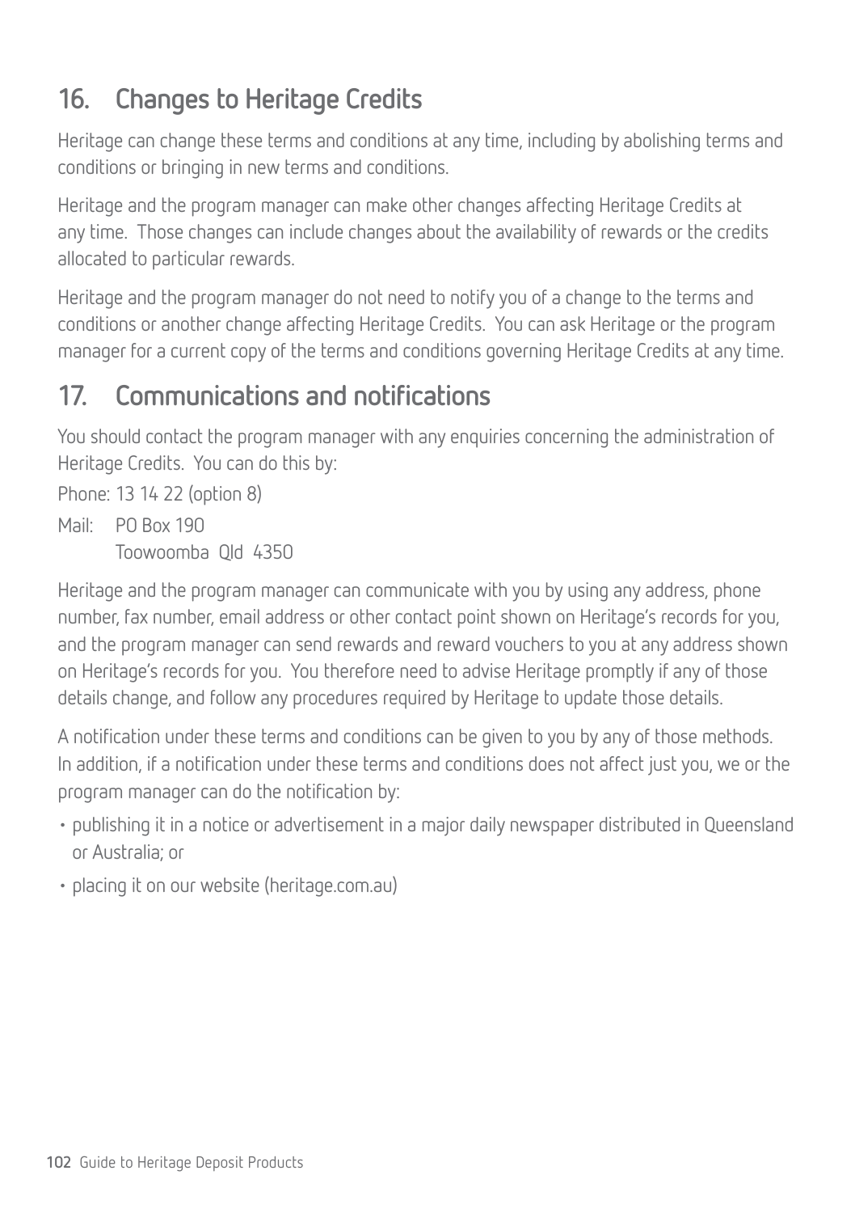## 16. Changes to Heritage Credits

Heritage can change these terms and conditions at any time, including by abolishing terms and conditions or bringing in new terms and conditions.

Heritage and the program manager can make other changes affecting Heritage Credits at any time. Those changes can include changes about the availability of rewards or the credits allocated to particular rewards.

Heritage and the program manager do not need to notify you of a change to the terms and conditions or another change affecting Heritage Credits. You can ask Heritage or the program manager for a current copy of the terms and conditions governing Heritage Credits at any time.

## 17. Communications and notifications

You should contact the program manager with any enquiries concerning the administration of Heritage Credits. You can do this by:

Phone: 13 14 22 (option 8)

Mail: PO Box 190
Toowoomba Qld 4350

Heritage and the program manager can communicate with you by using any address, phone number, fax number, email address or other contact point shown on Heritage's records for you, and the program manager can send rewards and reward vouchers to you at any address shown on Heritage's records for you. You therefore need to advise Heritage promptly if any of those details change, and follow any procedures required by Heritage to update those details.

A notification under these terms and conditions can be given to you by any of those methods. In addition, if a notification under these terms and conditions does not affect just you, we or the program manager can do the notification by:

- publishing it in a notice or advertisement in a major daily newspaper distributed in Queensland or Australia; or
- placing it on our website (heritage.com.au)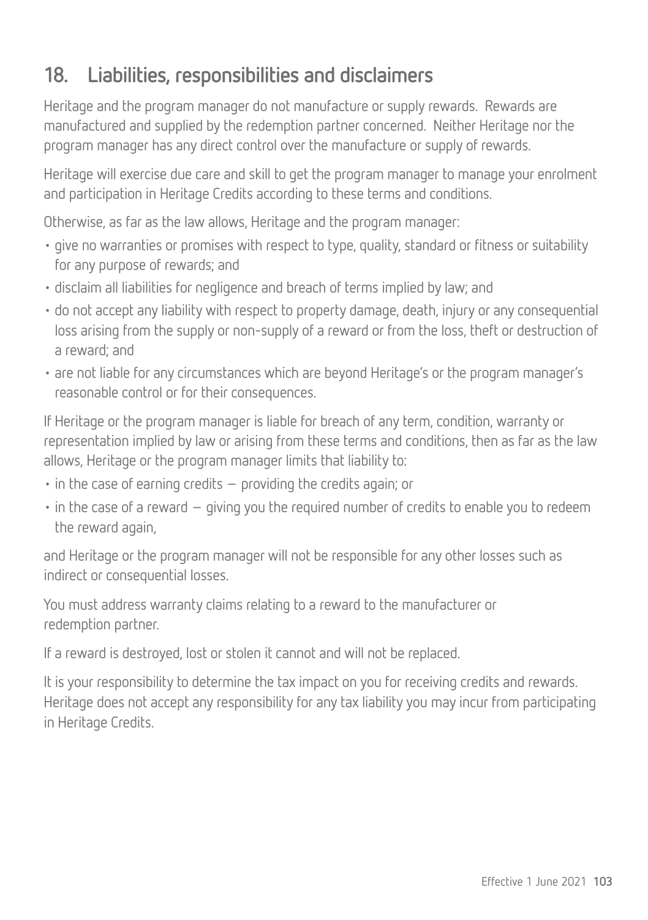## 18. Liabilities, responsibilities and disclaimers

Heritage and the program manager do not manufacture or supply rewards. Rewards are manufactured and supplied by the redemption partner concerned. Neither Heritage nor the program manager has any direct control over the manufacture or supply of rewards.

Heritage will exercise due care and skill to get the program manager to manage your enrolment and participation in Heritage Credits according to these terms and conditions.

Otherwise, as far as the law allows, Heritage and the program manager:

- give no warranties or promises with respect to type, quality, standard or fitness or suitability for any purpose of rewards; and
- disclaim all liabilities for negligence and breach of terms implied by law; and
- do not accept any liability with respect to property damage, death, injury or any consequential loss arising from the supply or non-supply of a reward or from the loss, theft or destruction of a reward; and
- are not liable for any circumstances which are beyond Heritage's or the program manager's reasonable control or for their consequences.

If Heritage or the program manager is liable for breach of any term, condition, warranty or representation implied by law or arising from these terms and conditions, then as far as the law allows, Heritage or the program manager limits that liability to:

- in the case of earning credits – providing the credits again; or
- in the case of a reward – giving you the required number of credits to enable you to redeem the reward again,

and Heritage or the program manager will not be responsible for any other losses such as indirect or consequential losses.

You must address warranty claims relating to a reward to the manufacturer or redemption partner.

If a reward is destroyed, lost or stolen it cannot and will not be replaced.

It is your responsibility to determine the tax impact on you for receiving credits and rewards. Heritage does not accept any responsibility for any tax liability you may incur from participating in Heritage Credits.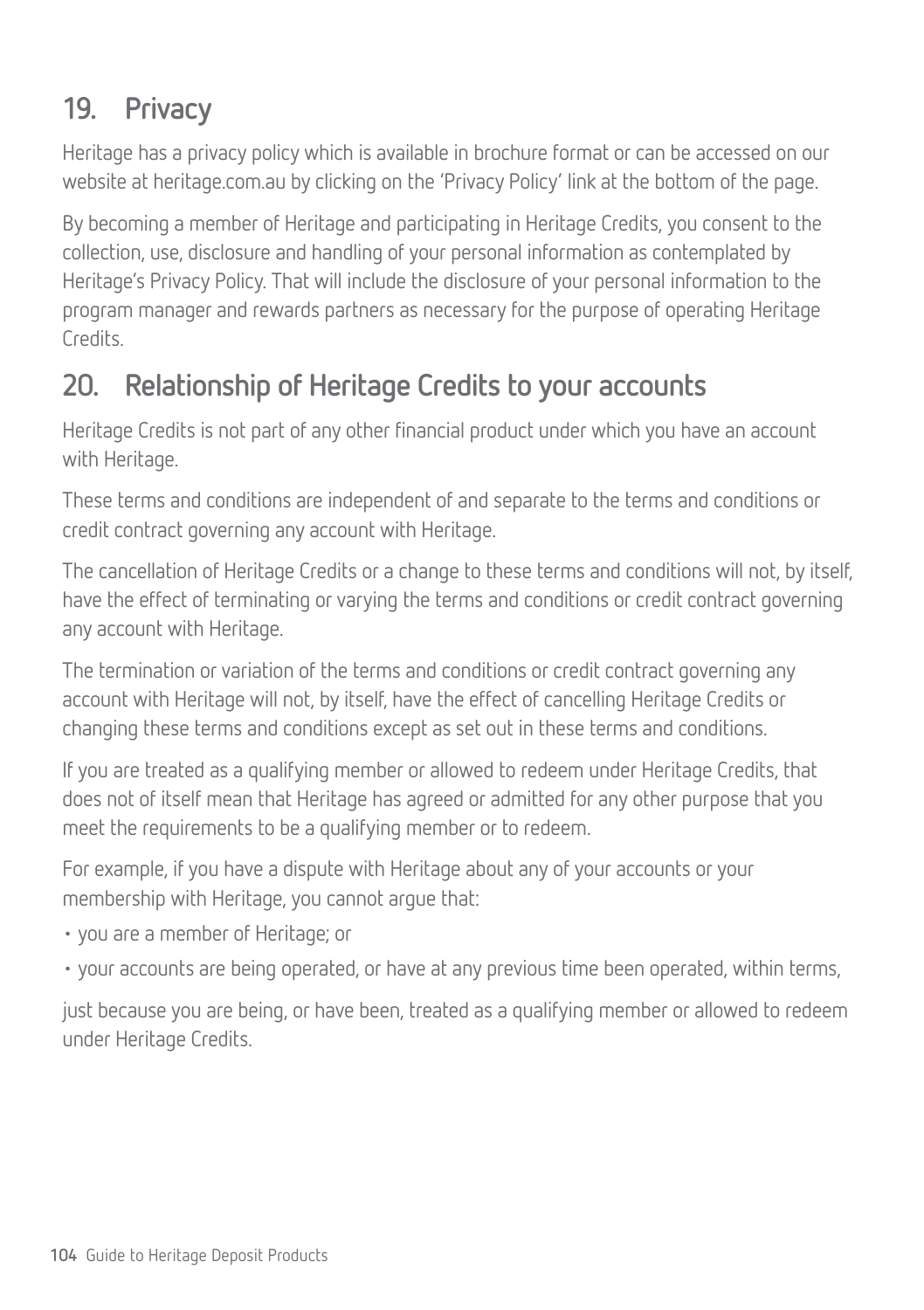## 19. Privacy

Heritage has a privacy policy which is available in brochure format or can be accessed on our website at heritage.com.au by clicking on the 'Privacy Policy' link at the bottom of the page.

By becoming a member of Heritage and participating in Heritage Credits, you consent to the collection, use, disclosure and handling of your personal information as contemplated by Heritage's Privacy Policy. That will include the disclosure of your personal information to the program manager and rewards partners as necessary for the purpose of operating Heritage Credits.

## 20. Relationship of Heritage Credits to your accounts

Heritage Credits is not part of any other financial product under which you have an account with Heritage.

These terms and conditions are independent of and separate to the terms and conditions or credit contract governing any account with Heritage.

The cancellation of Heritage Credits or a change to these terms and conditions will not, by itself, have the effect of terminating or varying the terms and conditions or credit contract governing any account with Heritage.

The termination or variation of the terms and conditions or credit contract governing any account with Heritage will not, by itself, have the effect of cancelling Heritage Credits or changing these terms and conditions except as set out in these terms and conditions.

If you are treated as a qualifying member or allowed to redeem under Heritage Credits, that does not of itself mean that Heritage has agreed or admitted for any other purpose that you meet the requirements to be a qualifying member or to redeem.

For example, if you have a dispute with Heritage about any of your accounts or your membership with Heritage, you cannot argue that:

- you are a member of Heritage; or
- your accounts are being operated, or have at any previous time been operated, within terms,

just because you are being, or have been, treated as a qualifying member or allowed to redeem under Heritage Credits.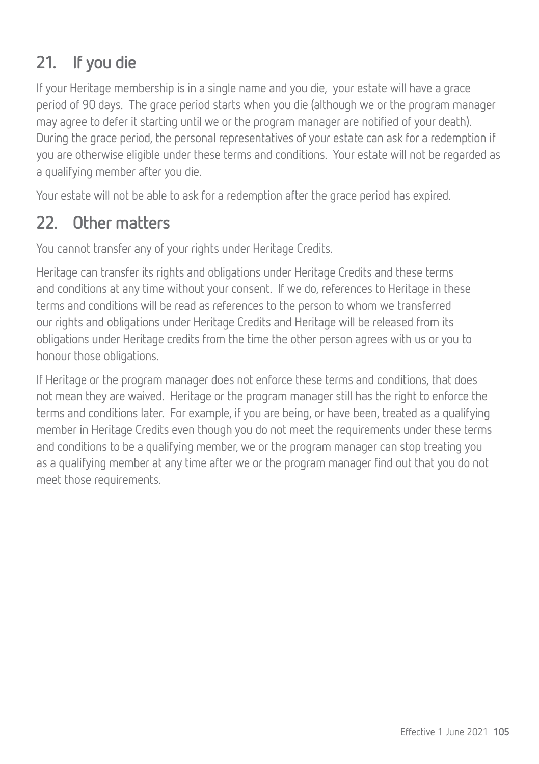## 21. If you die

If your Heritage membership is in a single name and you die, your estate will have a grace period of 90 days. The grace period starts when you die (although we or the program manager may agree to defer it starting until we or the program manager are notified of your death). During the grace period, the personal representatives of your estate can ask for a redemption if you are otherwise eligible under these terms and conditions. Your estate will not be regarded as a qualifying member after you die.

Your estate will not be able to ask for a redemption after the grace period has expired.

## 22. Other matters

You cannot transfer any of your rights under Heritage Credits.

Heritage can transfer its rights and obligations under Heritage Credits and these terms and conditions at any time without your consent. If we do, references to Heritage in these terms and conditions will be read as references to the person to whom we transferred our rights and obligations under Heritage Credits and Heritage will be released from its obligations under Heritage credits from the time the other person agrees with us or you to honour those obligations.

If Heritage or the program manager does not enforce these terms and conditions, that does not mean they are waived. Heritage or the program manager still has the right to enforce the terms and conditions later. For example, if you are being, or have been, treated as a qualifying member in Heritage Credits even though you do not meet the requirements under these terms and conditions to be a qualifying member, we or the program manager can stop treating you as a qualifying member at any time after we or the program manager find out that you do not meet those requirements.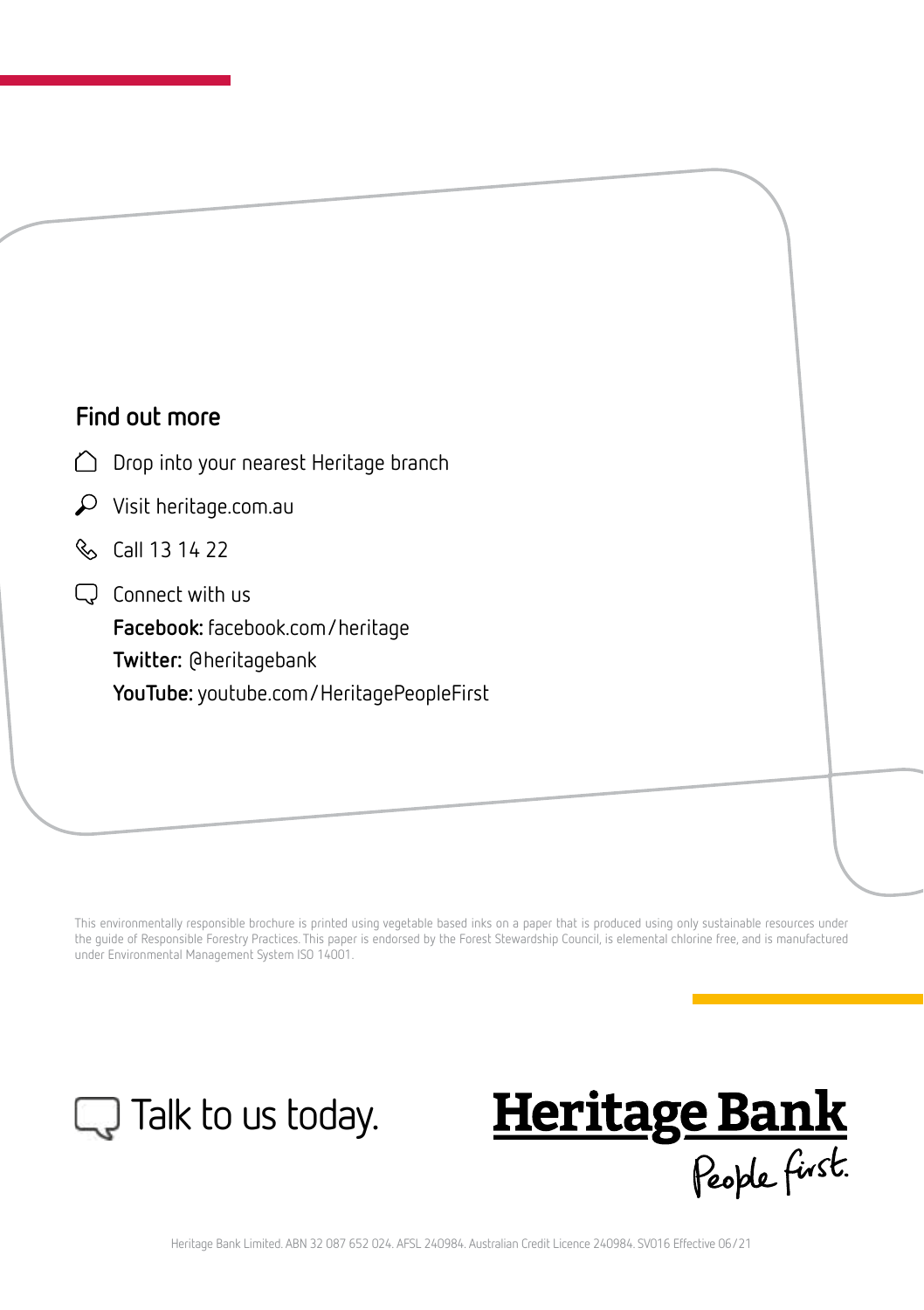## Find out more

- Drop into your nearest Heritage branch
- Visit heritage.com.au
- Call 13 14 22
- Connect with us

  **Facebook:** facebook.com/heritage

  **Twitter:** @heritagebank

  **YouTube:** youtube.com/HeritagePeopleFirst

This environmentally responsible brochure is printed using vegetable based inks on a paper that is produced using only sustainable resources under the guide of Responsible Forestry Practices. This paper is endorsed by the Forest Stewardship Council, is elemental chlorine free, and is manufactured under Environmental Management System ISO 14001.

Talk to us today.

**Heritage Bank**
People first.

Heritage Bank Limited. ABN 32 087 652 024. AFSL 240984. Australian Credit Licence 240984. SV016 Effective 06/21